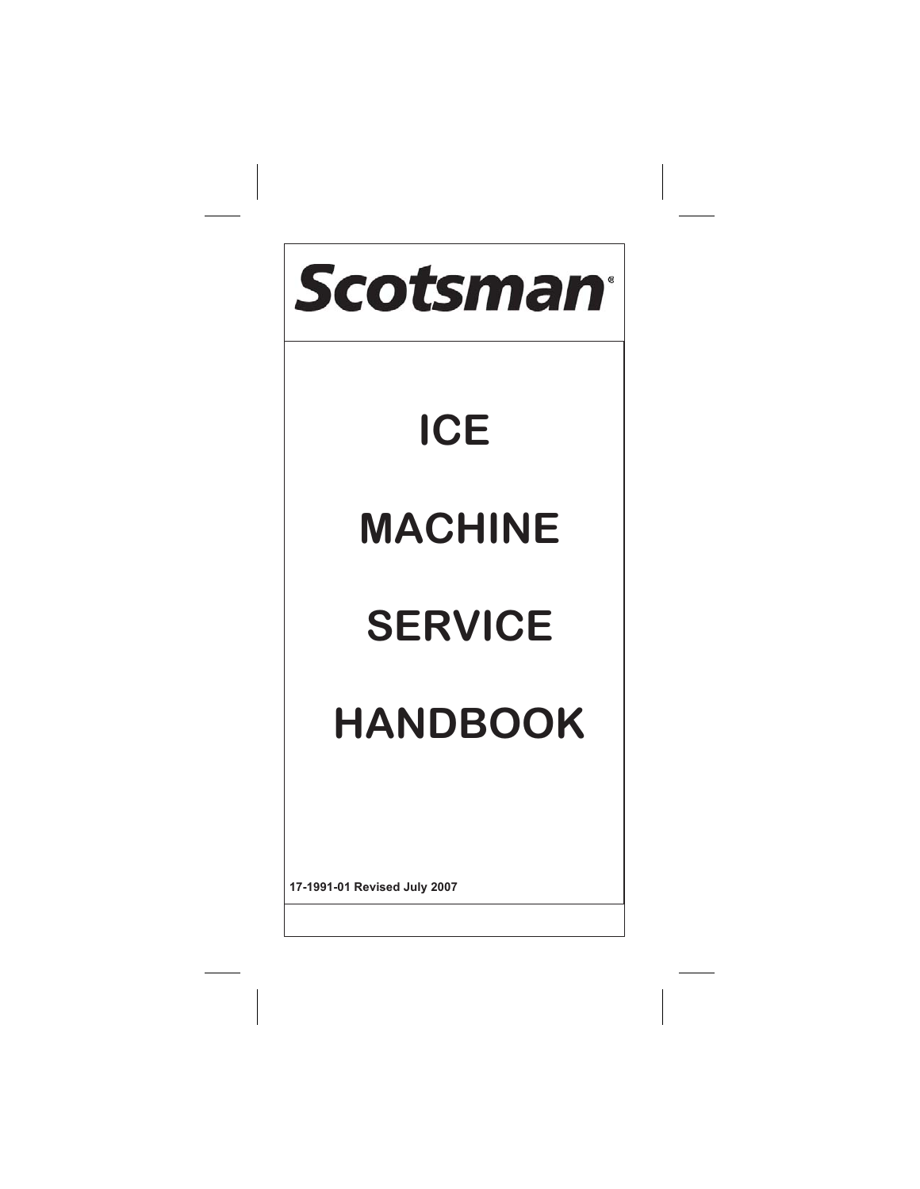# Scotsman®

# ICE

# MACHINE

# SERVICE

# HANDBOOK

**17-1991-01 Revised July 2007**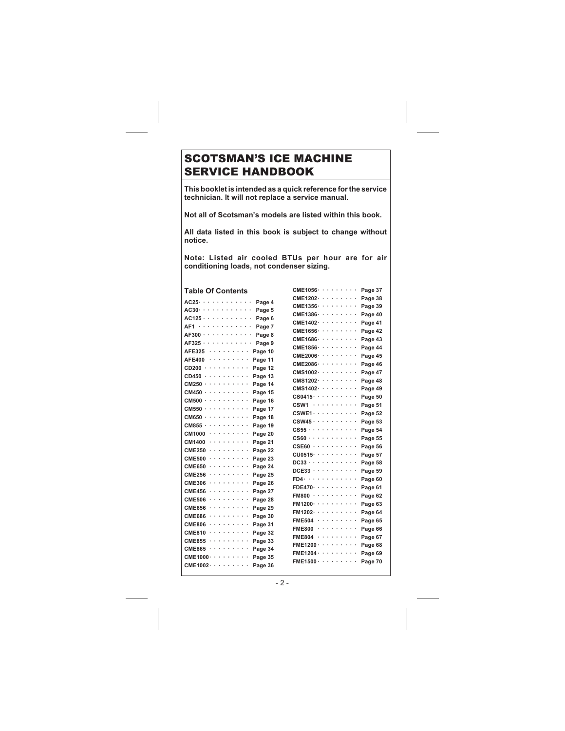# SCOTSMAN'S ICE MACHINE SERVICE HANDBOOK

**This booklet is intended as a quick reference for the service technician. It will not replace a service manual.**

**Not all of Scotsman's models are listed within this book.**

**All data listed in this book is subject to change without notice.**

**Note: Listed air cooled BTUs per hour are for air conditioning loads, not condenser sizing.**

## Table Of Contents

| Model | Page |
|---|---|
| AC25 | Page 4 |
| AC30 | Page 5 |
| AC125 | Page 6 |
| AF1 | Page 7 |
| AF300 | Page 8 |
| AF325 | Page 9 |
| AFE325 | Page 10 |
| AFE400 | Page 11 |
| CD200 | Page 12 |
| CD450 | Page 13 |
| CM250 | Page 14 |
| CM450 | Page 15 |
| CM500 | Page 16 |
| CM550 | Page 17 |
| CM650 | Page 18 |
| CM855 | Page 19 |
| CM1000 | Page 20 |
| CM1400 | Page 21 |
| CME250 | Page 22 |
| CME500 | Page 23 |
| CME650 | Page 24 |
| CME256 | Page 25 |
| CME306 | Page 26 |
| CME456 | Page 27 |
| CME506 | Page 28 |
| CME656 | Page 29 |
| CME686 | Page 30 |
| CME806 | Page 31 |
| CME810 | Page 32 |
| CME855 | Page 33 |
| CME865 | Page 34 |
| CME1000 | Page 35 |
| CME1002 | Page 36 |
| CME1056 | Page 37 |
| CME1202 | Page 38 |
| CME1356 | Page 39 |
| CME1386 | Page 40 |
| CME1402 | Page 41 |
| CME1656 | Page 42 |
| CME1686 | Page 43 |
| CME1856 | Page 44 |
| CME2006 | Page 45 |
| CME2086 | Page 46 |
| CMS1002 | Page 47 |
| CMS1202 | Page 48 |
| CMS1402 | Page 49 |
| CS0415 | Page 50 |
| CSW1 | Page 51 |
| CSWE1 | Page 52 |
| CSW45 | Page 53 |
| CS55 | Page 54 |
| CS60 | Page 55 |
| CSE60 | Page 56 |
| CU0515 | Page 57 |
| DC33 | Page 58 |
| DCE33 | Page 59 |
| FD4 | Page 60 |
| FDE470 | Page 61 |
| FM800 | Page 62 |
| FM1200 | Page 63 |
| FM1202 | Page 64 |
| FME504 | Page 65 |
| FME800 | Page 66 |
| FME804 | Page 67 |
| FME1200 | Page 68 |
| FME1204 | Page 69 |
| FME1500 | Page 70 |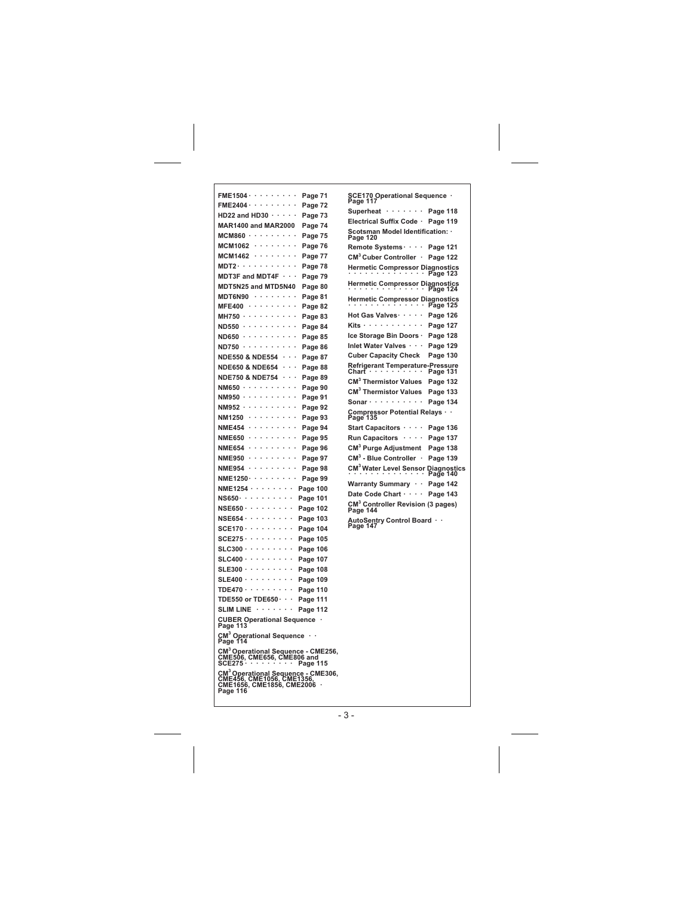| | |
|---|---|
| **FME1504** | **Page 71** |
| **FME2404** | **Page 72** |
| **HD22 and HD30** | **Page 73** |
| **MAR1400 and MAR2000** | **Page 74** |
| **MCM860** | **Page 75** |
| **MCM1062** | **Page 76** |
| **MCM1462** | **Page 77** |
| **MDT2** | **Page 78** |
| **MDT3F and MDT4F** | **Page 79** |
| **MDT5N25 and MTD5N40** | **Page 80** |
| **MDT6N90** | **Page 81** |
| **MFE400** | **Page 82** |
| **MH750** | **Page 83** |
| **ND550** | **Page 84** |
| **ND650** | **Page 85** |
| **ND750** | **Page 86** |
| **NDE550 & NDE554** | **Page 87** |
| **NDE650 & NDE654** | **Page 88** |
| **NDE750 & NDE754** | **Page 89** |
| **NM650** | **Page 90** |
| **NM950** | **Page 91** |
| **NM952** | **Page 92** |
| **NM1250** | **Page 93** |
| **NME454** | **Page 94** |
| **NME650** | **Page 95** |
| **NME654** | **Page 96** |
| **NME950** | **Page 97** |
| **NME954** | **Page 98** |
| **NME1250** | **Page 99** |
| **NME1254** | **Page 100** |
| **NS650** | **Page 101** |
| **NSE650** | **Page 102** |
| **NSE654** | **Page 103** |
| **SCE170** | **Page 104** |
| **SCE275** | **Page 105** |
| **SLC300** | **Page 106** |
| **SLC400** | **Page 107** |
| **SLE300** | **Page 108** |
| **SLE400** | **Page 109** |
| **TDE470** | **Page 110** |
| **TDE550 or TDE650** | **Page 111** |
| **SLIM LINE** | **Page 112** |
| **CUBER Operational Sequence** | **Page 113** |
| **CM$^3$ Operational Sequence** | **Page 114** |
| **CM$^3$ Operational Sequence - CME256, CME506, CME656, CME806 and SCE275** | **Page 115** |
| **CM$^3$ Operational Sequence - CME306, CME456, CME1056, CME1356, CME1656, CME1856, CME2006** | **Page 116** |
| **SCE170 Operational Sequence** | **Page 117** |
| **Superheat** | **Page 118** |
| **Electrical Suffix Code** | **Page 119** |
| **Scotsman Model Identification:** | **Page 120** |
| **Remote Systems** | **Page 121** |
| **CM$^3$ Cuber Controller** | **Page 122** |
| **Hermetic Compressor Diagnostics** | **Page 123** |
| **Hermetic Compressor Diagnostics** | **Page 124** |
| **Hermetic Compressor Diagnostics** | **Page 125** |
| **Hot Gas Valves** | **Page 126** |
| **Kits** | **Page 127** |
| **Ice Storage Bin Doors** | **Page 128** |
| **Inlet Water Valves** | **Page 129** |
| **Cuber Capacity Check** | **Page 130** |
| **Refrigerant Temperature-Pressure Chart** | **Page 131** |
| **CM$^3$ Thermistor Values** | **Page 132** |
| **CM$^3$ Thermistor Values** | **Page 133** |
| **Sonar** | **Page 134** |
| **Compressor Potential Relays** | **Page 135** |
| **Start Capacitors** | **Page 136** |
| **Run Capacitors** | **Page 137** |
| **CM$^3$ Purge Adjustment** | **Page 138** |
| **CM$^3$ - Blue Controller** | **Page 139** |
| **CM$^3$ Water Level Sensor Diagnostics** | **Page 140** |
| **Warranty Summary** | **Page 142** |
| **Date Code Chart** | **Page 143** |
| **CM$^3$ Controller Revision (3 pages)** | **Page 144** |
| **AutoSentry Control Board** | **Page 147** |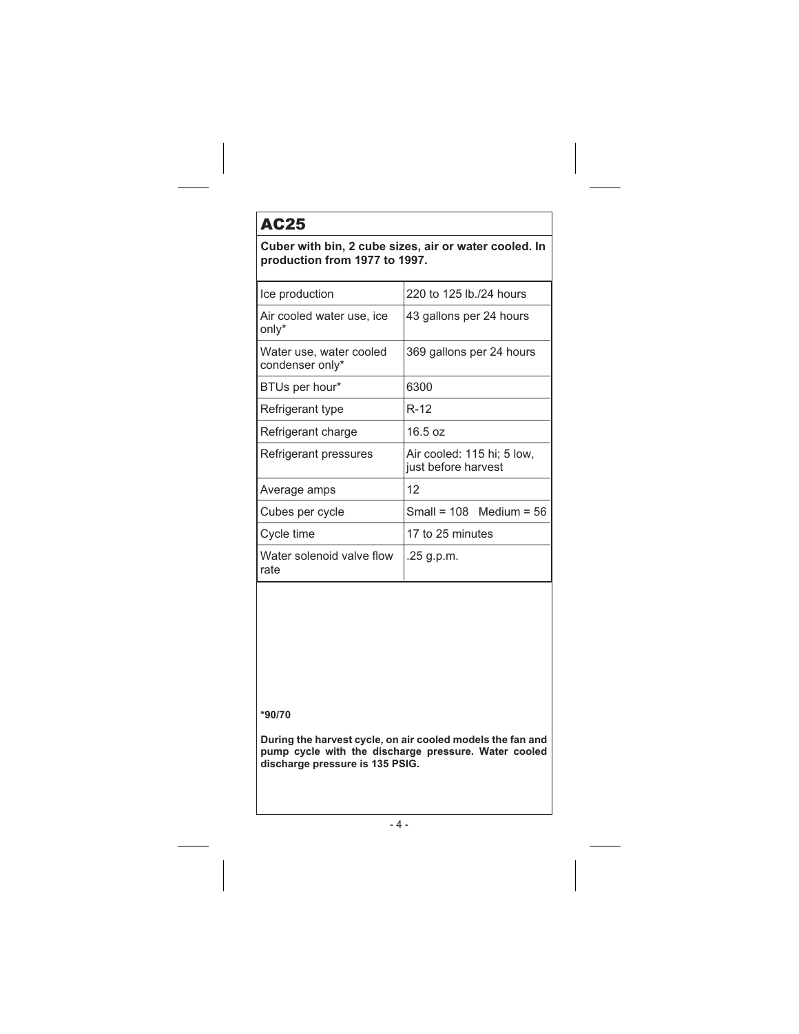# AC25

**Cuber with bin, 2 cube sizes, air or water cooled. In production from 1977 to 1997.**

| | |
|---|---|
| Ice production | 220 to 125 lb./24 hours |
| Air cooled water use, ice only* | 43 gallons per 24 hours |
| Water use, water cooled condenser only* | 369 gallons per 24 hours |
| BTUs per hour* | 6300 |
| Refrigerant type | R-12 |
| Refrigerant charge | 16.5 oz |
| Refrigerant pressures | Air cooled: 115 hi; 5 low, just before harvest |
| Average amps | 12 |
| Cubes per cycle | Small = 108 Medium = 56 |
| Cycle time | 17 to 25 minutes |
| Water solenoid valve flow rate | .25 g.p.m. |

**\*90/70**

**During the harvest cycle, on air cooled models the fan and pump cycle with the discharge pressure. Water cooled discharge pressure is 135 PSIG.**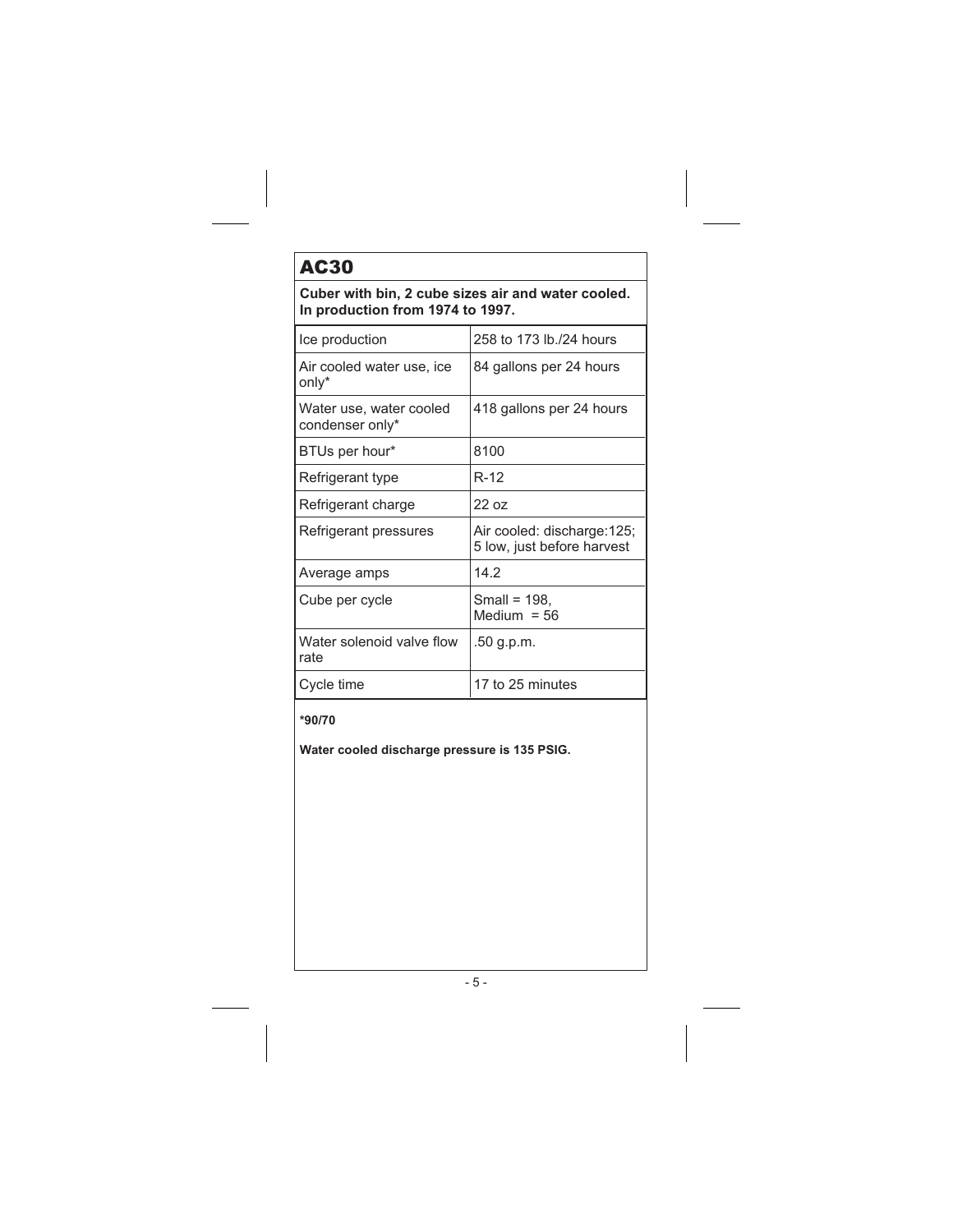# AC30

**Cuber with bin, 2 cube sizes air and water cooled. In production from 1974 to 1997.**

| | |
|---|---|
| Ice production | 258 to 173 lb./24 hours |
| Air cooled water use, ice only* | 84 gallons per 24 hours |
| Water use, water cooled condenser only* | 418 gallons per 24 hours |
| BTUs per hour* | 8100 |
| Refrigerant type | R-12 |
| Refrigerant charge | 22 oz |
| Refrigerant pressures | Air cooled: discharge:125; 5 low, just before harvest |
| Average amps | 14.2 |
| Cube per cycle | Small = 198, Medium = 56 |
| Water solenoid valve flow rate | .50 g.p.m. |
| Cycle time | 17 to 25 minutes |

**\*90/70**

**Water cooled discharge pressure is 135 PSIG.**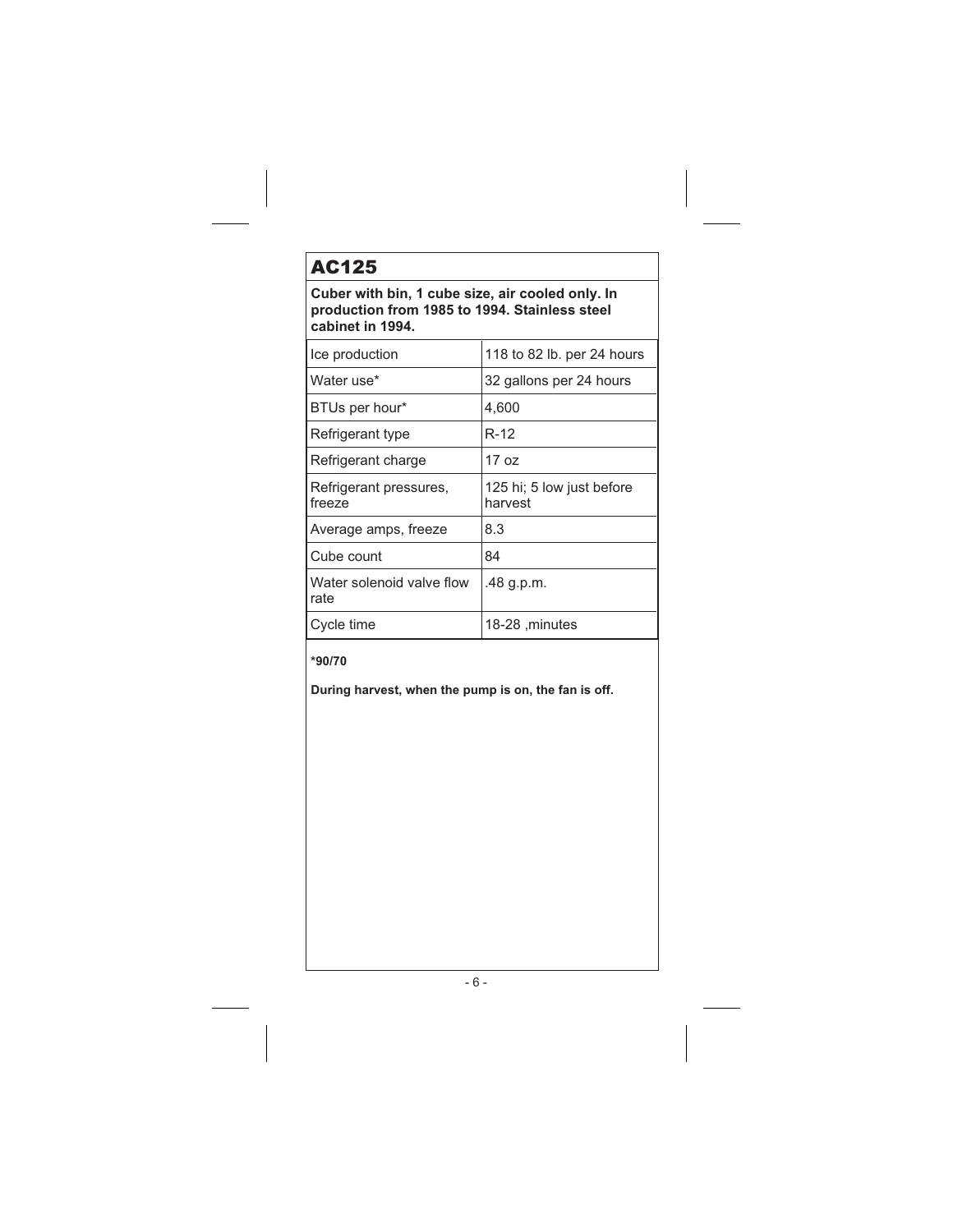# AC125

**Cuber with bin, 1 cube size, air cooled only. In production from 1985 to 1994. Stainless steel cabinet in 1994.**

| | |
|---|---|
| Ice production | 118 to 82 lb. per 24 hours |
| Water use* | 32 gallons per 24 hours |
| BTUs per hour* | 4,600 |
| Refrigerant type | R-12 |
| Refrigerant charge | 17 oz |
| Refrigerant pressures, freeze | 125 hi; 5 low just before harvest |
| Average amps, freeze | 8.3 |
| Cube count | 84 |
| Water solenoid valve flow rate | .48 g.p.m. |
| Cycle time | 18-28 ,minutes |

**\*90/70**

**During harvest, when the pump is on, the fan is off.**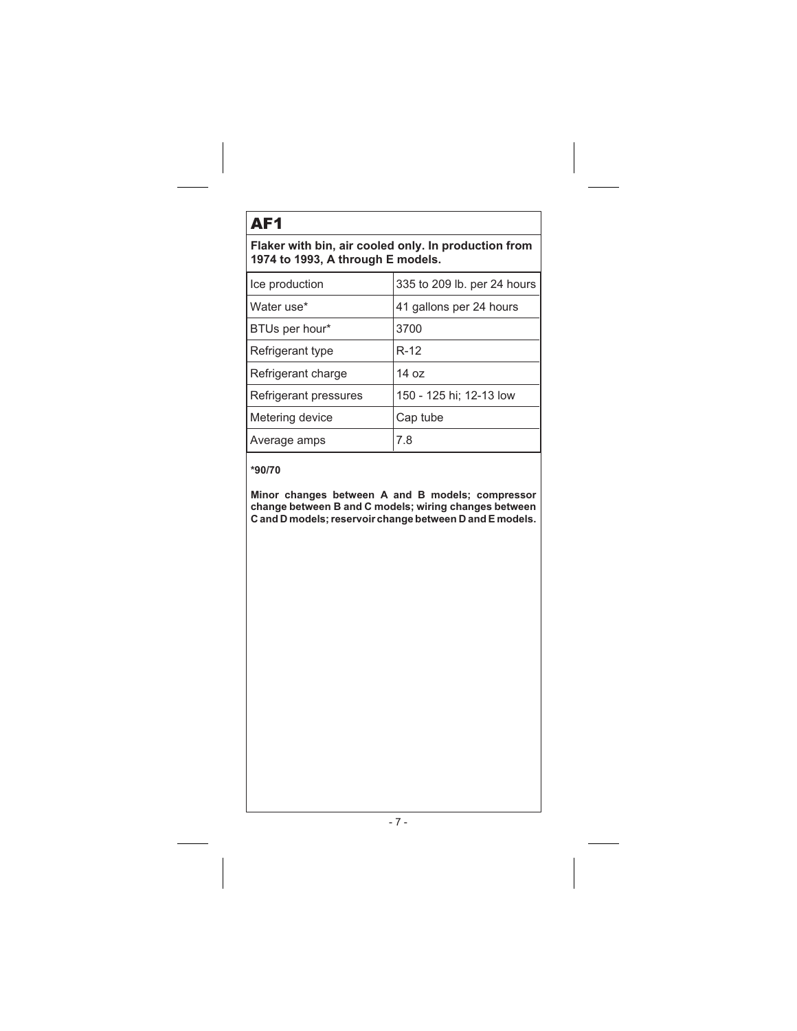# AF1

**Flaker with bin, air cooled only. In production from 1974 to 1993, A through E models.**

| | |
|---|---|
| Ice production | 335 to 209 lb. per 24 hours |
| Water use* | 41 gallons per 24 hours |
| BTUs per hour* | 3700 |
| Refrigerant type | R-12 |
| Refrigerant charge | 14 oz |
| Refrigerant pressures | 150 - 125 hi; 12-13 low |
| Metering device | Cap tube |
| Average amps | 7.8 |

**\*90/70**

**Minor changes between A and B models; compressor change between B and C models; wiring changes between C and D models; reservoir change between D and E models.**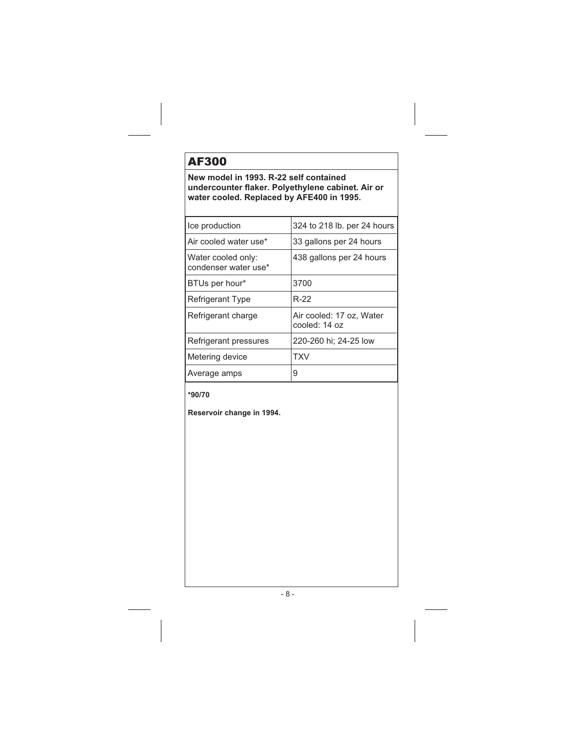# AF300

**New model in 1993. R-22 self contained undercounter flaker. Polyethylene cabinet. Air or water cooled. Replaced by AFE400 in 1995.**

| | |
|---|---|
| Ice production | 324 to 218 lb. per 24 hours |
| Air cooled water use* | 33 gallons per 24 hours |
| Water cooled only: condenser water use* | 438 gallons per 24 hours |
| BTUs per hour* | 3700 |
| Refrigerant Type | R-22 |
| Refrigerant charge | Air cooled: 17 oz, Water cooled: 14 oz |
| Refrigerant pressures | 220-260 hi; 24-25 low |
| Metering device | TXV |
| Average amps | 9 |

**\*90/70**

**Reservoir change in 1994.**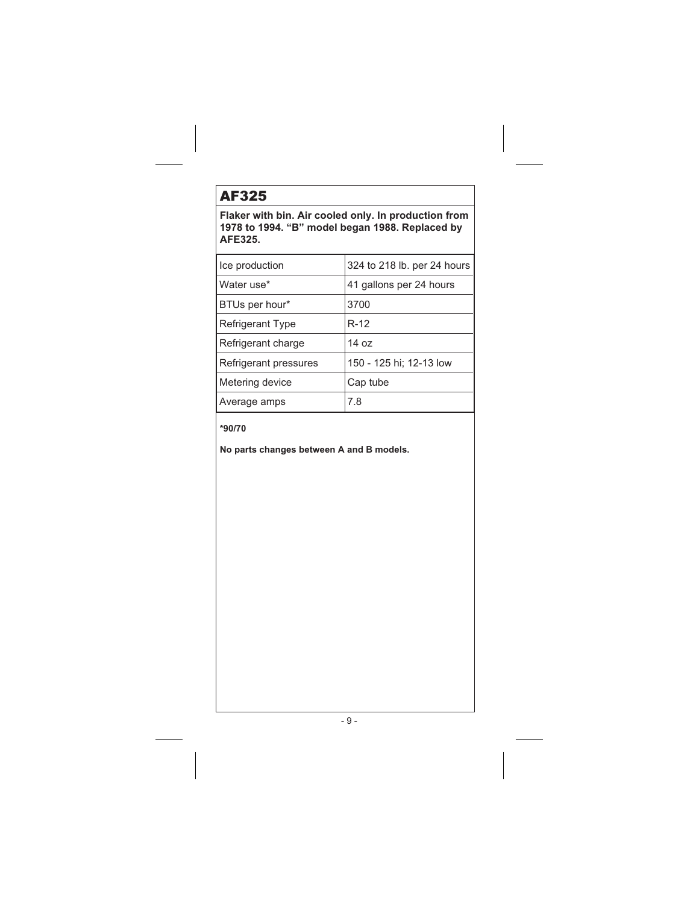# AF325

**Flaker with bin. Air cooled only. In production from 1978 to 1994. "B" model began 1988. Replaced by AFE325.**

| | |
|---|---|
| Ice production | 324 to 218 lb. per 24 hours |
| Water use* | 41 gallons per 24 hours |
| BTUs per hour* | 3700 |
| Refrigerant Type | R-12 |
| Refrigerant charge | 14 oz |
| Refrigerant pressures | 150 - 125 hi; 12-13 low |
| Metering device | Cap tube |
| Average amps | 7.8 |

**\*90/70**

**No parts changes between A and B models.**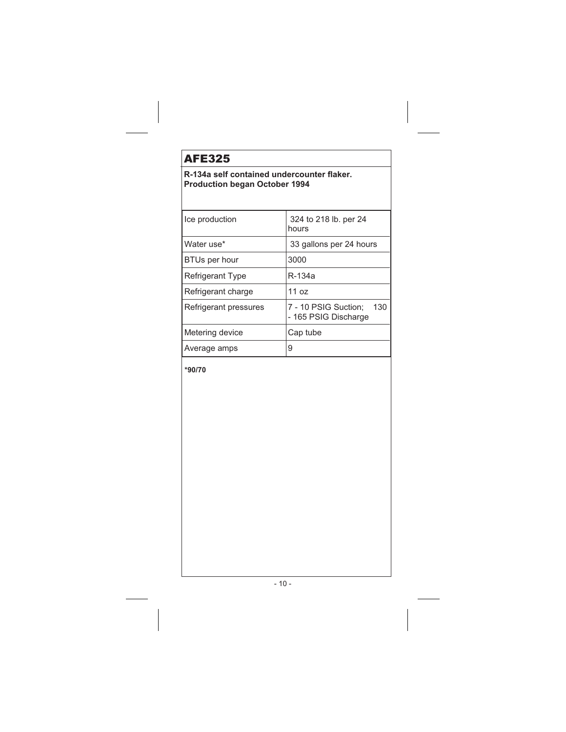# AFE325

**R-134a self contained undercounter flaker.**
**Production began October 1994**

| | |
|---|---|
| Ice production | 324 to 218 lb. per 24 hours |
| Water use* | 33 gallons per 24 hours |
| BTUs per hour | 3000 |
| Refrigerant Type | R-134a |
| Refrigerant charge | 11 oz |
| Refrigerant pressures | 7 - 10 PSIG Suction; 130 - 165 PSIG Discharge |
| Metering device | Cap tube |
| Average amps | 9 |

**\*90/70**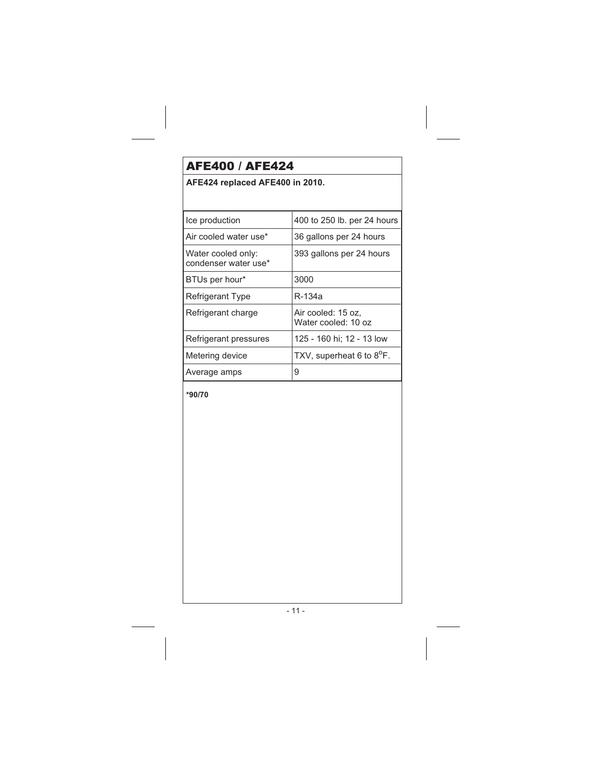# AFE400 / AFE424

**AFE424 replaced AFE400 in 2010.**

| | |
|---|---|
| Ice production | 400 to 250 lb. per 24 hours |
| Air cooled water use* | 36 gallons per 24 hours |
| Water cooled only: condenser water use* | 393 gallons per 24 hours |
| BTUs per hour* | 3000 |
| Refrigerant Type | R-134a |
| Refrigerant charge | Air cooled: 15 oz, Water cooled: 10 oz |
| Refrigerant pressures | 125 - 160 hi; 12 - 13 low |
| Metering device | TXV, superheat 6 to 8°F. |
| Average amps | 9 |

**\*90/70**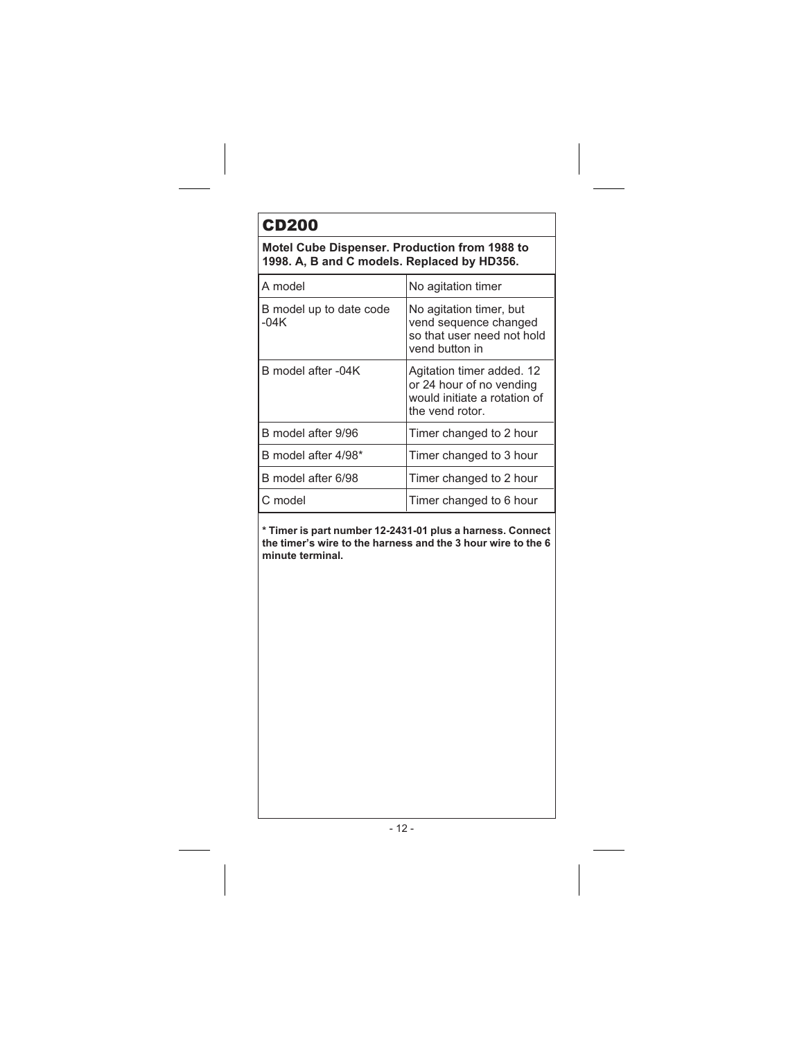## CD200

**Motel Cube Dispenser. Production from 1988 to 1998. A, B and C models. Replaced by HD356.**

| A model | No agitation timer |
| --- | --- |
| B model up to date code -04K | No agitation timer, but vend sequence changed so that user need not hold vend button in |
| B model after -04K | Agitation timer added. 12 or 24 hour of no vending would initiate a rotation of the vend rotor. |
| B model after 9/96 | Timer changed to 2 hour |
| B model after 4/98* | Timer changed to 3 hour |
| B model after 6/98 | Timer changed to 2 hour |
| C model | Timer changed to 6 hour |

**\* Timer is part number 12-2431-01 plus a harness. Connect the timer's wire to the harness and the 3 hour wire to the 6 minute terminal.**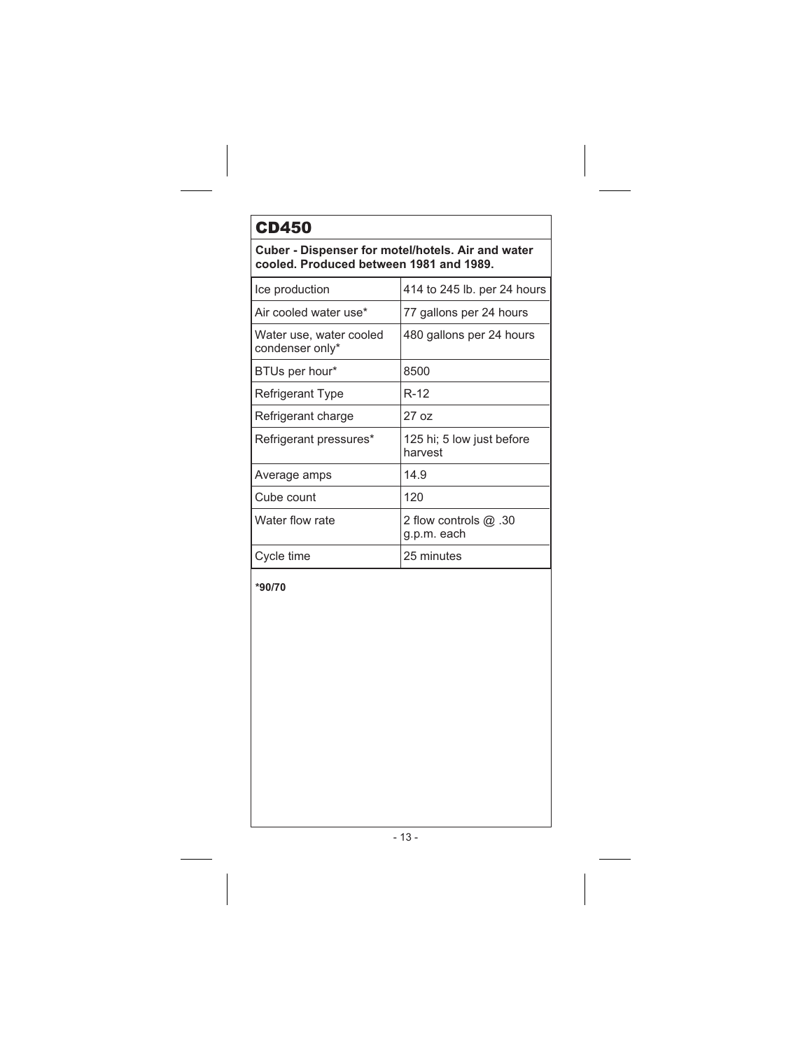## CD450

**Cuber - Dispenser for motel/hotels. Air and water cooled. Produced between 1981 and 1989.**

| | |
|---|---|
| Ice production | 414 to 245 lb. per 24 hours |
| Air cooled water use* | 77 gallons per 24 hours |
| Water use, water cooled condenser only* | 480 gallons per 24 hours |
| BTUs per hour* | 8500 |
| Refrigerant Type | R-12 |
| Refrigerant charge | 27 oz |
| Refrigerant pressures* | 125 hi; 5 low just before harvest |
| Average amps | 14.9 |
| Cube count | 120 |
| Water flow rate | 2 flow controls @ .30 g.p.m. each |
| Cycle time | 25 minutes |

**\*90/70**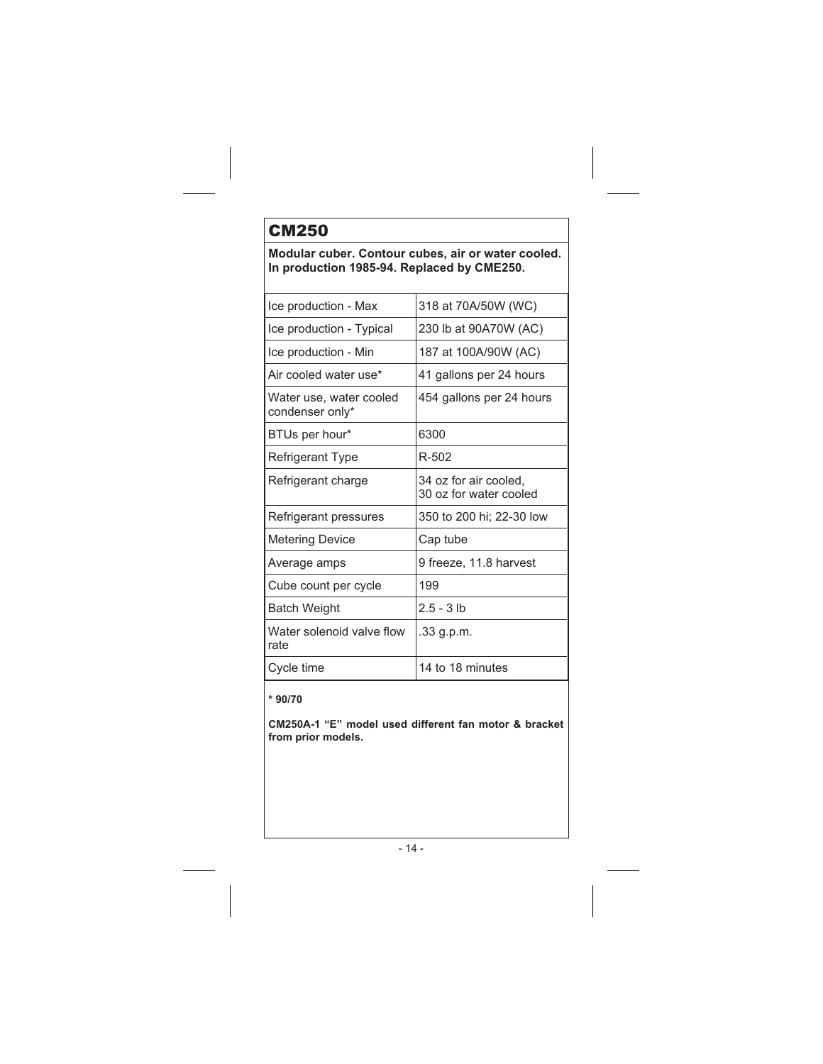# CM250

**Modular cuber. Contour cubes, air or water cooled. In production 1985-94. Replaced by CME250.**

| | |
|---|---|
| Ice production - Max | 318 at 70A/50W (WC) |
| Ice production - Typical | 230 lb at 90A70W (AC) |
| Ice production - Min | 187 at 100A/90W (AC) |
| Air cooled water use* | 41 gallons per 24 hours |
| Water use, water cooled condenser only* | 454 gallons per 24 hours |
| BTUs per hour* | 6300 |
| Refrigerant Type | R-502 |
| Refrigerant charge | 34 oz for air cooled, 30 oz for water cooled |
| Refrigerant pressures | 350 to 200 hi; 22-30 low |
| Metering Device | Cap tube |
| Average amps | 9 freeze, 11.8 harvest |
| Cube count per cycle | 199 |
| Batch Weight | 2.5 - 3 lb |
| Water solenoid valve flow rate | .33 g.p.m. |
| Cycle time | 14 to 18 minutes |

**\* 90/70**

**CM250A-1 "E" model used different fan motor & bracket from prior models.**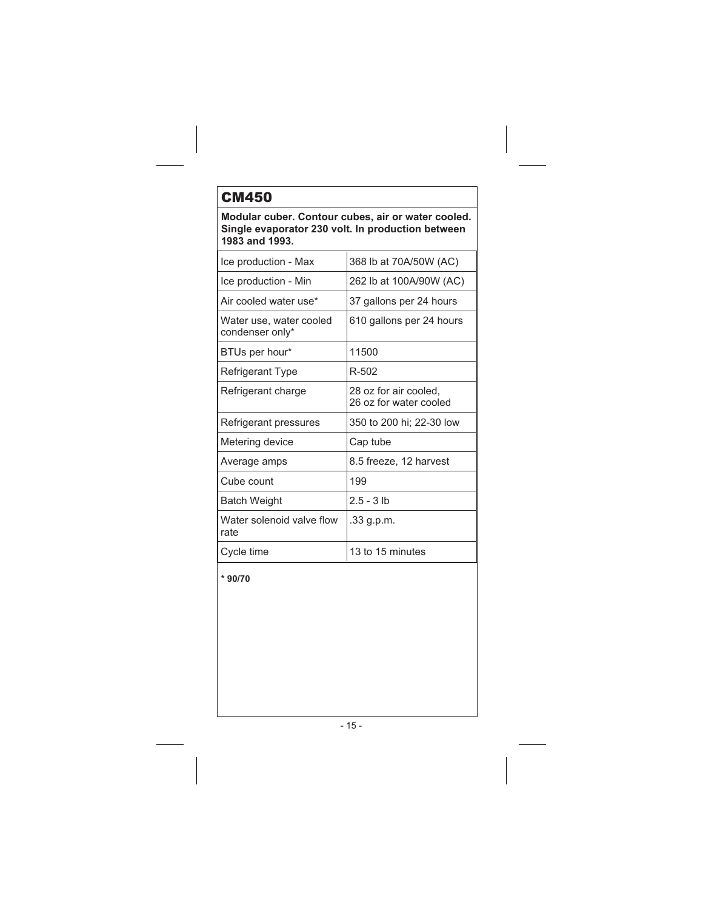## CM450

**Modular cuber. Contour cubes, air or water cooled. Single evaporator 230 volt. In production between 1983 and 1993.**

| | |
|---|---|
| Ice production - Max | 368 lb at 70A/50W (AC) |
| Ice production - Min | 262 lb at 100A/90W (AC) |
| Air cooled water use* | 37 gallons per 24 hours |
| Water use, water cooled condenser only* | 610 gallons per 24 hours |
| BTUs per hour* | 11500 |
| Refrigerant Type | R-502 |
| Refrigerant charge | 28 oz for air cooled, 26 oz for water cooled |
| Refrigerant pressures | 350 to 200 hi; 22-30 low |
| Metering device | Cap tube |
| Average amps | 8.5 freeze, 12 harvest |
| Cube count | 199 |
| Batch Weight | 2.5 - 3 lb |
| Water solenoid valve flow rate | .33 g.p.m. |
| Cycle time | 13 to 15 minutes |

**\* 90/70**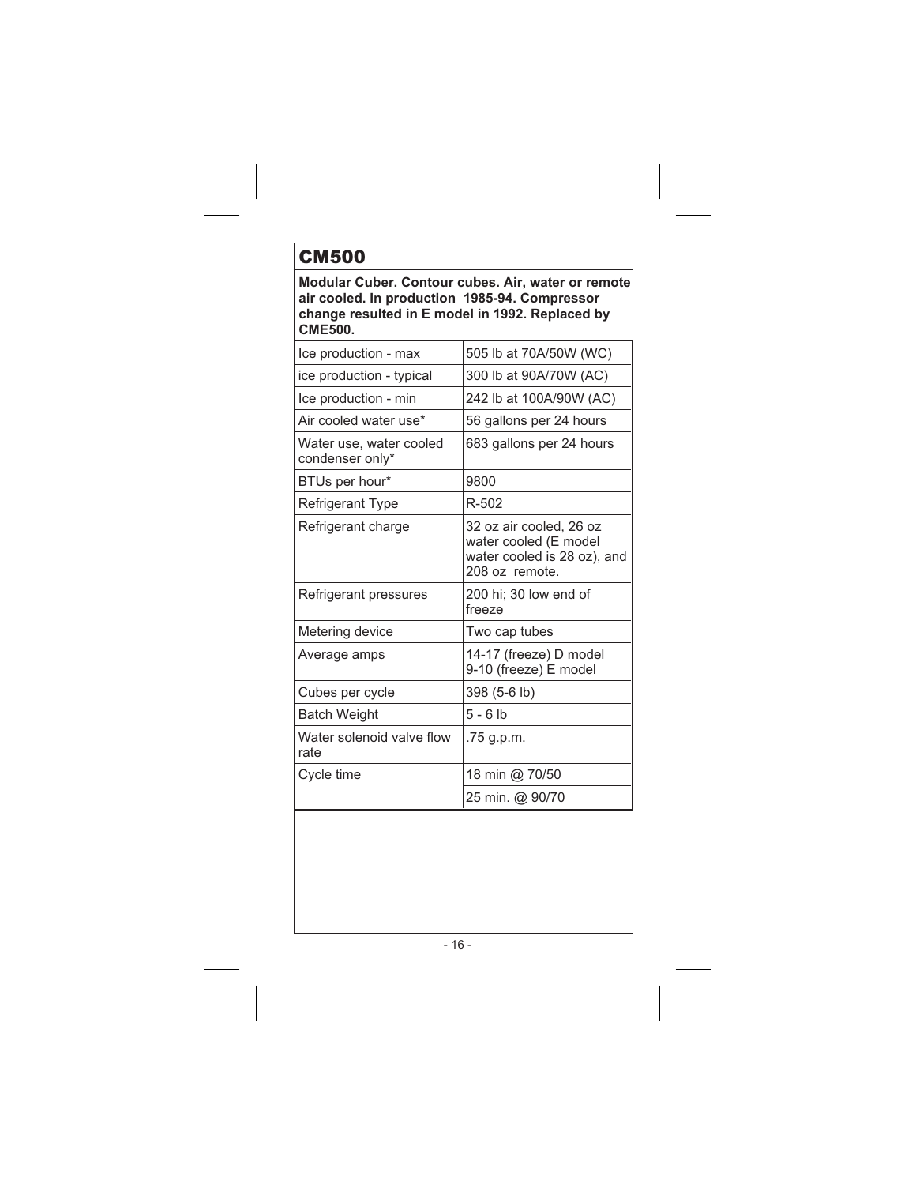## CM500

**Modular Cuber. Contour cubes. Air, water or remote air cooled. In production 1985-94. Compressor change resulted in E model in 1992. Replaced by CME500.**

| | |
|---|---|
| Ice production - max | 505 lb at 70A/50W (WC) |
| ice production - typical | 300 lb at 90A/70W (AC) |
| Ice production - min | 242 lb at 100A/90W (AC) |
| Air cooled water use* | 56 gallons per 24 hours |
| Water use, water cooled condenser only* | 683 gallons per 24 hours |
| BTUs per hour* | 9800 |
| Refrigerant Type | R-502 |
| Refrigerant charge | 32 oz air cooled, 26 oz water cooled (E model water cooled is 28 oz), and 208 oz remote. |
| Refrigerant pressures | 200 hi; 30 low end of freeze |
| Metering device | Two cap tubes |
| Average amps | 14-17 (freeze) D model<br>9-10 (freeze) E model |
| Cubes per cycle | 398 (5-6 lb) |
| Batch Weight | 5 - 6 lb |
| Water solenoid valve flow rate | .75 g.p.m. |
| Cycle time | 18 min @ 70/50 |
| | 25 min. @ 90/70 |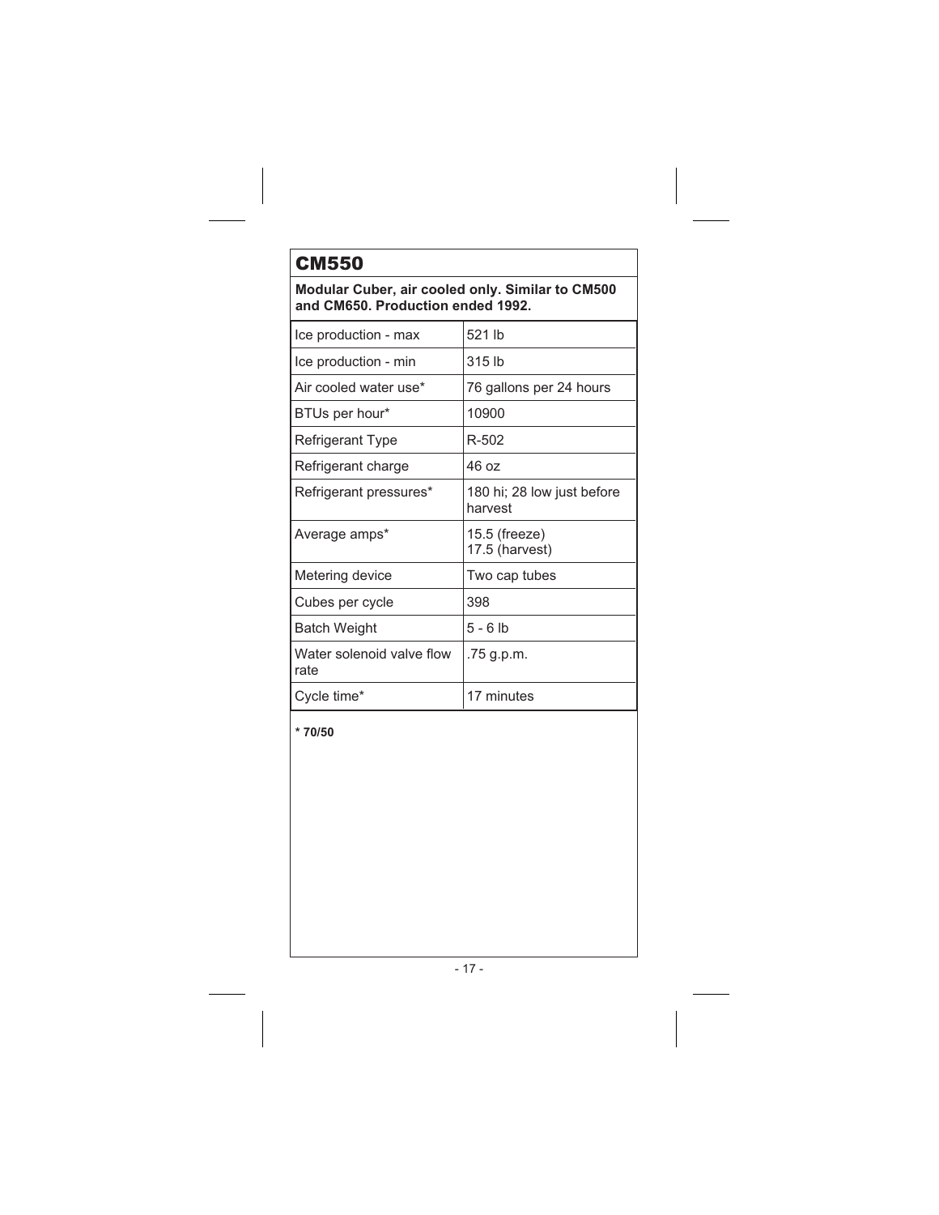# CM550

**Modular Cuber, air cooled only. Similar to CM500 and CM650. Production ended 1992.**

| | |
|---|---|
| Ice production - max | 521 lb |
| Ice production - min | 315 lb |
| Air cooled water use* | 76 gallons per 24 hours |
| BTUs per hour* | 10900 |
| Refrigerant Type | R-502 |
| Refrigerant charge | 46 oz |
| Refrigerant pressures* | 180 hi; 28 low just before harvest |
| Average amps* | 15.5 (freeze)<br>17.5 (harvest) |
| Metering device | Two cap tubes |
| Cubes per cycle | 398 |
| Batch Weight | 5 - 6 lb |
| Water solenoid valve flow rate | .75 g.p.m. |
| Cycle time* | 17 minutes |

**\* 70/50**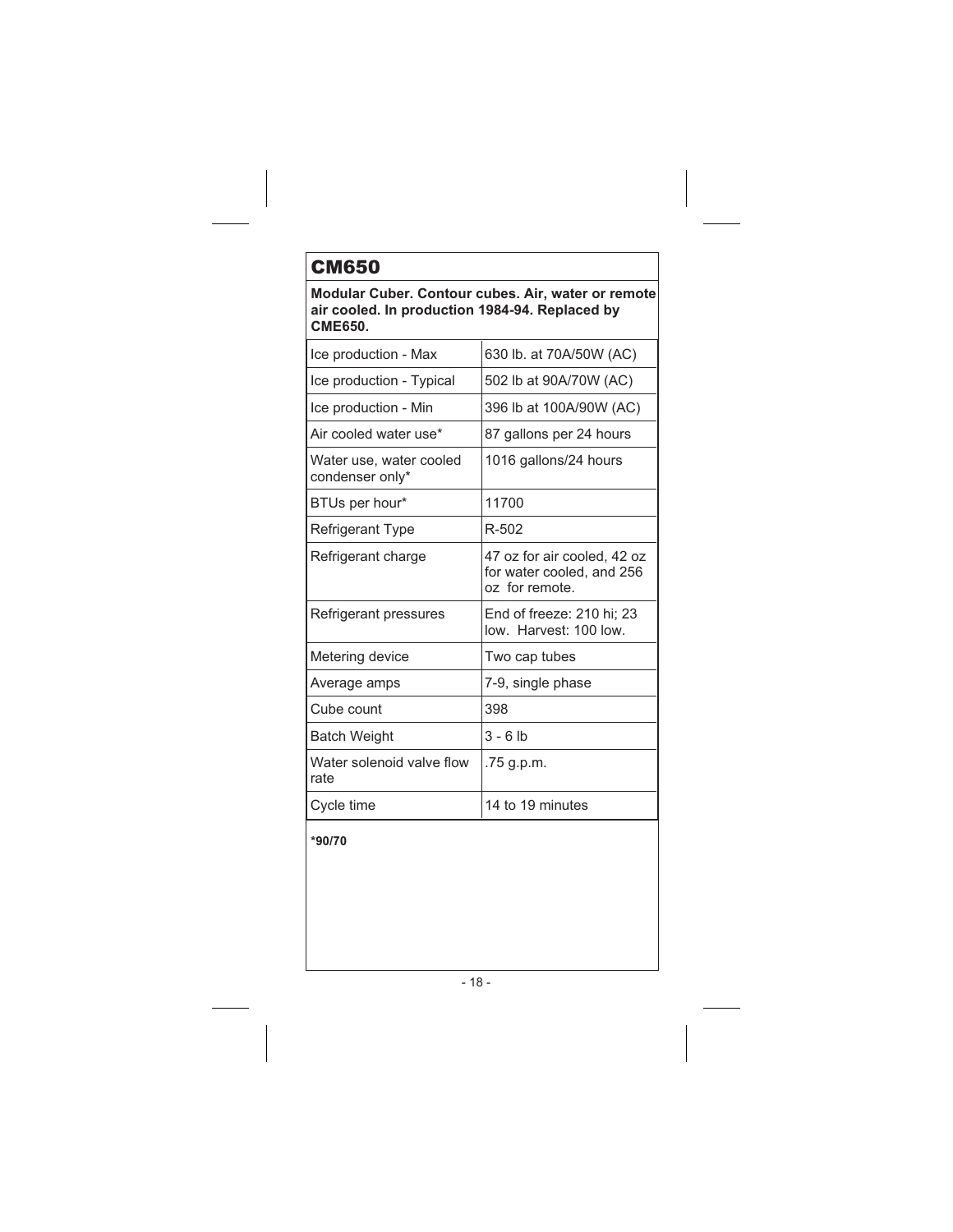## CM650

**Modular Cuber. Contour cubes. Air, water or remote air cooled. In production 1984-94. Replaced by CME650.**

| | |
|---|---|
| Ice production - Max | 630 lb. at 70A/50W (AC) |
| Ice production - Typical | 502 lb at 90A/70W (AC) |
| Ice production - Min | 396 lb at 100A/90W (AC) |
| Air cooled water use* | 87 gallons per 24 hours |
| Water use, water cooled condenser only* | 1016 gallons/24 hours |
| BTUs per hour* | 11700 |
| Refrigerant Type | R-502 |
| Refrigerant charge | 47 oz for air cooled, 42 oz for water cooled, and 256 oz for remote. |
| Refrigerant pressures | End of freeze: 210 hi; 23 low. Harvest: 100 low. |
| Metering device | Two cap tubes |
| Average amps | 7-9, single phase |
| Cube count | 398 |
| Batch Weight | 3 - 6 lb |
| Water solenoid valve flow rate | .75 g.p.m. |
| Cycle time | 14 to 19 minutes |

**\*90/70**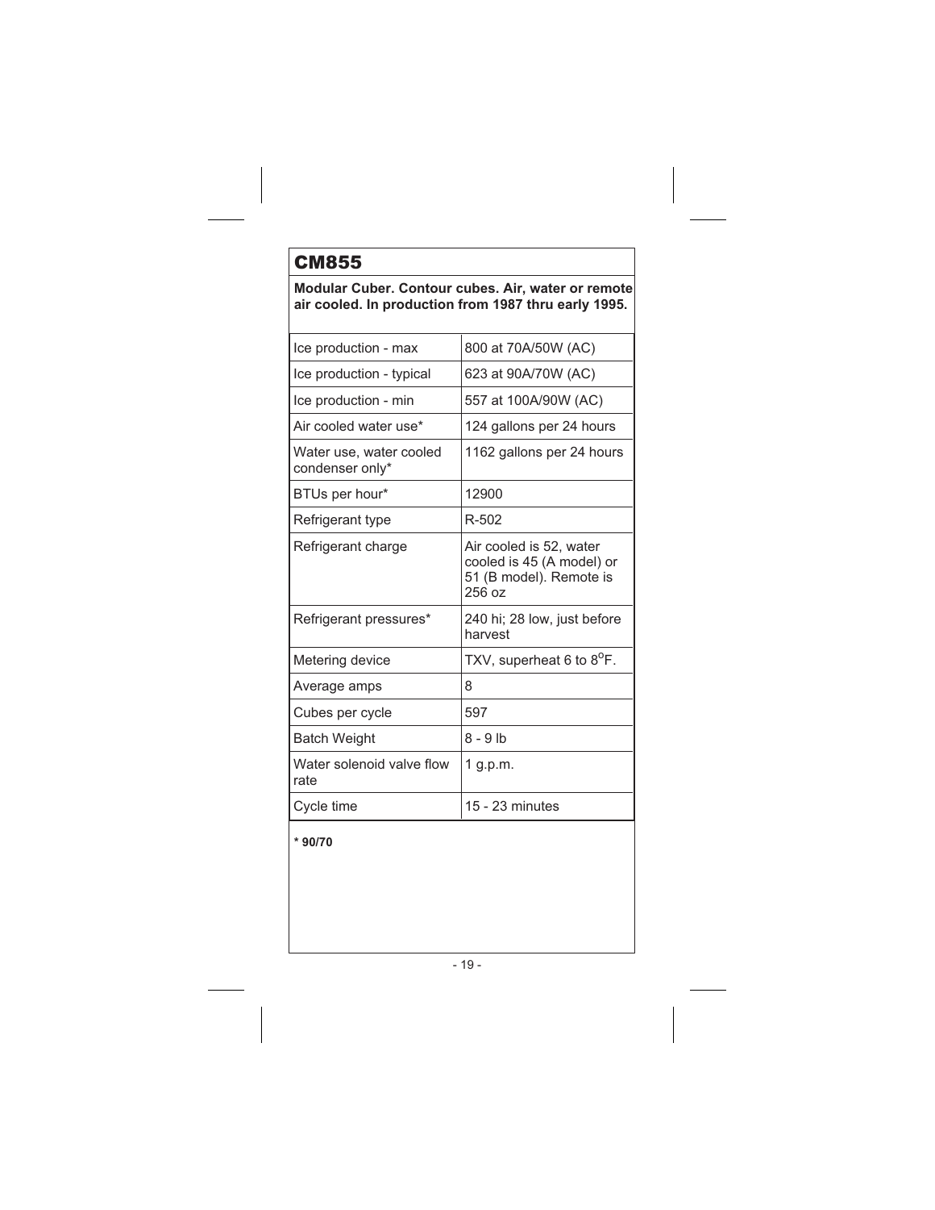# CM855

**Modular Cuber. Contour cubes. Air, water or remote air cooled. In production from 1987 thru early 1995.**

| | |
|---|---|
| Ice production - max | 800 at 70A/50W (AC) |
| Ice production - typical | 623 at 90A/70W (AC) |
| Ice production - min | 557 at 100A/90W (AC) |
| Air cooled water use* | 124 gallons per 24 hours |
| Water use, water cooled condenser only* | 1162 gallons per 24 hours |
| BTUs per hour* | 12900 |
| Refrigerant type | R-502 |
| Refrigerant charge | Air cooled is 52, water cooled is 45 (A model) or 51 (B model). Remote is 256 oz |
| Refrigerant pressures* | 240 hi; 28 low, just before harvest |
| Metering device | TXV, superheat 6 to 8°F. |
| Average amps | 8 |
| Cubes per cycle | 597 |
| Batch Weight | 8 - 9 lb |
| Water solenoid valve flow rate | 1 g.p.m. |
| Cycle time | 15 - 23 minutes |

**\* 90/70**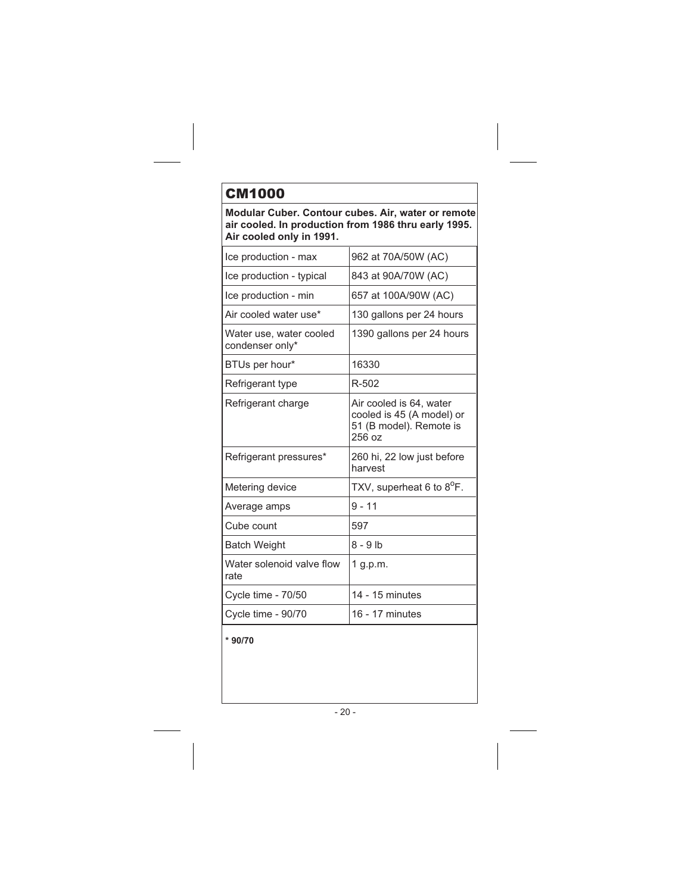# CM1000

**Modular Cuber. Contour cubes. Air, water or remote air cooled. In production from 1986 thru early 1995. Air cooled only in 1991.**

| | |
|---|---|
| Ice production - max | 962 at 70A/50W (AC) |
| Ice production - typical | 843 at 90A/70W (AC) |
| Ice production - min | 657 at 100A/90W (AC) |
| Air cooled water use* | 130 gallons per 24 hours |
| Water use, water cooled condenser only* | 1390 gallons per 24 hours |
| BTUs per hour* | 16330 |
| Refrigerant type | R-502 |
| Refrigerant charge | Air cooled is 64, water cooled is 45 (A model) or 51 (B model). Remote is 256 oz |
| Refrigerant pressures* | 260 hi, 22 low just before harvest |
| Metering device | TXV, superheat 6 to 8°F. |
| Average amps | 9 - 11 |
| Cube count | 597 |
| Batch Weight | 8 - 9 lb |
| Water solenoid valve flow rate | 1 g.p.m. |
| Cycle time - 70/50 | 14 - 15 minutes |
| Cycle time - 90/70 | 16 - 17 minutes |

**\* 90/70**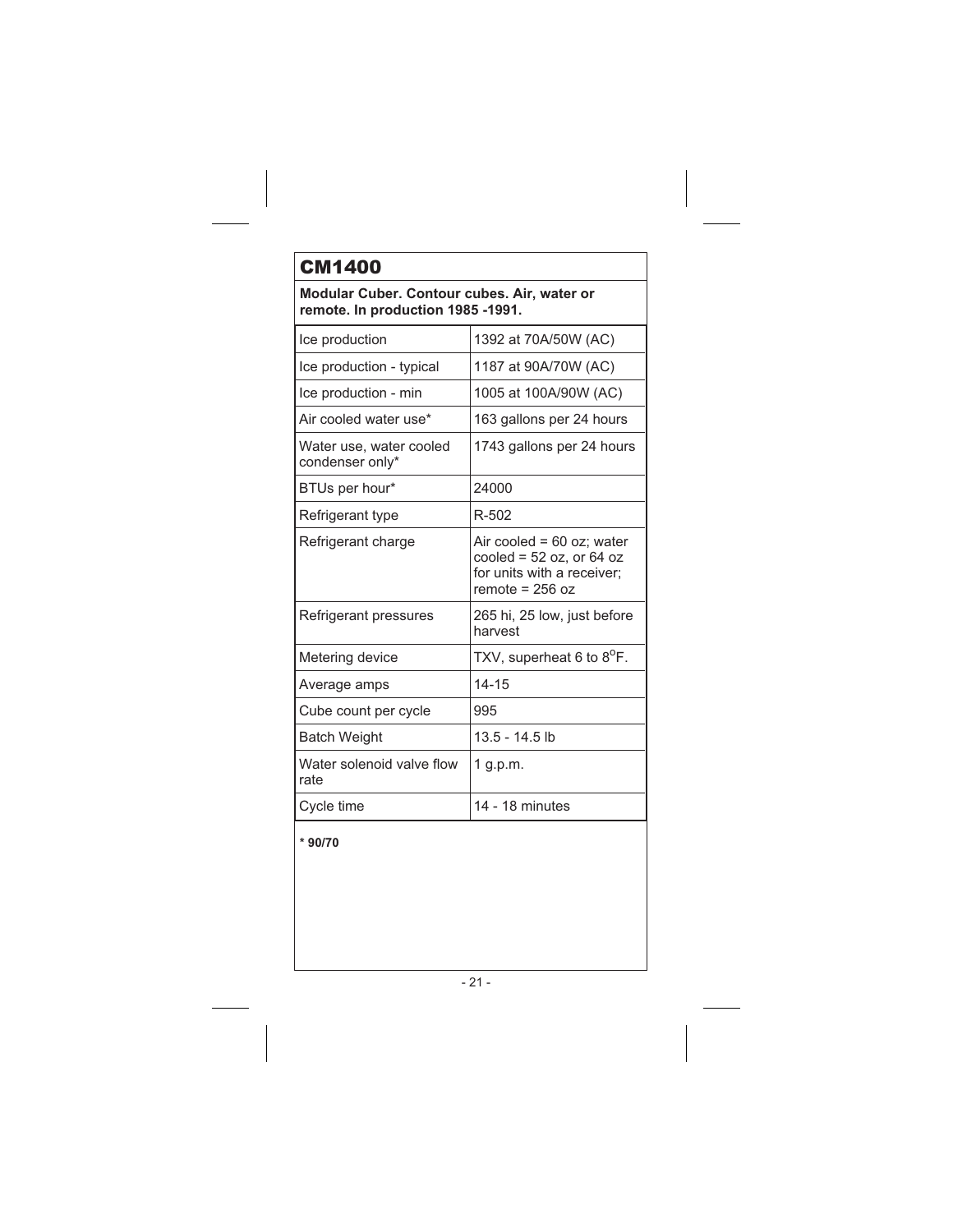# CM1400

**Modular Cuber. Contour cubes. Air, water or remote. In production 1985 -1991.**

| | |
|---|---|
| Ice production | 1392 at 70A/50W (AC) |
| Ice production - typical | 1187 at 90A/70W (AC) |
| Ice production - min | 1005 at 100A/90W (AC) |
| Air cooled water use* | 163 gallons per 24 hours |
| Water use, water cooled condenser only* | 1743 gallons per 24 hours |
| BTUs per hour* | 24000 |
| Refrigerant type | R-502 |
| Refrigerant charge | Air cooled = 60 oz; water cooled = 52 oz, or 64 oz for units with a receiver; remote = 256 oz |
| Refrigerant pressures | 265 hi, 25 low, just before harvest |
| Metering device | TXV, superheat 6 to 8°F. |
| Average amps | 14-15 |
| Cube count per cycle | 995 |
| Batch Weight | 13.5 - 14.5 lb |
| Water solenoid valve flow rate | 1 g.p.m. |
| Cycle time | 14 - 18 minutes |

**\* 90/70**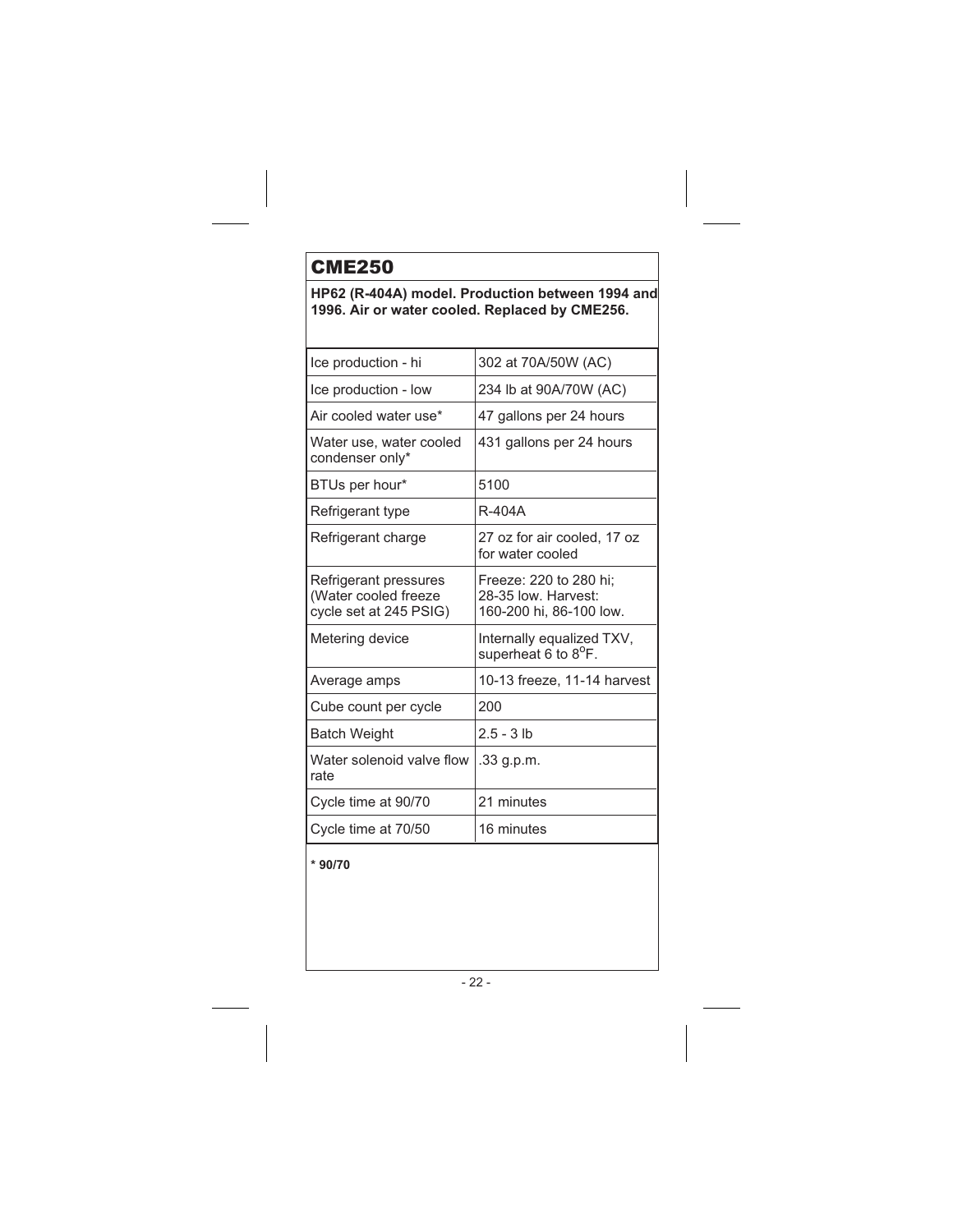# CME250

**HP62 (R-404A) model. Production between 1994 and 1996. Air or water cooled. Replaced by CME256.**

| | |
|---|---|
| Ice production - hi | 302 at 70A/50W (AC) |
| Ice production - low | 234 lb at 90A/70W (AC) |
| Air cooled water use* | 47 gallons per 24 hours |
| Water use, water cooled condenser only* | 431 gallons per 24 hours |
| BTUs per hour* | 5100 |
| Refrigerant type | R-404A |
| Refrigerant charge | 27 oz for air cooled, 17 oz for water cooled |
| Refrigerant pressures (Water cooled freeze cycle set at 245 PSIG) | Freeze: 220 to 280 hi; 28-35 low. Harvest: 160-200 hi, 86-100 low. |
| Metering device | Internally equalized TXV, superheat 6 to 8°F. |
| Average amps | 10-13 freeze, 11-14 harvest |
| Cube count per cycle | 200 |
| Batch Weight | 2.5 - 3 lb |
| Water solenoid valve flow rate | .33 g.p.m. |
| Cycle time at 90/70 | 21 minutes |
| Cycle time at 70/50 | 16 minutes |

**\* 90/70**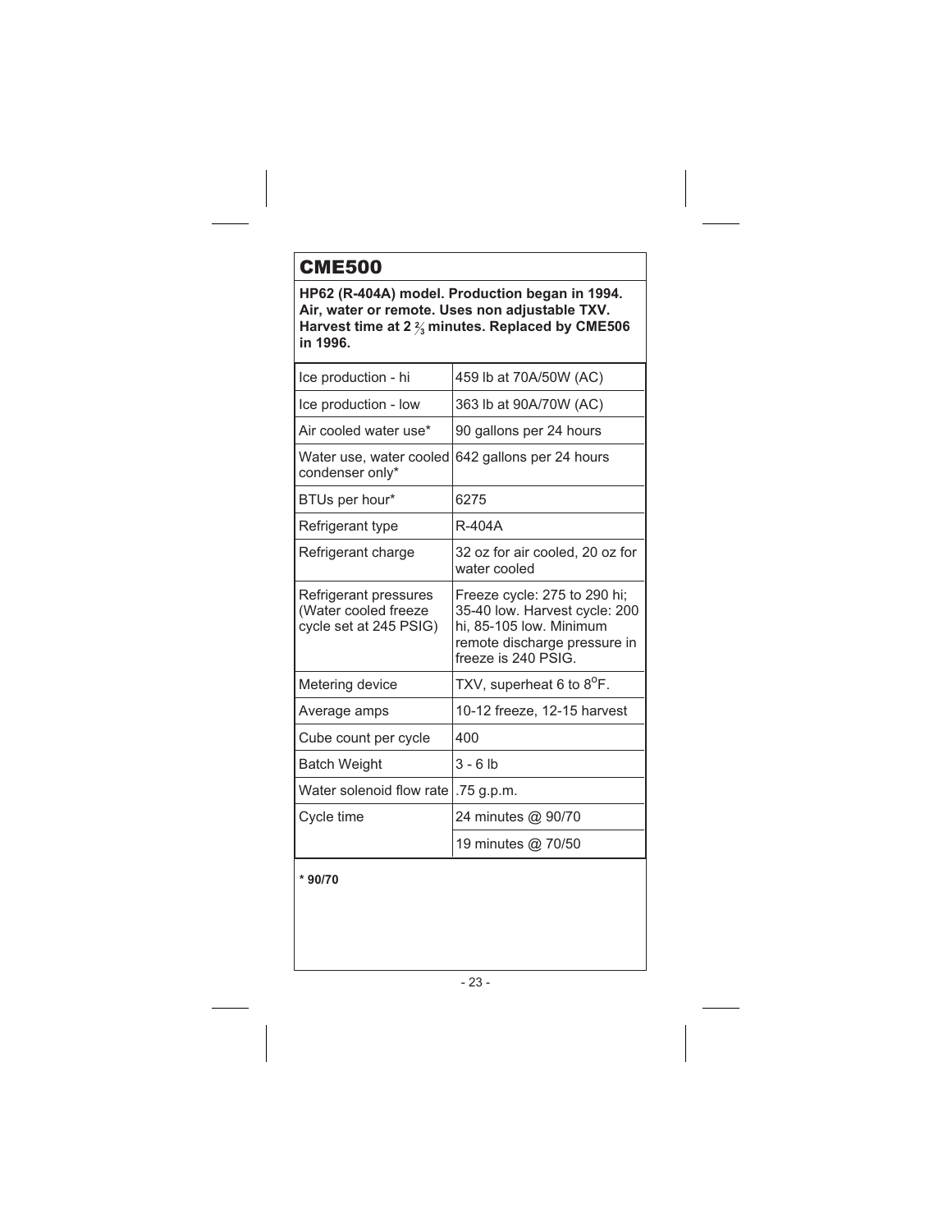# CME500

**HP62 (R-404A) model. Production began in 1994. Air, water or remote. Uses non adjustable TXV. Harvest time at 2 ⅔ minutes. Replaced by CME506 in 1996.**

| | |
|---|---|
| Ice production - hi | 459 lb at 70A/50W (AC) |
| Ice production - low | 363 lb at 90A/70W (AC) |
| Air cooled water use* | 90 gallons per 24 hours |
| Water use, water cooled condenser only* | 642 gallons per 24 hours |
| BTUs per hour* | 6275 |
| Refrigerant type | R-404A |
| Refrigerant charge | 32 oz for air cooled, 20 oz for water cooled |
| Refrigerant pressures (Water cooled freeze cycle set at 245 PSIG) | Freeze cycle: 275 to 290 hi; 35-40 low. Harvest cycle: 200 hi, 85-105 low. Minimum remote discharge pressure in freeze is 240 PSIG. |
| Metering device | TXV, superheat 6 to 8°F. |
| Average amps | 10-12 freeze, 12-15 harvest |
| Cube count per cycle | 400 |
| Batch Weight | 3 - 6 lb |
| Water solenoid flow rate | .75 g.p.m. |
| Cycle time | 24 minutes @ 90/70 |
| | 19 minutes @ 70/50 |

**\* 90/70**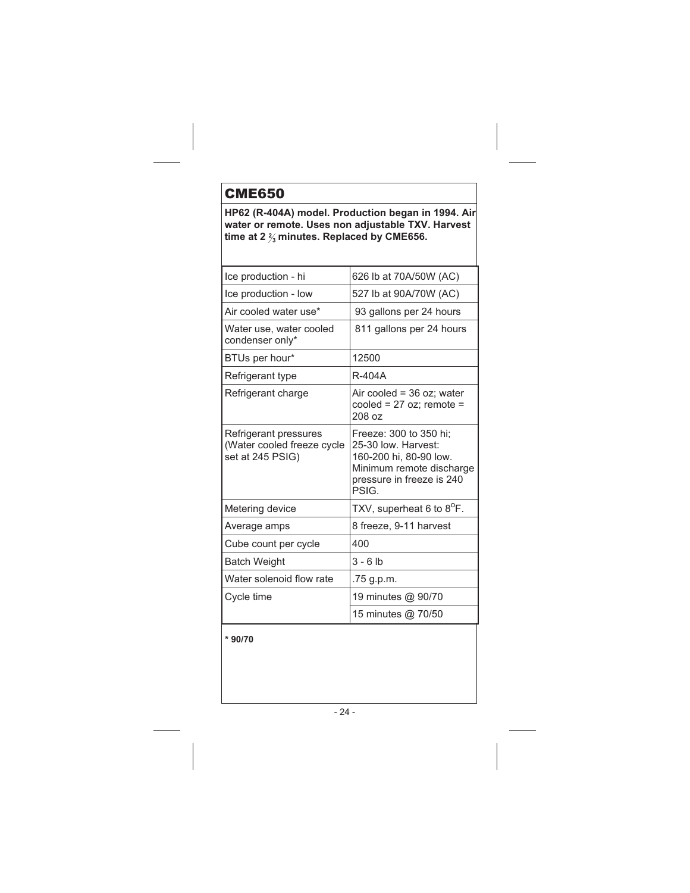# CME650

**HP62 (R-404A) model. Production began in 1994. Air water or remote. Uses non adjustable TXV. Harvest time at 2 ⅔ minutes. Replaced by CME656.**

| | |
|---|---|
| Ice production - hi | 626 lb at 70A/50W (AC) |
| Ice production - low | 527 lb at 90A/70W (AC) |
| Air cooled water use* | 93 gallons per 24 hours |
| Water use, water cooled condenser only* | 811 gallons per 24 hours |
| BTUs per hour* | 12500 |
| Refrigerant type | R-404A |
| Refrigerant charge | Air cooled = 36 oz; water cooled = 27 oz; remote = 208 oz |
| Refrigerant pressures (Water cooled freeze cycle set at 245 PSIG) | Freeze: 300 to 350 hi; 25-30 low. Harvest: 160-200 hi, 80-90 low. Minimum remote discharge pressure in freeze is 240 PSIG. |
| Metering device | TXV, superheat 6 to 8$^{o}$F. |
| Average amps | 8 freeze, 9-11 harvest |
| Cube count per cycle | 400 |
| Batch Weight | 3 - 6 lb |
| Water solenoid flow rate | .75 g.p.m. |
| Cycle time | 19 minutes @ 90/70 |
| | 15 minutes @ 70/50 |

**\* 90/70**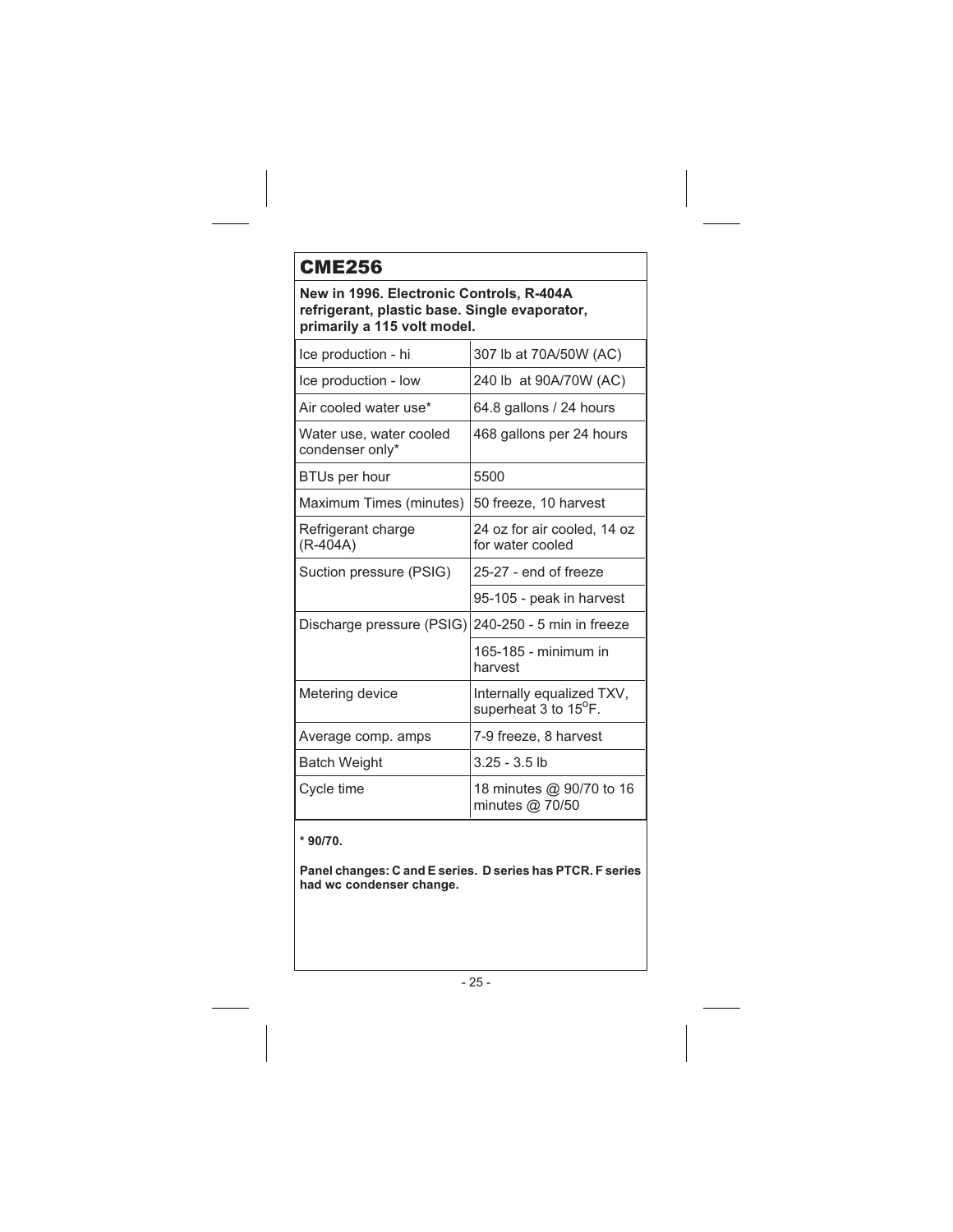# CME256

**New in 1996. Electronic Controls, R-404A refrigerant, plastic base. Single evaporator, primarily a 115 volt model.**

| | |
|---|---|
| Ice production - hi | 307 lb at 70A/50W (AC) |
| Ice production - low | 240 lb at 90A/70W (AC) |
| Air cooled water use* | 64.8 gallons / 24 hours |
| Water use, water cooled condenser only* | 468 gallons per 24 hours |
| BTUs per hour | 5500 |
| Maximum Times (minutes) | 50 freeze, 10 harvest |
| Refrigerant charge (R-404A) | 24 oz for air cooled, 14 oz for water cooled |
| Suction pressure (PSIG) | 25-27 - end of freeze |
| | 95-105 - peak in harvest |
| Discharge pressure (PSIG) | 240-250 - 5 min in freeze |
| | 165-185 - minimum in harvest |
| Metering device | Internally equalized TXV, superheat 3 to 15$^{o}$F. |
| Average comp. amps | 7-9 freeze, 8 harvest |
| Batch Weight | 3.25 - 3.5 lb |
| Cycle time | 18 minutes @ 90/70 to 16 minutes @ 70/50 |

**\* 90/70.**

**Panel changes: C and E series. D series has PTCR. F series had wc condenser change.**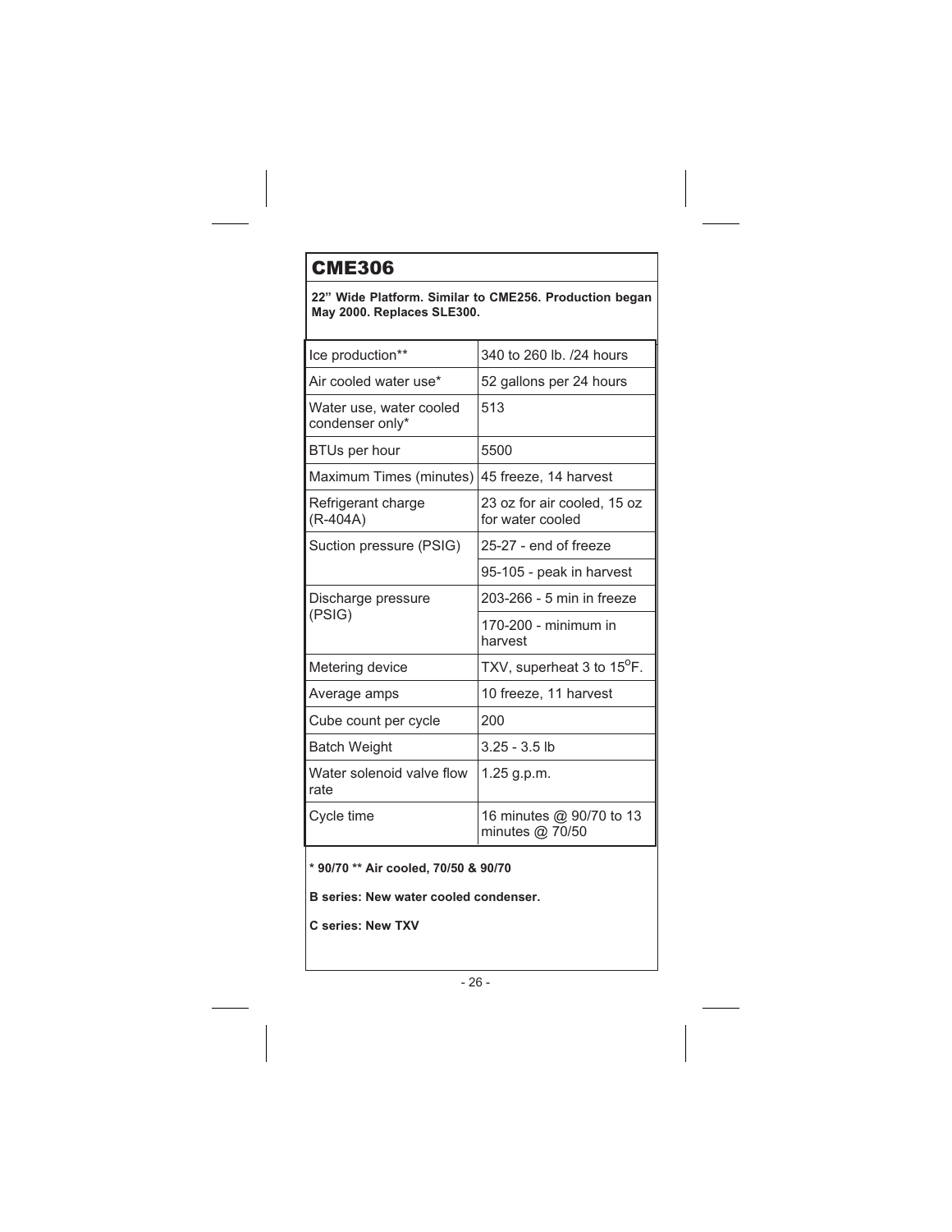# CME306

**22" Wide Platform. Similar to CME256. Production began May 2000. Replaces SLE300.**

| | |
|---|---|
| Ice production** | 340 to 260 lb. /24 hours |
| Air cooled water use* | 52 gallons per 24 hours |
| Water use, water cooled condenser only* | 513 |
| BTUs per hour | 5500 |
| Maximum Times (minutes) | 45 freeze, 14 harvest |
| Refrigerant charge (R-404A) | 23 oz for air cooled, 15 oz for water cooled |
| Suction pressure (PSIG) | 25-27 - end of freeze |
| | 95-105 - peak in harvest |
| Discharge pressure (PSIG) | 203-266 - 5 min in freeze |
| | 170-200 - minimum in harvest |
| Metering device | TXV, superheat 3 to 15$^{o}$F. |
| Average amps | 10 freeze, 11 harvest |
| Cube count per cycle | 200 |
| Batch Weight | 3.25 - 3.5 lb |
| Water solenoid valve flow rate | 1.25 g.p.m. |
| Cycle time | 16 minutes @ 90/70 to 13 minutes @ 70/50 |

**\* 90/70 ** Air cooled, 70/50 & 90/70**

**B series: New water cooled condenser.**

**C series: New TXV**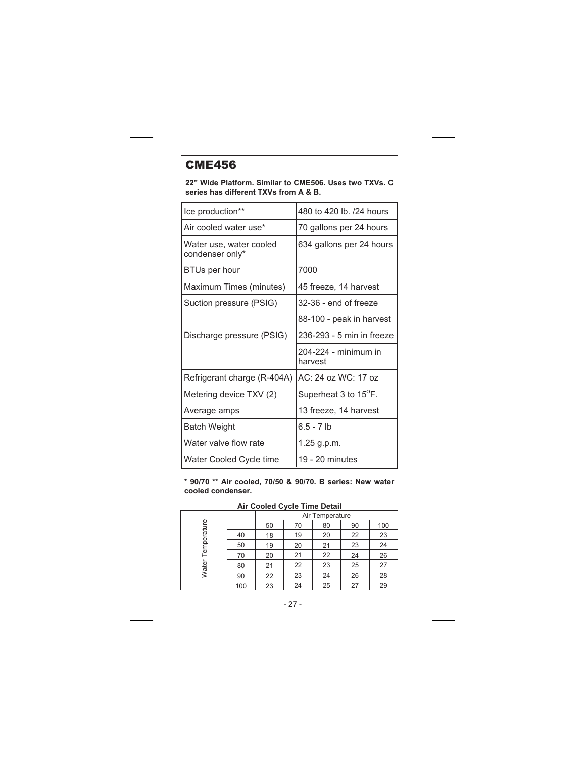# CME456

**22" Wide Platform. Similar to CME506. Uses two TXVs. C series has different TXVs from A & B.**

| | |
|---|---|
| Ice production** | 480 to 420 lb. /24 hours |
| Air cooled water use* | 70 gallons per 24 hours |
| Water use, water cooled condenser only* | 634 gallons per 24 hours |
| BTUs per hour | 7000 |
| Maximum Times (minutes) | 45 freeze, 14 harvest |
| Suction pressure (PSIG) | 32-36 - end of freeze |
| | 88-100 - peak in harvest |
| Discharge pressure (PSIG) | 236-293 - 5 min in freeze |
| | 204-224 - minimum in harvest |
| Refrigerant charge (R-404A) | AC: 24 oz WC: 17 oz |
| Metering device TXV (2) | Superheat 3 to 15°F. |
| Average amps | 13 freeze, 14 harvest |
| Batch Weight | 6.5 - 7 lb |
| Water valve flow rate | 1.25 g.p.m. |
| Water Cooled Cycle time | 19 - 20 minutes |

**\* 90/70 \*\* Air cooled, 70/50 & 90/70. B series: New water cooled condenser.**

**Air Cooled Cycle Time Detail**

| | | Air Temperature | | | | |
|---|---|---|---|---|---|---|
| | | 50 | 70 | 80 | 90 | 100 |
| Water Temperature | 40 | 18 | 19 | 20 | 22 | 23 |
| | 50 | 19 | 20 | 21 | 23 | 24 |
| | 70 | 20 | 21 | 22 | 24 | 26 |
| | 80 | 21 | 22 | 23 | 25 | 27 |
| | 90 | 22 | 23 | 24 | 26 | 28 |
| | 100 | 23 | 24 | 25 | 27 | 29 |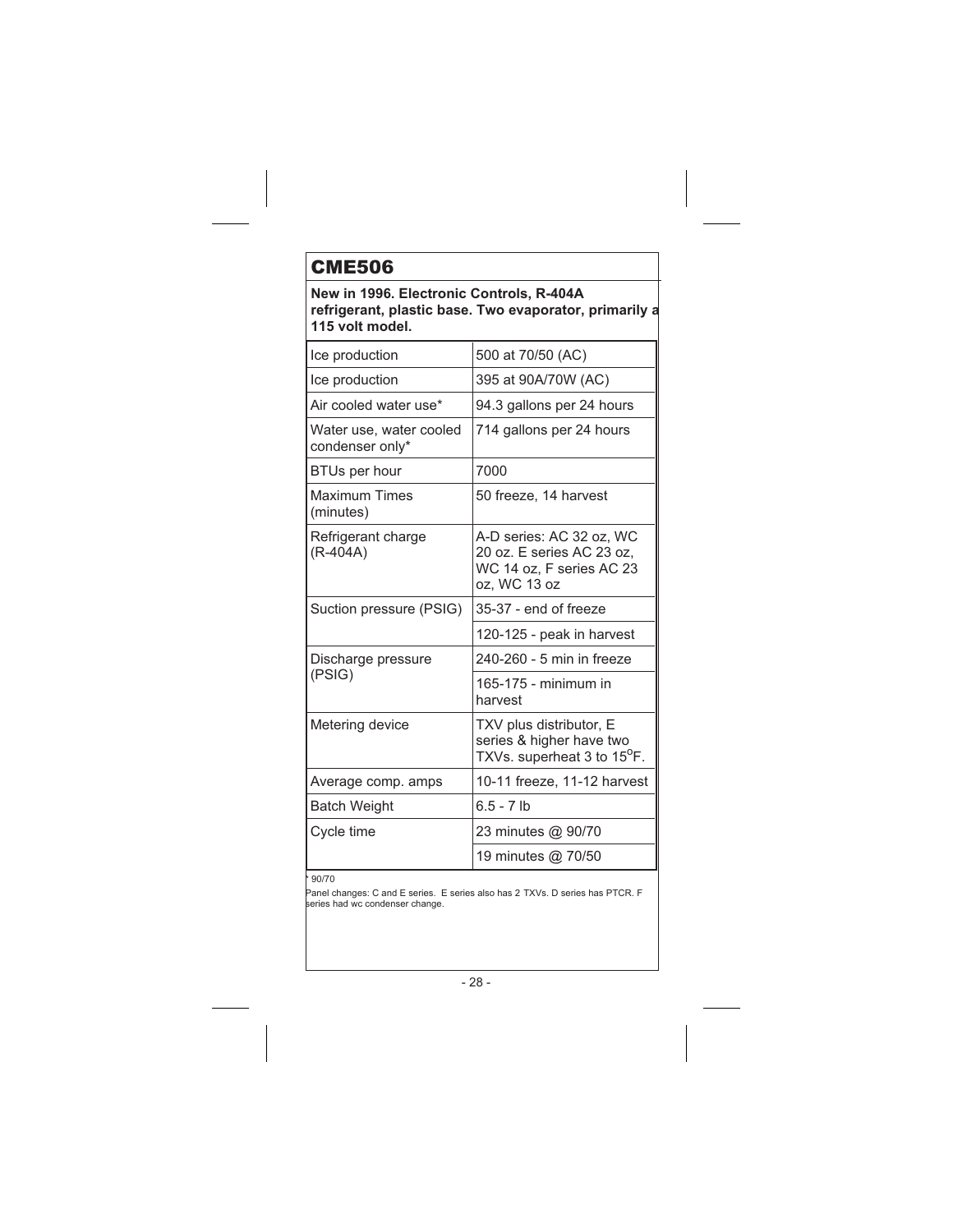# CME506

**New in 1996. Electronic Controls, R-404A refrigerant, plastic base. Two evaporator, primarily a 115 volt model.**

| | |
|---|---|
| Ice production | 500 at 70/50 (AC) |
| Ice production | 395 at 90A/70W (AC) |
| Air cooled water use* | 94.3 gallons per 24 hours |
| Water use, water cooled condenser only* | 714 gallons per 24 hours |
| BTUs per hour | 7000 |
| Maximum Times (minutes) | 50 freeze, 14 harvest |
| Refrigerant charge (R-404A) | A-D series: AC 32 oz, WC 20 oz. E series AC 23 oz, WC 14 oz, F series AC 23 oz, WC 13 oz |
| Suction pressure (PSIG) | 35-37 - end of freeze |
| | 120-125 - peak in harvest |
| Discharge pressure (PSIG) | 240-260 - 5 min in freeze |
| | 165-175 - minimum in harvest |
| Metering device | TXV plus distributor, E series & higher have two TXVs. superheat 3 to 15$^{o}$F. |
| Average comp. amps | 10-11 freeze, 11-12 harvest |
| Batch Weight | 6.5 - 7 lb |
| Cycle time | 23 minutes @ 90/70 |
| | 19 minutes @ 70/50 |

* 90/70

Panel changes: C and E series. E series also has 2 TXVs. D series has PTCR. F series had wc condenser change.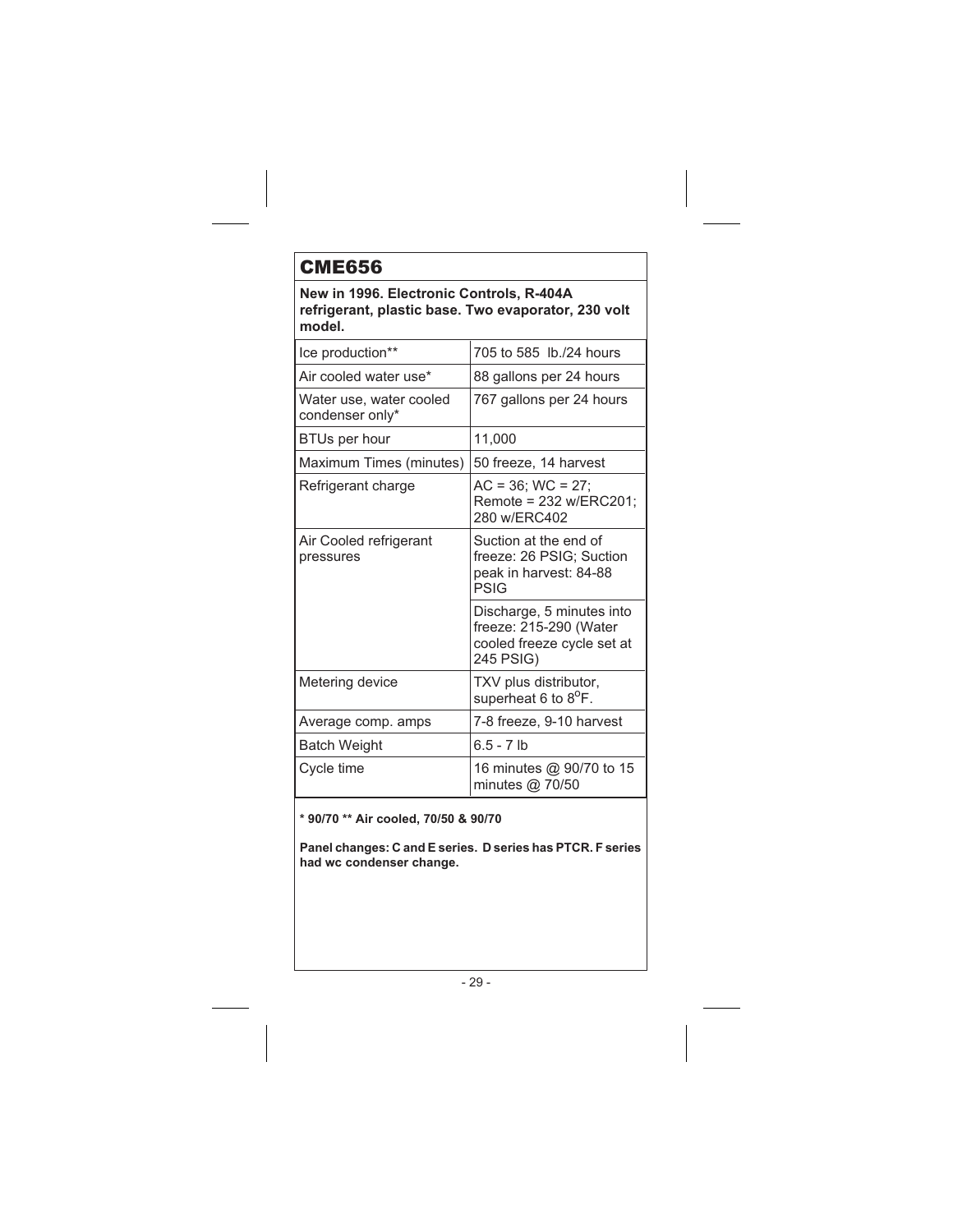# CME656

**New in 1996. Electronic Controls, R-404A refrigerant, plastic base. Two evaporator, 230 volt model.**

| | |
|---|---|
| Ice production** | 705 to 585 lb./24 hours |
| Air cooled water use* | 88 gallons per 24 hours |
| Water use, water cooled condenser only* | 767 gallons per 24 hours |
| BTUs per hour | 11,000 |
| Maximum Times (minutes) | 50 freeze, 14 harvest |
| Refrigerant charge | AC = 36; WC = 27; Remote = 232 w/ERC201; 280 w/ERC402 |
| Air Cooled refrigerant pressures | Suction at the end of freeze: 26 PSIG; Suction peak in harvest: 84-88 PSIG |
| | Discharge, 5 minutes into freeze: 215-290 (Water cooled freeze cycle set at 245 PSIG) |
| Metering device | TXV plus distributor, superheat 6 to 8$^{o}$F. |
| Average comp. amps | 7-8 freeze, 9-10 harvest |
| Batch Weight | 6.5 - 7 lb |
| Cycle time | 16 minutes @ 90/70 to 15 minutes @ 70/50 |

**\* 90/70 ** Air cooled, 70/50 & 90/70**

**Panel changes: C and E series. D series has PTCR. F series had wc condenser change.**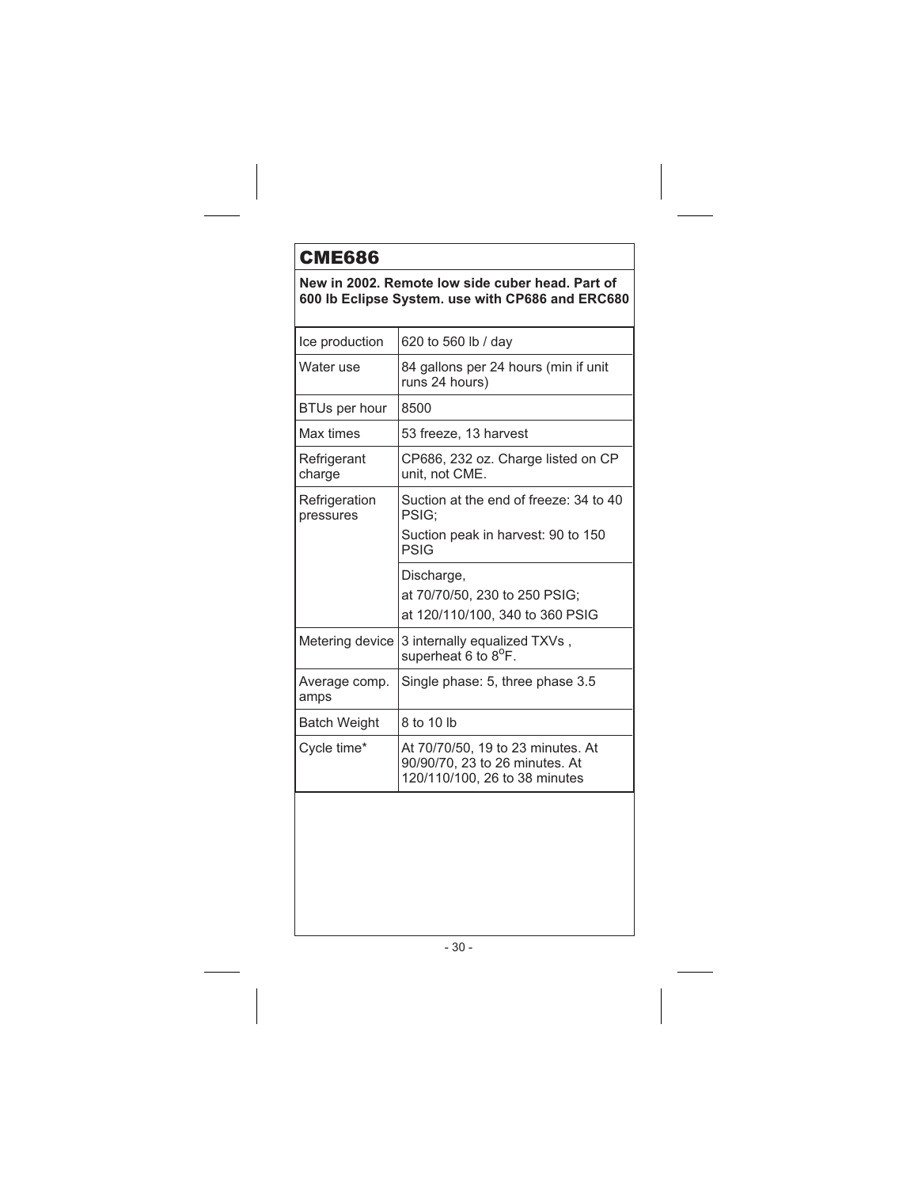## CME686

**New in 2002. Remote low side cuber head. Part of 600 lb Eclipse System. use with CP686 and ERC680**

| | |
|---|---|
| Ice production | 620 to 560 lb / day |
| Water use | 84 gallons per 24 hours (min if unit runs 24 hours) |
| BTUs per hour | 8500 |
| Max times | 53 freeze, 13 harvest |
| Refrigerant charge | CP686, 232 oz. Charge listed on CP unit, not CME. |
| Refrigeration pressures | Suction at the end of freeze: 34 to 40 PSIG;<br>Suction peak in harvest: 90 to 150 PSIG |
| | Discharge,<br>at 70/70/50, 230 to 250 PSIG;<br>at 120/110/100, 340 to 360 PSIG |
| Metering device | 3 internally equalized TXVs , superheat 6 to 8°F. |
| Average comp. amps | Single phase: 5, three phase 3.5 |
| Batch Weight | 8 to 10 lb |
| Cycle time* | At 70/70/50, 19 to 23 minutes. At 90/90/70, 23 to 26 minutes. At 120/110/100, 26 to 38 minutes |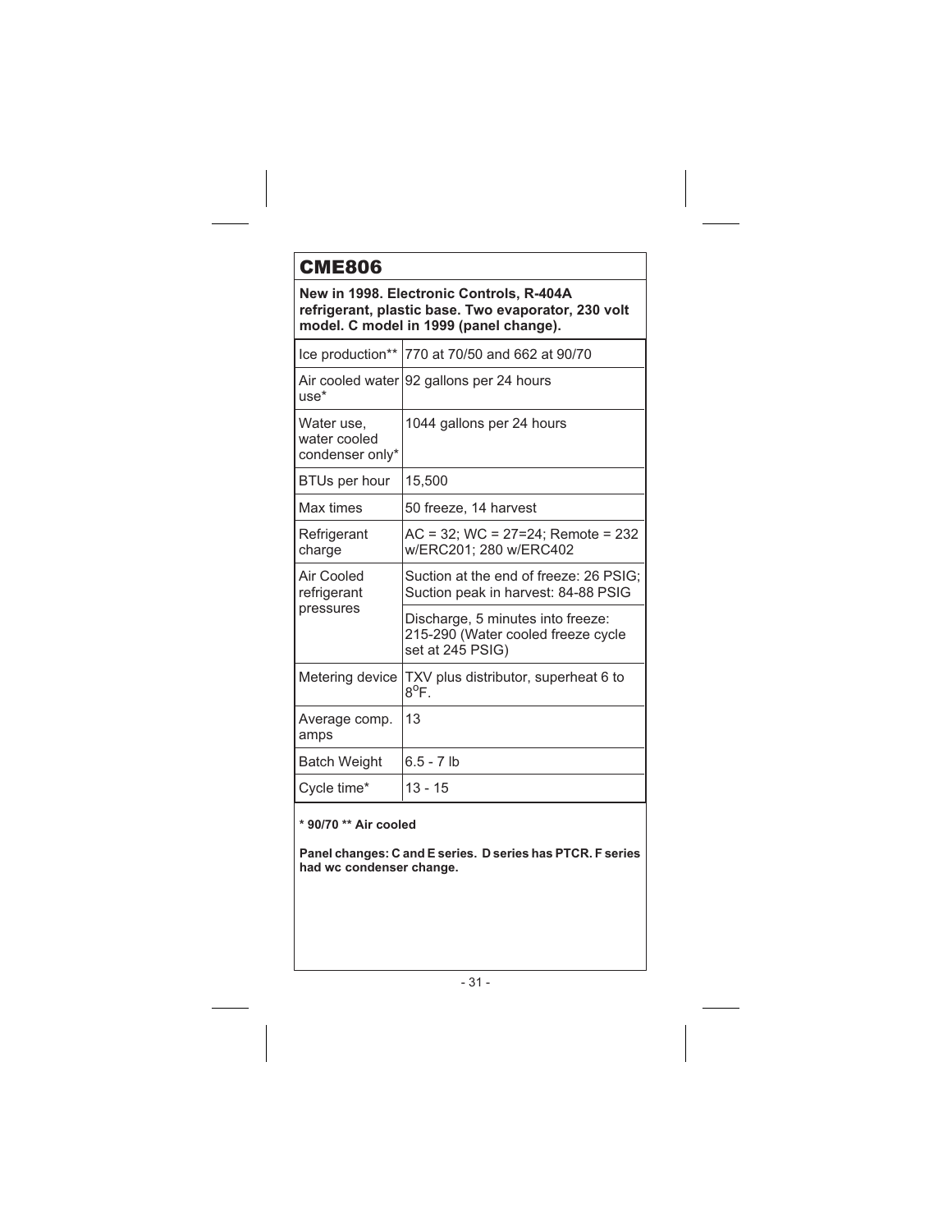## CME806

**New in 1998. Electronic Controls, R-404A refrigerant, plastic base. Two evaporator, 230 volt model. C model in 1999 (panel change).**

| | |
|---|---|
| Ice production** | 770 at 70/50 and 662 at 90/70 |
| Air cooled water use* | 92 gallons per 24 hours |
| Water use, water cooled condenser only* | 1044 gallons per 24 hours |
| BTUs per hour | 15,500 |
| Max times | 50 freeze, 14 harvest |
| Refrigerant charge | AC = 32; WC = 27=24; Remote = 232 w/ERC201; 280 w/ERC402 |
| Air Cooled refrigerant pressures | Suction at the end of freeze: 26 PSIG; Suction peak in harvest: 84-88 PSIG |
| | Discharge, 5 minutes into freeze: 215-290 (Water cooled freeze cycle set at 245 PSIG) |
| Metering device | TXV plus distributor, superheat 6 to 8°F. |
| Average comp. amps | 13 |
| Batch Weight | 6.5 - 7 lb |
| Cycle time* | 13 - 15 |

**\* 90/70 \*\* Air cooled**

**Panel changes: C and E series. D series has PTCR. F series had wc condenser change.**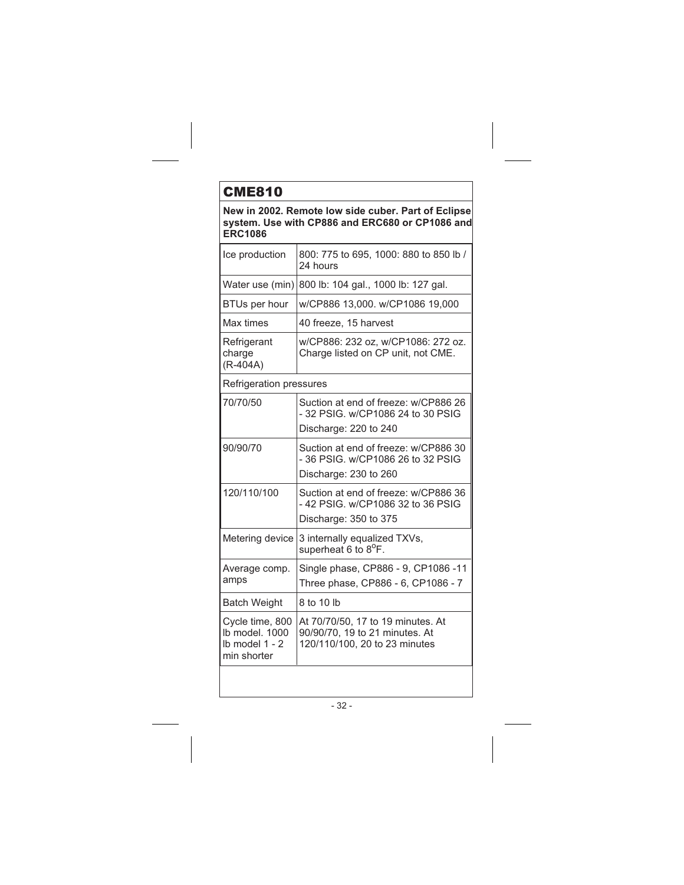## CME810

**New in 2002. Remote low side cuber. Part of Eclipse system. Use with CP886 and ERC680 or CP1086 and ERC1086**

| | |
|---|---|
| Ice production | 800: 775 to 695, 1000: 880 to 850 lb / 24 hours |
| Water use (min) | 800 lb: 104 gal., 1000 lb: 127 gal. |
| BTUs per hour | w/CP886 13,000. w/CP1086 19,000 |
| Max times | 40 freeze, 15 harvest |
| Refrigerant charge (R-404A) | w/CP886: 232 oz, w/CP1086: 272 oz. Charge listed on CP unit, not CME. |
| Refrigeration pressures | |
| 70/70/50 | Suction at end of freeze: w/CP886 26 - 32 PSIG. w/CP1086 24 to 30 PSIG<br>Discharge: 220 to 240 |
| 90/90/70 | Suction at end of freeze: w/CP886 30 - 36 PSIG. w/CP1086 26 to 32 PSIG<br>Discharge: 230 to 260 |
| 120/110/100 | Suction at end of freeze: w/CP886 36 - 42 PSIG. w/CP1086 32 to 36 PSIG<br>Discharge: 350 to 375 |
| Metering device | 3 internally equalized TXVs, superheat 6 to 8°F. |
| Average comp. amps | Single phase, CP886 - 9, CP1086 -11<br>Three phase, CP886 - 6, CP1086 - 7 |
| Batch Weight | 8 to 10 lb |
| Cycle time, 800 lb model. 1000 lb model 1 - 2 min shorter | At 70/70/50, 17 to 19 minutes. At 90/90/70, 19 to 21 minutes. At 120/110/100, 20 to 23 minutes |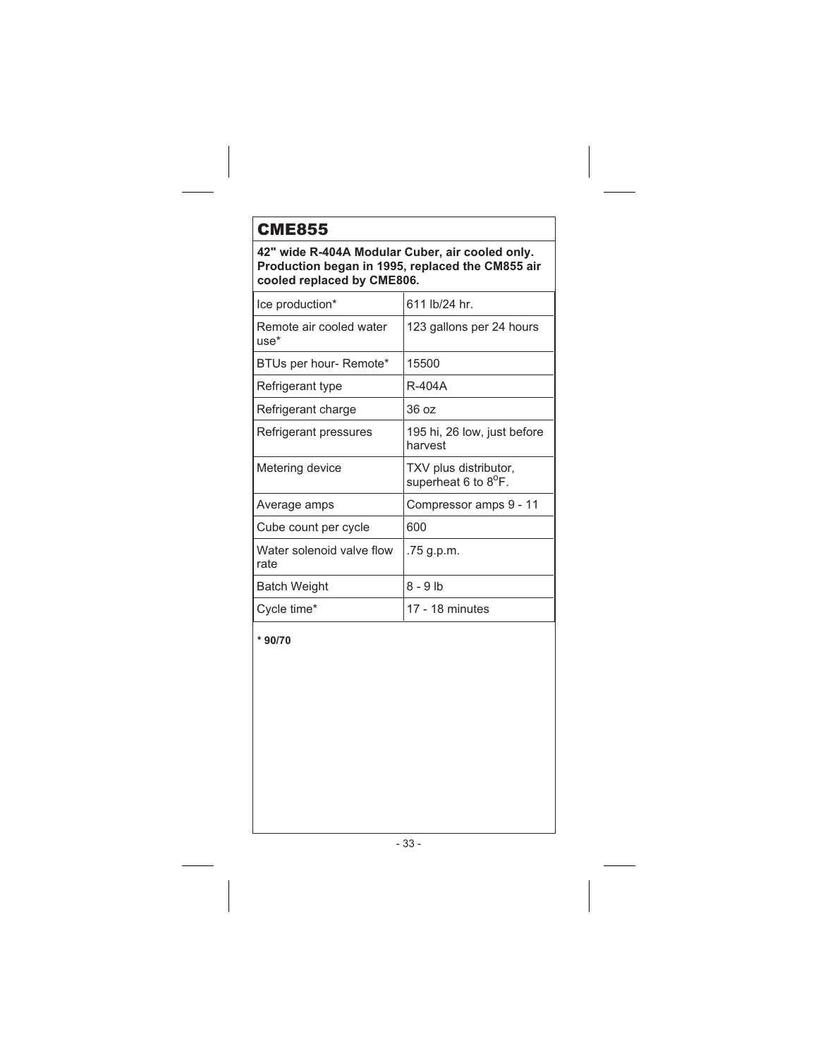# CME855

**42" wide R-404A Modular Cuber, air cooled only. Production began in 1995, replaced the CM855 air cooled replaced by CME806.**

| | |
|---|---|
| Ice production* | 611 lb/24 hr. |
| Remote air cooled water use* | 123 gallons per 24 hours |
| BTUs per hour- Remote* | 15500 |
| Refrigerant type | R-404A |
| Refrigerant charge | 36 oz |
| Refrigerant pressures | 195 hi, 26 low, just before harvest |
| Metering device | TXV plus distributor, superheat 6 to 8°F. |
| Average amps | Compressor amps 9 - 11 |
| Cube count per cycle | 600 |
| Water solenoid valve flow rate | .75 g.p.m. |
| Batch Weight | 8 - 9 lb |
| Cycle time* | 17 - 18 minutes |

**\* 90/70**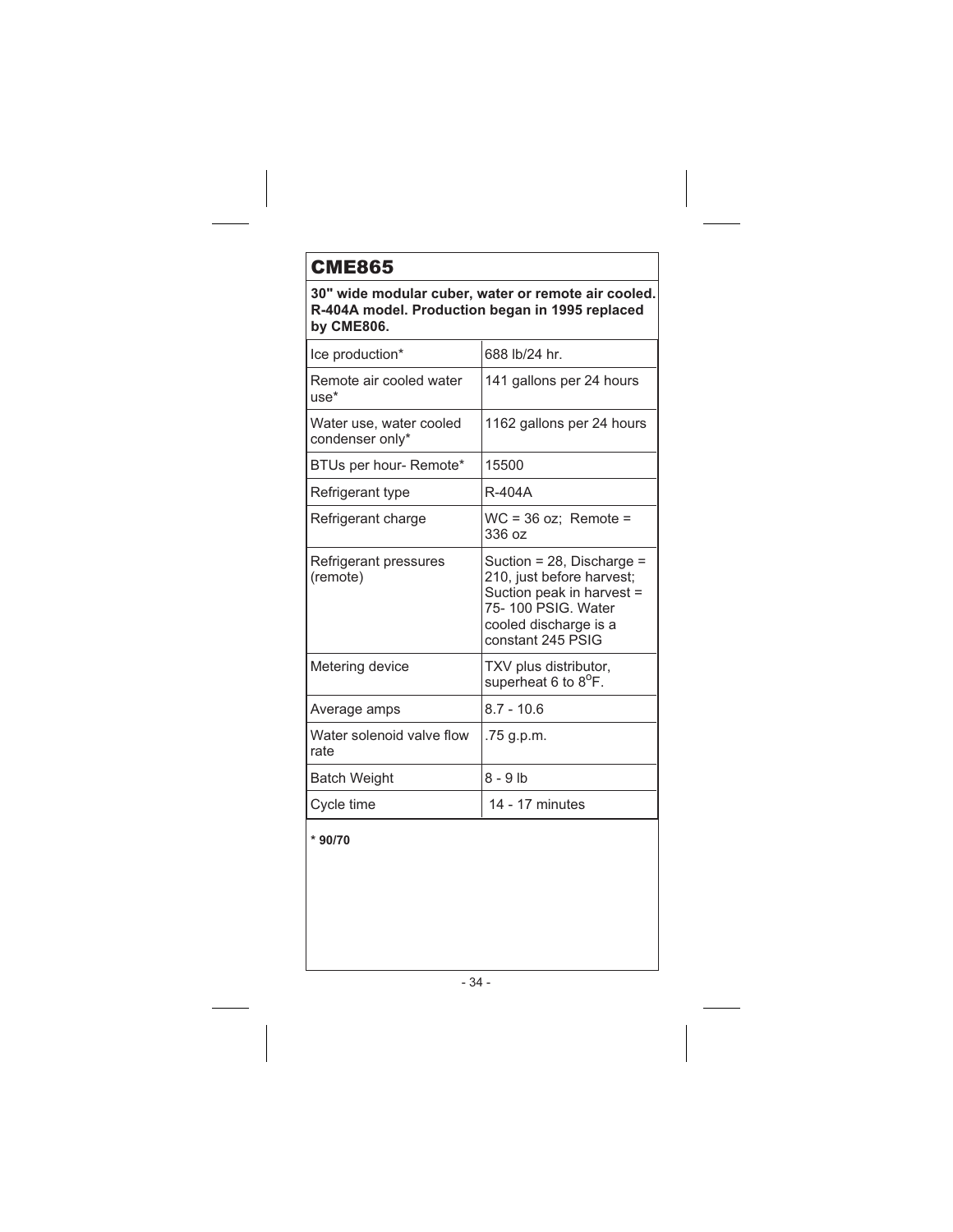# CME865

**30" wide modular cuber, water or remote air cooled. R-404A model. Production began in 1995 replaced by CME806.**

| | |
|---|---|
| Ice production* | 688 lb/24 hr. |
| Remote air cooled water use* | 141 gallons per 24 hours |
| Water use, water cooled condenser only* | 1162 gallons per 24 hours |
| BTUs per hour- Remote* | 15500 |
| Refrigerant type | R-404A |
| Refrigerant charge | WC = 36 oz; Remote = 336 oz |
| Refrigerant pressures (remote) | Suction = 28, Discharge = 210, just before harvest; Suction peak in harvest = 75- 100 PSIG. Water cooled discharge is a constant 245 PSIG |
| Metering device | TXV plus distributor, superheat 6 to 8°F. |
| Average amps | 8.7 - 10.6 |
| Water solenoid valve flow rate | .75 g.p.m. |
| Batch Weight | 8 - 9 lb |
| Cycle time | 14 - 17 minutes |

**\* 90/70**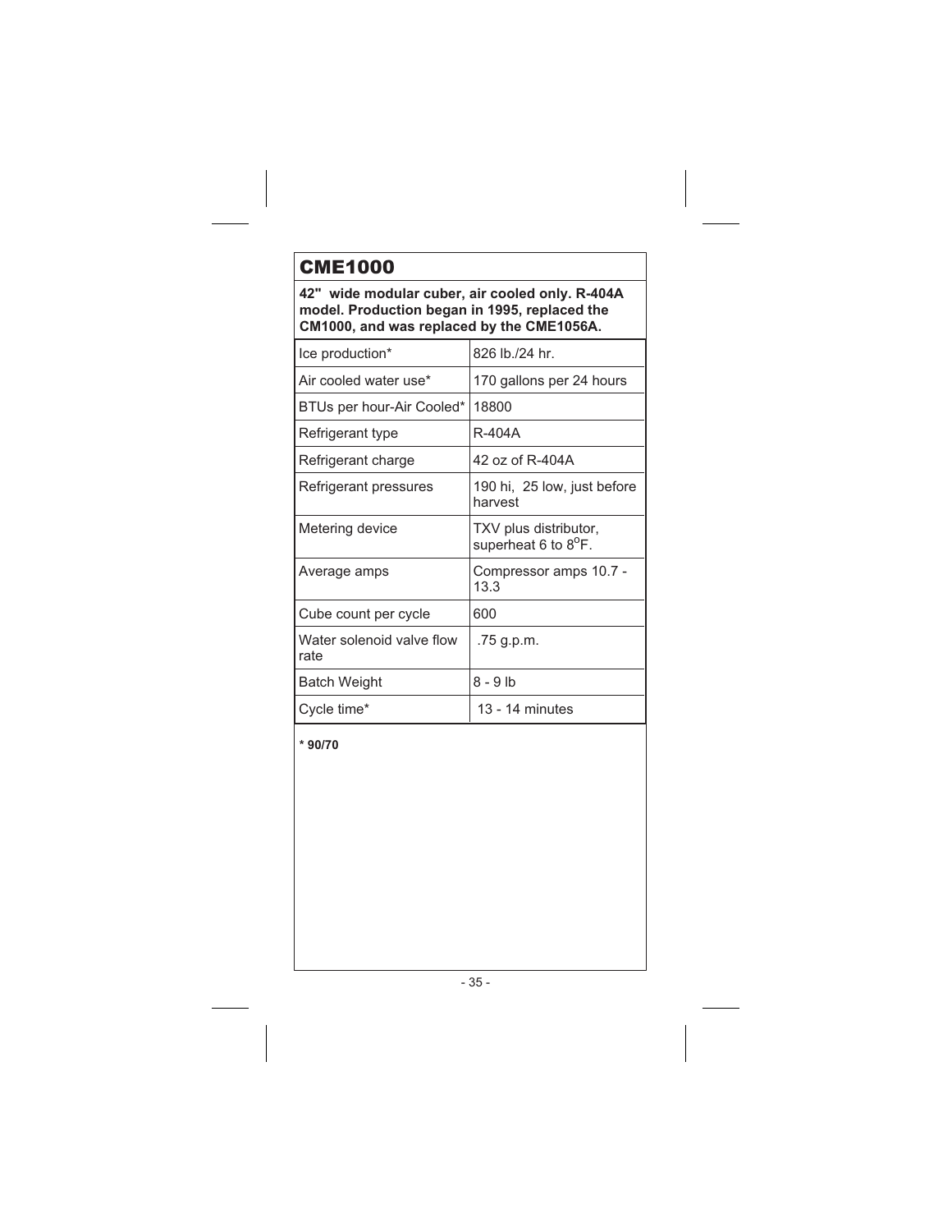# CME1000

**42" wide modular cuber, air cooled only. R-404A model. Production began in 1995, replaced the CM1000, and was replaced by the CME1056A.**

| | |
|---|---|
| Ice production* | 826 lb./24 hr. |
| Air cooled water use* | 170 gallons per 24 hours |
| BTUs per hour-Air Cooled* | 18800 |
| Refrigerant type | R-404A |
| Refrigerant charge | 42 oz of R-404A |
| Refrigerant pressures | 190 hi, 25 low, just before harvest |
| Metering device | TXV plus distributor, superheat 6 to 8°F. |
| Average amps | Compressor amps 10.7 - 13.3 |
| Cube count per cycle | 600 |
| Water solenoid valve flow rate | .75 g.p.m. |
| Batch Weight | 8 - 9 lb |
| Cycle time* | 13 - 14 minutes |

**\* 90/70**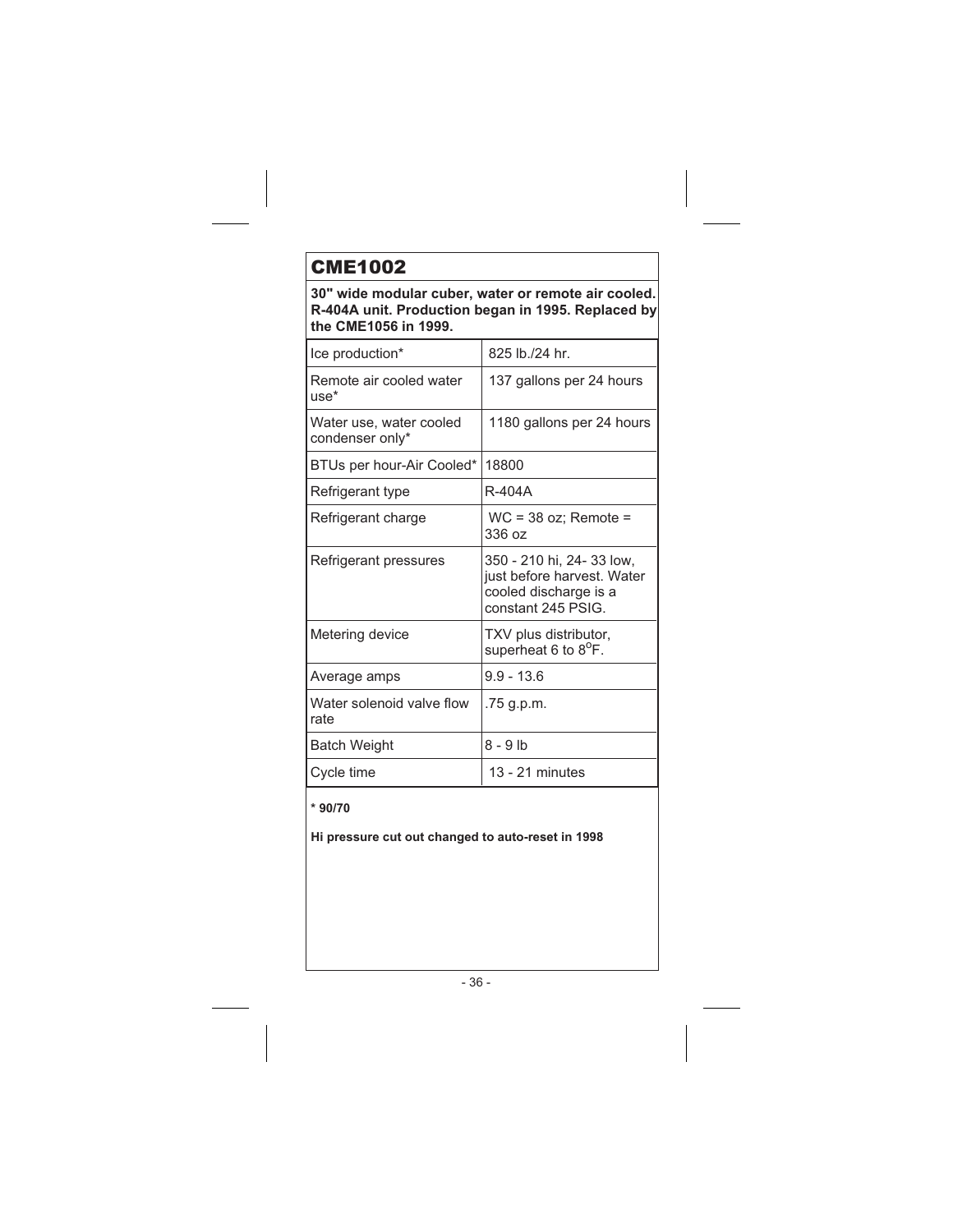# CME1002

**30" wide modular cuber, water or remote air cooled. R-404A unit. Production began in 1995. Replaced by the CME1056 in 1999.**

| | |
|---|---|
| Ice production* | 825 lb./24 hr. |
| Remote air cooled water use* | 137 gallons per 24 hours |
| Water use, water cooled condenser only* | 1180 gallons per 24 hours |
| BTUs per hour-Air Cooled* | 18800 |
| Refrigerant type | R-404A |
| Refrigerant charge | WC = 38 oz; Remote = 336 oz |
| Refrigerant pressures | 350 - 210 hi, 24- 33 low, just before harvest. Water cooled discharge is a constant 245 PSIG. |
| Metering device | TXV plus distributor, superheat 6 to 8$^{o}$F. |
| Average amps | 9.9 - 13.6 |
| Water solenoid valve flow rate | .75 g.p.m. |
| Batch Weight | 8 - 9 lb |
| Cycle time | 13 - 21 minutes |

**\* 90/70**

**Hi pressure cut out changed to auto-reset in 1998**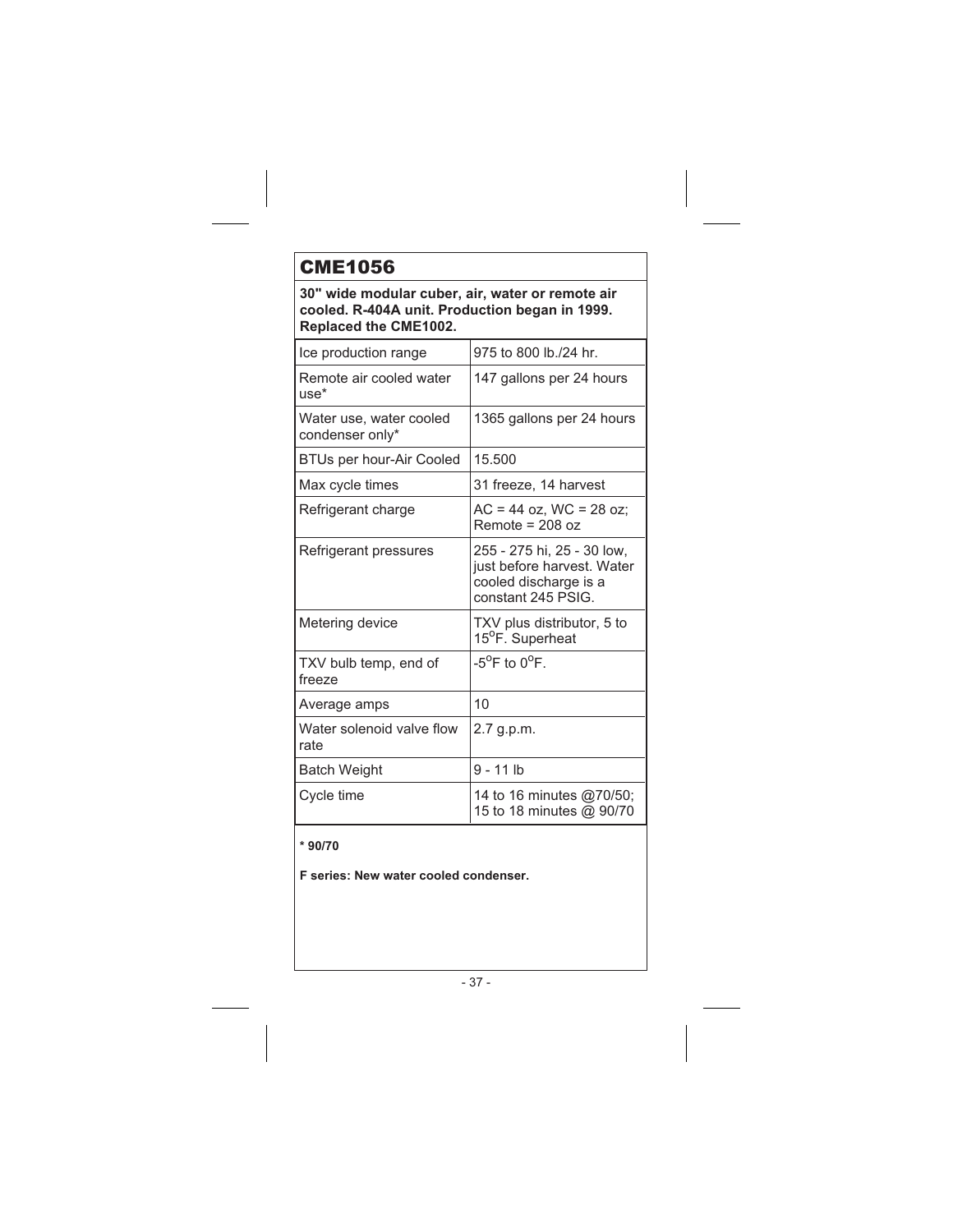# CME1056

**30" wide modular cuber, air, water or remote air cooled. R-404A unit. Production began in 1999. Replaced the CME1002.**

| | |
|---|---|
| Ice production range | 975 to 800 lb./24 hr. |
| Remote air cooled water use* | 147 gallons per 24 hours |
| Water use, water cooled condenser only* | 1365 gallons per 24 hours |
| BTUs per hour-Air Cooled | 15.500 |
| Max cycle times | 31 freeze, 14 harvest |
| Refrigerant charge | AC = 44 oz, WC = 28 oz; Remote = 208 oz |
| Refrigerant pressures | 255 - 275 hi, 25 - 30 low, just before harvest. Water cooled discharge is a constant 245 PSIG. |
| Metering device | TXV plus distributor, 5 to 15$^{o}$F. Superheat |
| TXV bulb temp, end of freeze | -5$^{o}$F to 0$^{o}$F. |
| Average amps | 10 |
| Water solenoid valve flow rate | 2.7 g.p.m. |
| Batch Weight | 9 - 11 lb |
| Cycle time | 14 to 16 minutes @70/50; 15 to 18 minutes @ 90/70 |

**\* 90/70**

**F series: New water cooled condenser.**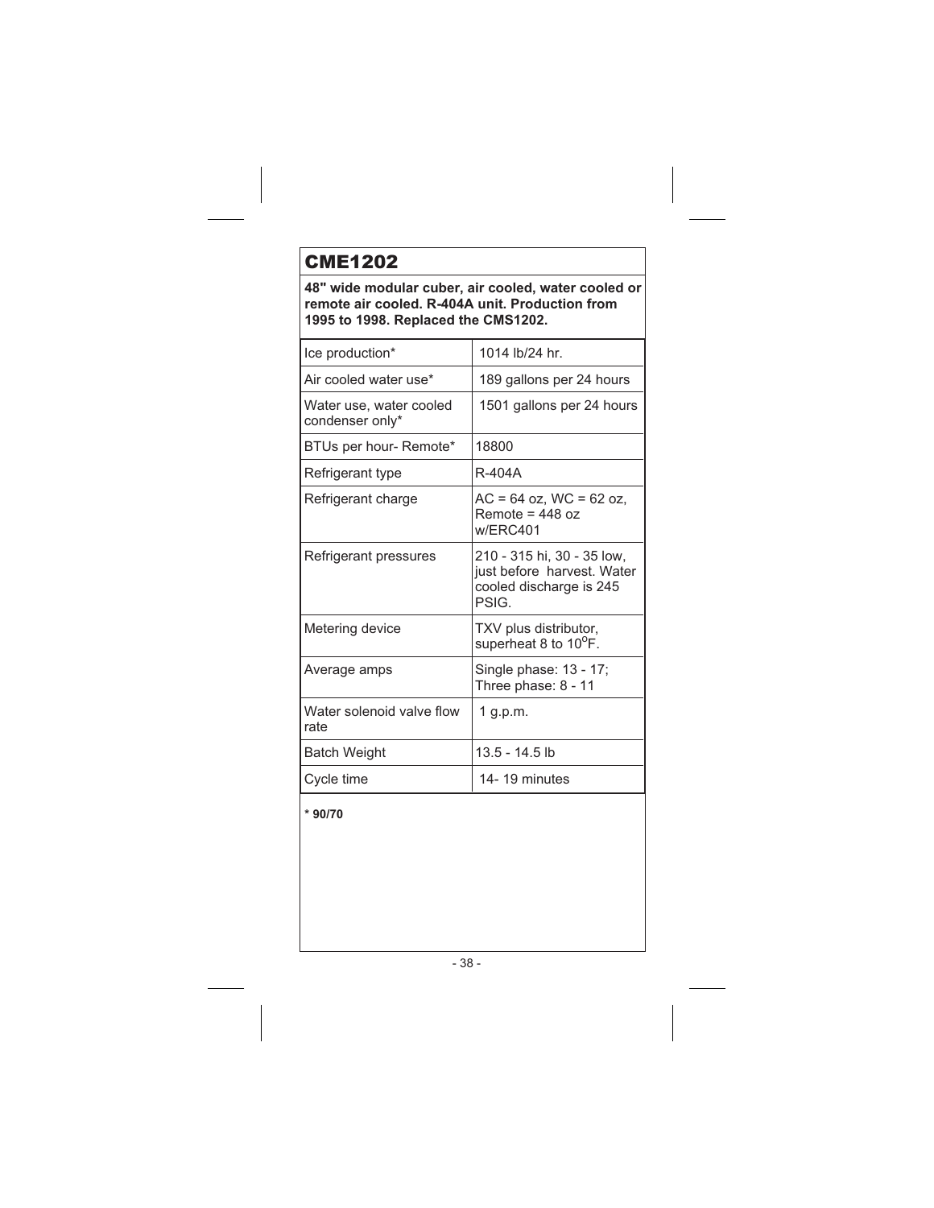## CME1202

**48" wide modular cuber, air cooled, water cooled or remote air cooled. R-404A unit. Production from 1995 to 1998. Replaced the CMS1202.**

| | |
|---|---|
| Ice production* | 1014 lb/24 hr. |
| Air cooled water use* | 189 gallons per 24 hours |
| Water use, water cooled condenser only* | 1501 gallons per 24 hours |
| BTUs per hour- Remote* | 18800 |
| Refrigerant type | R-404A |
| Refrigerant charge | AC = 64 oz, WC = 62 oz, Remote = 448 oz w/ERC401 |
| Refrigerant pressures | 210 - 315 hi, 30 - 35 low, just before harvest. Water cooled discharge is 245 PSIG. |
| Metering device | TXV plus distributor, superheat 8 to 10°F. |
| Average amps | Single phase: 13 - 17; Three phase: 8 - 11 |
| Water solenoid valve flow rate | 1 g.p.m. |
| Batch Weight | 13.5 - 14.5 lb |
| Cycle time | 14- 19 minutes |

**\* 90/70**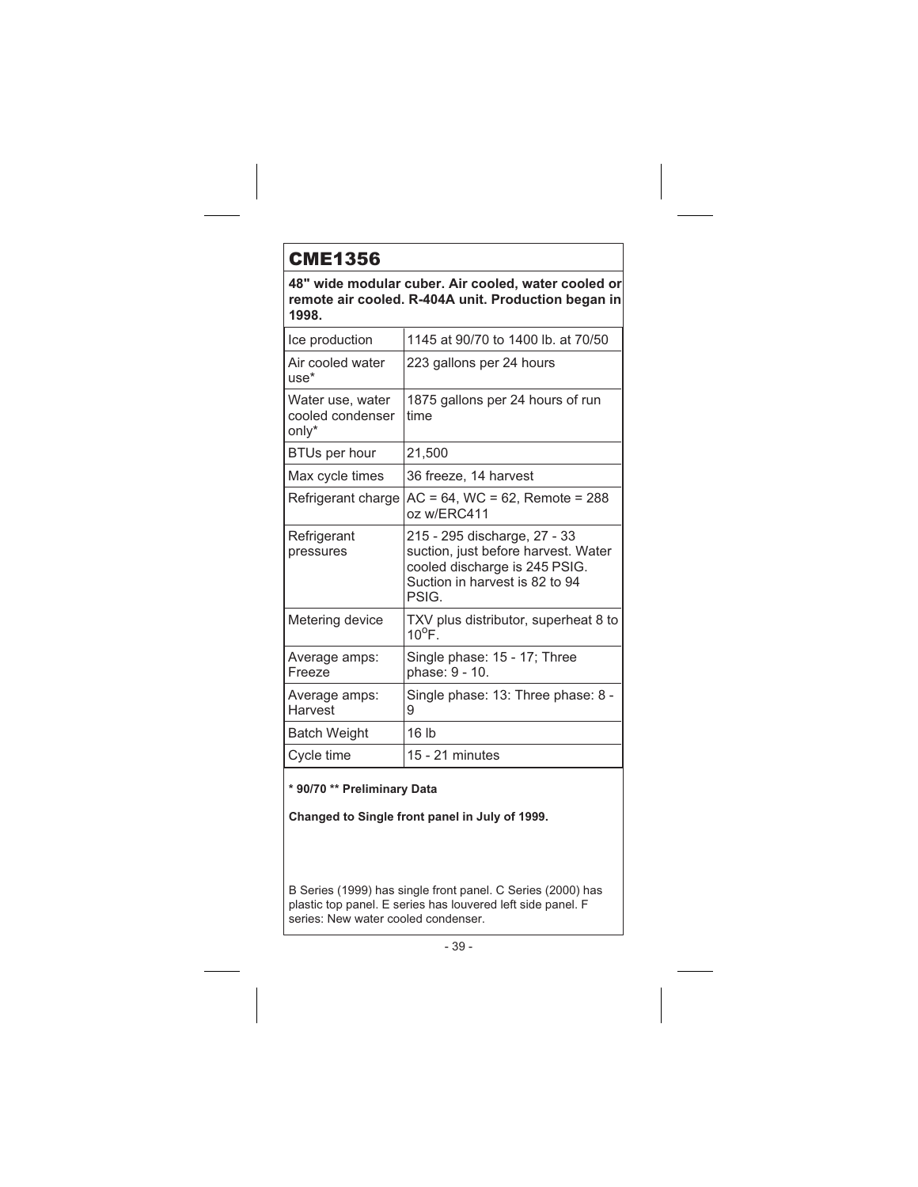# CME1356

**48" wide modular cuber. Air cooled, water cooled or remote air cooled. R-404A unit. Production began in 1998.**

| | |
|---|---|
| Ice production | 1145 at 90/70 to 1400 lb. at 70/50 |
| Air cooled water use* | 223 gallons per 24 hours |
| Water use, water cooled condenser only* | 1875 gallons per 24 hours of run time |
| BTUs per hour | 21,500 |
| Max cycle times | 36 freeze, 14 harvest |
| Refrigerant charge | AC = 64, WC = 62, Remote = 288 oz w/ERC411 |
| Refrigerant pressures | 215 - 295 discharge, 27 - 33 suction, just before harvest. Water cooled discharge is 245 PSIG. Suction in harvest is 82 to 94 PSIG. |
| Metering device | TXV plus distributor, superheat 8 to $10^{o}$F. |
| Average amps: Freeze | Single phase: 15 - 17; Three phase: 9 - 10. |
| Average amps: Harvest | Single phase: 13: Three phase: 8 - 9 |
| Batch Weight | 16 lb |
| Cycle time | 15 - 21 minutes |

**\* 90/70 \*\* Preliminary Data**

**Changed to Single front panel in July of 1999.**

B Series (1999) has single front panel. C Series (2000) has plastic top panel. E series has louvered left side panel. F series: New water cooled condenser.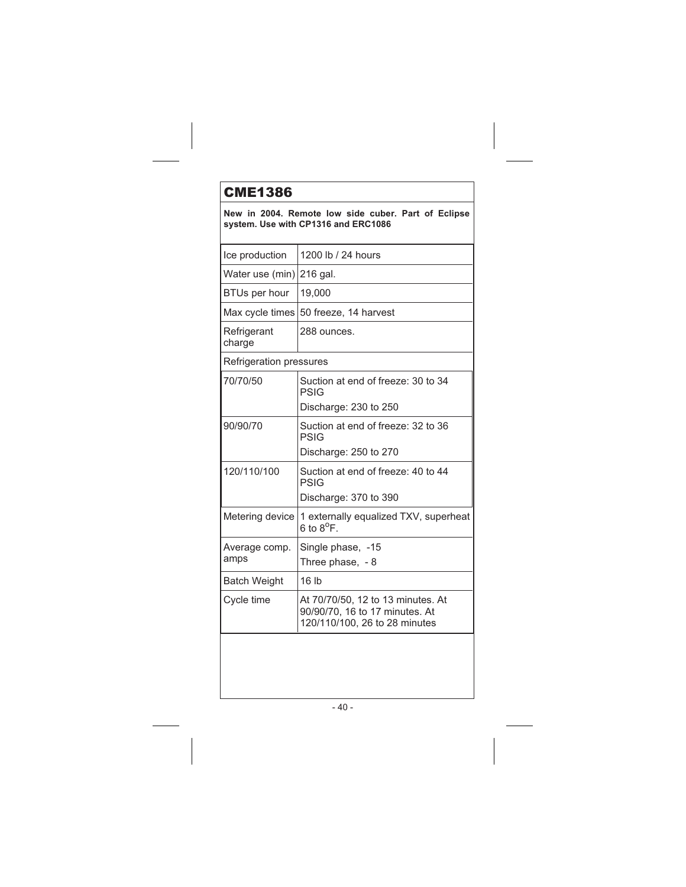# CME1386

**New in 2004. Remote low side cuber. Part of Eclipse system. Use with CP1316 and ERC1086**

| | |
|---|---|
| Ice production | 1200 lb / 24 hours |
| Water use (min) | 216 gal. |
| BTUs per hour | 19,000 |
| Max cycle times | 50 freeze, 14 harvest |
| Refrigerant charge | 288 ounces. |
| Refrigeration pressures | |
| 70/70/50 | Suction at end of freeze: 30 to 34 PSIG<br>Discharge: 230 to 250 |
| 90/90/70 | Suction at end of freeze: 32 to 36 PSIG<br>Discharge: 250 to 270 |
| 120/110/100 | Suction at end of freeze: 40 to 44 PSIG<br>Discharge: 370 to 390 |
| Metering device | 1 externally equalized TXV, superheat 6 to 8°F. |
| Average comp. amps | Single phase, -15<br>Three phase, - 8 |
| Batch Weight | 16 lb |
| Cycle time | At 70/70/50, 12 to 13 minutes. At 90/90/70, 16 to 17 minutes. At 120/110/100, 26 to 28 minutes |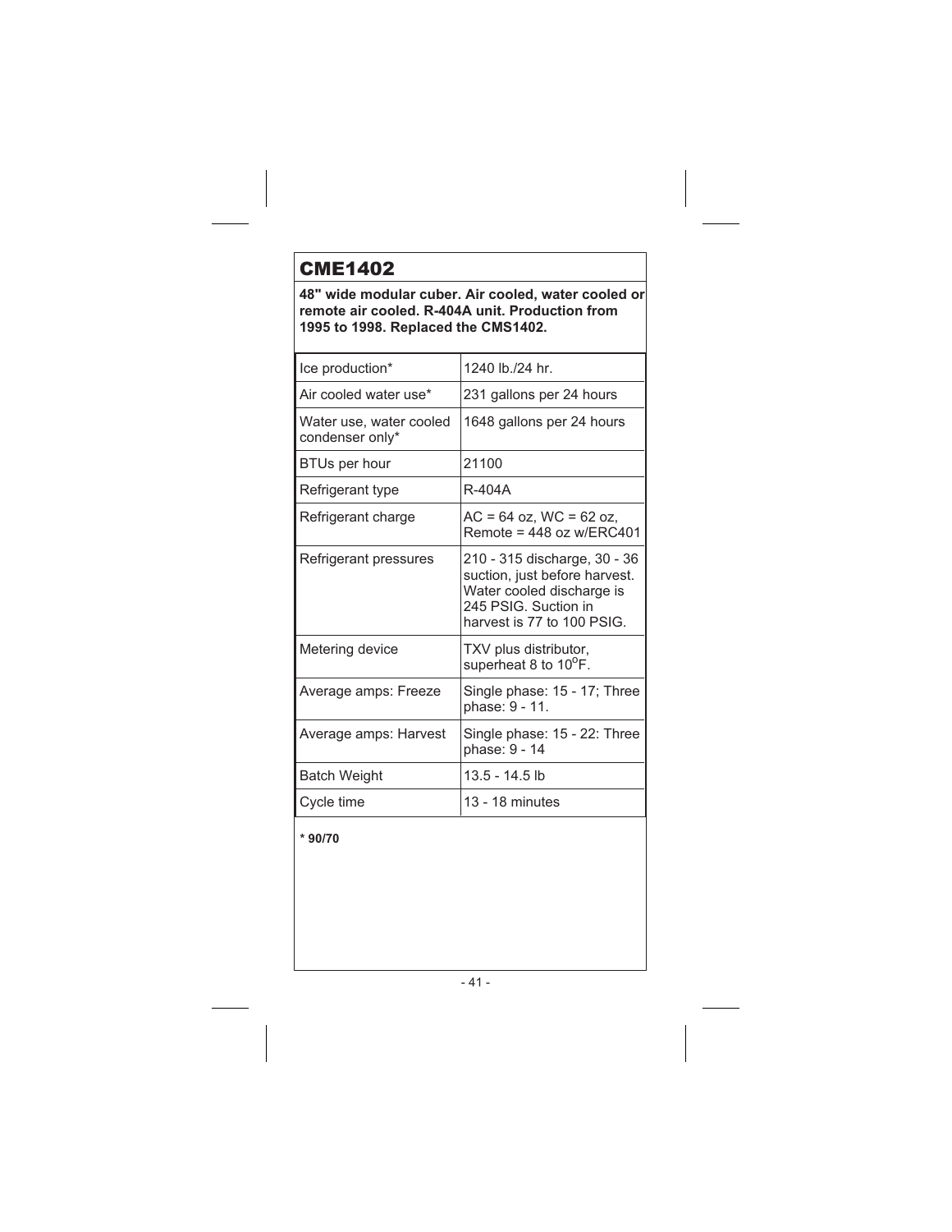# CME1402

**48" wide modular cuber. Air cooled, water cooled or remote air cooled. R-404A unit. Production from 1995 to 1998. Replaced the CMS1402.**

| | |
|---|---|
| Ice production* | 1240 lb./24 hr. |
| Air cooled water use* | 231 gallons per 24 hours |
| Water use, water cooled condenser only* | 1648 gallons per 24 hours |
| BTUs per hour | 21100 |
| Refrigerant type | R-404A |
| Refrigerant charge | AC = 64 oz, WC = 62 oz, Remote = 448 oz w/ERC401 |
| Refrigerant pressures | 210 - 315 discharge, 30 - 36 suction, just before harvest. Water cooled discharge is 245 PSIG. Suction in harvest is 77 to 100 PSIG. |
| Metering device | TXV plus distributor, superheat 8 to 10$^{o}$F. |
| Average amps: Freeze | Single phase: 15 - 17; Three phase: 9 - 11. |
| Average amps: Harvest | Single phase: 15 - 22: Three phase: 9 - 14 |
| Batch Weight | 13.5 - 14.5 lb |
| Cycle time | 13 - 18 minutes |

**\* 90/70**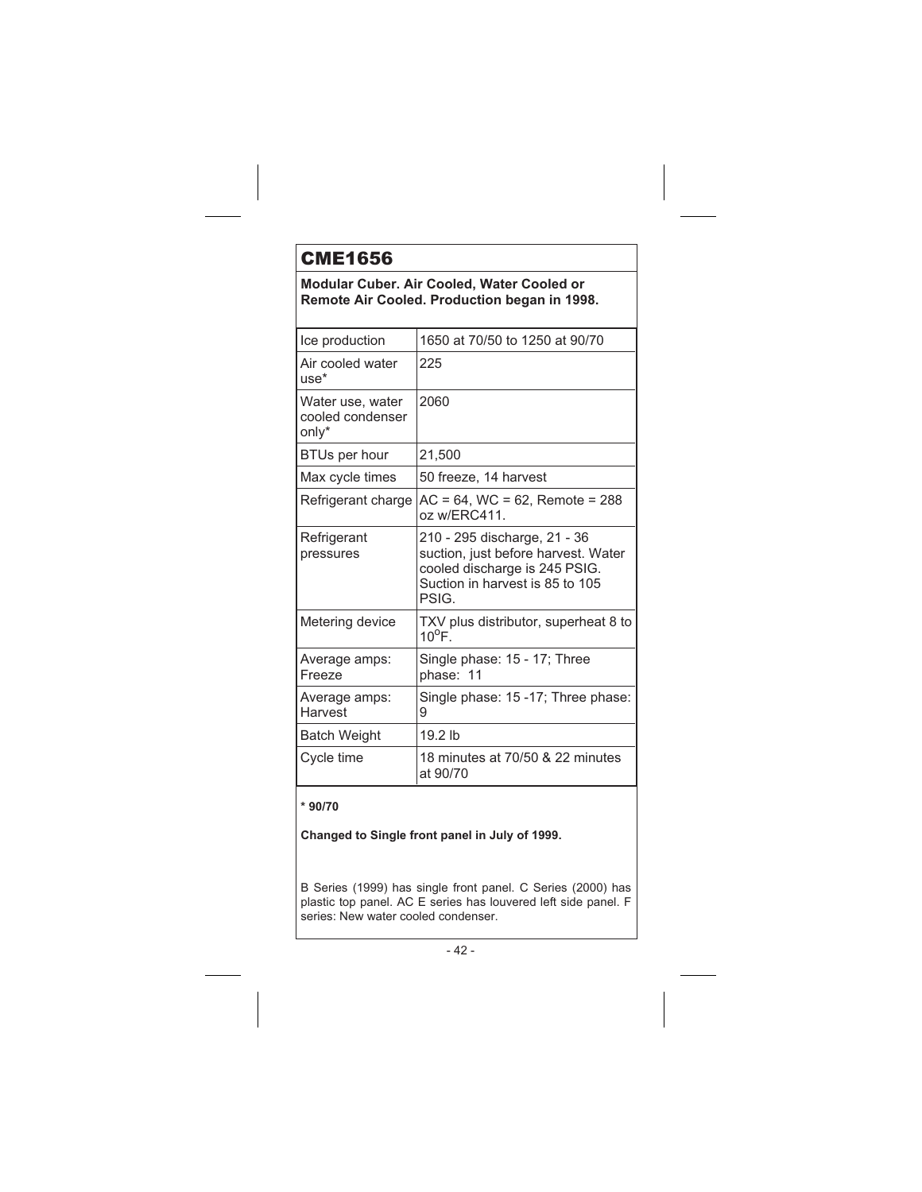# CME1656

**Modular Cuber. Air Cooled, Water Cooled or Remote Air Cooled. Production began in 1998.**

| | |
|---|---|
| Ice production | 1650 at 70/50 to 1250 at 90/70 |
| Air cooled water use* | 225 |
| Water use, water cooled condenser only* | 2060 |
| BTUs per hour | 21,500 |
| Max cycle times | 50 freeze, 14 harvest |
| Refrigerant charge | AC = 64, WC = 62, Remote = 288 oz w/ERC411. |
| Refrigerant pressures | 210 - 295 discharge, 21 - 36 suction, just before harvest. Water cooled discharge is 245 PSIG. Suction in harvest is 85 to 105 PSIG. |
| Metering device | TXV plus distributor, superheat 8 to $10^{o}$F. |
| Average amps: Freeze | Single phase: 15 - 17; Three phase: 11 |
| Average amps: Harvest | Single phase: 15 -17; Three phase: 9 |
| Batch Weight | 19.2 lb |
| Cycle time | 18 minutes at 70/50 & 22 minutes at 90/70 |

**\* 90/70**

**Changed to Single front panel in July of 1999.**

B Series (1999) has single front panel. C Series (2000) has plastic top panel. AC E series has louvered left side panel. F series: New water cooled condenser.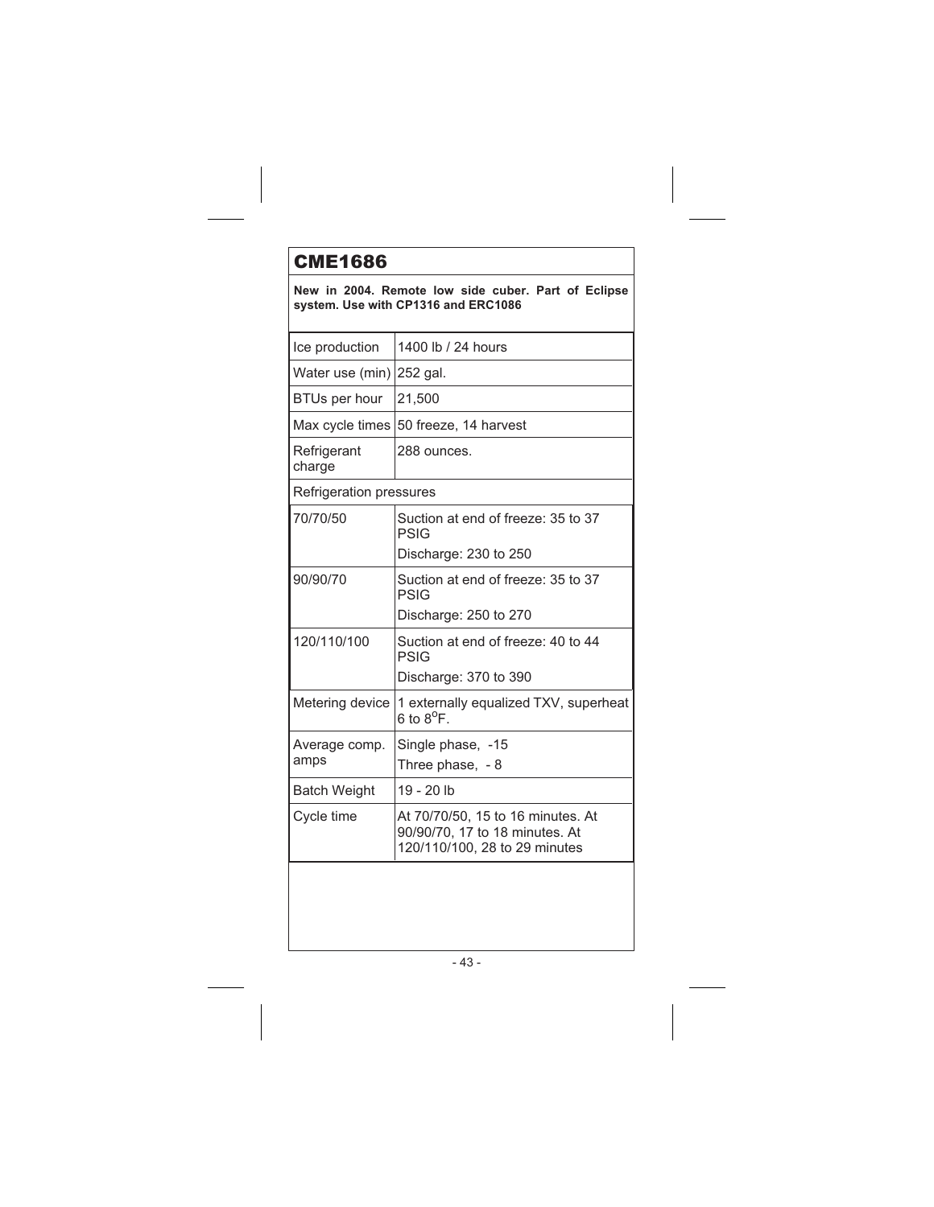## CME1686

**New in 2004. Remote low side cuber. Part of Eclipse system. Use with CP1316 and ERC1086**

| | |
|---|---|
| Ice production | 1400 lb / 24 hours |
| Water use (min) | 252 gal. |
| BTUs per hour | 21,500 |
| Max cycle times | 50 freeze, 14 harvest |
| Refrigerant charge | 288 ounces. |
| Refrigeration pressures | |
| 70/70/50 | Suction at end of freeze: 35 to 37 PSIG<br>Discharge: 230 to 250 |
| 90/90/70 | Suction at end of freeze: 35 to 37 PSIG<br>Discharge: 250 to 270 |
| 120/110/100 | Suction at end of freeze: 40 to 44 PSIG<br>Discharge: 370 to 390 |
| Metering device | 1 externally equalized TXV, superheat 6 to 8°F. |
| Average comp. amps | Single phase, -15<br>Three phase, - 8 |
| Batch Weight | 19 - 20 lb |
| Cycle time | At 70/70/50, 15 to 16 minutes. At 90/90/70, 17 to 18 minutes. At 120/110/100, 28 to 29 minutes |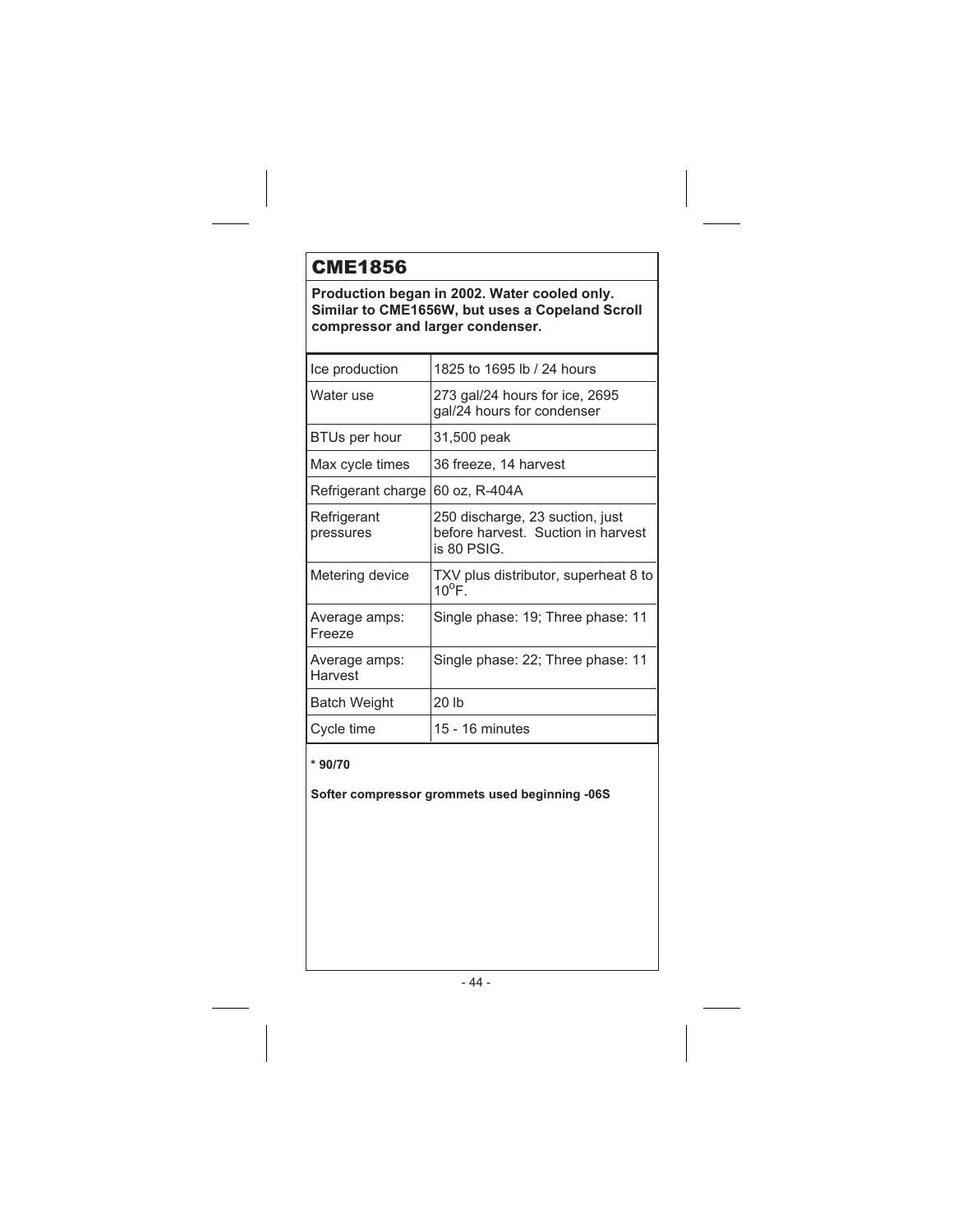## CME1856

**Production began in 2002. Water cooled only. Similar to CME1656W, but uses a Copeland Scroll compressor and larger condenser.**

| | |
|---|---|
| Ice production | 1825 to 1695 lb / 24 hours |
| Water use | 273 gal/24 hours for ice, 2695 gal/24 hours for condenser |
| BTUs per hour | 31,500 peak |
| Max cycle times | 36 freeze, 14 harvest |
| Refrigerant charge | 60 oz, R-404A |
| Refrigerant pressures | 250 discharge, 23 suction, just before harvest. Suction in harvest is 80 PSIG. |
| Metering device | TXV plus distributor, superheat 8 to 10°F. |
| Average amps: Freeze | Single phase: 19; Three phase: 11 |
| Average amps: Harvest | Single phase: 22; Three phase: 11 |
| Batch Weight | 20 lb |
| Cycle time | 15 - 16 minutes |

**\* 90/70**

**Softer compressor grommets used beginning -06S**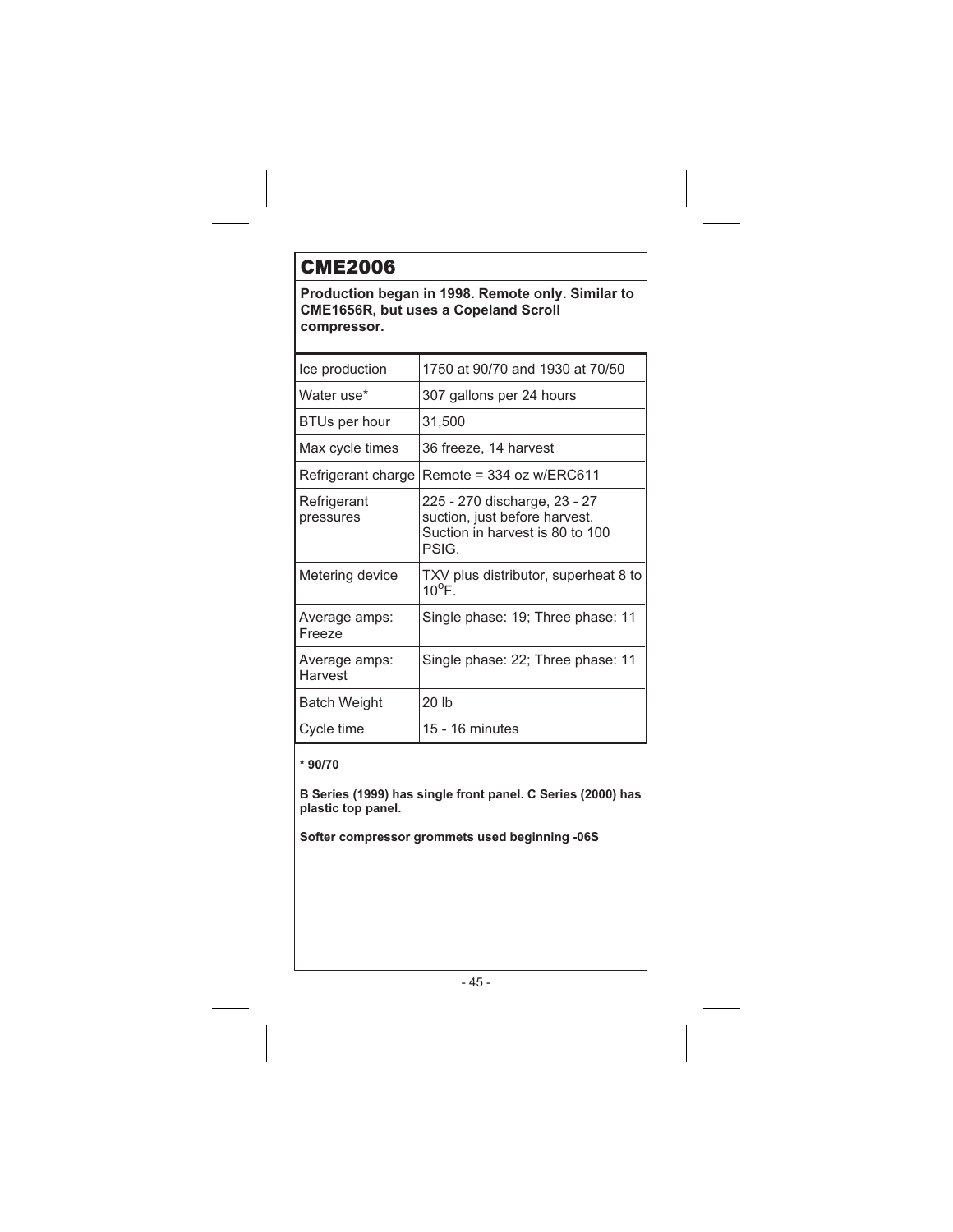## CME2006

**Production began in 1998. Remote only. Similar to CME1656R, but uses a Copeland Scroll compressor.**

| | |
|---|---|
| Ice production | 1750 at 90/70 and 1930 at 70/50 |
| Water use* | 307 gallons per 24 hours |
| BTUs per hour | 31,500 |
| Max cycle times | 36 freeze, 14 harvest |
| Refrigerant charge | Remote = 334 oz w/ERC611 |
| Refrigerant pressures | 225 - 270 discharge, 23 - 27 suction, just before harvest. Suction in harvest is 80 to 100 PSIG. |
| Metering device | TXV plus distributor, superheat 8 to $10^{o}$F. |
| Average amps: Freeze | Single phase: 19; Three phase: 11 |
| Average amps: Harvest | Single phase: 22; Three phase: 11 |
| Batch Weight | 20 lb |
| Cycle time | 15 - 16 minutes |

**\* 90/70**

**B Series (1999) has single front panel. C Series (2000) has plastic top panel.**

**Softer compressor grommets used beginning -06S**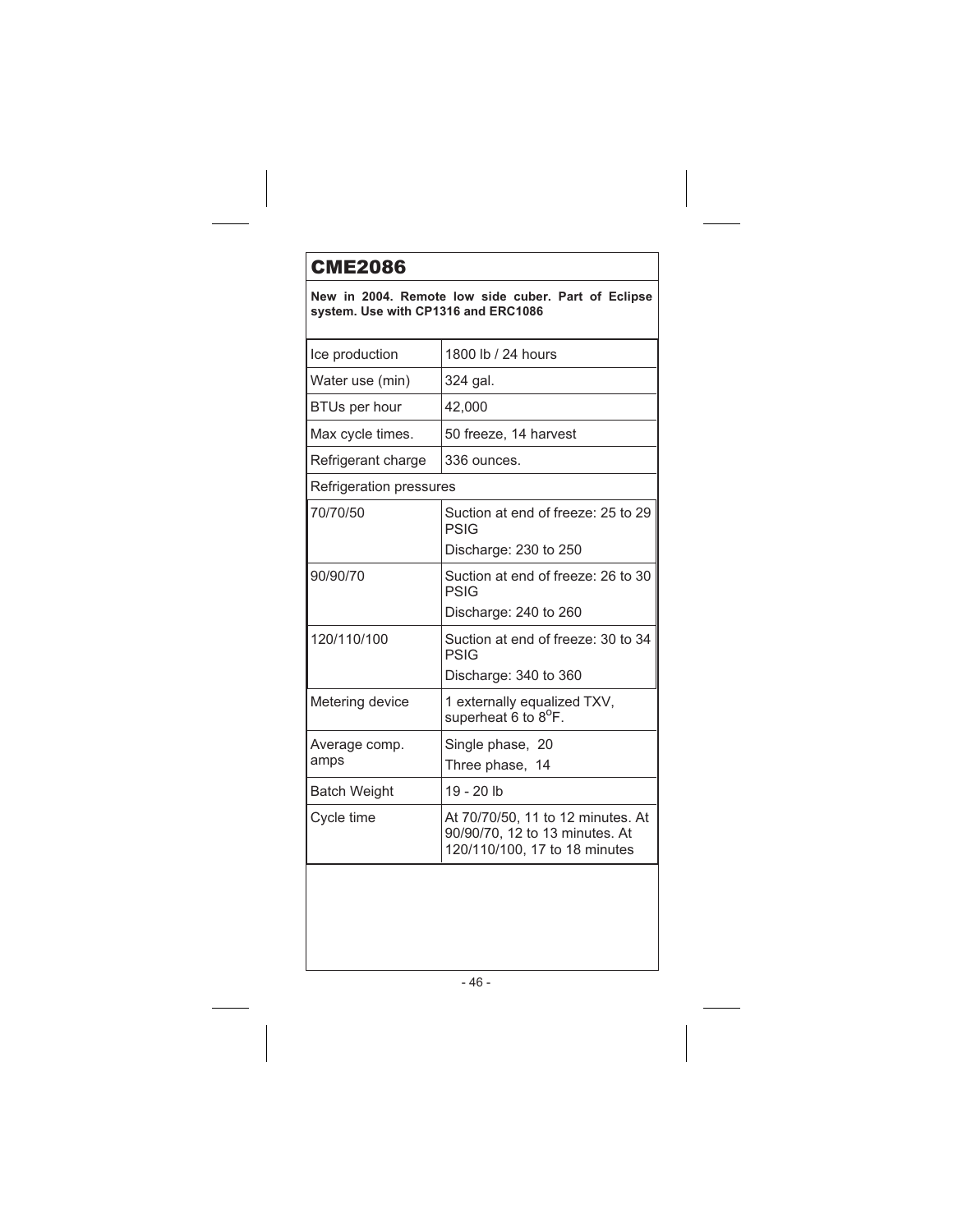# CME2086

**New in 2004. Remote low side cuber. Part of Eclipse system. Use with CP1316 and ERC1086**

| | |
|---|---|
| Ice production | 1800 lb / 24 hours |
| Water use (min) | 324 gal. |
| BTUs per hour | 42,000 |
| Max cycle times. | 50 freeze, 14 harvest |
| Refrigerant charge | 336 ounces. |
| Refrigeration pressures | |
| 70/70/50 | Suction at end of freeze: 25 to 29 PSIG<br>Discharge: 230 to 250 |
| 90/90/70 | Suction at end of freeze: 26 to 30 PSIG<br>Discharge: 240 to 260 |
| 120/110/100 | Suction at end of freeze: 30 to 34 PSIG<br>Discharge: 340 to 360 |
| Metering device | 1 externally equalized TXV, superheat 6 to 8$^{o}$F. |
| Average comp. amps | Single phase, 20<br>Three phase, 14 |
| Batch Weight | 19 - 20 lb |
| Cycle time | At 70/70/50, 11 to 12 minutes. At 90/90/70, 12 to 13 minutes. At 120/110/100, 17 to 18 minutes |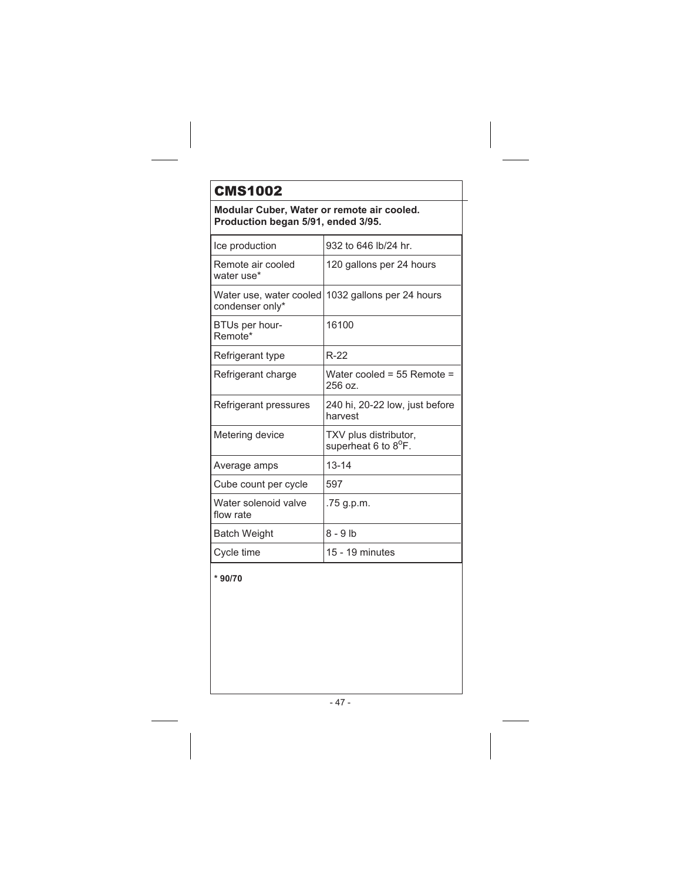# CMS1002

**Modular Cuber, Water or remote air cooled.**
**Production began 5/91, ended 3/95.**

| | |
|---|---|
| Ice production | 932 to 646 lb/24 hr. |
| Remote air cooled water use* | 120 gallons per 24 hours |
| Water use, water cooled condenser only* | 1032 gallons per 24 hours |
| BTUs per hour- Remote* | 16100 |
| Refrigerant type | R-22 |
| Refrigerant charge | Water cooled = 55 Remote = 256 oz. |
| Refrigerant pressures | 240 hi, 20-22 low, just before harvest |
| Metering device | TXV plus distributor, superheat 6 to 8$^{o}$F. |
| Average amps | 13-14 |
| Cube count per cycle | 597 |
| Water solenoid valve flow rate | .75 g.p.m. |
| Batch Weight | 8 - 9 lb |
| Cycle time | 15 - 19 minutes |

**\* 90/70**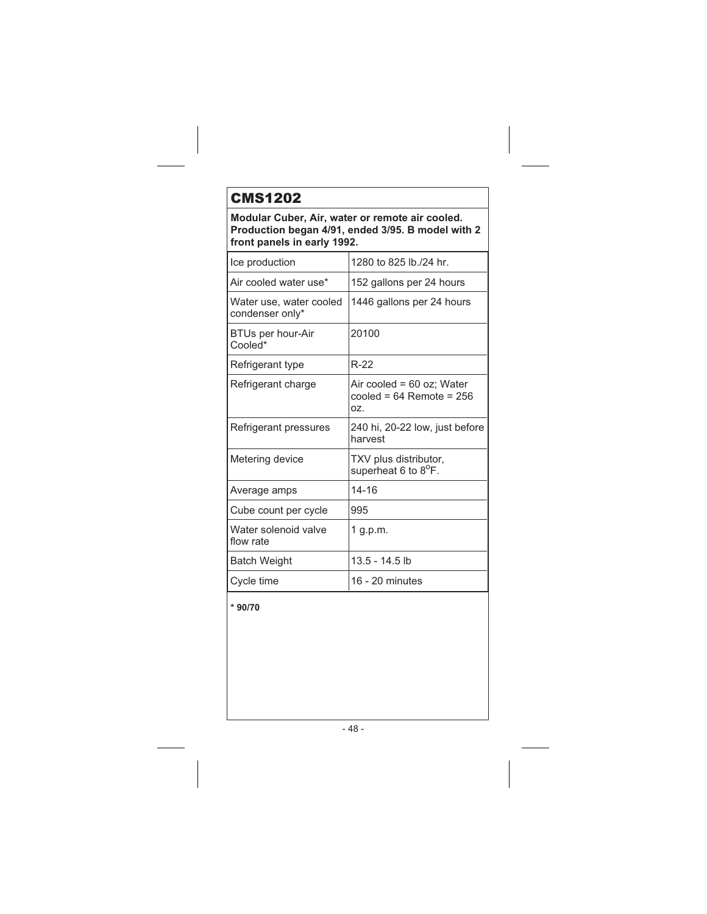# CMS1202

**Modular Cuber, Air, water or remote air cooled. Production began 4/91, ended 3/95. B model with 2 front panels in early 1992.**

| | |
|---|---|
| Ice production | 1280 to 825 lb./24 hr. |
| Air cooled water use* | 152 gallons per 24 hours |
| Water use, water cooled condenser only* | 1446 gallons per 24 hours |
| BTUs per hour-Air Cooled* | 20100 |
| Refrigerant type | R-22 |
| Refrigerant charge | Air cooled = 60 oz; Water cooled = 64 Remote = 256 oz. |
| Refrigerant pressures | 240 hi, 20-22 low, just before harvest |
| Metering device | TXV plus distributor, superheat 6 to 8$^{o}$F. |
| Average amps | 14-16 |
| Cube count per cycle | 995 |
| Water solenoid valve flow rate | 1 g.p.m. |
| Batch Weight | 13.5 - 14.5 lb |
| Cycle time | 16 - 20 minutes |

**\* 90/70**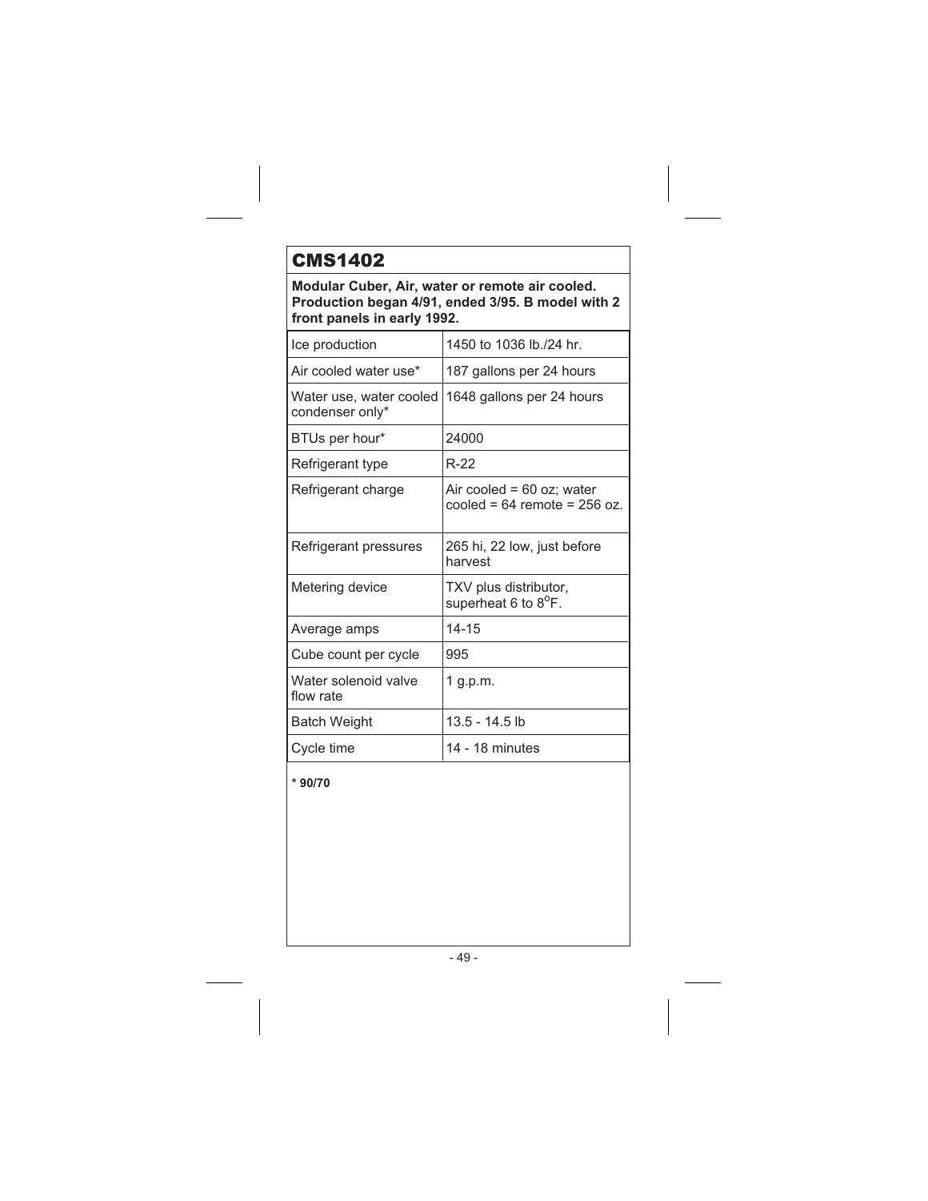# CMS1402

**Modular Cuber, Air, water or remote air cooled. Production began 4/91, ended 3/95. B model with 2 front panels in early 1992.**

| | |
|---|---|
| Ice production | 1450 to 1036 lb./24 hr. |
| Air cooled water use* | 187 gallons per 24 hours |
| Water use, water cooled condenser only* | 1648 gallons per 24 hours |
| BTUs per hour* | 24000 |
| Refrigerant type | R-22 |
| Refrigerant charge | Air cooled = 60 oz; water cooled = 64 remote = 256 oz. |
| Refrigerant pressures | 265 hi, 22 low, just before harvest |
| Metering device | TXV plus distributor, superheat 6 to 8°F. |
| Average amps | 14-15 |
| Cube count per cycle | 995 |
| Water solenoid valve flow rate | 1 g.p.m. |
| Batch Weight | 13.5 - 14.5 lb |
| Cycle time | 14 - 18 minutes |

**\* 90/70**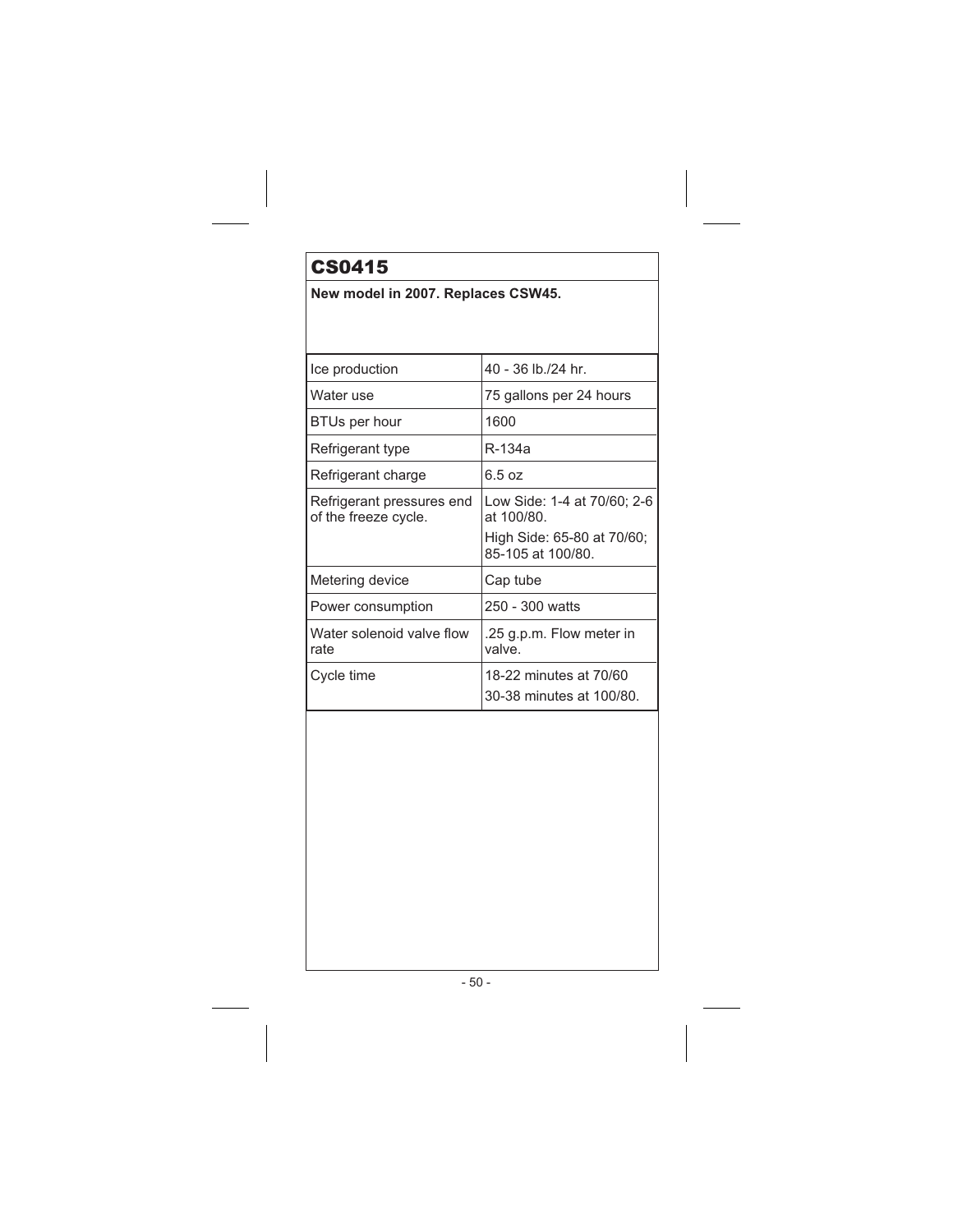# CS0415

**New model in 2007. Replaces CSW45.**

| | |
|---|---|
| Ice production | 40 - 36 lb./24 hr. |
| Water use | 75 gallons per 24 hours |
| BTUs per hour | 1600 |
| Refrigerant type | R-134a |
| Refrigerant charge | 6.5 oz |
| Refrigerant pressures end of the freeze cycle. | Low Side: 1-4 at 70/60; 2-6 at 100/80.<br>High Side: 65-80 at 70/60; 85-105 at 100/80. |
| Metering device | Cap tube |
| Power consumption | 250 - 300 watts |
| Water solenoid valve flow rate | .25 g.p.m. Flow meter in valve. |
| Cycle time | 18-22 minutes at 70/60<br>30-38 minutes at 100/80. |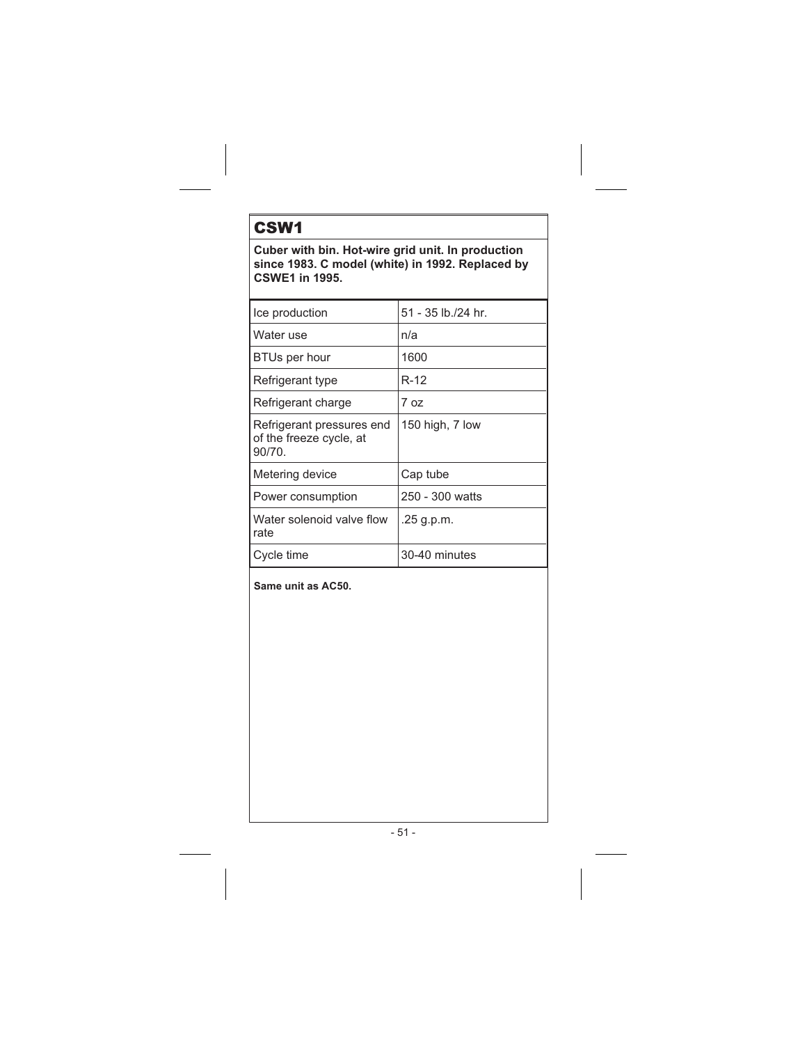# CSW1

**Cuber with bin. Hot-wire grid unit. In production since 1983. C model (white) in 1992. Replaced by CSWE1 in 1995.**

| | |
|---|---|
| Ice production | 51 - 35 lb./24 hr. |
| Water use | n/a |
| BTUs per hour | 1600 |
| Refrigerant type | R-12 |
| Refrigerant charge | 7 oz |
| Refrigerant pressures end of the freeze cycle, at 90/70. | 150 high, 7 low |
| Metering device | Cap tube |
| Power consumption | 250 - 300 watts |
| Water solenoid valve flow rate | .25 g.p.m. |
| Cycle time | 30-40 minutes |

**Same unit as AC50.**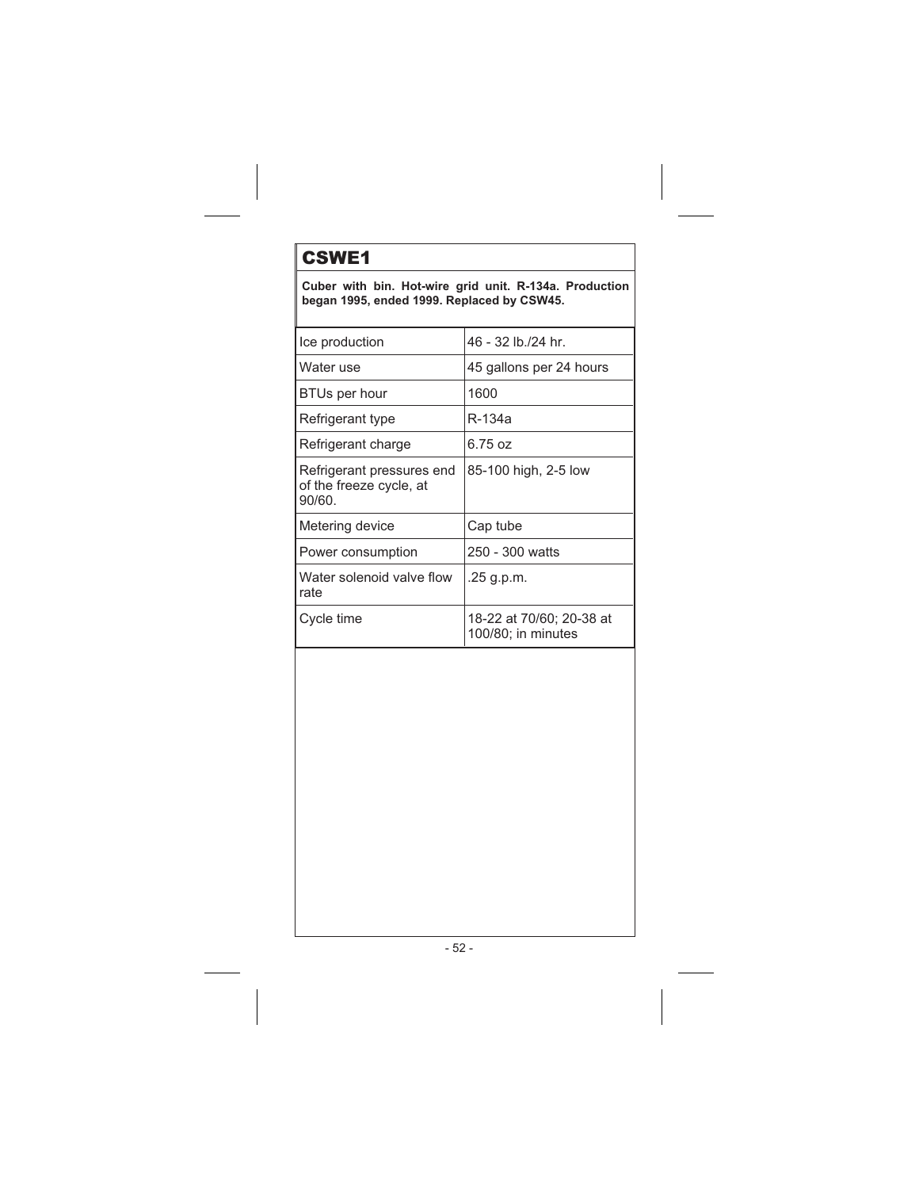# CSWE1

**Cuber with bin. Hot-wire grid unit. R-134a. Production began 1995, ended 1999. Replaced by CSW45.**

| | |
|---|---|
| Ice production | 46 - 32 lb./24 hr. |
| Water use | 45 gallons per 24 hours |
| BTUs per hour | 1600 |
| Refrigerant type | R-134a |
| Refrigerant charge | 6.75 oz |
| Refrigerant pressures end of the freeze cycle, at 90/60. | 85-100 high, 2-5 low |
| Metering device | Cap tube |
| Power consumption | 250 - 300 watts |
| Water solenoid valve flow rate | .25 g.p.m. |
| Cycle time | 18-22 at 70/60; 20-38 at 100/80; in minutes |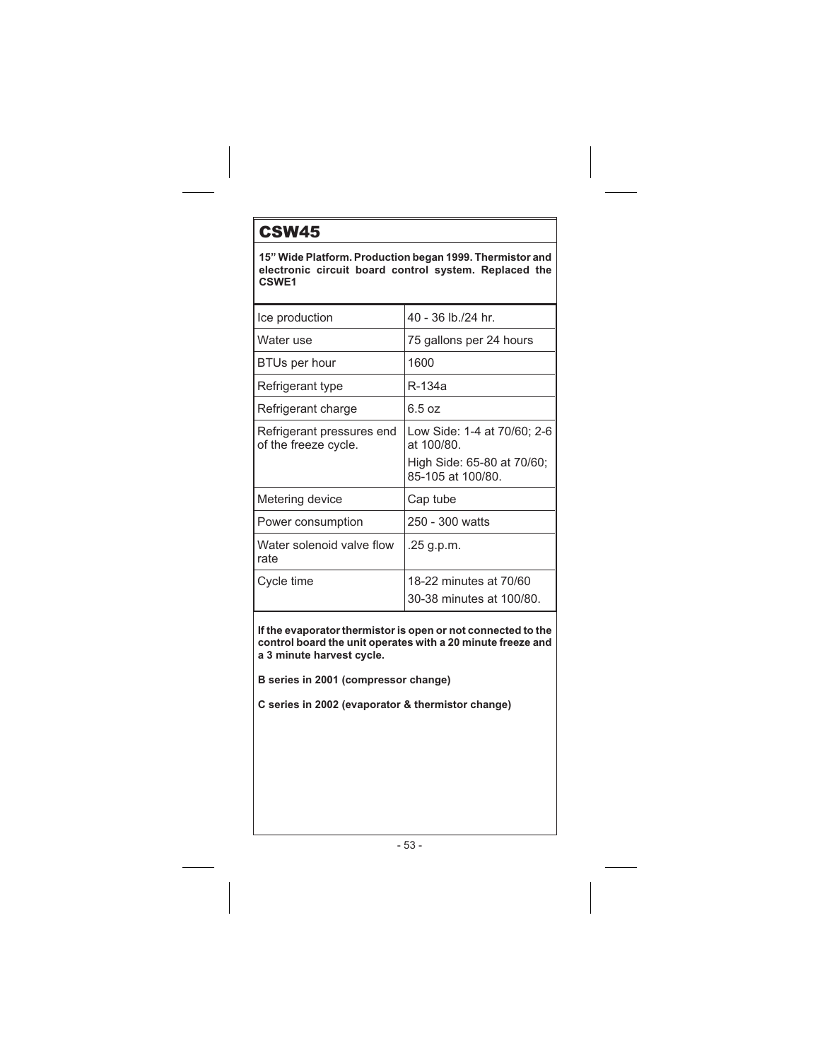# CSW45

**15" Wide Platform. Production began 1999. Thermistor and electronic circuit board control system. Replaced the CSWE1**

| | |
|---|---|
| Ice production | 40 - 36 lb./24 hr. |
| Water use | 75 gallons per 24 hours |
| BTUs per hour | 1600 |
| Refrigerant type | R-134a |
| Refrigerant charge | 6.5 oz |
| Refrigerant pressures end of the freeze cycle. | Low Side: 1-4 at 70/60; 2-6 at 100/80.<br>High Side: 65-80 at 70/60; 85-105 at 100/80. |
| Metering device | Cap tube |
| Power consumption | 250 - 300 watts |
| Water solenoid valve flow rate | .25 g.p.m. |
| Cycle time | 18-22 minutes at 70/60<br>30-38 minutes at 100/80. |

**If the evaporator thermistor is open or not connected to the control board the unit operates with a 20 minute freeze and a 3 minute harvest cycle.**

**B series in 2001 (compressor change)**

**C series in 2002 (evaporator & thermistor change)**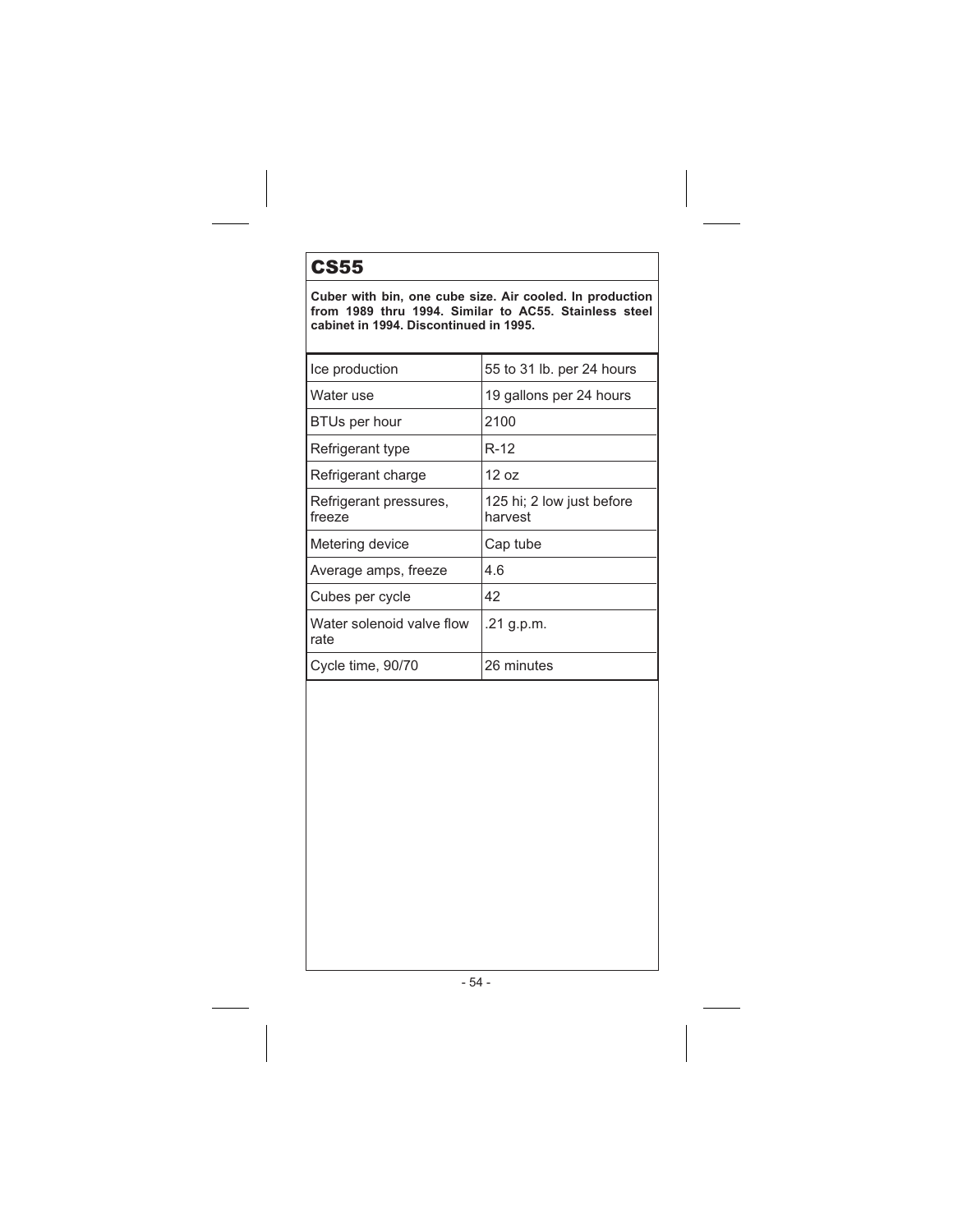# CS55

**Cuber with bin, one cube size. Air cooled. In production from 1989 thru 1994. Similar to AC55. Stainless steel cabinet in 1994. Discontinued in 1995.**

| | |
|---|---|
| Ice production | 55 to 31 lb. per 24 hours |
| Water use | 19 gallons per 24 hours |
| BTUs per hour | 2100 |
| Refrigerant type | R-12 |
| Refrigerant charge | 12 oz |
| Refrigerant pressures, freeze | 125 hi; 2 low just before harvest |
| Metering device | Cap tube |
| Average amps, freeze | 4.6 |
| Cubes per cycle | 42 |
| Water solenoid valve flow rate | .21 g.p.m. |
| Cycle time, 90/70 | 26 minutes |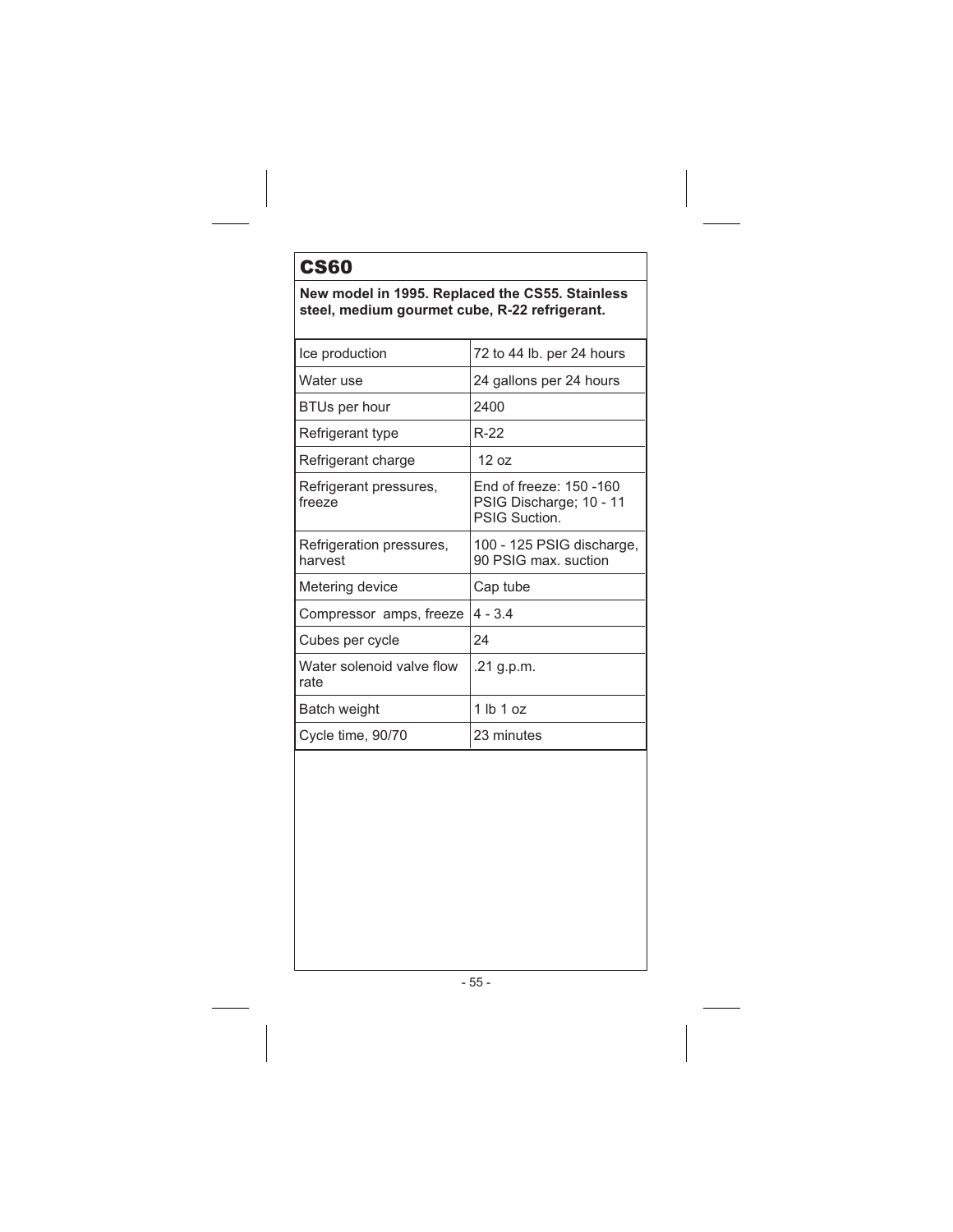# CS60

**New model in 1995. Replaced the CS55. Stainless steel, medium gourmet cube, R-22 refrigerant.**

| | |
|---|---|
| Ice production | 72 to 44 lb. per 24 hours |
| Water use | 24 gallons per 24 hours |
| BTUs per hour | 2400 |
| Refrigerant type | R-22 |
| Refrigerant charge | 12 oz |
| Refrigerant pressures, freeze | End of freeze: 150 -160 PSIG Discharge; 10 - 11 PSIG Suction. |
| Refrigeration pressures, harvest | 100 - 125 PSIG discharge, 90 PSIG max. suction |
| Metering device | Cap tube |
| Compressor amps, freeze | 4 - 3.4 |
| Cubes per cycle | 24 |
| Water solenoid valve flow rate | .21 g.p.m. |
| Batch weight | 1 lb 1 oz |
| Cycle time, 90/70 | 23 minutes |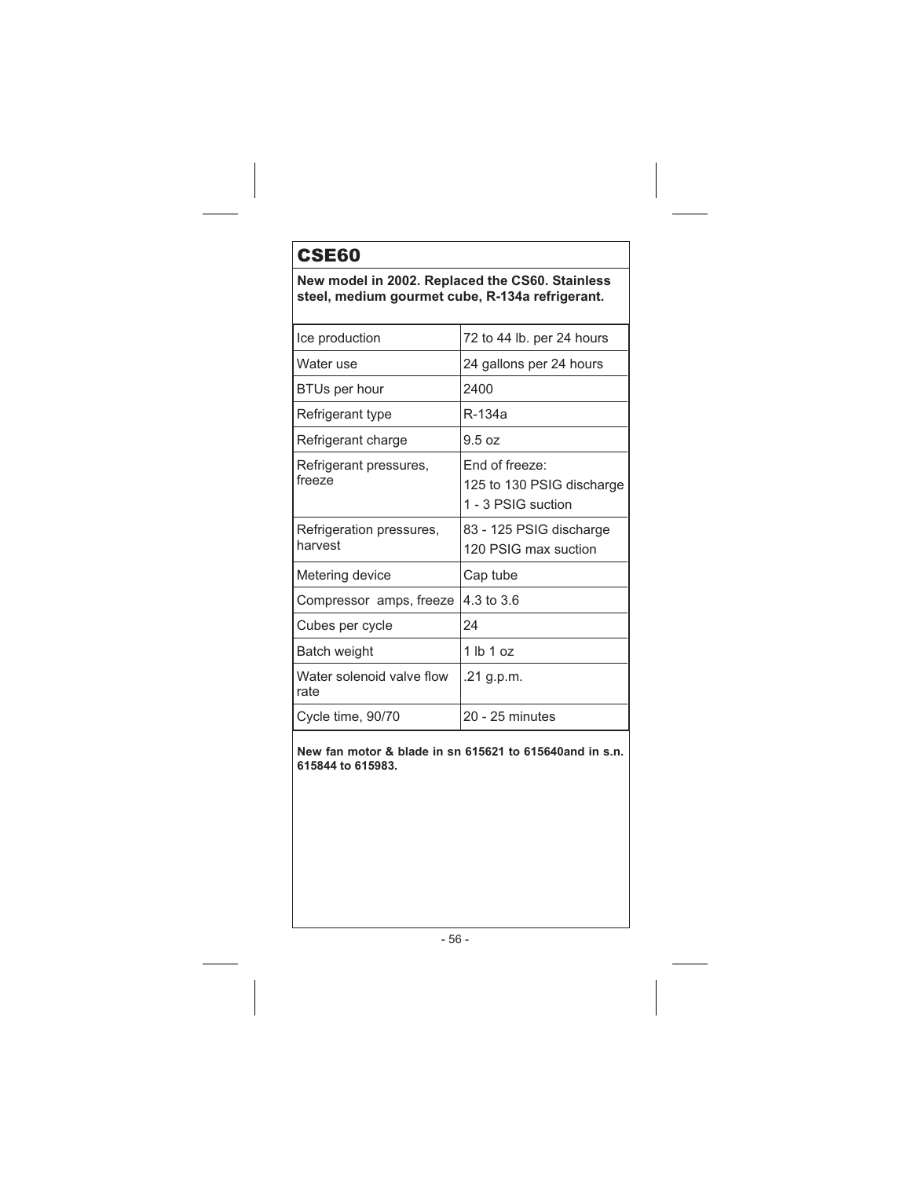# CSE60

**New model in 2002. Replaced the CS60. Stainless steel, medium gourmet cube, R-134a refrigerant.**

| | |
|---|---|
| Ice production | 72 to 44 lb. per 24 hours |
| Water use | 24 gallons per 24 hours |
| BTUs per hour | 2400 |
| Refrigerant type | R-134a |
| Refrigerant charge | 9.5 oz |
| Refrigerant pressures, freeze | End of freeze:<br>125 to 130 PSIG discharge<br>1 - 3 PSIG suction |
| Refrigeration pressures, harvest | 83 - 125 PSIG discharge<br>120 PSIG max suction |
| Metering device | Cap tube |
| Compressor amps, freeze | 4.3 to 3.6 |
| Cubes per cycle | 24 |
| Batch weight | 1 lb 1 oz |
| Water solenoid valve flow rate | .21 g.p.m. |
| Cycle time, 90/70 | 20 - 25 minutes |

**New fan motor & blade in sn 615621 to 615640and in s.n. 615844 to 615983.**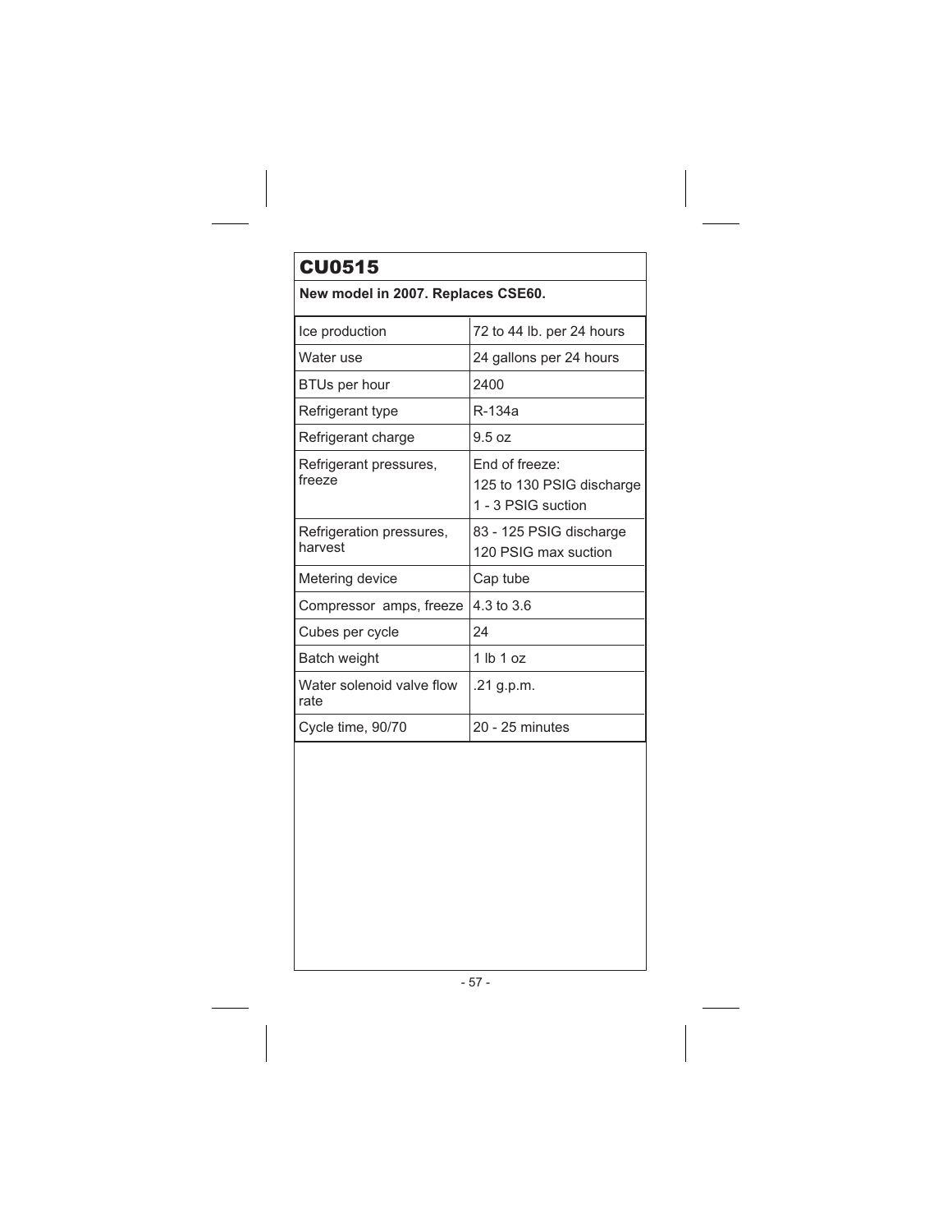# CU0515

**New model in 2007. Replaces CSE60.**

| | |
|---|---|
| Ice production | 72 to 44 lb. per 24 hours |
| Water use | 24 gallons per 24 hours |
| BTUs per hour | 2400 |
| Refrigerant type | R-134a |
| Refrigerant charge | 9.5 oz |
| Refrigerant pressures, freeze | End of freeze:<br>125 to 130 PSIG discharge<br>1 - 3 PSIG suction |
| Refrigeration pressures, harvest | 83 - 125 PSIG discharge<br>120 PSIG max suction |
| Metering device | Cap tube |
| Compressor amps, freeze | 4.3 to 3.6 |
| Cubes per cycle | 24 |
| Batch weight | 1 lb 1 oz |
| Water solenoid valve flow rate | .21 g.p.m. |
| Cycle time, 90/70 | 20 - 25 minutes |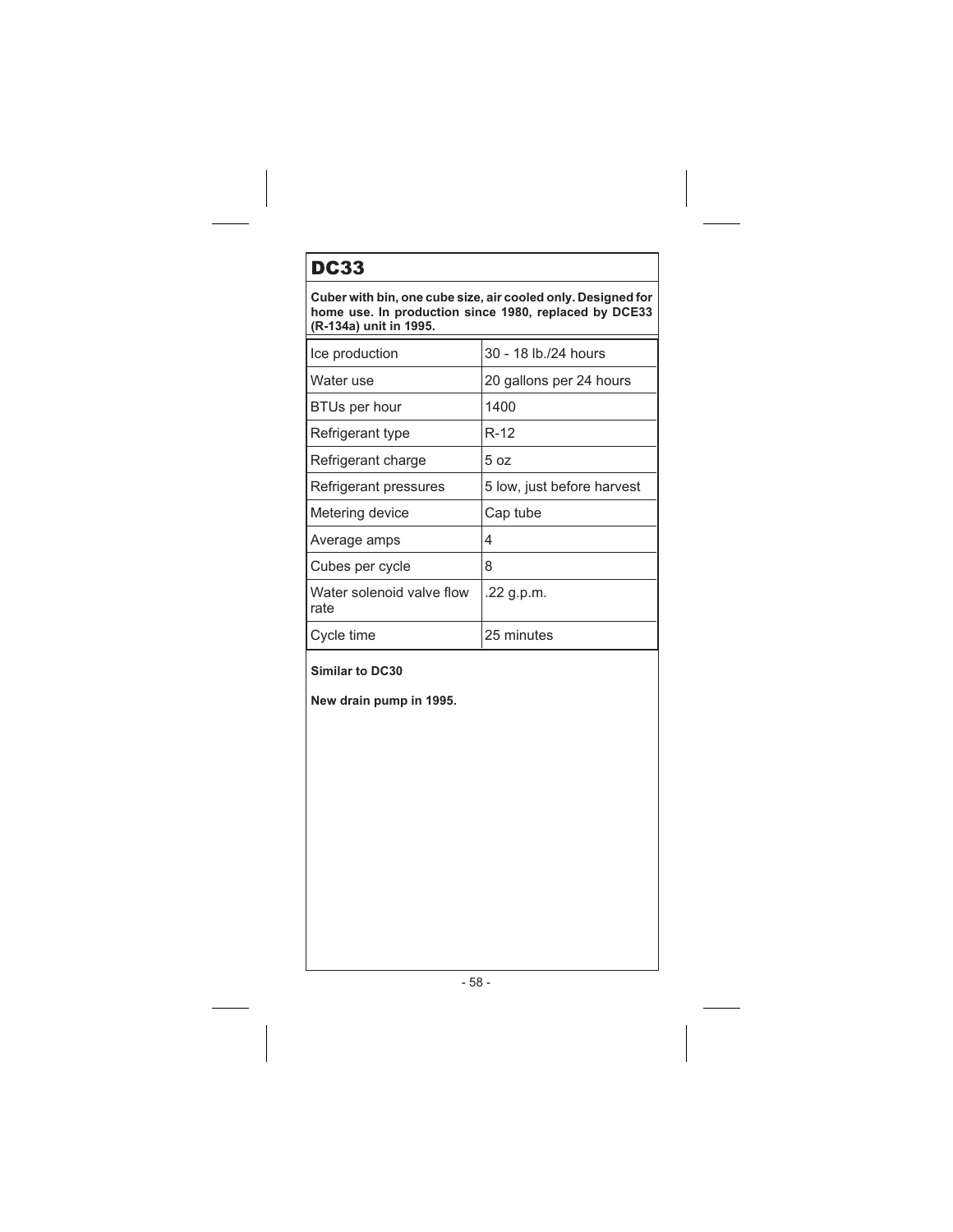# DC33

**Cuber with bin, one cube size, air cooled only. Designed for home use. In production since 1980, replaced by DCE33 (R-134a) unit in 1995.**

| | |
|---|---|
| Ice production | 30 - 18 lb./24 hours |
| Water use | 20 gallons per 24 hours |
| BTUs per hour | 1400 |
| Refrigerant type | R-12 |
| Refrigerant charge | 5 oz |
| Refrigerant pressures | 5 low, just before harvest |
| Metering device | Cap tube |
| Average amps | 4 |
| Cubes per cycle | 8 |
| Water solenoid valve flow rate | .22 g.p.m. |
| Cycle time | 25 minutes |

**Similar to DC30**

**New drain pump in 1995.**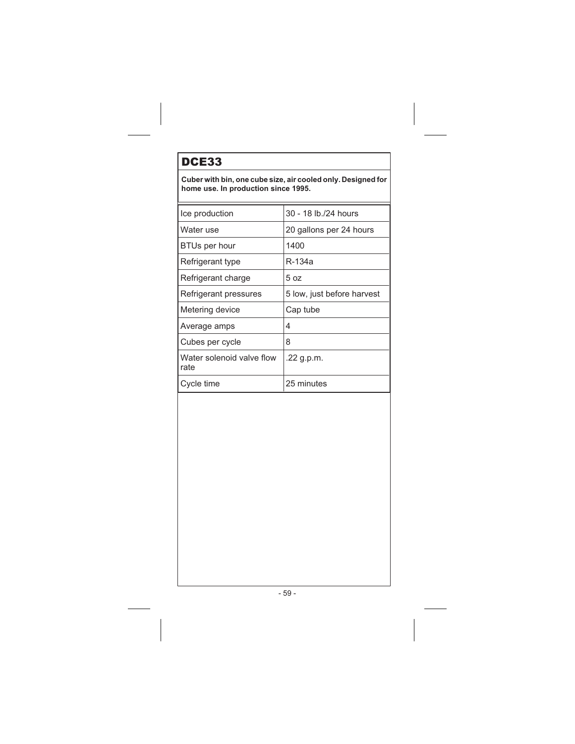# DCE33

**Cuber with bin, one cube size, air cooled only. Designed for home use. In production since 1995.**

| | |
|---|---|
| Ice production | 30 - 18 lb./24 hours |
| Water use | 20 gallons per 24 hours |
| BTUs per hour | 1400 |
| Refrigerant type | R-134a |
| Refrigerant charge | 5 oz |
| Refrigerant pressures | 5 low, just before harvest |
| Metering device | Cap tube |
| Average amps | 4 |
| Cubes per cycle | 8 |
| Water solenoid valve flow rate | .22 g.p.m. |
| Cycle time | 25 minutes |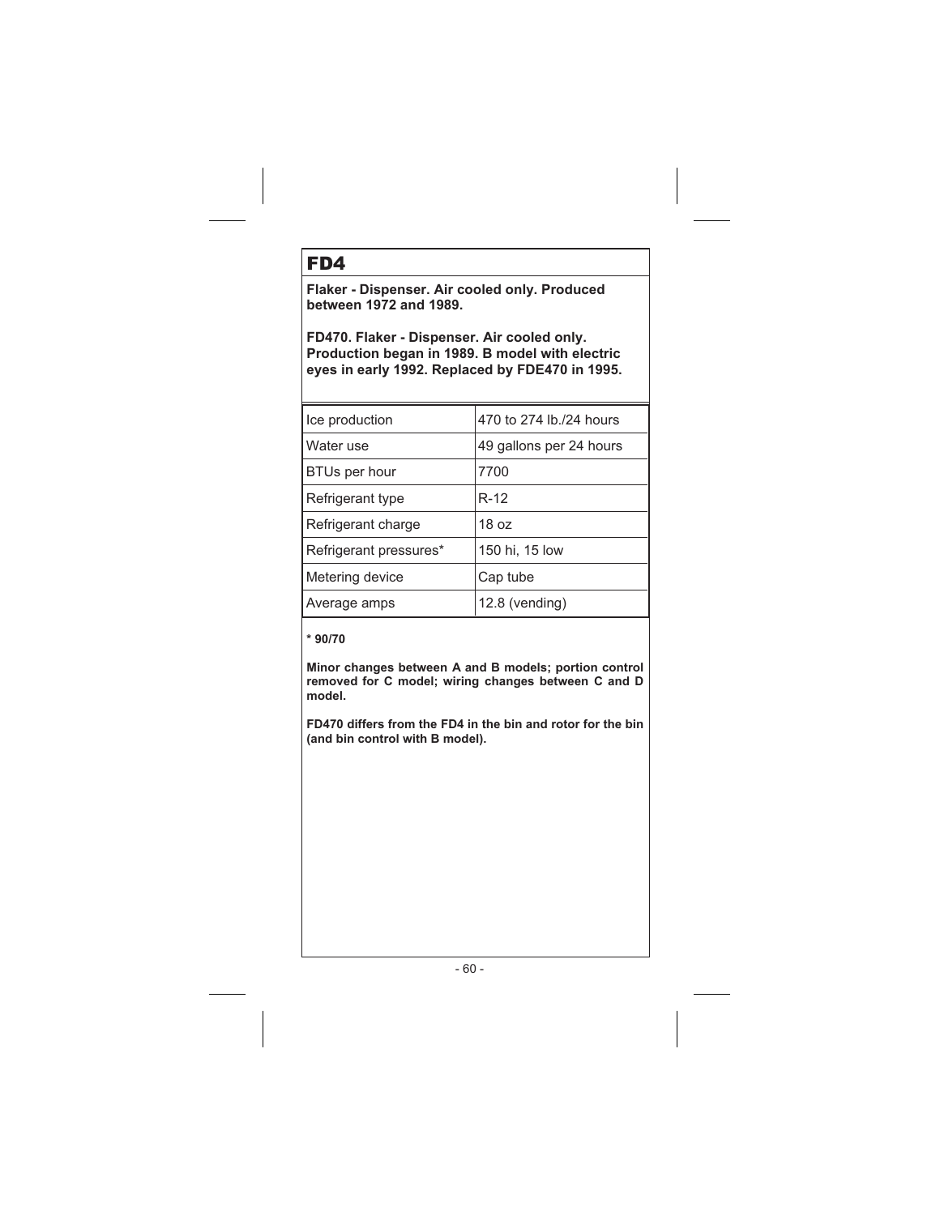# FD4

**Flaker - Dispenser. Air cooled only. Produced between 1972 and 1989.**

**FD470. Flaker - Dispenser. Air cooled only. Production began in 1989. B model with electric eyes in early 1992. Replaced by FDE470 in 1995.**

| | |
|---|---|
| Ice production | 470 to 274 lb./24 hours |
| Water use | 49 gallons per 24 hours |
| BTUs per hour | 7700 |
| Refrigerant type | R-12 |
| Refrigerant charge | 18 oz |
| Refrigerant pressures* | 150 hi, 15 low |
| Metering device | Cap tube |
| Average amps | 12.8 (vending) |

**\* 90/70**

**Minor changes between A and B models; portion control removed for C model; wiring changes between C and D model.**

**FD470 differs from the FD4 in the bin and rotor for the bin (and bin control with B model).**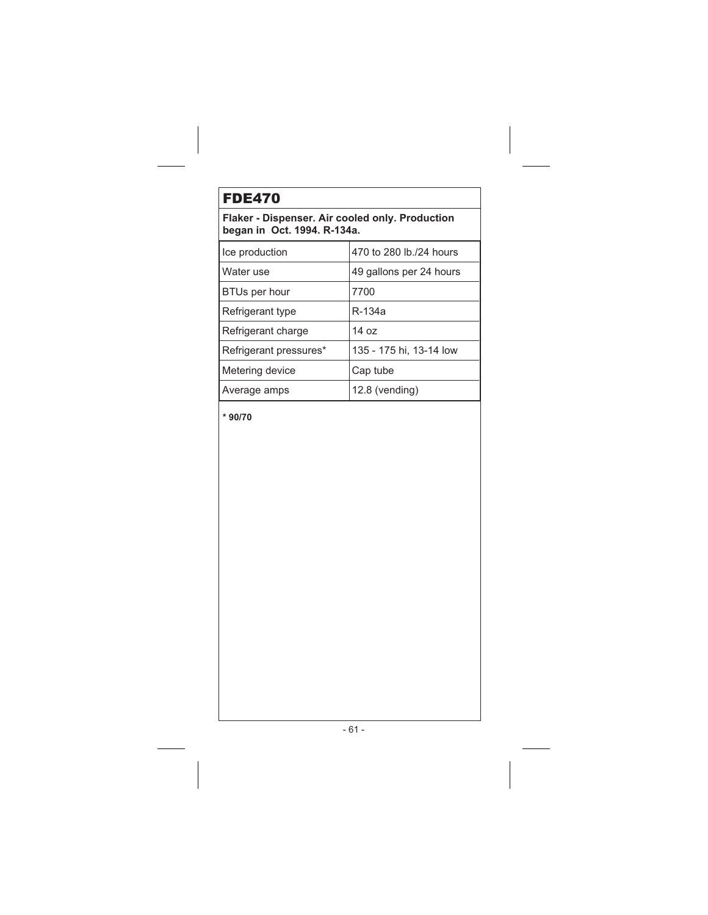# FDE470

**Flaker - Dispenser. Air cooled only. Production began in Oct. 1994. R-134a.**

| | |
|---|---|
| Ice production | 470 to 280 lb./24 hours |
| Water use | 49 gallons per 24 hours |
| BTUs per hour | 7700 |
| Refrigerant type | R-134a |
| Refrigerant charge | 14 oz |
| Refrigerant pressures* | 135 - 175 hi, 13-14 low |
| Metering device | Cap tube |
| Average amps | 12.8 (vending) |

**\* 90/70**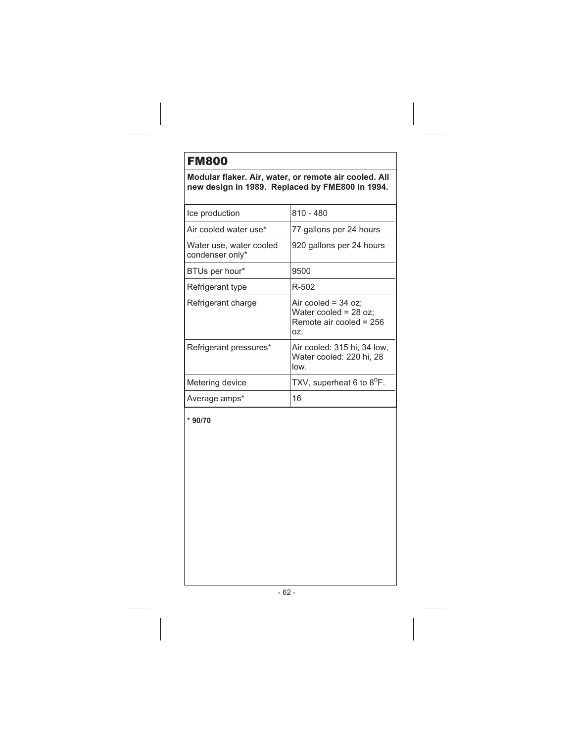# FM800

**Modular flaker. Air, water, or remote air cooled. All new design in 1989. Replaced by FME800 in 1994.**

| | |
|---|---|
| Ice production | 810 - 480 |
| Air cooled water use* | 77 gallons per 24 hours |
| Water use, water cooled condenser only* | 920 gallons per 24 hours |
| BTUs per hour* | 9500 |
| Refrigerant type | R-502 |
| Refrigerant charge | Air cooled = 34 oz; Water cooled = 28 oz; Remote air cooled = 256 oz. |
| Refrigerant pressures* | Air cooled: 315 hi, 34 low, Water cooled: 220 hi, 28 low. |
| Metering device | TXV, superheat 6 to 8°F. |
| Average amps* | 16 |

**\* 90/70**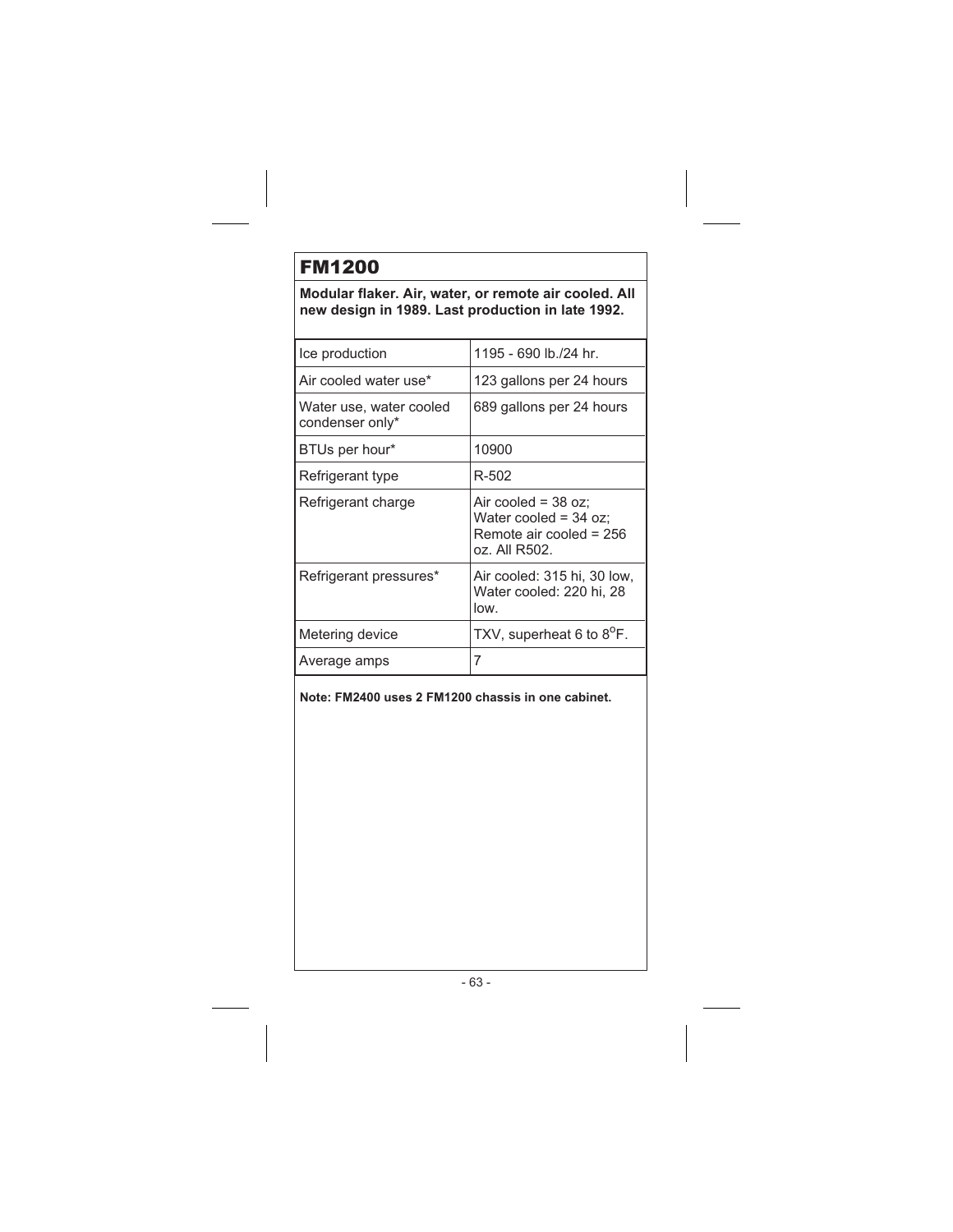# FM1200

**Modular flaker. Air, water, or remote air cooled. All new design in 1989. Last production in late 1992.**

| | |
|---|---|
| Ice production | 1195 - 690 lb./24 hr. |
| Air cooled water use* | 123 gallons per 24 hours |
| Water use, water cooled condenser only* | 689 gallons per 24 hours |
| BTUs per hour* | 10900 |
| Refrigerant type | R-502 |
| Refrigerant charge | Air cooled = 38 oz; Water cooled = 34 oz; Remote air cooled = 256 oz. All R502. |
| Refrigerant pressures* | Air cooled: 315 hi, 30 low, Water cooled: 220 hi, 28 low. |
| Metering device | TXV, superheat 6 to 8$^{o}$F. |
| Average amps | 7 |

**Note: FM2400 uses 2 FM1200 chassis in one cabinet.**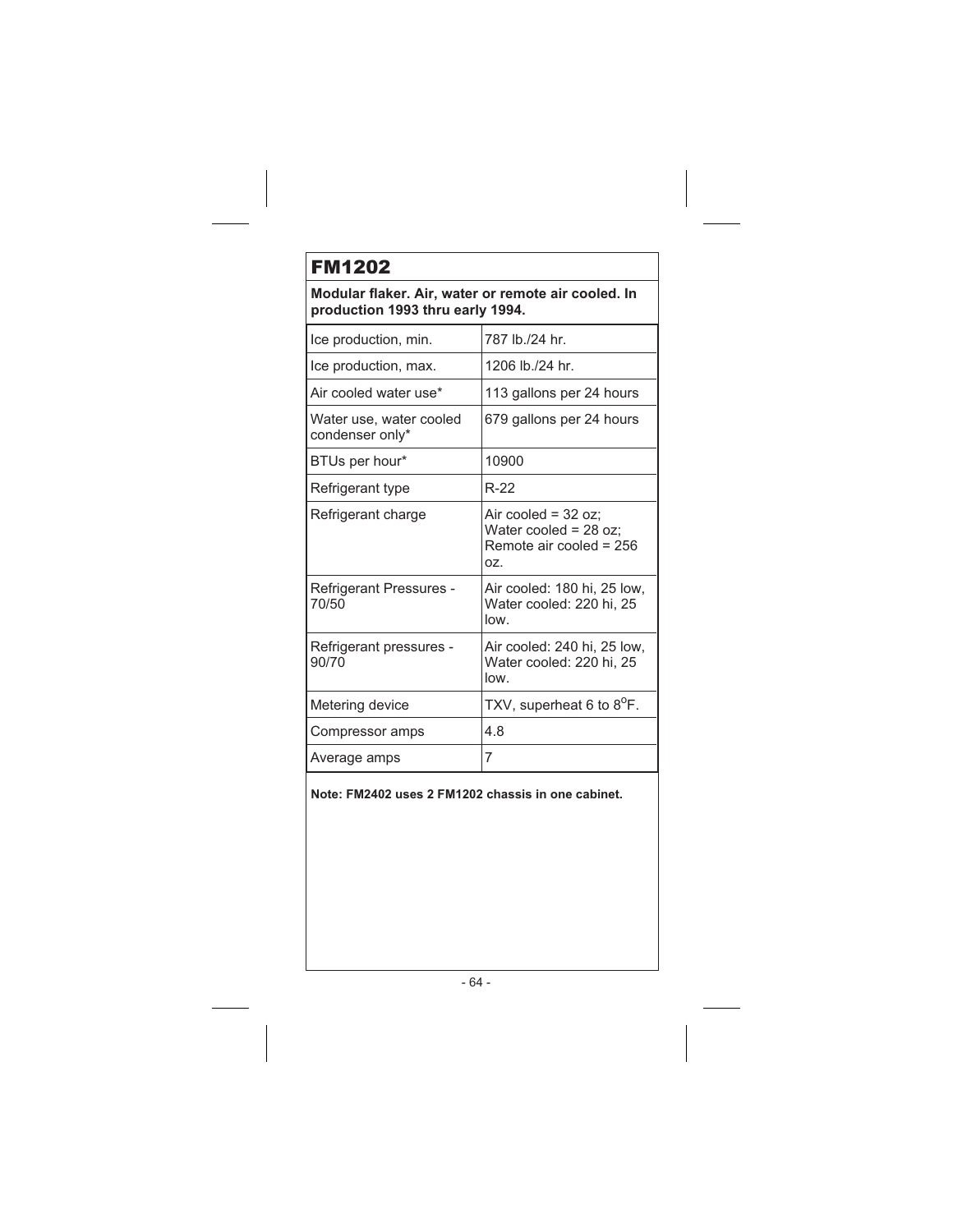# FM1202

**Modular flaker. Air, water or remote air cooled. In production 1993 thru early 1994.**

| | |
|---|---|
| Ice production, min. | 787 lb./24 hr. |
| Ice production, max. | 1206 lb./24 hr. |
| Air cooled water use* | 113 gallons per 24 hours |
| Water use, water cooled condenser only* | 679 gallons per 24 hours |
| BTUs per hour* | 10900 |
| Refrigerant type | R-22 |
| Refrigerant charge | Air cooled = 32 oz; Water cooled = 28 oz; Remote air cooled = 256 oz. |
| Refrigerant Pressures - 70/50 | Air cooled: 180 hi, 25 low, Water cooled: 220 hi, 25 low. |
| Refrigerant pressures - 90/70 | Air cooled: 240 hi, 25 low, Water cooled: 220 hi, 25 low. |
| Metering device | TXV, superheat 6 to 8°F. |
| Compressor amps | 4.8 |
| Average amps | 7 |

**Note: FM2402 uses 2 FM1202 chassis in one cabinet.**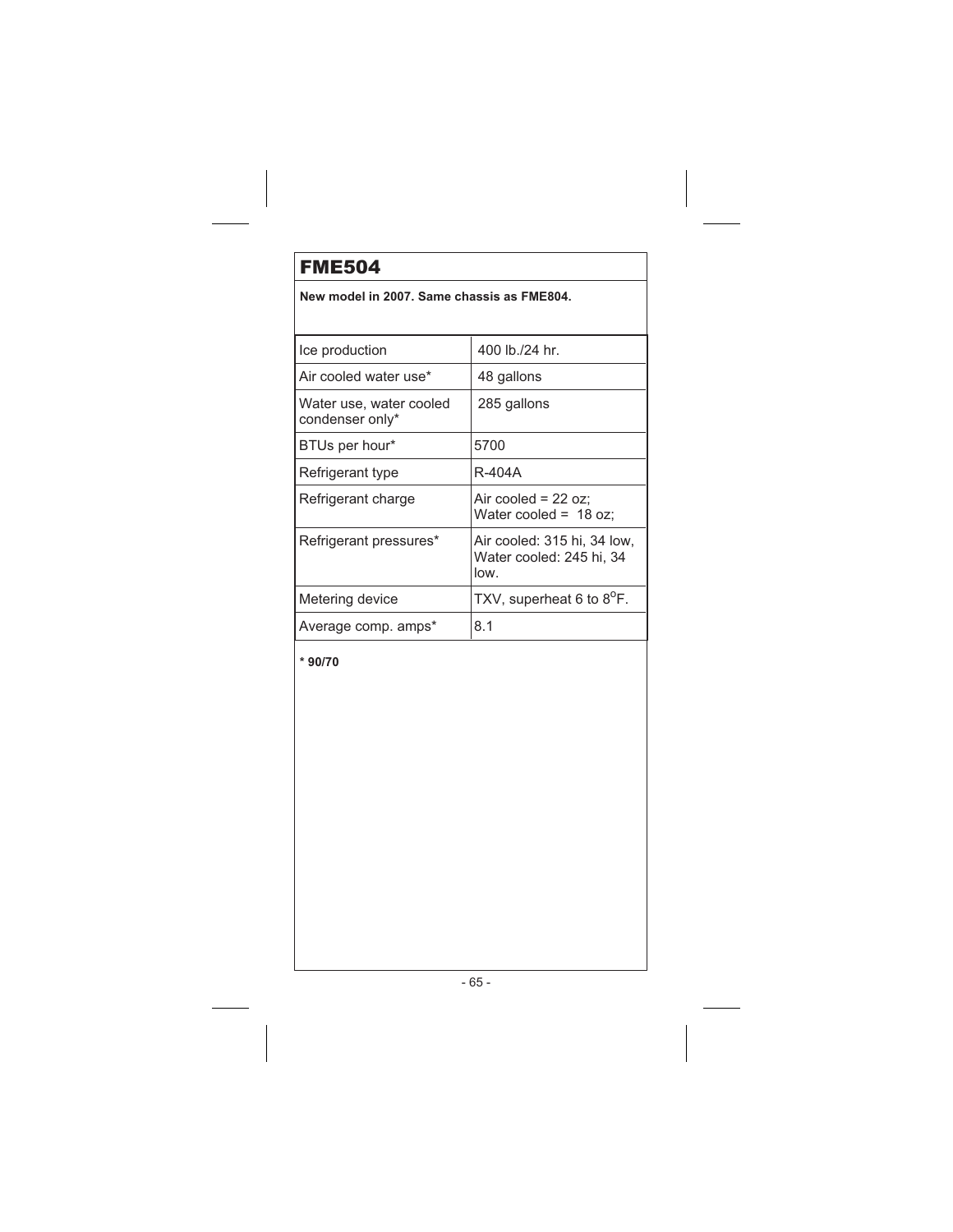# FME504

**New model in 2007. Same chassis as FME804.**

| | |
|---|---|
| Ice production | 400 lb./24 hr. |
| Air cooled water use* | 48 gallons |
| Water use, water cooled condenser only* | 285 gallons |
| BTUs per hour* | 5700 |
| Refrigerant type | R-404A |
| Refrigerant charge | Air cooled = 22 oz; Water cooled = 18 oz; |
| Refrigerant pressures* | Air cooled: 315 hi, 34 low, Water cooled: 245 hi, 34 low. |
| Metering device | TXV, superheat 6 to 8$^{o}$F. |
| Average comp. amps* | 8.1 |

**\* 90/70**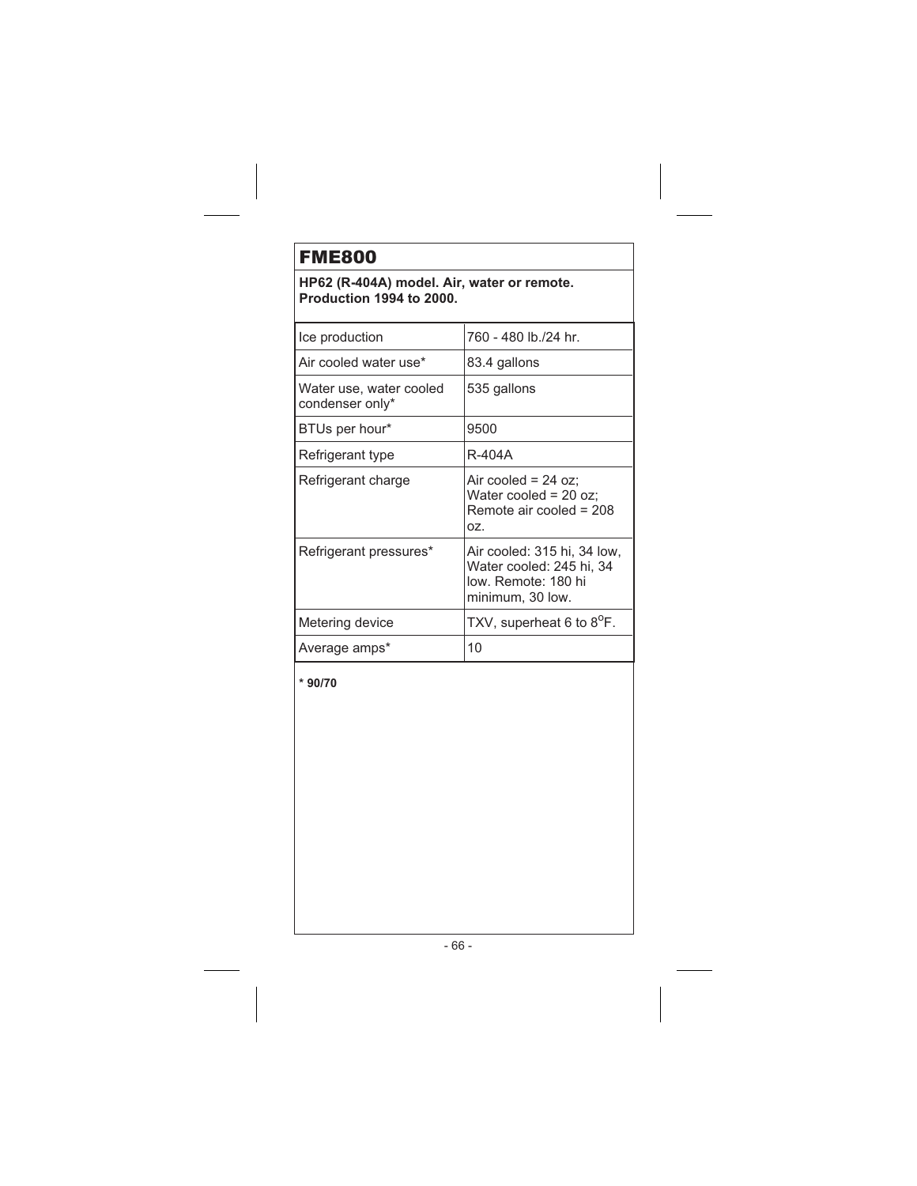# FME800

**HP62 (R-404A) model. Air, water or remote. Production 1994 to 2000.**

| | |
|---|---|
| Ice production | 760 - 480 lb./24 hr. |
| Air cooled water use* | 83.4 gallons |
| Water use, water cooled condenser only* | 535 gallons |
| BTUs per hour* | 9500 |
| Refrigerant type | R-404A |
| Refrigerant charge | Air cooled = 24 oz; Water cooled = 20 oz; Remote air cooled = 208 oz. |
| Refrigerant pressures* | Air cooled: 315 hi, 34 low, Water cooled: 245 hi, 34 low. Remote: 180 hi minimum, 30 low. |
| Metering device | TXV, superheat 6 to 8°F. |
| Average amps* | 10 |

**\* 90/70**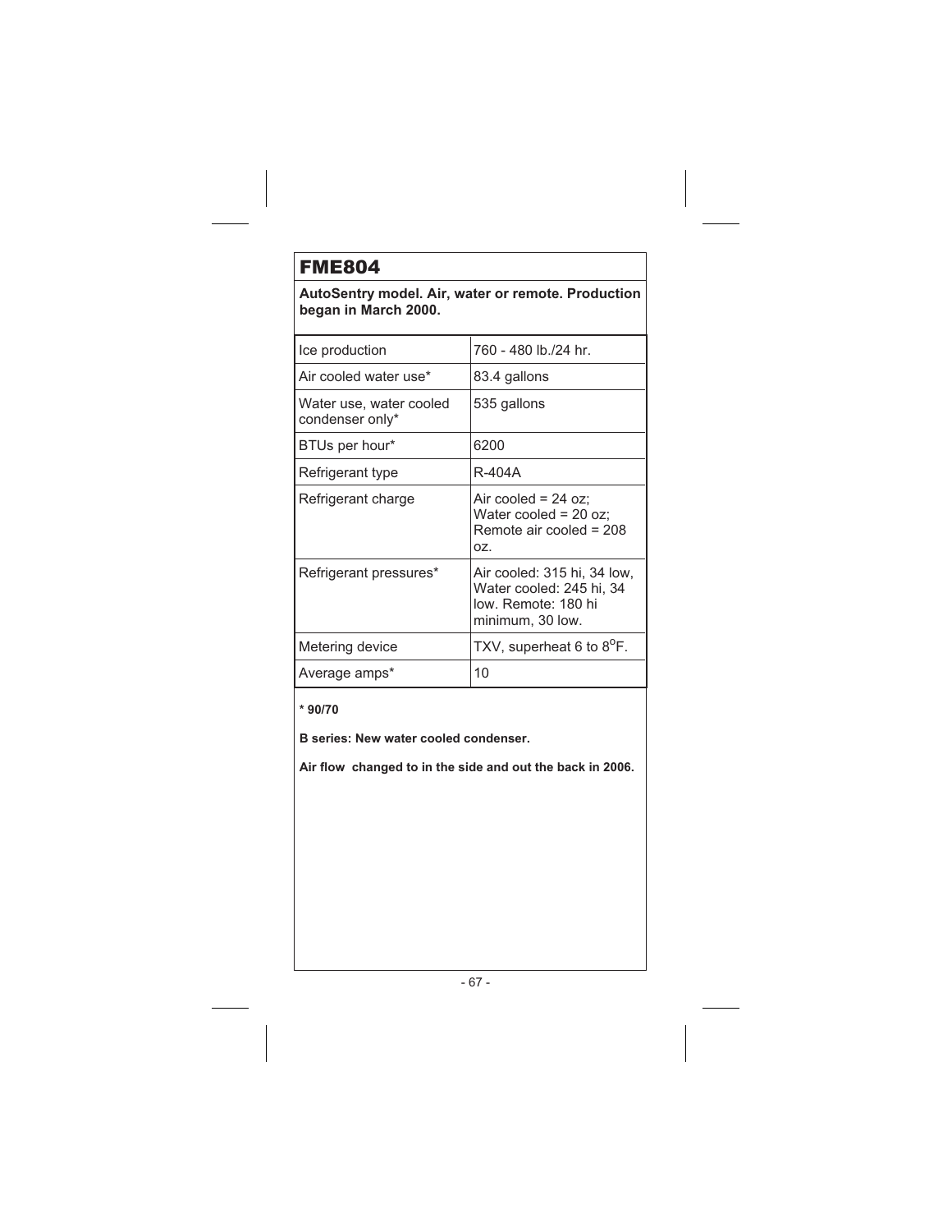# FME804

**AutoSentry model. Air, water or remote. Production began in March 2000.**

| | |
|---|---|
| Ice production | 760 - 480 lb./24 hr. |
| Air cooled water use* | 83.4 gallons |
| Water use, water cooled condenser only* | 535 gallons |
| BTUs per hour* | 6200 |
| Refrigerant type | R-404A |
| Refrigerant charge | Air cooled = 24 oz; Water cooled = 20 oz; Remote air cooled = 208 oz. |
| Refrigerant pressures* | Air cooled: 315 hi, 34 low, Water cooled: 245 hi, 34 low. Remote: 180 hi minimum, 30 low. |
| Metering device | TXV, superheat 6 to 8°F. |
| Average amps* | 10 |

**\* 90/70**

**B series: New water cooled condenser.**

**Air flow changed to in the side and out the back in 2006.**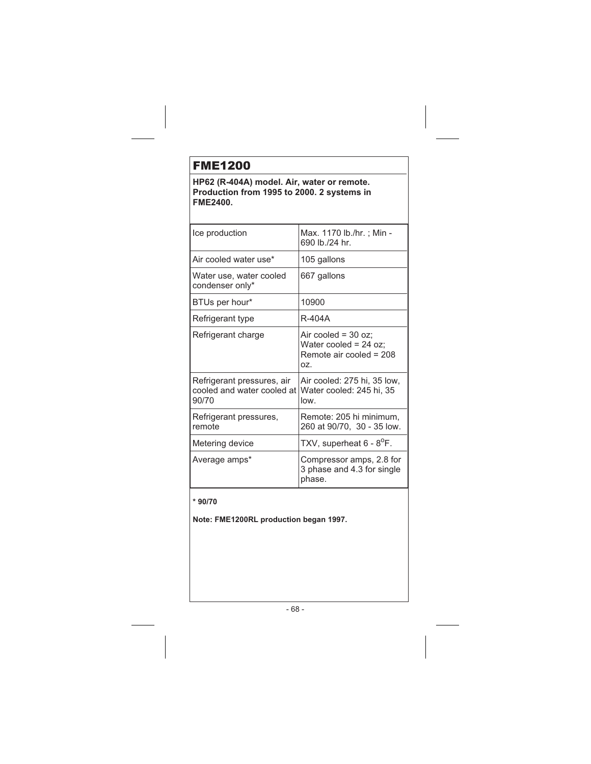# FME1200

**HP62 (R-404A) model. Air, water or remote. Production from 1995 to 2000. 2 systems in FME2400.**

| | |
|---|---|
| Ice production | Max. 1170 lb./hr. ; Min - 690 lb./24 hr. |
| Air cooled water use* | 105 gallons |
| Water use, water cooled condenser only* | 667 gallons |
| BTUs per hour* | 10900 |
| Refrigerant type | R-404A |
| Refrigerant charge | Air cooled = 30 oz; Water cooled = 24 oz; Remote air cooled = 208 oz. |
| Refrigerant pressures, air cooled and water cooled at 90/70 | Air cooled: 275 hi, 35 low, Water cooled: 245 hi, 35 low. |
| Refrigerant pressures, remote | Remote: 205 hi minimum, 260 at 90/70, 30 - 35 low. |
| Metering device | TXV, superheat 6 - 8$^{o}$F. |
| Average amps* | Compressor amps, 2.8 for 3 phase and 4.3 for single phase. |

**\* 90/70**

**Note: FME1200RL production began 1997.**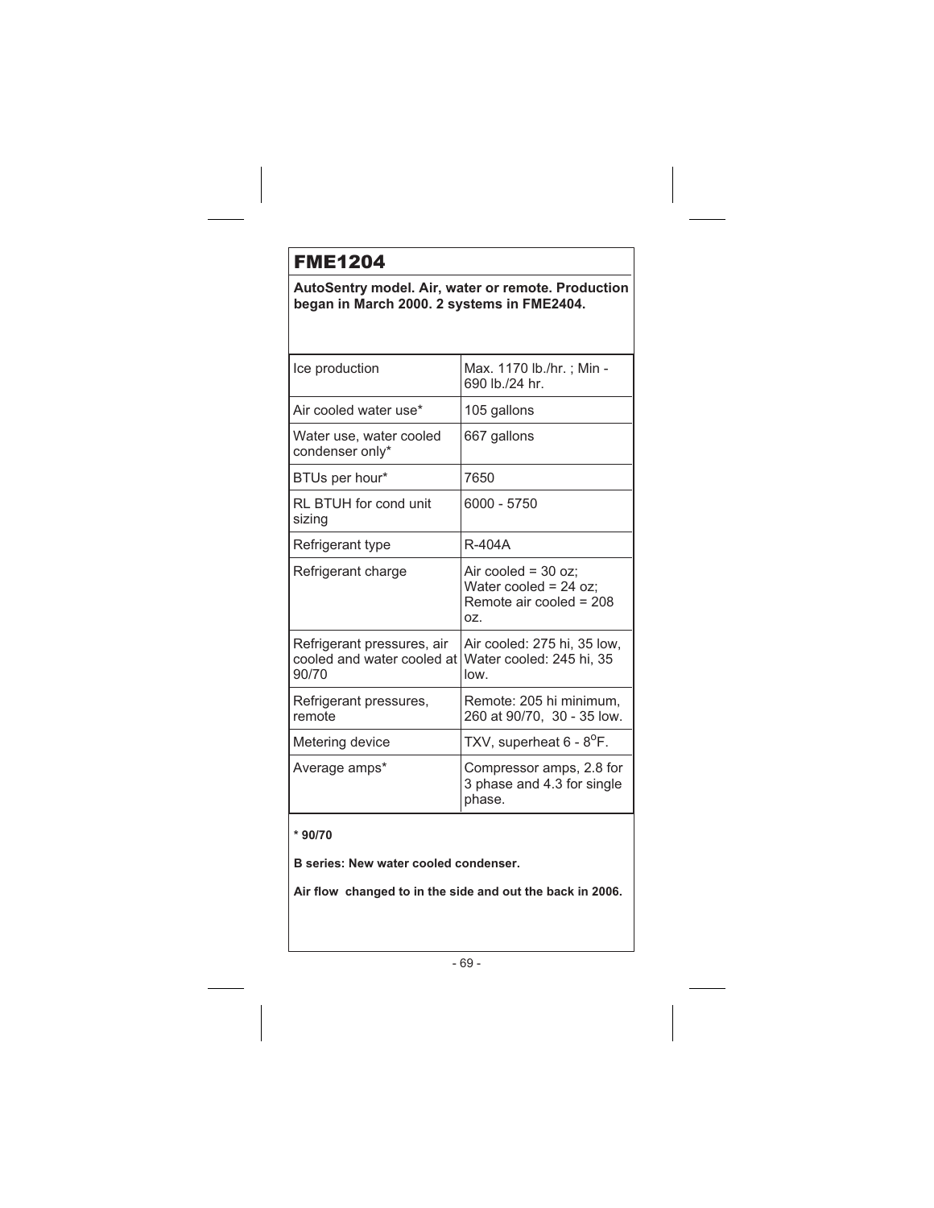# FME1204

**AutoSentry model. Air, water or remote. Production began in March 2000. 2 systems in FME2404.**

| | |
|---|---|
| Ice production | Max. 1170 lb./hr. ; Min - 690 lb./24 hr. |
| Air cooled water use* | 105 gallons |
| Water use, water cooled condenser only* | 667 gallons |
| BTUs per hour* | 7650 |
| RL BTUH for cond unit sizing | 6000 - 5750 |
| Refrigerant type | R-404A |
| Refrigerant charge | Air cooled = 30 oz; Water cooled = 24 oz; Remote air cooled = 208 oz. |
| Refrigerant pressures, air cooled and water cooled at 90/70 | Air cooled: 275 hi, 35 low, Water cooled: 245 hi, 35 low. |
| Refrigerant pressures, remote | Remote: 205 hi minimum, 260 at 90/70, 30 - 35 low. |
| Metering device | TXV, superheat 6 - $8^{o}$F. |
| Average amps* | Compressor amps, 2.8 for 3 phase and 4.3 for single phase. |

**\* 90/70**

**B series: New water cooled condenser.**

**Air flow changed to in the side and out the back in 2006.**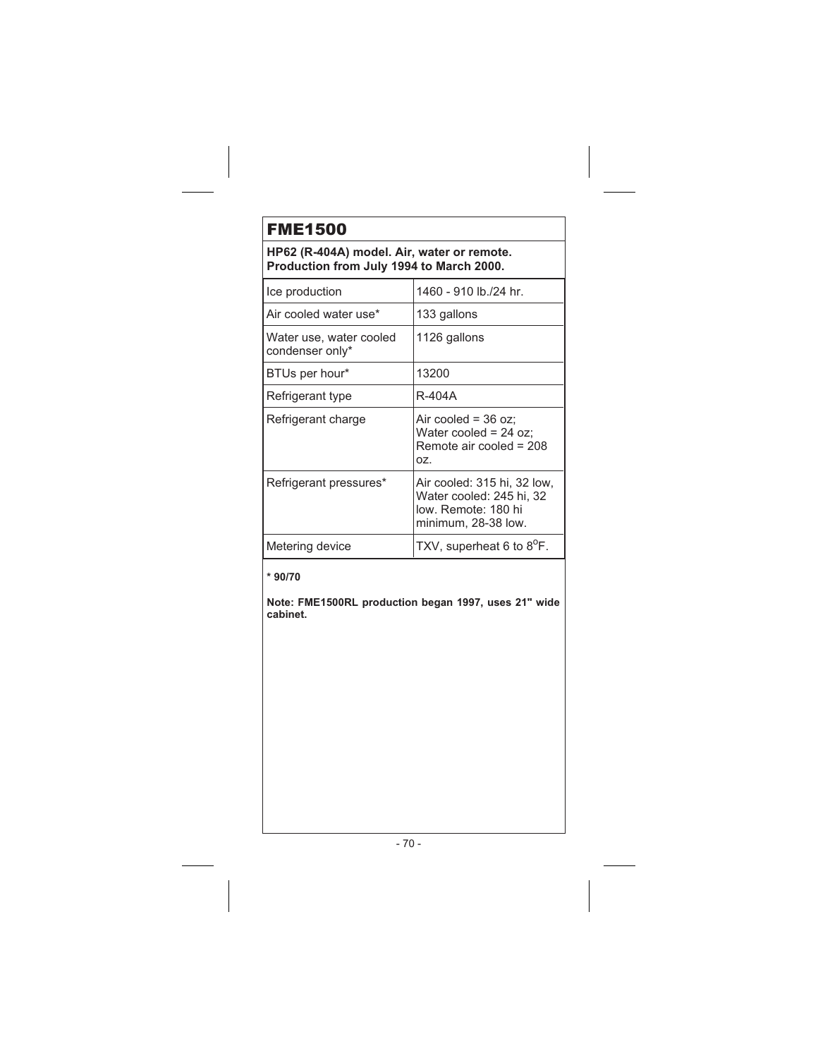# FME1500

**HP62 (R-404A) model. Air, water or remote. Production from July 1994 to March 2000.**

| | |
|---|---|
| Ice production | 1460 - 910 lb./24 hr. |
| Air cooled water use* | 133 gallons |
| Water use, water cooled condenser only* | 1126 gallons |
| BTUs per hour* | 13200 |
| Refrigerant type | R-404A |
| Refrigerant charge | Air cooled = 36 oz; Water cooled = 24 oz; Remote air cooled = 208 oz. |
| Refrigerant pressures* | Air cooled: 315 hi, 32 low, Water cooled: 245 hi, 32 low. Remote: 180 hi minimum, 28-38 low. |
| Metering device | TXV, superheat 6 to 8$^{o}$F. |

**\* 90/70**

**Note: FME1500RL production began 1997, uses 21" wide cabinet.**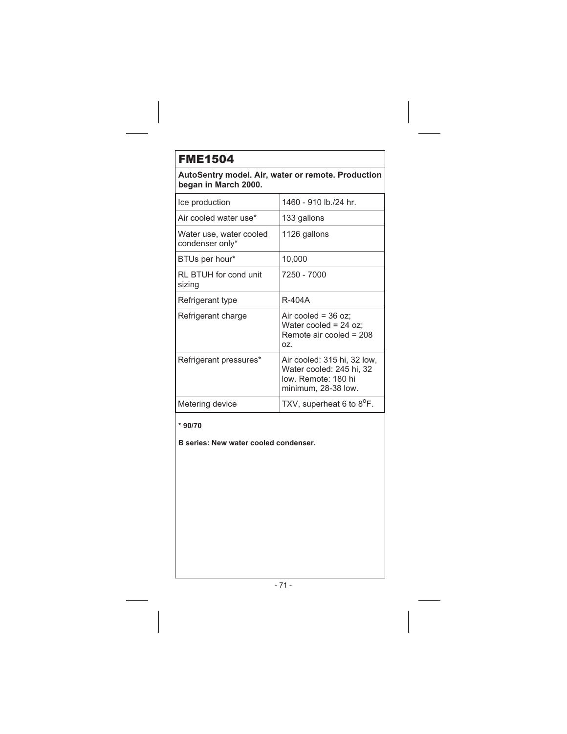# FME1504

**AutoSentry model. Air, water or remote. Production began in March 2000.**

| | |
|---|---|
| Ice production | 1460 - 910 lb./24 hr. |
| Air cooled water use* | 133 gallons |
| Water use, water cooled condenser only* | 1126 gallons |
| BTUs per hour* | 10,000 |
| RL BTUH for cond unit sizing | 7250 - 7000 |
| Refrigerant type | R-404A |
| Refrigerant charge | Air cooled = 36 oz; Water cooled = 24 oz; Remote air cooled = 208 oz. |
| Refrigerant pressures* | Air cooled: 315 hi, 32 low, Water cooled: 245 hi, 32 low. Remote: 180 hi minimum, 28-38 low. |
| Metering device | TXV, superheat 6 to 8°F. |

**\* 90/70**

**B series: New water cooled condenser.**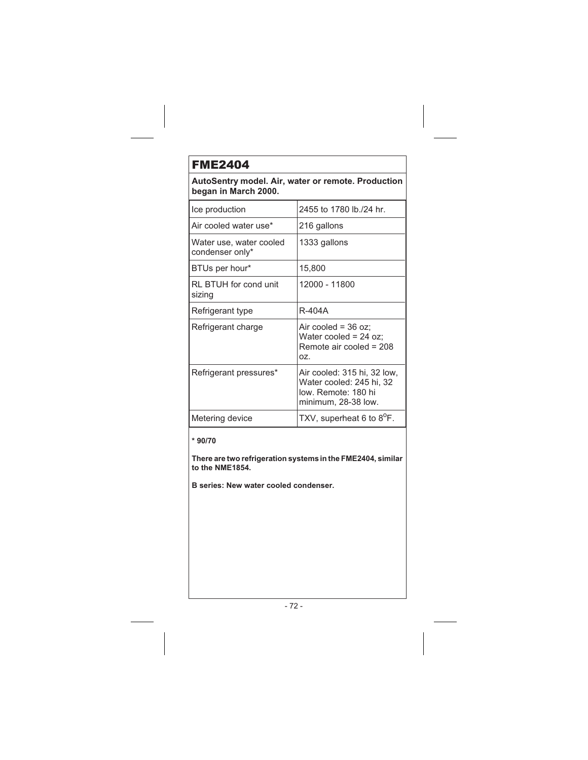# FME2404

**AutoSentry model. Air, water or remote. Production began in March 2000.**

| | |
|---|---|
| Ice production | 2455 to 1780 lb./24 hr. |
| Air cooled water use* | 216 gallons |
| Water use, water cooled condenser only* | 1333 gallons |
| BTUs per hour* | 15,800 |
| RL BTUH for cond unit sizing | 12000 - 11800 |
| Refrigerant type | R-404A |
| Refrigerant charge | Air cooled = 36 oz; Water cooled = 24 oz; Remote air cooled = 208 oz. |
| Refrigerant pressures* | Air cooled: 315 hi, 32 low, Water cooled: 245 hi, 32 low. Remote: 180 hi minimum, 28-38 low. |
| Metering device | TXV, superheat 6 to 8$^{o}$F. |

**\* 90/70**

**There are two refrigeration systems in the FME2404, similar to the NME1854.**

**B series: New water cooled condenser.**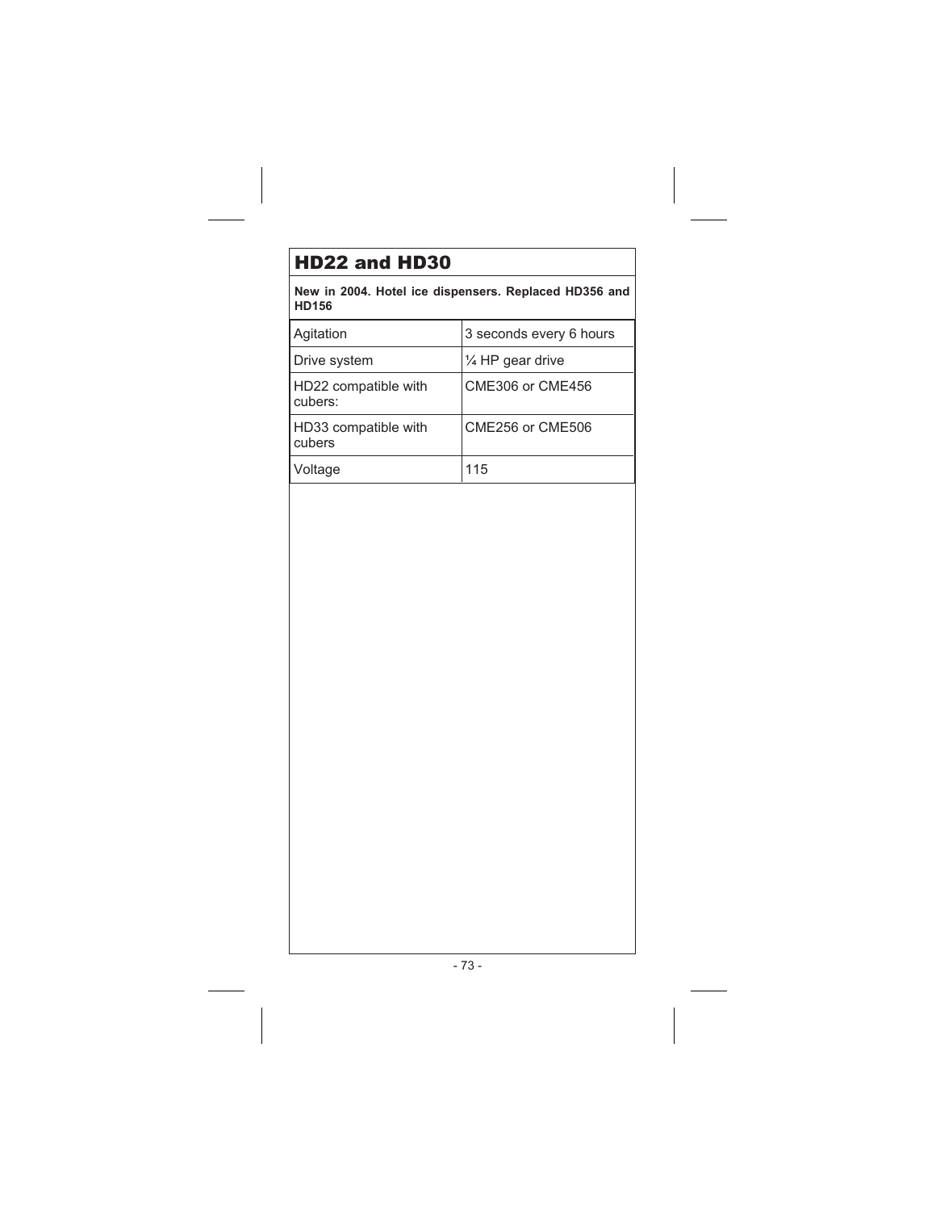# HD22 and HD30

**New in 2004. Hotel ice dispensers. Replaced HD356 and HD156**

| | |
|---|---|
| Agitation | 3 seconds every 6 hours |
| Drive system | ¼ HP gear drive |
| HD22 compatible with cubers: | CME306 or CME456 |
| HD33 compatible with cubers | CME256 or CME506 |
| Voltage | 115 |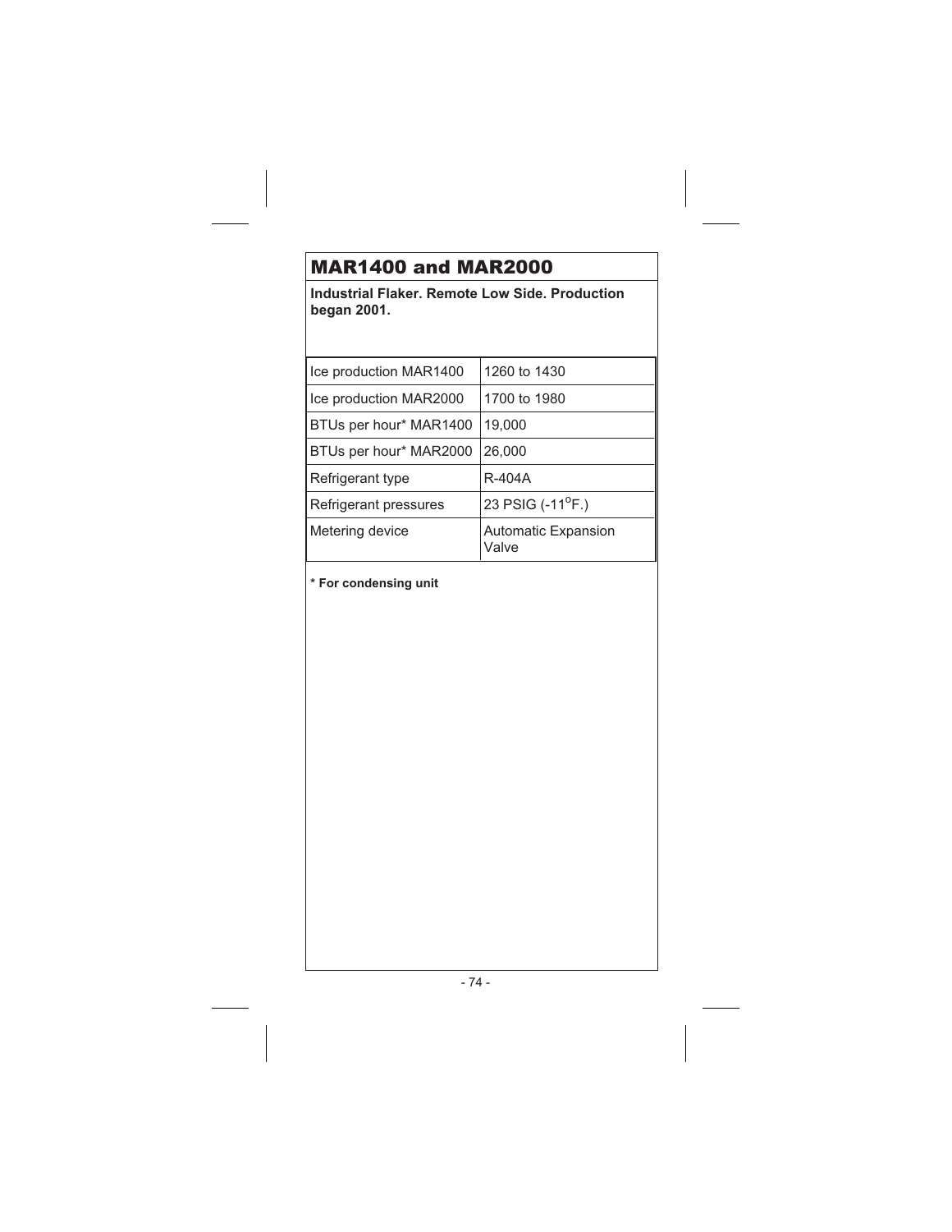# MAR1400 and MAR2000

**Industrial Flaker. Remote Low Side. Production began 2001.**

| | |
|---|---|
| Ice production MAR1400 | 1260 to 1430 |
| Ice production MAR2000 | 1700 to 1980 |
| BTUs per hour* MAR1400 | 19,000 |
| BTUs per hour* MAR2000 | 26,000 |
| Refrigerant type | R-404A |
| Refrigerant pressures | 23 PSIG (-11$^{o}$F.) |
| Metering device | Automatic Expansion Valve |

**\* For condensing unit**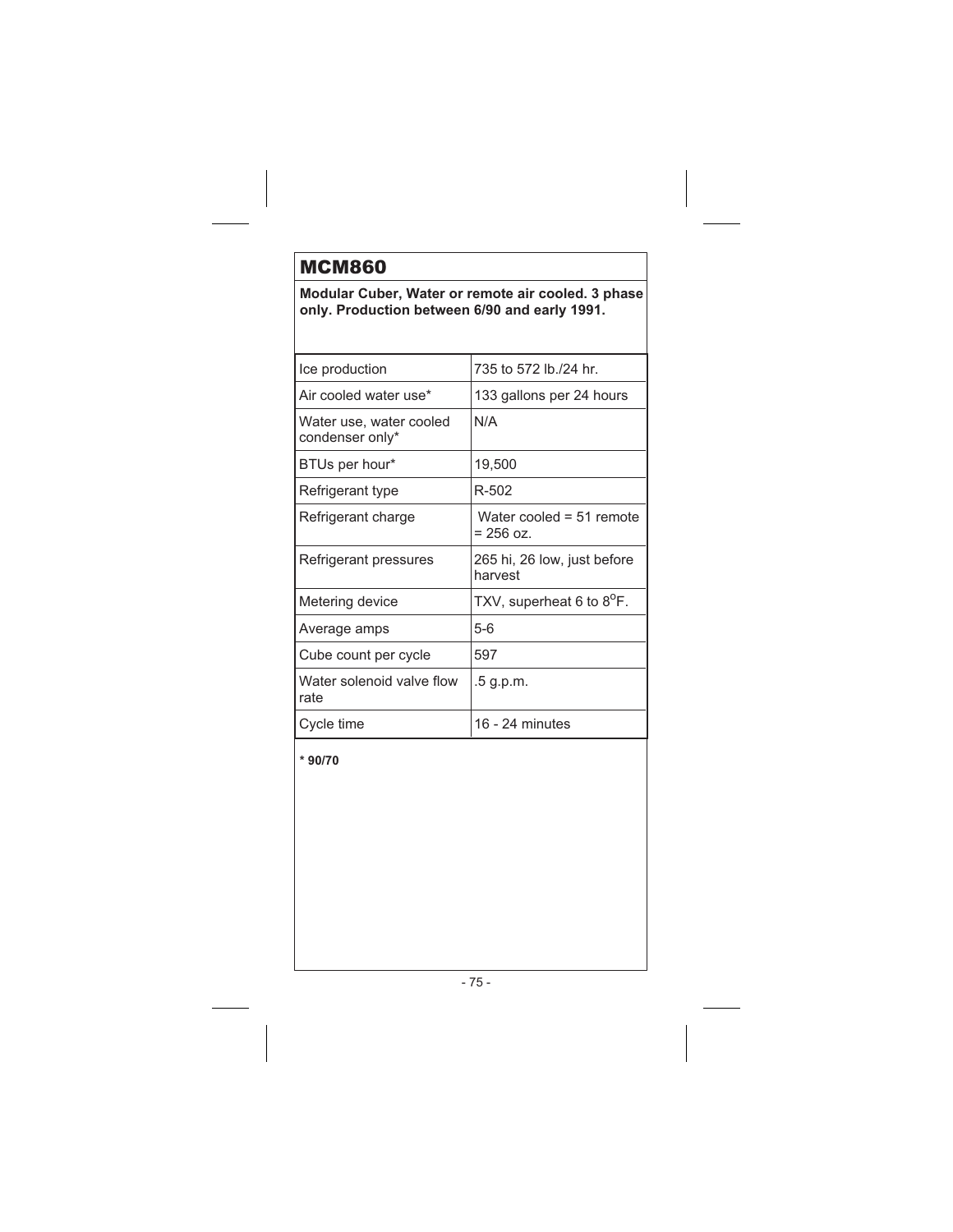# MCM860

**Modular Cuber, Water or remote air cooled. 3 phase only. Production between 6/90 and early 1991.**

| | |
|---|---|
| Ice production | 735 to 572 lb./24 hr. |
| Air cooled water use* | 133 gallons per 24 hours |
| Water use, water cooled condenser only* | N/A |
| BTUs per hour* | 19,500 |
| Refrigerant type | R-502 |
| Refrigerant charge | Water cooled = 51 remote = 256 oz. |
| Refrigerant pressures | 265 hi, 26 low, just before harvest |
| Metering device | TXV, superheat 6 to 8$^{o}$F. |
| Average amps | 5-6 |
| Cube count per cycle | 597 |
| Water solenoid valve flow rate | .5 g.p.m. |
| Cycle time | 16 - 24 minutes |

**\* 90/70**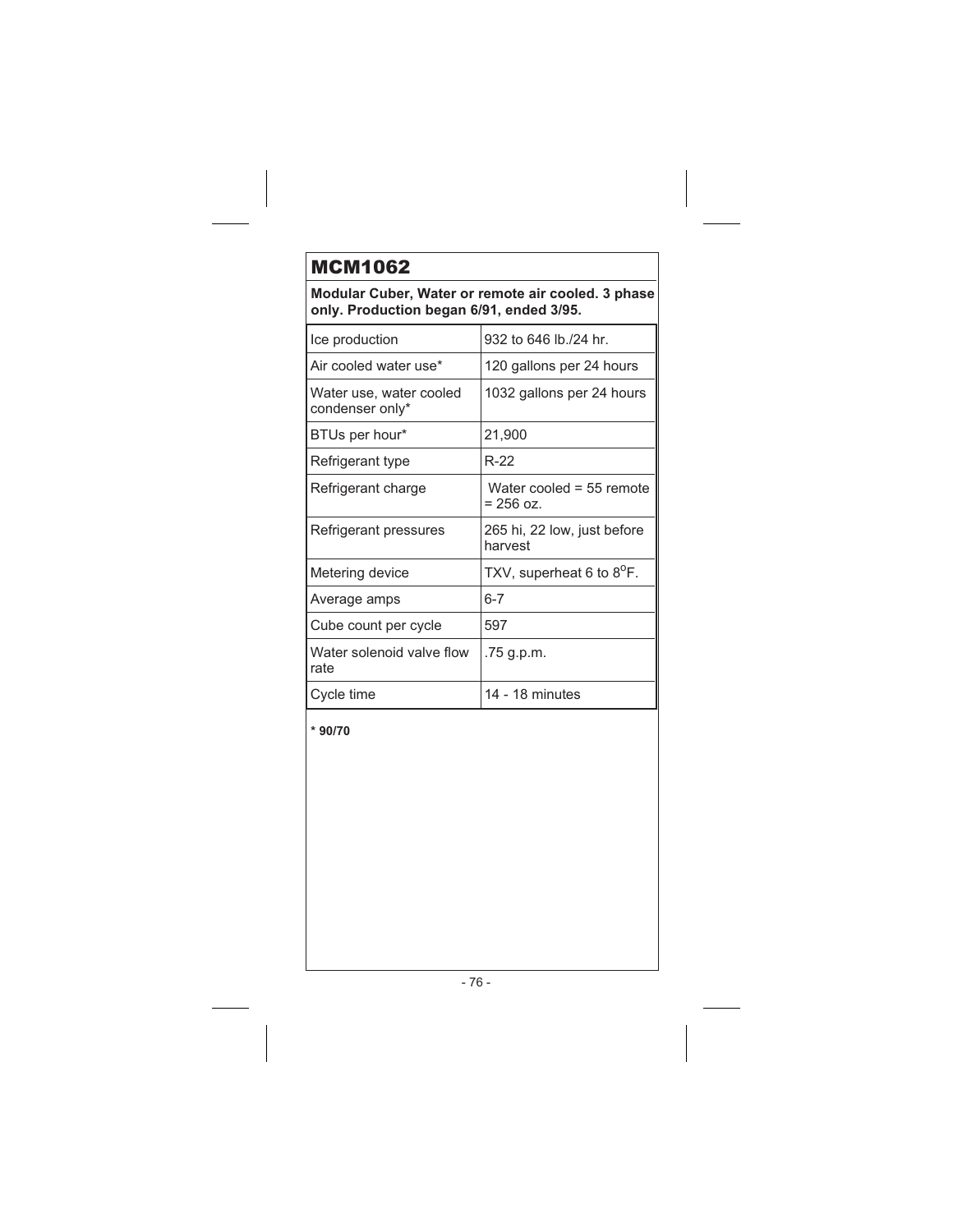# MCM1062

**Modular Cuber, Water or remote air cooled. 3 phase only. Production began 6/91, ended 3/95.**

| | |
|---|---|
| Ice production | 932 to 646 lb./24 hr. |
| Air cooled water use* | 120 gallons per 24 hours |
| Water use, water cooled condenser only* | 1032 gallons per 24 hours |
| BTUs per hour* | 21,900 |
| Refrigerant type | R-22 |
| Refrigerant charge | Water cooled = 55 remote = 256 oz. |
| Refrigerant pressures | 265 hi, 22 low, just before harvest |
| Metering device | TXV, superheat 6 to 8$^{o}$F. |
| Average amps | 6-7 |
| Cube count per cycle | 597 |
| Water solenoid valve flow rate | .75 g.p.m. |
| Cycle time | 14 - 18 minutes |

**\* 90/70**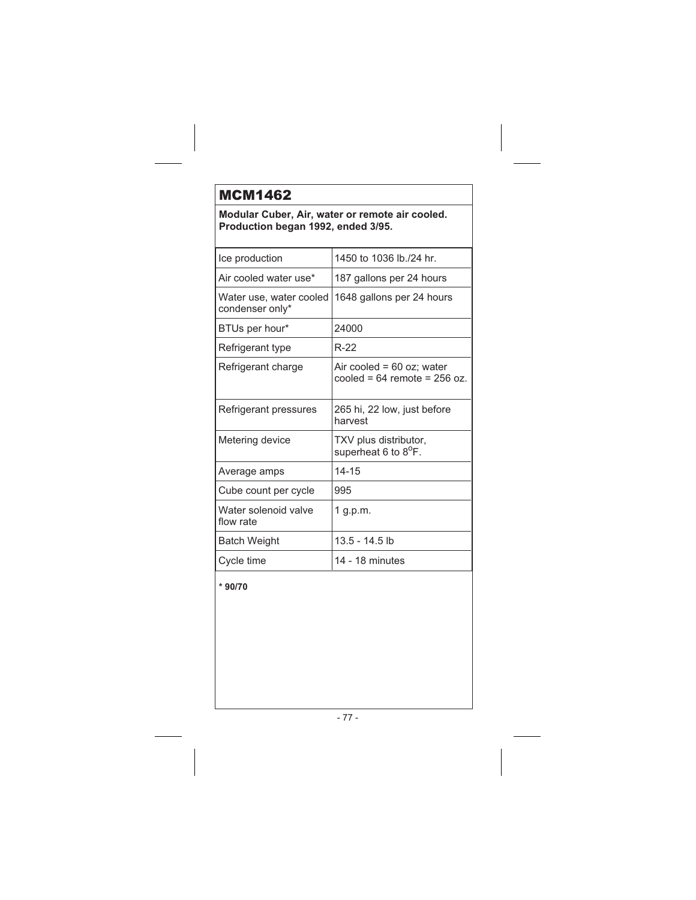# MCM1462

**Modular Cuber, Air, water or remote air cooled. Production began 1992, ended 3/95.**

| | |
|---|---|
| Ice production | 1450 to 1036 lb./24 hr. |
| Air cooled water use* | 187 gallons per 24 hours |
| Water use, water cooled condenser only* | 1648 gallons per 24 hours |
| BTUs per hour* | 24000 |
| Refrigerant type | R-22 |
| Refrigerant charge | Air cooled = 60 oz; water cooled = 64 remote = 256 oz. |
| Refrigerant pressures | 265 hi, 22 low, just before harvest |
| Metering device | TXV plus distributor, superheat 6 to $8^{o}$F. |
| Average amps | 14-15 |
| Cube count per cycle | 995 |
| Water solenoid valve flow rate | 1 g.p.m. |
| Batch Weight | 13.5 - 14.5 lb |
| Cycle time | 14 - 18 minutes |

**\* 90/70**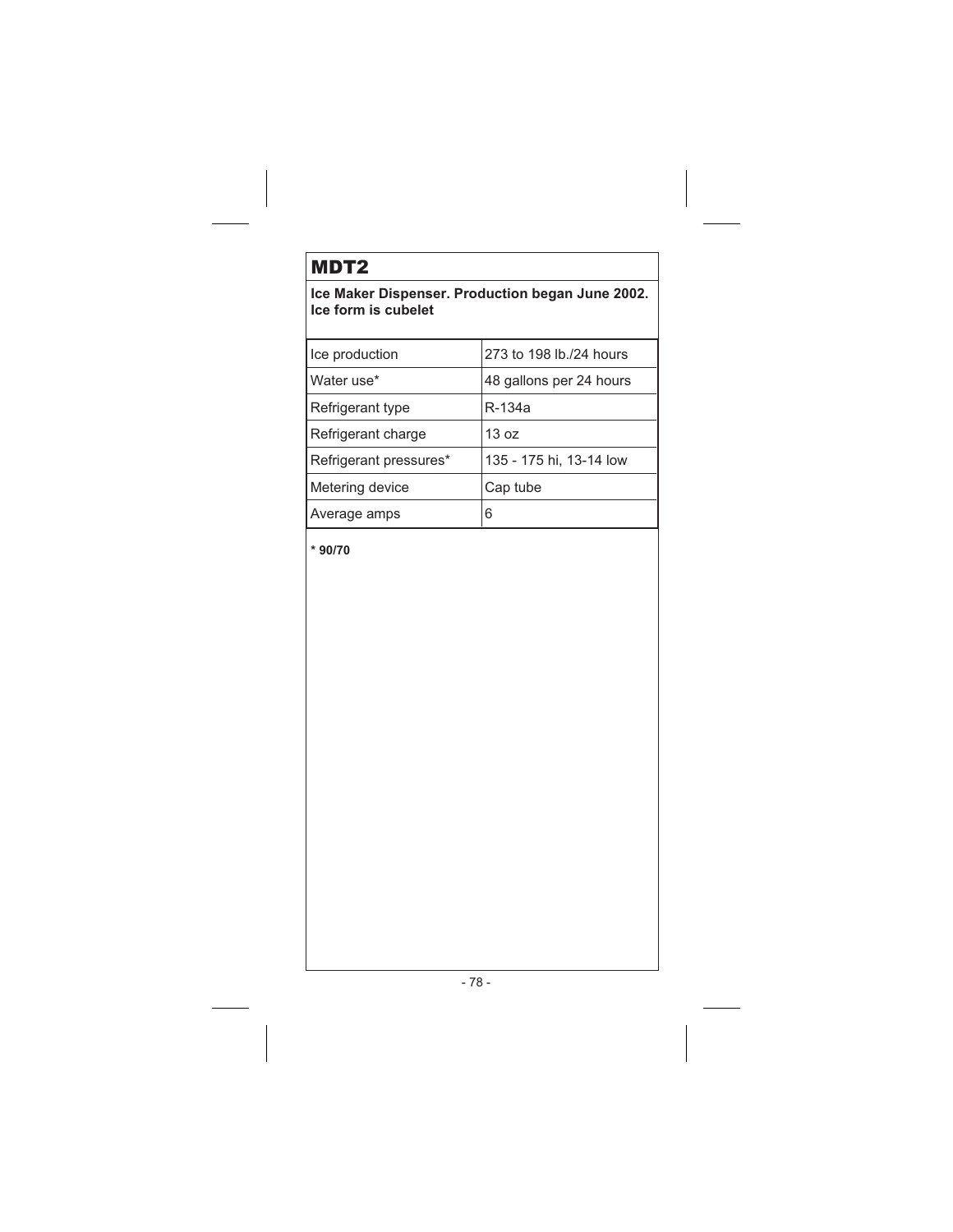# MDT2

**Ice Maker Dispenser. Production began June 2002. Ice form is cubelet**

| | |
|---|---|
| Ice production | 273 to 198 lb./24 hours |
| Water use* | 48 gallons per 24 hours |
| Refrigerant type | R-134a |
| Refrigerant charge | 13 oz |
| Refrigerant pressures* | 135 - 175 hi, 13-14 low |
| Metering device | Cap tube |
| Average amps | 6 |

**\* 90/70**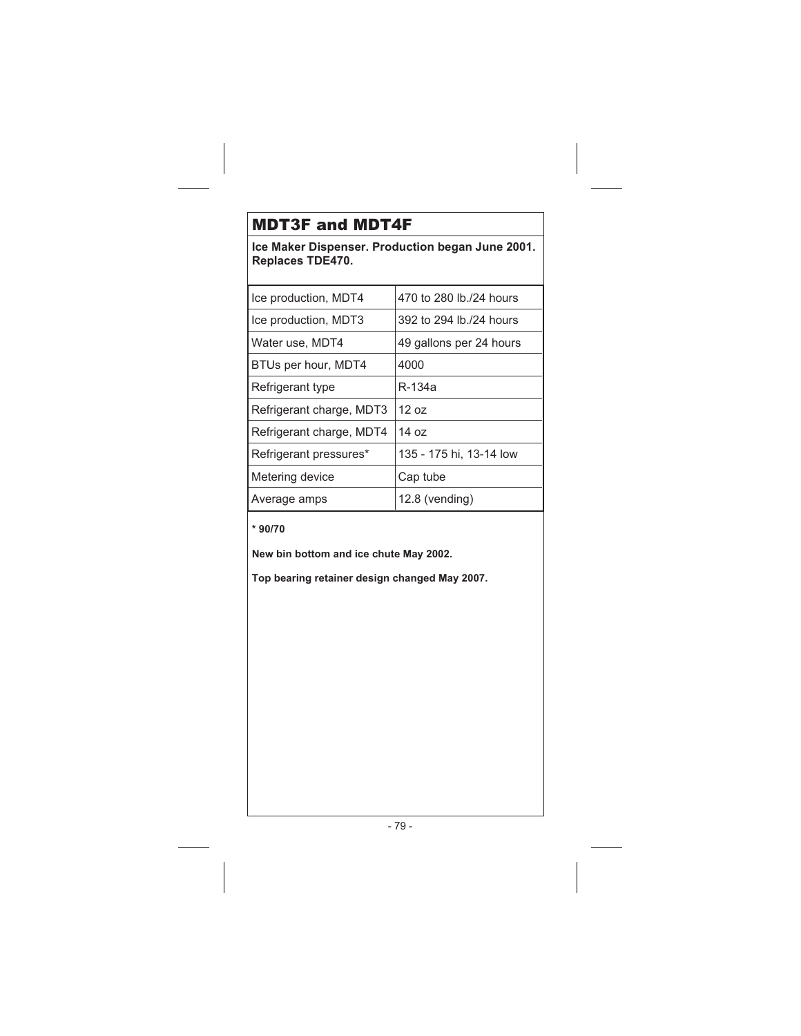## MDT3F and MDT4F

**Ice Maker Dispenser. Production began June 2001. Replaces TDE470.**

| | |
|---|---|
| Ice production, MDT4 | 470 to 280 lb./24 hours |
| Ice production, MDT3 | 392 to 294 lb./24 hours |
| Water use, MDT4 | 49 gallons per 24 hours |
| BTUs per hour, MDT4 | 4000 |
| Refrigerant type | R-134a |
| Refrigerant charge, MDT3 | 12 oz |
| Refrigerant charge, MDT4 | 14 oz |
| Refrigerant pressures* | 135 - 175 hi, 13-14 low |
| Metering device | Cap tube |
| Average amps | 12.8 (vending) |

**\* 90/70**

**New bin bottom and ice chute May 2002.**

**Top bearing retainer design changed May 2007.**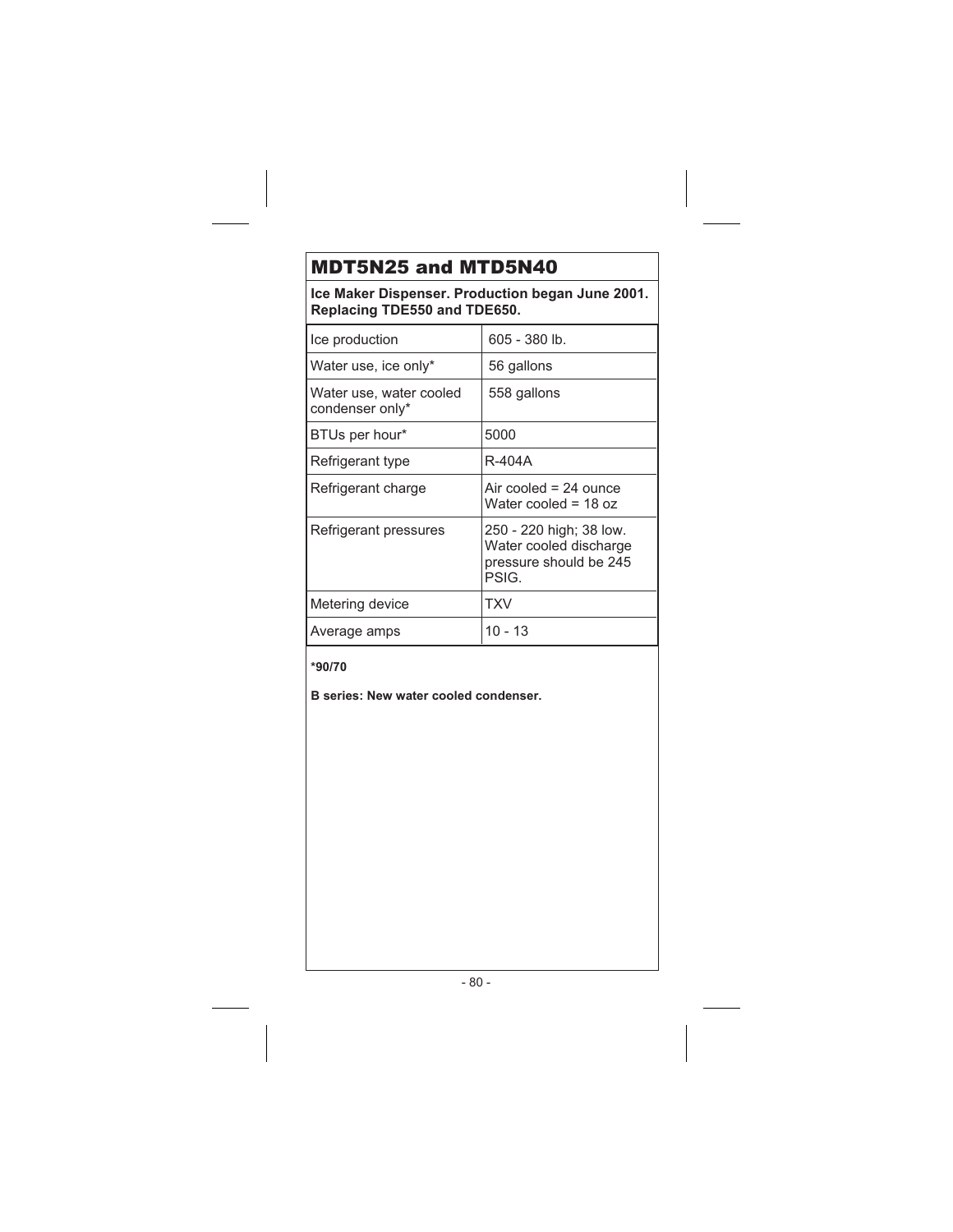## MDT5N25 and MTD5N40

**Ice Maker Dispenser. Production began June 2001. Replacing TDE550 and TDE650.**

| | |
|---|---|
| Ice production | 605 - 380 lb. |
| Water use, ice only* | 56 gallons |
| Water use, water cooled condenser only* | 558 gallons |
| BTUs per hour* | 5000 |
| Refrigerant type | R-404A |
| Refrigerant charge | Air cooled = 24 ounce<br>Water cooled = 18 oz |
| Refrigerant pressures | 250 - 220 high; 38 low. Water cooled discharge pressure should be 245 PSIG. |
| Metering device | TXV |
| Average amps | 10 - 13 |

**\*90/70**

**B series: New water cooled condenser.**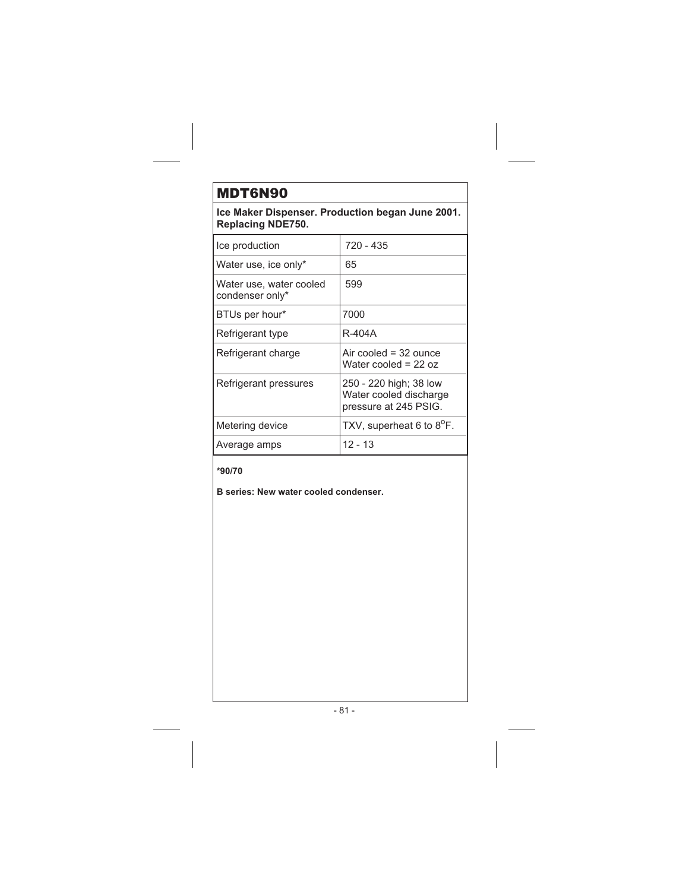# MDT6N90

**Ice Maker Dispenser. Production began June 2001. Replacing NDE750.**

| | |
|---|---|
| Ice production | 720 - 435 |
| Water use, ice only* | 65 |
| Water use, water cooled condenser only* | 599 |
| BTUs per hour* | 7000 |
| Refrigerant type | R-404A |
| Refrigerant charge | Air cooled = 32 ounce<br>Water cooled = 22 oz |
| Refrigerant pressures | 250 - 220 high; 38 low<br>Water cooled discharge pressure at 245 PSIG. |
| Metering device | TXV, superheat 6 to 8°F. |
| Average amps | 12 - 13 |

**\*90/70**

**B series: New water cooled condenser.**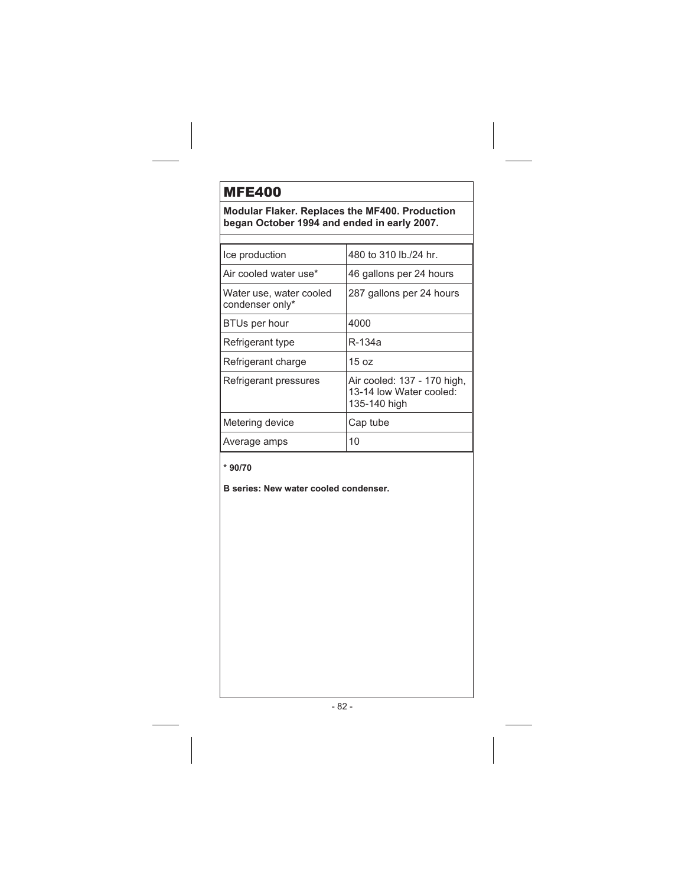# MFE400

**Modular Flaker. Replaces the MF400. Production began October 1994 and ended in early 2007.**

| | |
|---|---|
| Ice production | 480 to 310 lb./24 hr. |
| Air cooled water use* | 46 gallons per 24 hours |
| Water use, water cooled condenser only* | 287 gallons per 24 hours |
| BTUs per hour | 4000 |
| Refrigerant type | R-134a |
| Refrigerant charge | 15 oz |
| Refrigerant pressures | Air cooled: 137 - 170 high, 13-14 low Water cooled: 135-140 high |
| Metering device | Cap tube |
| Average amps | 10 |

**\* 90/70**

**B series: New water cooled condenser.**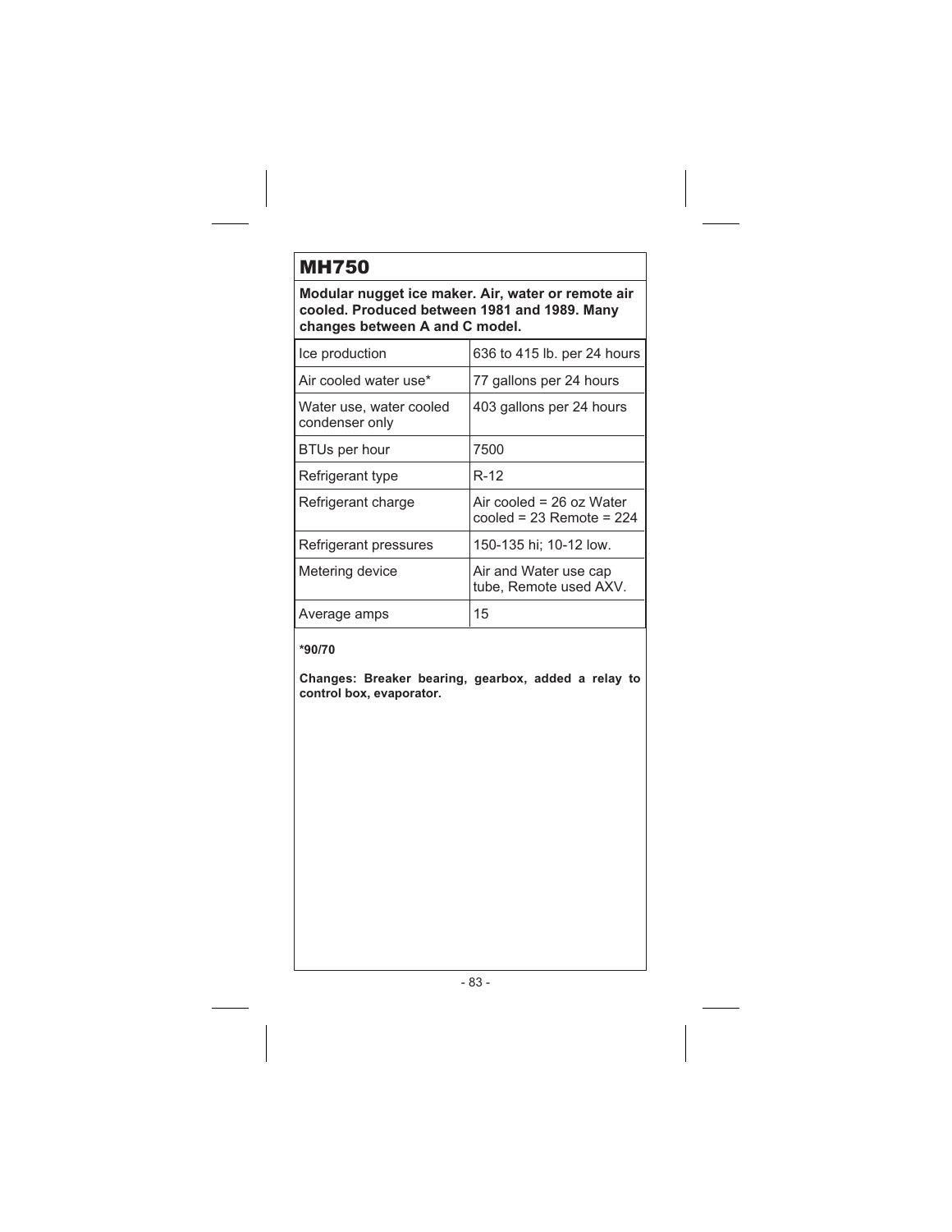# MH750

**Modular nugget ice maker. Air, water or remote air cooled. Produced between 1981 and 1989. Many changes between A and C model.**

| | |
|---|---|
| Ice production | 636 to 415 lb. per 24 hours |
| Air cooled water use* | 77 gallons per 24 hours |
| Water use, water cooled condenser only | 403 gallons per 24 hours |
| BTUs per hour | 7500 |
| Refrigerant type | R-12 |
| Refrigerant charge | Air cooled = 26 oz Water cooled = 23 Remote = 224 |
| Refrigerant pressures | 150-135 hi; 10-12 low. |
| Metering device | Air and Water use cap tube, Remote used AXV. |
| Average amps | 15 |

***90/70**

**Changes: Breaker bearing, gearbox, added a relay to control box, evaporator.**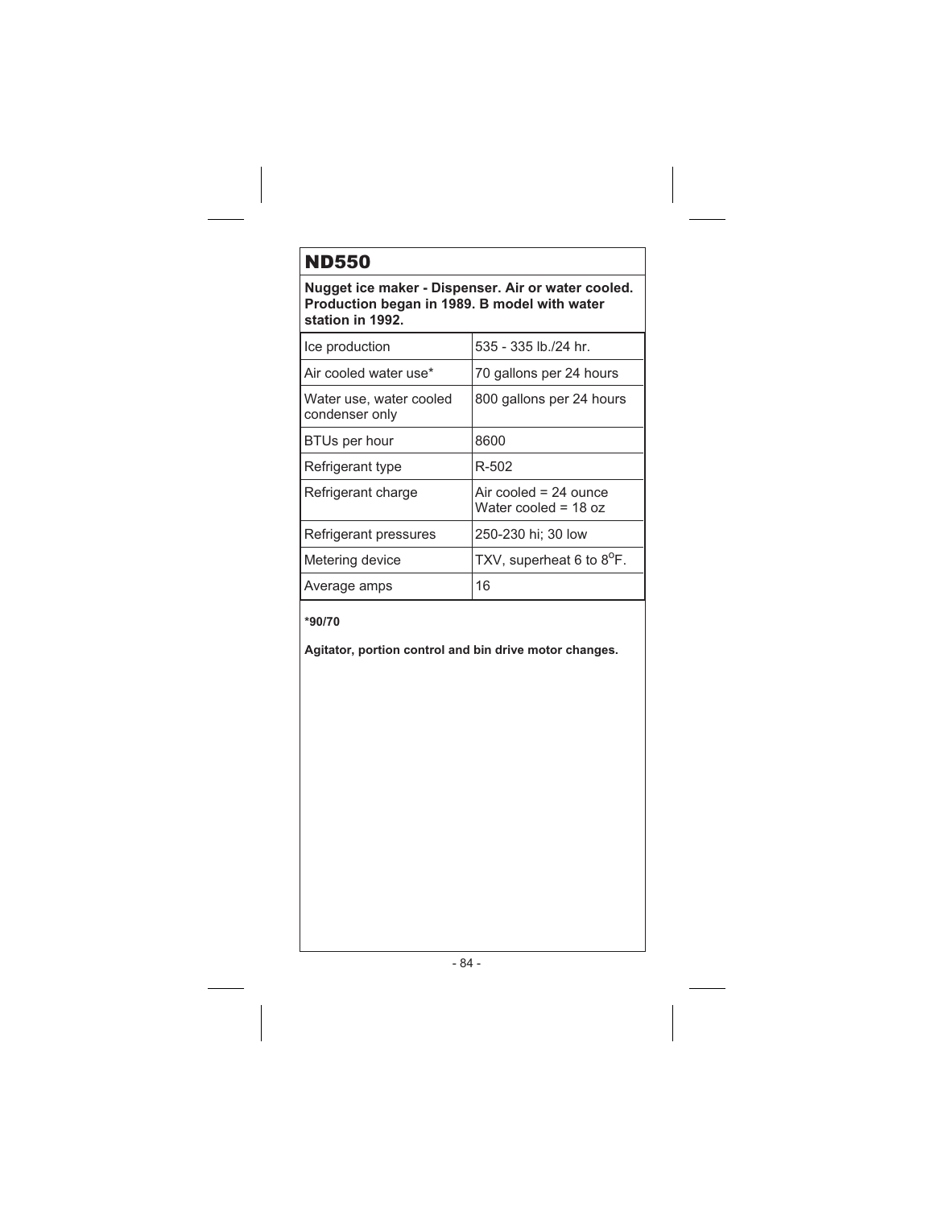# ND550

**Nugget ice maker - Dispenser. Air or water cooled. Production began in 1989. B model with water station in 1992.**

| | |
|---|---|
| Ice production | 535 - 335 lb./24 hr. |
| Air cooled water use* | 70 gallons per 24 hours |
| Water use, water cooled condenser only | 800 gallons per 24 hours |
| BTUs per hour | 8600 |
| Refrigerant type | R-502 |
| Refrigerant charge | Air cooled = 24 ounce<br>Water cooled = 18 oz |
| Refrigerant pressures | 250-230 hi; 30 low |
| Metering device | TXV, superheat 6 to 8$^{o}$F. |
| Average amps | 16 |

**\*90/70**

**Agitator, portion control and bin drive motor changes.**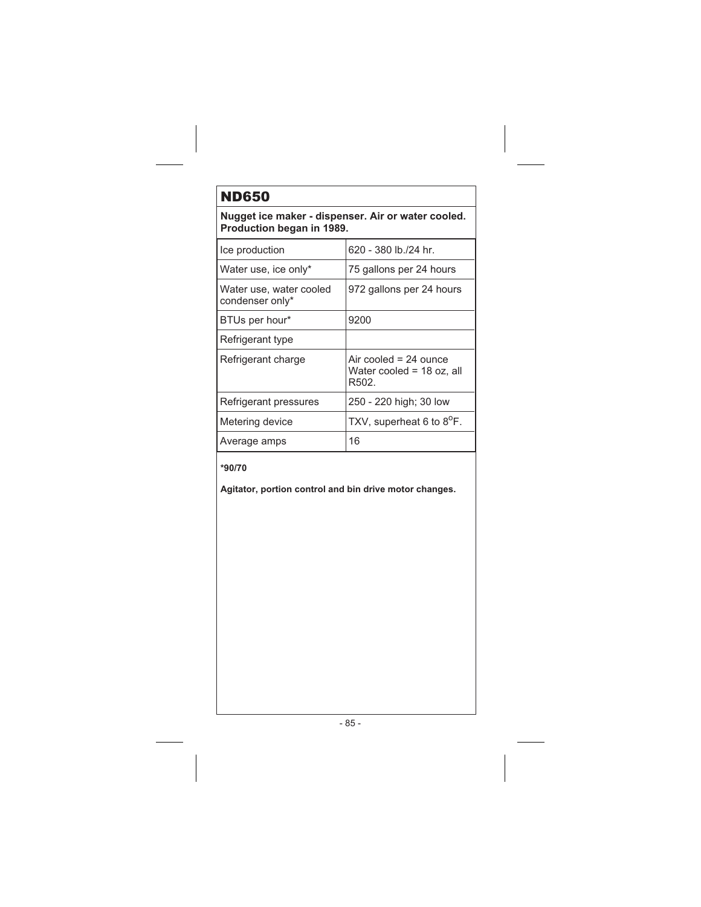# ND650

**Nugget ice maker - dispenser. Air or water cooled. Production began in 1989.**

| | |
|---|---|
| Ice production | 620 - 380 lb./24 hr. |
| Water use, ice only* | 75 gallons per 24 hours |
| Water use, water cooled condenser only* | 972 gallons per 24 hours |
| BTUs per hour* | 9200 |
| Refrigerant type | |
| Refrigerant charge | Air cooled = 24 ounce<br>Water cooled = 18 oz, all R502. |
| Refrigerant pressures | 250 - 220 high; 30 low |
| Metering device | TXV, superheat 6 to 8°F. |
| Average amps | 16 |

**\*90/70**

**Agitator, portion control and bin drive motor changes.**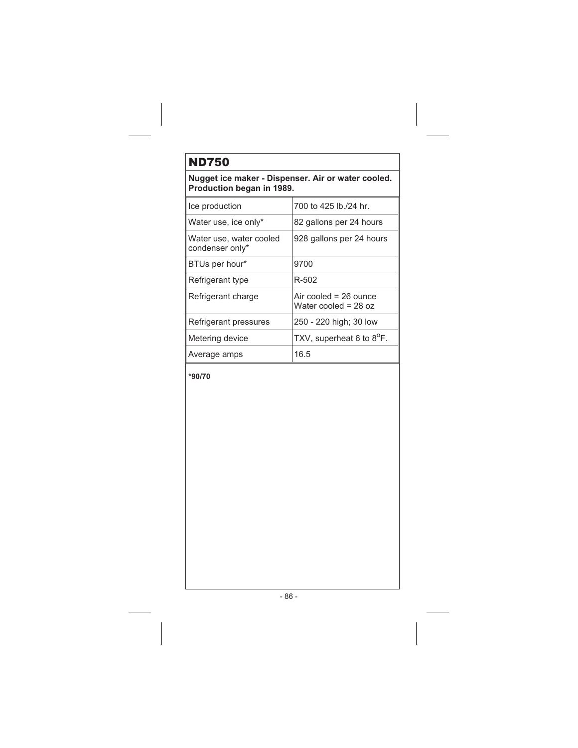# ND750

**Nugget ice maker - Dispenser. Air or water cooled. Production began in 1989.**

| | |
|---|---|
| Ice production | 700 to 425 lb./24 hr. |
| Water use, ice only* | 82 gallons per 24 hours |
| Water use, water cooled condenser only* | 928 gallons per 24 hours |
| BTUs per hour* | 9700 |
| Refrigerant type | R-502 |
| Refrigerant charge | Air cooled = 26 ounce<br>Water cooled = 28 oz |
| Refrigerant pressures | 250 - 220 high; 30 low |
| Metering device | TXV, superheat 6 to 8$^{o}$F. |
| Average amps | 16.5 |

**\*90/70**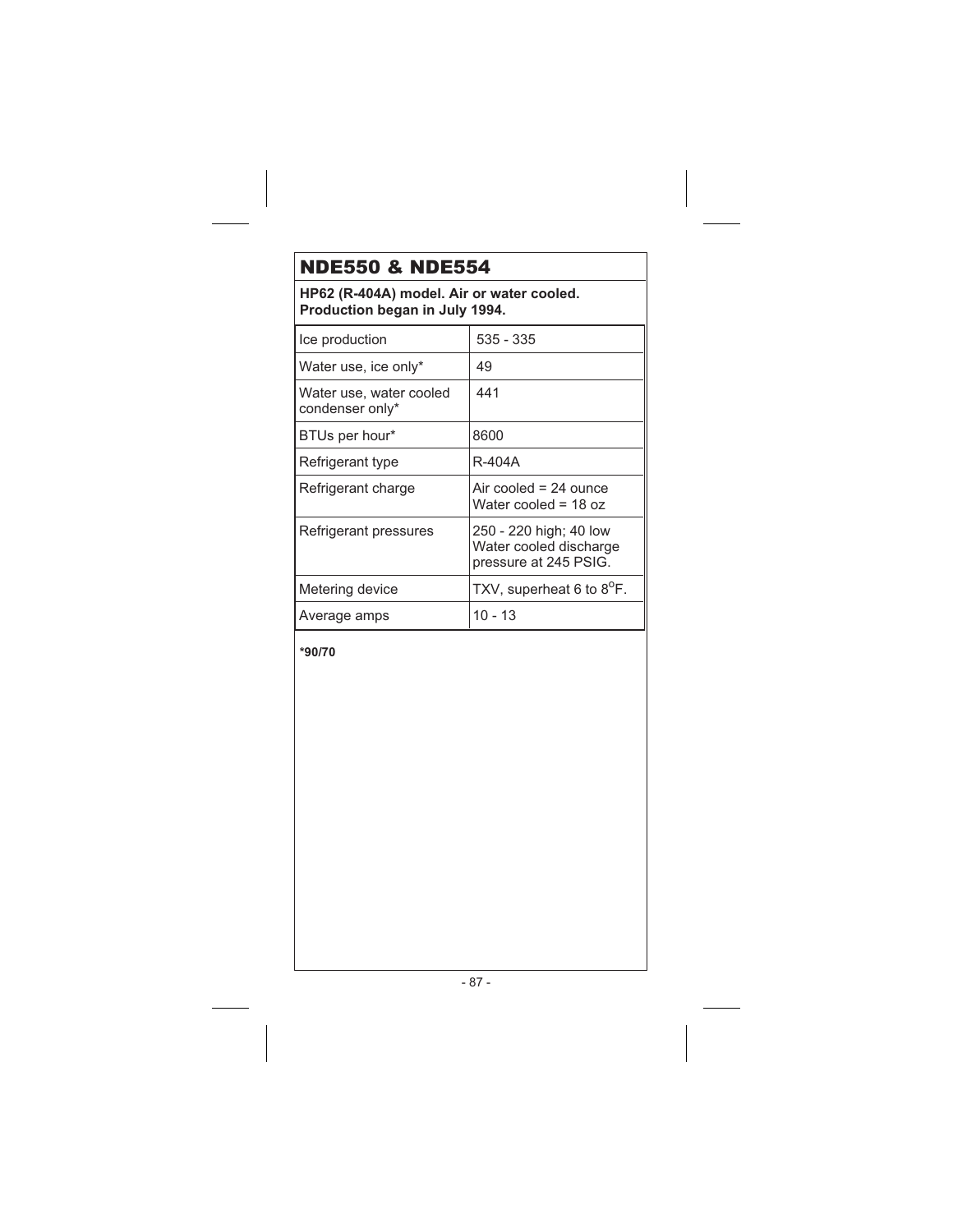## NDE550 & NDE554

**HP62 (R-404A) model. Air or water cooled. Production began in July 1994.**

| | |
|---|---|
| Ice production | 535 - 335 |
| Water use, ice only* | 49 |
| Water use, water cooled condenser only* | 441 |
| BTUs per hour* | 8600 |
| Refrigerant type | R-404A |
| Refrigerant charge | Air cooled = 24 ounce<br>Water cooled = 18 oz |
| Refrigerant pressures | 250 - 220 high; 40 low<br>Water cooled discharge pressure at 245 PSIG. |
| Metering device | TXV, superheat 6 to 8°F. |
| Average amps | 10 - 13 |

**\*90/70**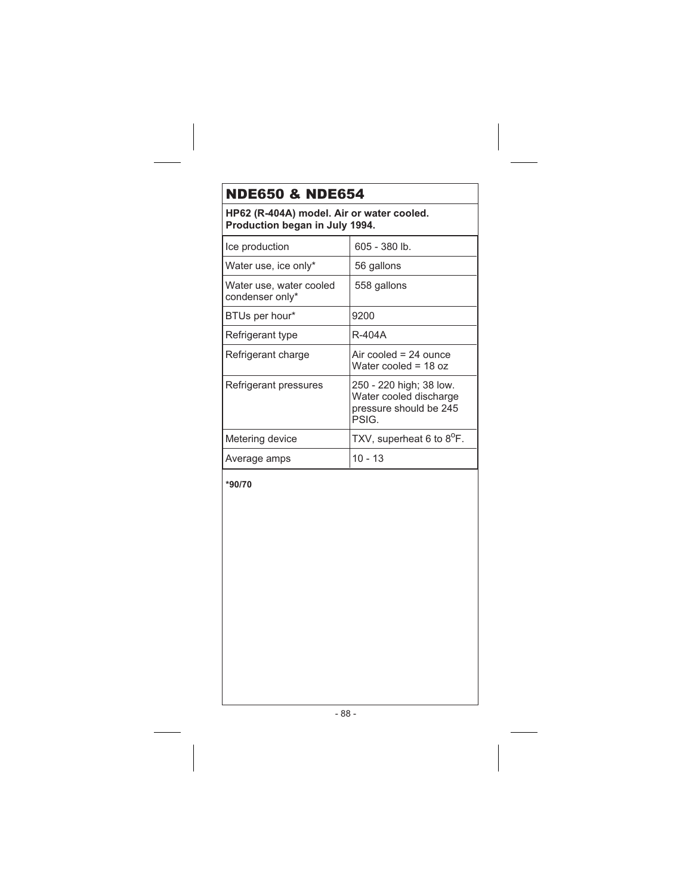# NDE650 & NDE654

**HP62 (R-404A) model. Air or water cooled. Production began in July 1994.**

| | |
|---|---|
| Ice production | 605 - 380 lb. |
| Water use, ice only* | 56 gallons |
| Water use, water cooled condenser only* | 558 gallons |
| BTUs per hour* | 9200 |
| Refrigerant type | R-404A |
| Refrigerant charge | Air cooled = 24 ounce<br>Water cooled = 18 oz |
| Refrigerant pressures | 250 - 220 high; 38 low. Water cooled discharge pressure should be 245 PSIG. |
| Metering device | TXV, superheat 6 to 8°F. |
| Average amps | 10 - 13 |

**\*90/70**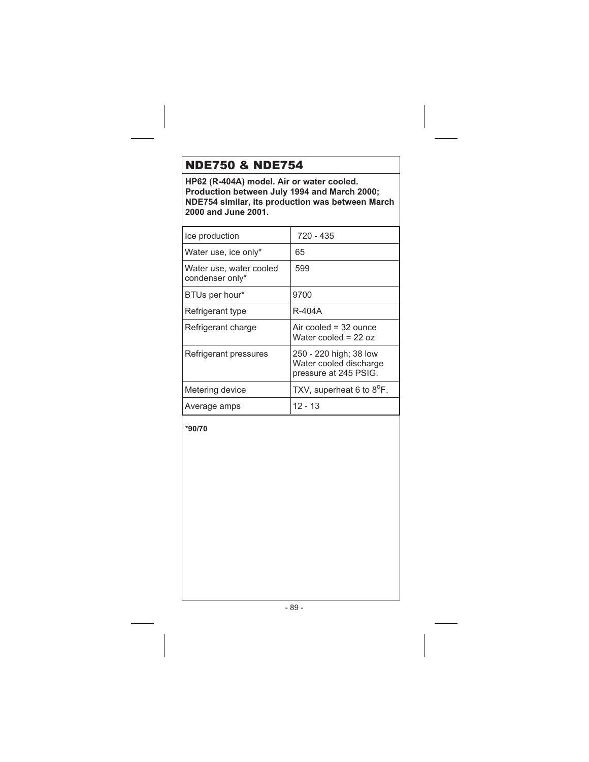## NDE750 & NDE754

**HP62 (R-404A) model. Air or water cooled. Production between July 1994 and March 2000; NDE754 similar, its production was between March 2000 and June 2001.**

| | |
|---|---|
| Ice production | 720 - 435 |
| Water use, ice only* | 65 |
| Water use, water cooled condenser only* | 599 |
| BTUs per hour* | 9700 |
| Refrigerant type | R-404A |
| Refrigerant charge | Air cooled = 32 ounce<br>Water cooled = 22 oz |
| Refrigerant pressures | 250 - 220 high; 38 low<br>Water cooled discharge pressure at 245 PSIG. |
| Metering device | TXV, superheat 6 to 8°F. |
| Average amps | 12 - 13 |

**\*90/70**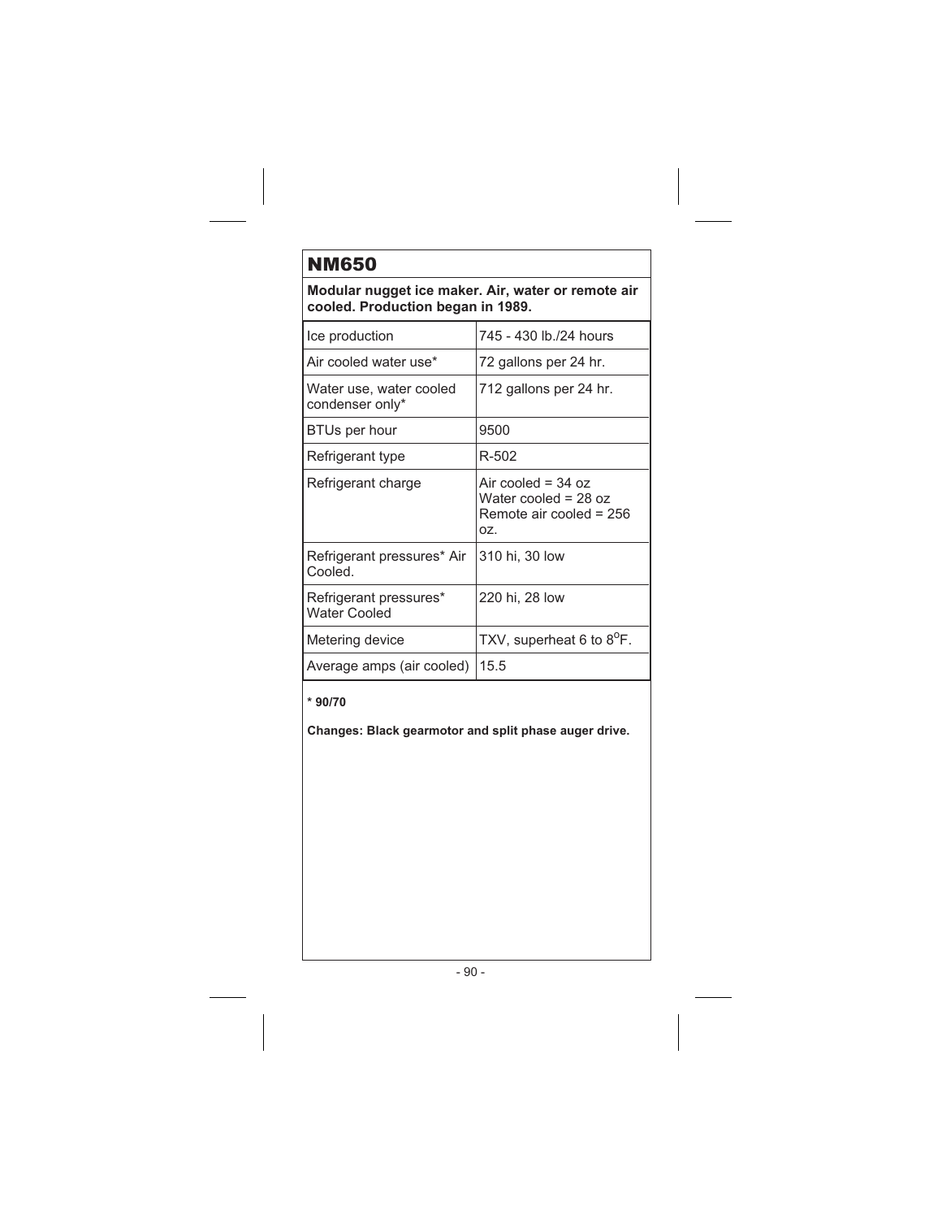# NM650

**Modular nugget ice maker. Air, water or remote air cooled. Production began in 1989.**

| | |
|---|---|
| Ice production | 745 - 430 lb./24 hours |
| Air cooled water use* | 72 gallons per 24 hr. |
| Water use, water cooled condenser only* | 712 gallons per 24 hr. |
| BTUs per hour | 9500 |
| Refrigerant type | R-502 |
| Refrigerant charge | Air cooled = 34 oz<br>Water cooled = 28 oz<br>Remote air cooled = 256 oz. |
| Refrigerant pressures* Air Cooled. | 310 hi, 30 low |
| Refrigerant pressures* Water Cooled | 220 hi, 28 low |
| Metering device | TXV, superheat 6 to 8°F. |
| Average amps (air cooled) | 15.5 |

**\* 90/70**

**Changes: Black gearmotor and split phase auger drive.**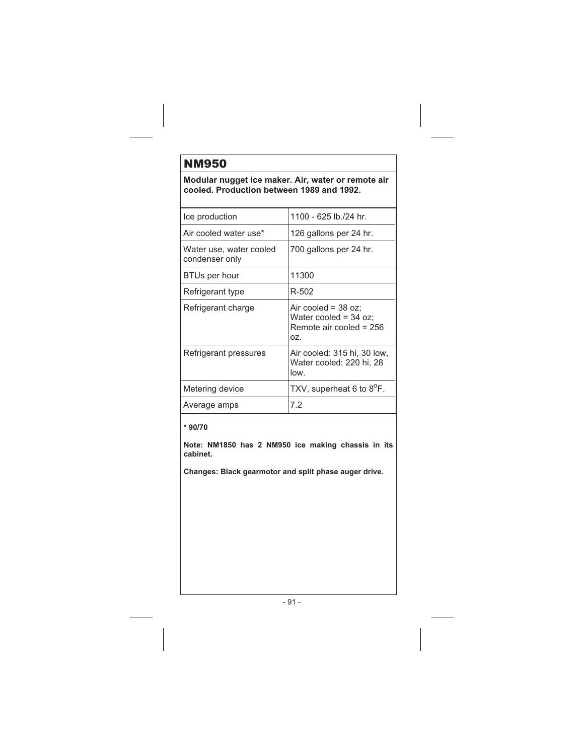# NM950

**Modular nugget ice maker. Air, water or remote air cooled. Production between 1989 and 1992.**

| | |
|---|---|
| Ice production | 1100 - 625 lb./24 hr. |
| Air cooled water use* | 126 gallons per 24 hr. |
| Water use, water cooled condenser only | 700 gallons per 24 hr. |
| BTUs per hour | 11300 |
| Refrigerant type | R-502 |
| Refrigerant charge | Air cooled = 38 oz; Water cooled = 34 oz; Remote air cooled = 256 oz. |
| Refrigerant pressures | Air cooled: 315 hi, 30 low, Water cooled: 220 hi, 28 low. |
| Metering device | TXV, superheat 6 to 8$^{o}$F. |
| Average amps | 7.2 |

**\* 90/70**

**Note: NM1850 has 2 NM950 ice making chassis in its cabinet.**

**Changes: Black gearmotor and split phase auger drive.**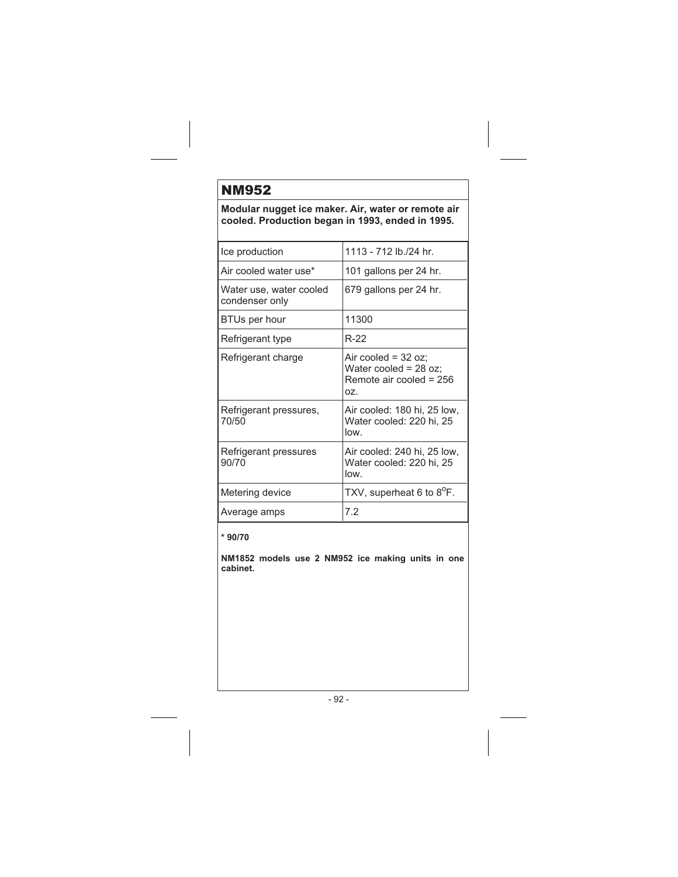# NM952

**Modular nugget ice maker. Air, water or remote air cooled. Production began in 1993, ended in 1995.**

| | |
|---|---|
| Ice production | 1113 - 712 lb./24 hr. |
| Air cooled water use* | 101 gallons per 24 hr. |
| Water use, water cooled condenser only | 679 gallons per 24 hr. |
| BTUs per hour | 11300 |
| Refrigerant type | R-22 |
| Refrigerant charge | Air cooled = 32 oz; Water cooled = 28 oz; Remote air cooled = 256 oz. |
| Refrigerant pressures, 70/50 | Air cooled: 180 hi, 25 low, Water cooled: 220 hi, 25 low. |
| Refrigerant pressures 90/70 | Air cooled: 240 hi, 25 low, Water cooled: 220 hi, 25 low. |
| Metering device | TXV, superheat 6 to 8$^{o}$F. |
| Average amps | 7.2 |

**\* 90/70**

**NM1852 models use 2 NM952 ice making units in one cabinet.**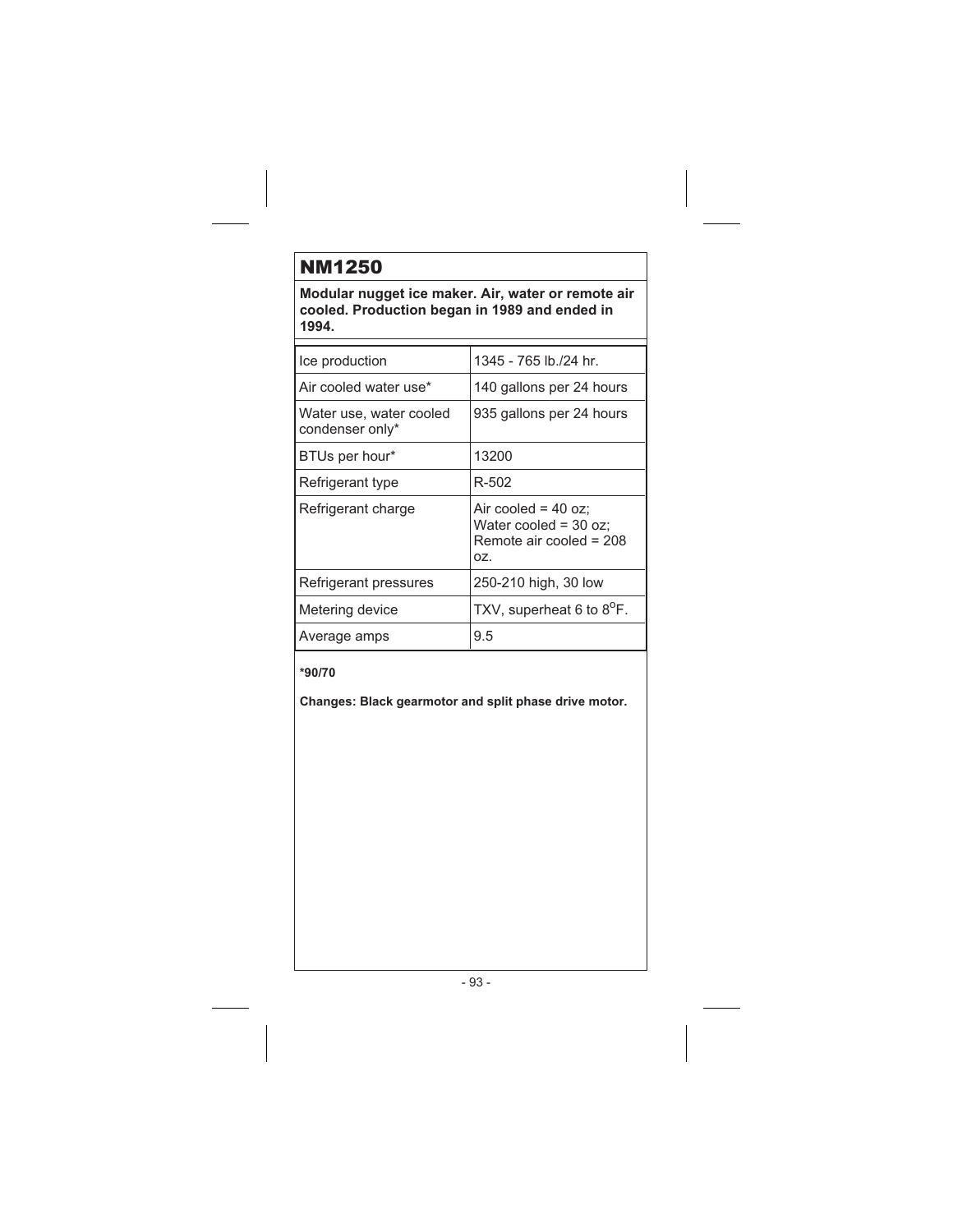# NM1250

**Modular nugget ice maker. Air, water or remote air cooled. Production began in 1989 and ended in 1994.**

| | |
|---|---|
| Ice production | 1345 - 765 lb./24 hr. |
| Air cooled water use* | 140 gallons per 24 hours |
| Water use, water cooled condenser only* | 935 gallons per 24 hours |
| BTUs per hour* | 13200 |
| Refrigerant type | R-502 |
| Refrigerant charge | Air cooled = 40 oz; Water cooled = 30 oz; Remote air cooled = 208 oz. |
| Refrigerant pressures | 250-210 high, 30 low |
| Metering device | TXV, superheat 6 to 8$^{o}$F. |
| Average amps | 9.5 |

**\*90/70**

**Changes: Black gearmotor and split phase drive motor.**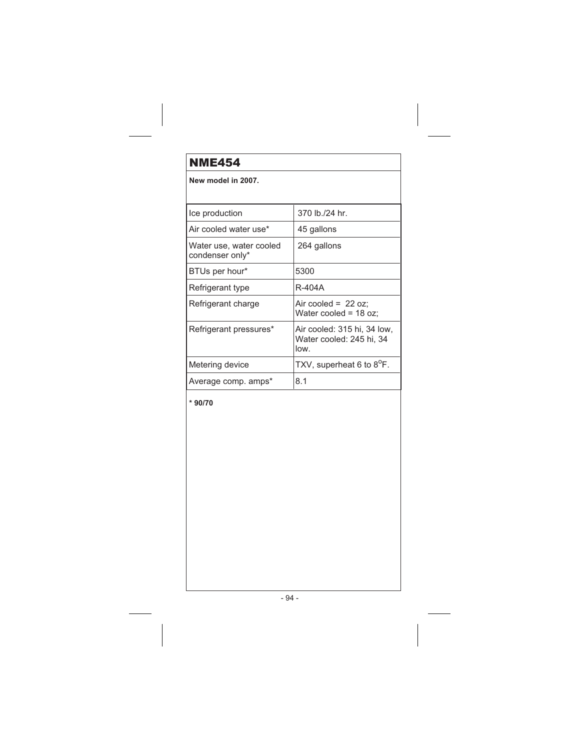# NME454

**New model in 2007.**

| | |
|---|---|
| Ice production | 370 lb./24 hr. |
| Air cooled water use* | 45 gallons |
| Water use, water cooled condenser only* | 264 gallons |
| BTUs per hour* | 5300 |
| Refrigerant type | R-404A |
| Refrigerant charge | Air cooled = 22 oz; Water cooled = 18 oz; |
| Refrigerant pressures* | Air cooled: 315 hi, 34 low, Water cooled: 245 hi, 34 low. |
| Metering device | TXV, superheat 6 to 8$^{o}$F. |
| Average comp. amps* | 8.1 |

**\* 90/70**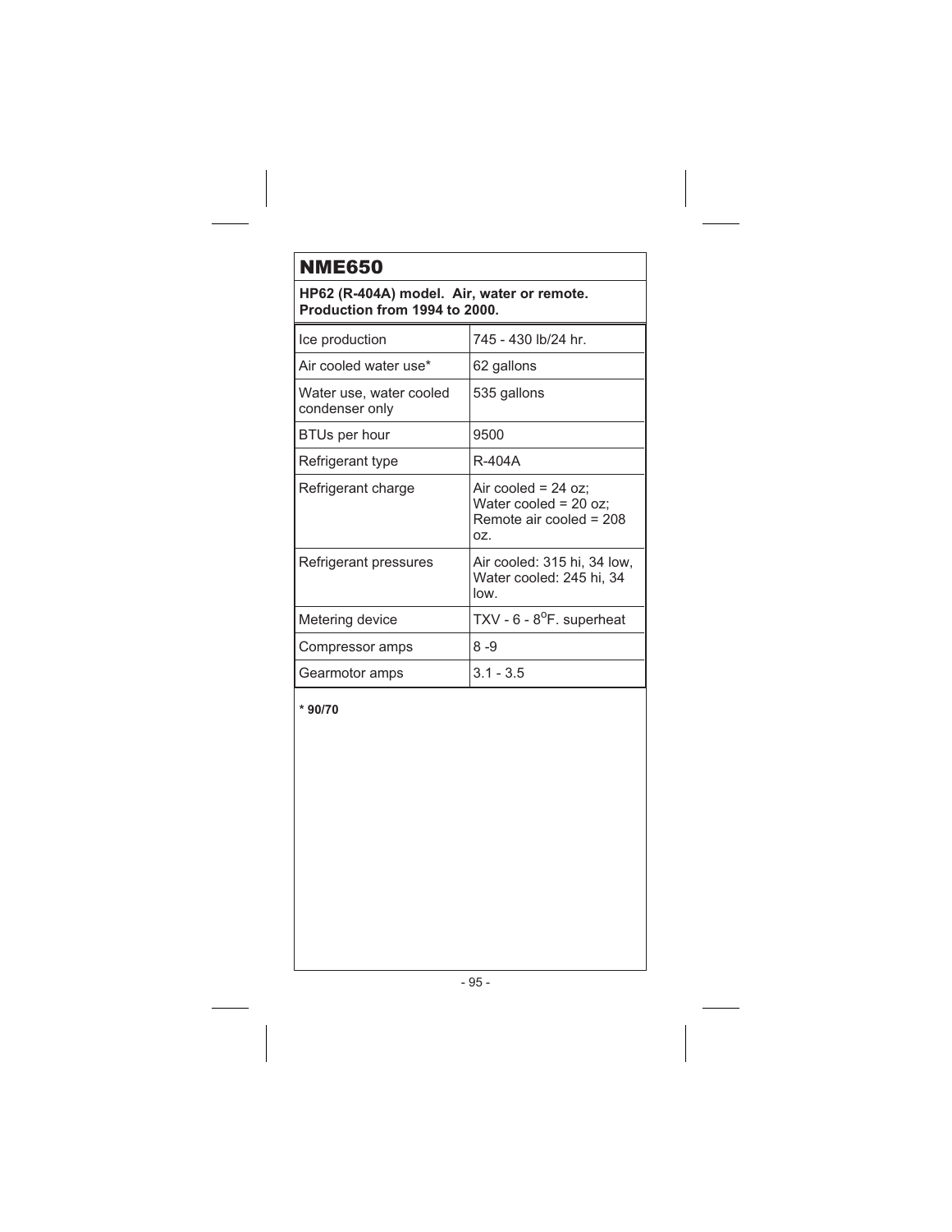# NME650

**HP62 (R-404A) model. Air, water or remote. Production from 1994 to 2000.**

| | |
|---|---|
| Ice production | 745 - 430 lb/24 hr. |
| Air cooled water use* | 62 gallons |
| Water use, water cooled condenser only | 535 gallons |
| BTUs per hour | 9500 |
| Refrigerant type | R-404A |
| Refrigerant charge | Air cooled = 24 oz; Water cooled = 20 oz; Remote air cooled = 208 oz. |
| Refrigerant pressures | Air cooled: 315 hi, 34 low, Water cooled: 245 hi, 34 low. |
| Metering device | TXV - 6 - 8$^{o}$F. superheat |
| Compressor amps | 8 -9 |
| Gearmotor amps | 3.1 - 3.5 |

**\* 90/70**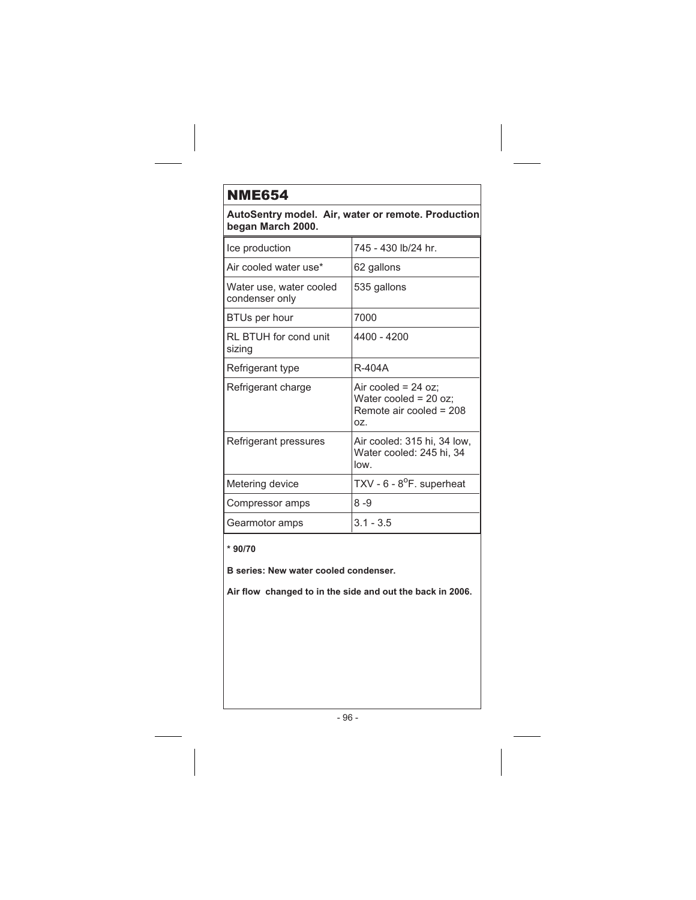# NME654

**AutoSentry model. Air, water or remote. Production began March 2000.**

| | |
|---|---|
| Ice production | 745 - 430 lb/24 hr. |
| Air cooled water use* | 62 gallons |
| Water use, water cooled condenser only | 535 gallons |
| BTUs per hour | 7000 |
| RL BTUH for cond unit sizing | 4400 - 4200 |
| Refrigerant type | R-404A |
| Refrigerant charge | Air cooled = 24 oz; Water cooled = 20 oz; Remote air cooled = 208 oz. |
| Refrigerant pressures | Air cooled: 315 hi, 34 low, Water cooled: 245 hi, 34 low. |
| Metering device | TXV - 6 - 8$^{o}$F. superheat |
| Compressor amps | 8 -9 |
| Gearmotor amps | 3.1 - 3.5 |

**\* 90/70**

**B series: New water cooled condenser.**

**Air flow changed to in the side and out the back in 2006.**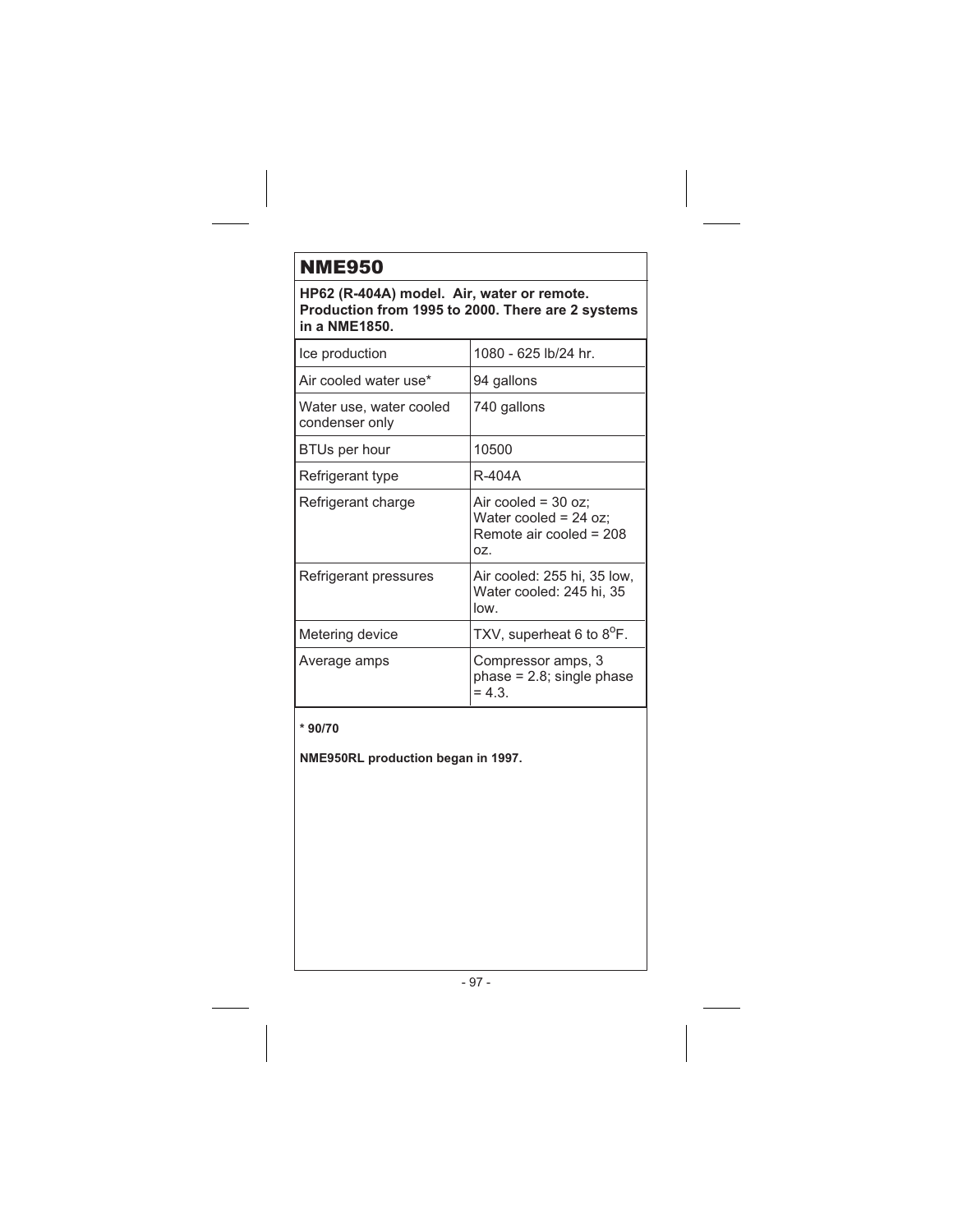# NME950

**HP62 (R-404A) model. Air, water or remote. Production from 1995 to 2000. There are 2 systems in a NME1850.**

| | |
|---|---|
| Ice production | 1080 - 625 lb/24 hr. |
| Air cooled water use* | 94 gallons |
| Water use, water cooled condenser only | 740 gallons |
| BTUs per hour | 10500 |
| Refrigerant type | R-404A |
| Refrigerant charge | Air cooled = 30 oz; Water cooled = 24 oz; Remote air cooled = 208 oz. |
| Refrigerant pressures | Air cooled: 255 hi, 35 low, Water cooled: 245 hi, 35 low. |
| Metering device | TXV, superheat 6 to 8°F. |
| Average amps | Compressor amps, 3 phase = 2.8; single phase = 4.3. |

**\* 90/70**

**NME950RL production began in 1997.**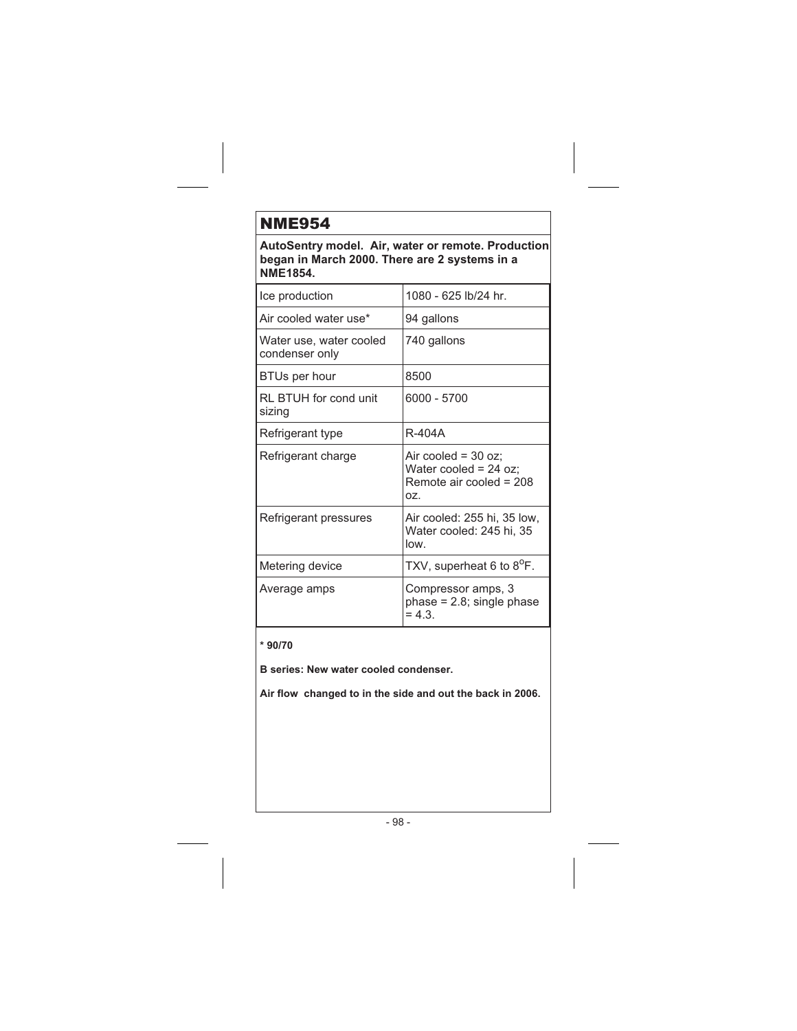# NME954

**AutoSentry model. Air, water or remote. Production began in March 2000. There are 2 systems in a NME1854.**

| | |
|---|---|
| Ice production | 1080 - 625 lb/24 hr. |
| Air cooled water use* | 94 gallons |
| Water use, water cooled condenser only | 740 gallons |
| BTUs per hour | 8500 |
| RL BTUH for cond unit sizing | 6000 - 5700 |
| Refrigerant type | R-404A |
| Refrigerant charge | Air cooled = 30 oz; Water cooled = 24 oz; Remote air cooled = 208 oz. |
| Refrigerant pressures | Air cooled: 255 hi, 35 low, Water cooled: 245 hi, 35 low. |
| Metering device | TXV, superheat 6 to 8°F. |
| Average amps | Compressor amps, 3 phase = 2.8; single phase = 4.3. |

**\* 90/70**

**B series: New water cooled condenser.**

**Air flow changed to in the side and out the back in 2006.**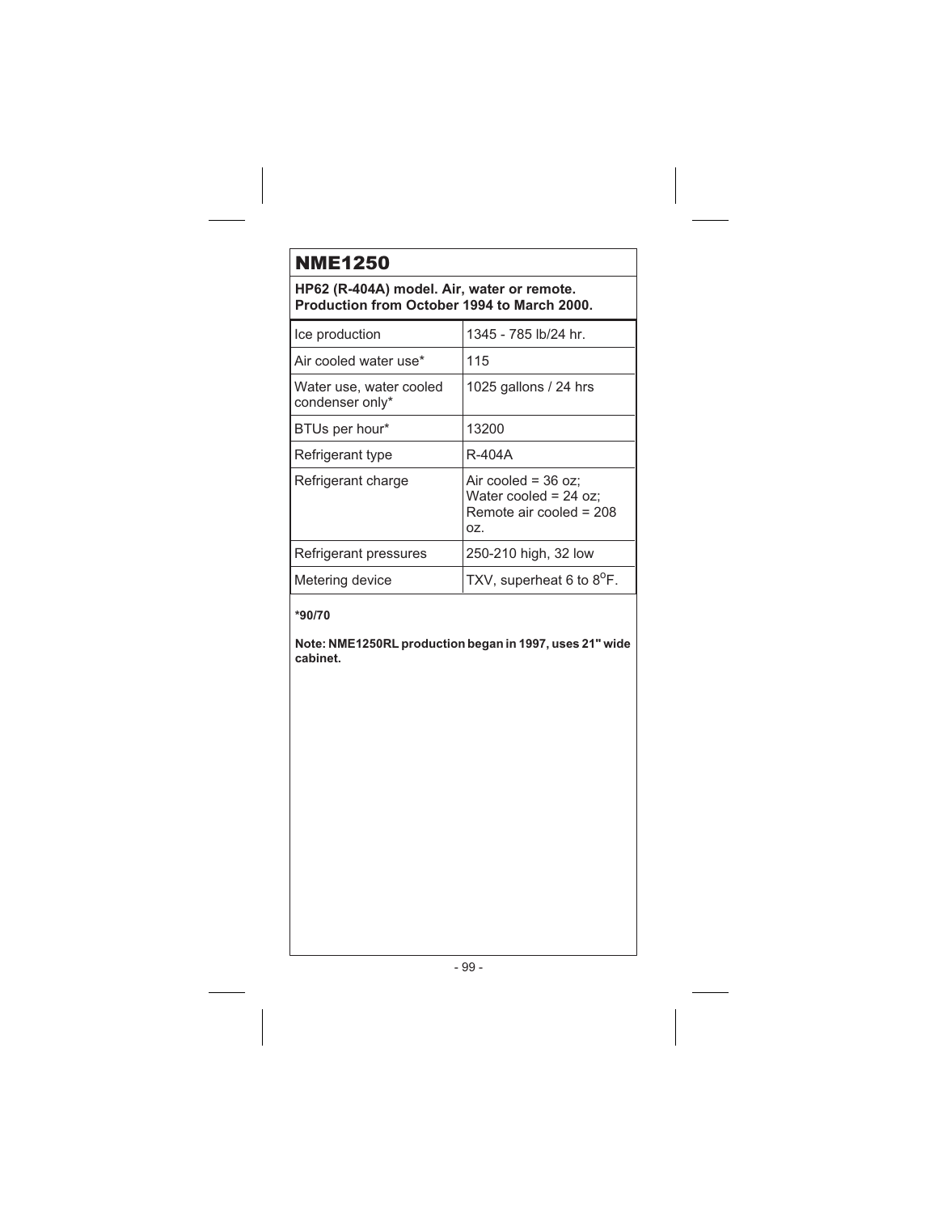# NME1250

**HP62 (R-404A) model. Air, water or remote. Production from October 1994 to March 2000.**

| | |
|---|---|
| Ice production | 1345 - 785 lb/24 hr. |
| Air cooled water use* | 115 |
| Water use, water cooled condenser only* | 1025 gallons / 24 hrs |
| BTUs per hour* | 13200 |
| Refrigerant type | R-404A |
| Refrigerant charge | Air cooled = 36 oz; Water cooled = 24 oz; Remote air cooled = 208 oz. |
| Refrigerant pressures | 250-210 high, 32 low |
| Metering device | TXV, superheat 6 to 8°F. |

**\*90/70**

**Note: NME1250RL production began in 1997, uses 21" wide cabinet.**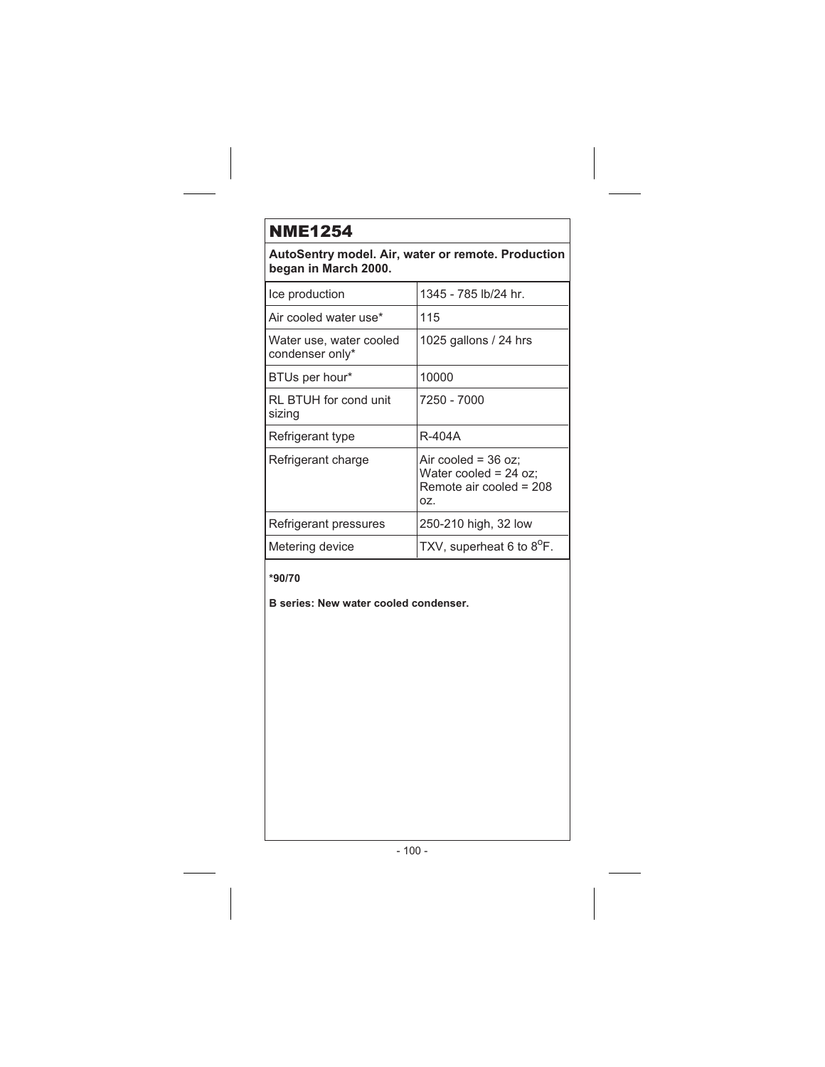## NME1254

**AutoSentry model. Air, water or remote. Production began in March 2000.**

| | |
|---|---|
| Ice production | 1345 - 785 lb/24 hr. |
| Air cooled water use* | 115 |
| Water use, water cooled condenser only* | 1025 gallons / 24 hrs |
| BTUs per hour* | 10000 |
| RL BTUH for cond unit sizing | 7250 - 7000 |
| Refrigerant type | R-404A |
| Refrigerant charge | Air cooled = 36 oz; Water cooled = 24 oz; Remote air cooled = 208 oz. |
| Refrigerant pressures | 250-210 high, 32 low |
| Metering device | TXV, superheat 6 to 8°F. |

**\*90/70**

**B series: New water cooled condenser.**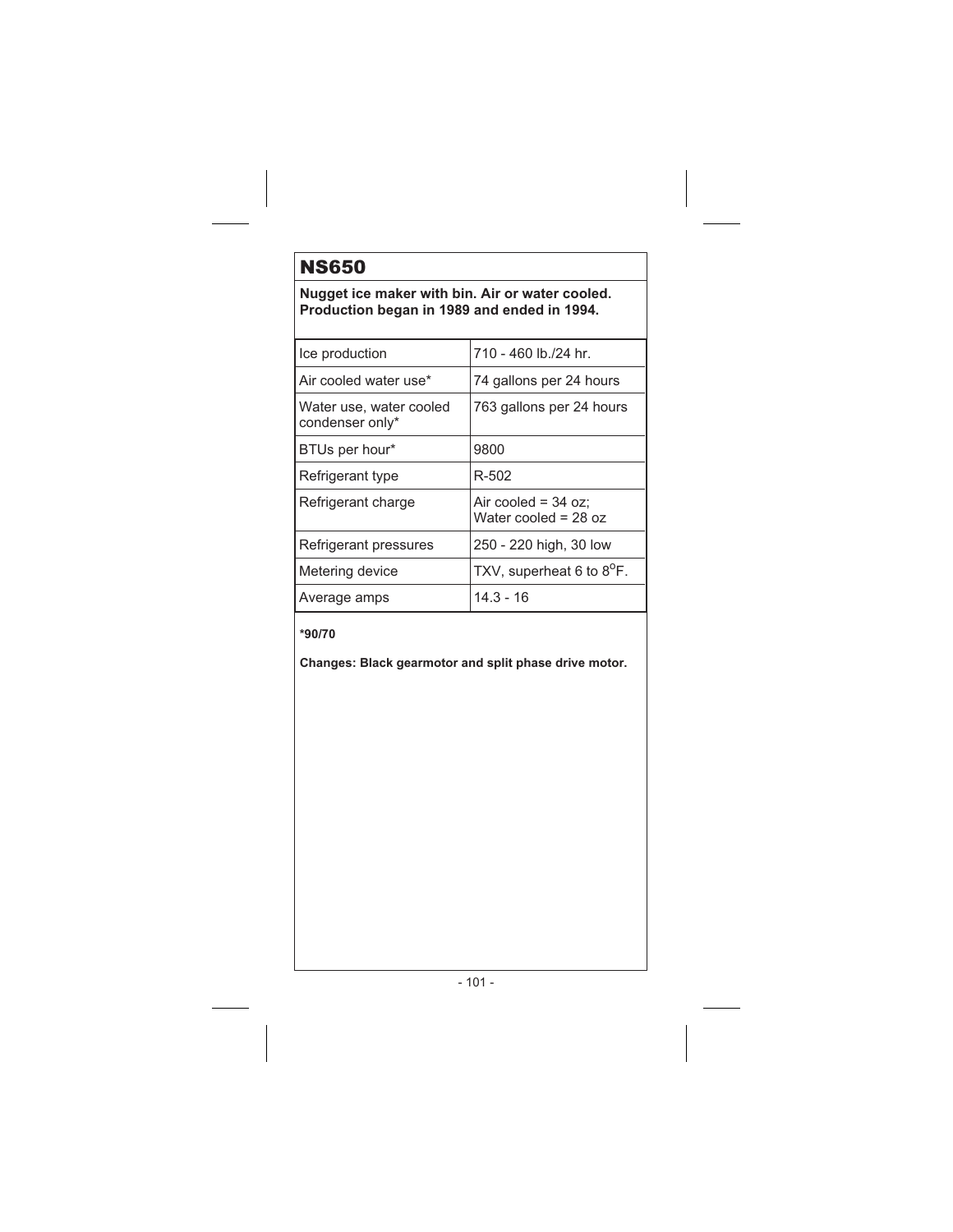# NS650

**Nugget ice maker with bin. Air or water cooled. Production began in 1989 and ended in 1994.**

| | |
|---|---|
| Ice production | 710 - 460 lb./24 hr. |
| Air cooled water use* | 74 gallons per 24 hours |
| Water use, water cooled condenser only* | 763 gallons per 24 hours |
| BTUs per hour* | 9800 |
| Refrigerant type | R-502 |
| Refrigerant charge | Air cooled = 34 oz; Water cooled = 28 oz |
| Refrigerant pressures | 250 - 220 high, 30 low |
| Metering device | TXV, superheat 6 to 8$^{o}$F. |
| Average amps | 14.3 - 16 |

**\*90/70**

**Changes: Black gearmotor and split phase drive motor.**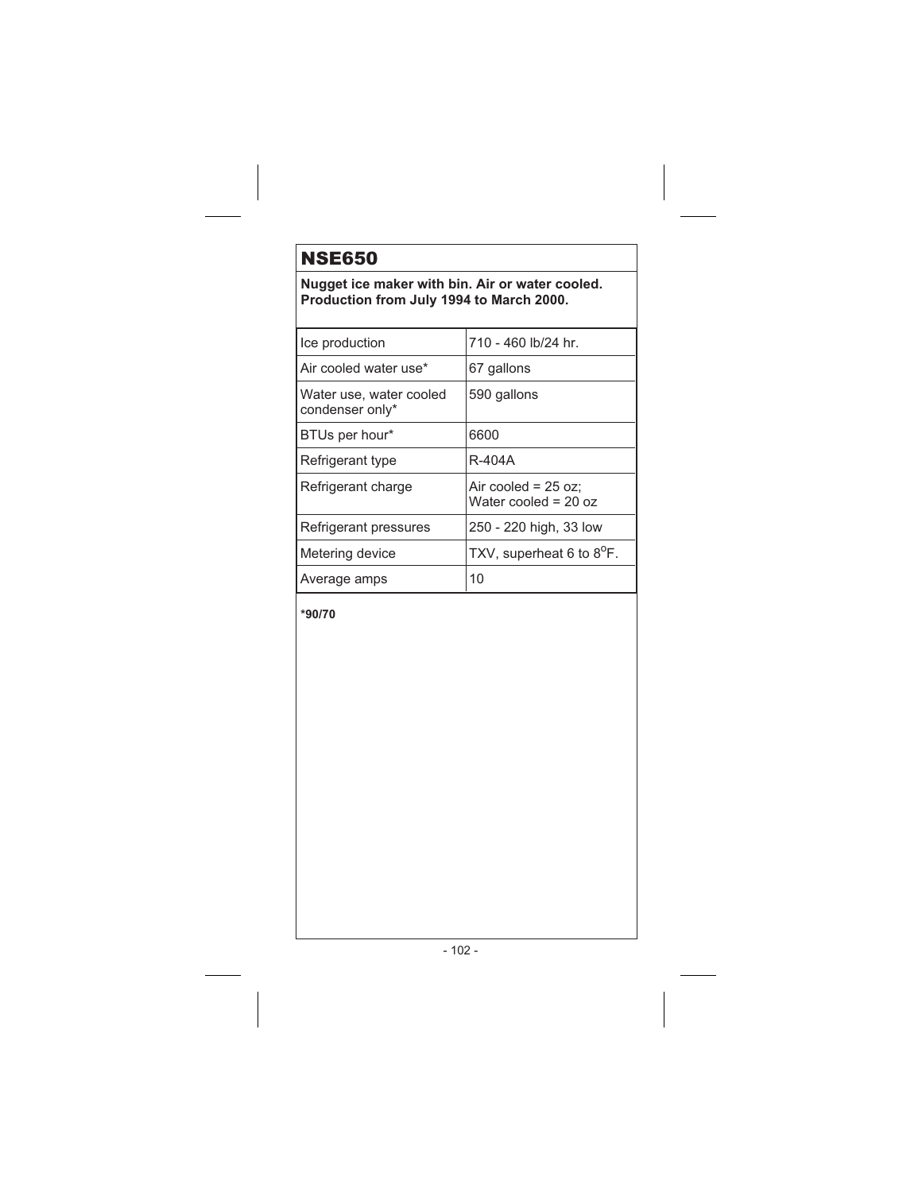# NSE650

**Nugget ice maker with bin. Air or water cooled. Production from July 1994 to March 2000.**

| | |
|---|---|
| Ice production | 710 - 460 lb/24 hr. |
| Air cooled water use* | 67 gallons |
| Water use, water cooled condenser only* | 590 gallons |
| BTUs per hour* | 6600 |
| Refrigerant type | R-404A |
| Refrigerant charge | Air cooled = 25 oz; Water cooled = 20 oz |
| Refrigerant pressures | 250 - 220 high, 33 low |
| Metering device | TXV, superheat 6 to 8$^{o}$F. |
| Average amps | 10 |

***90/70**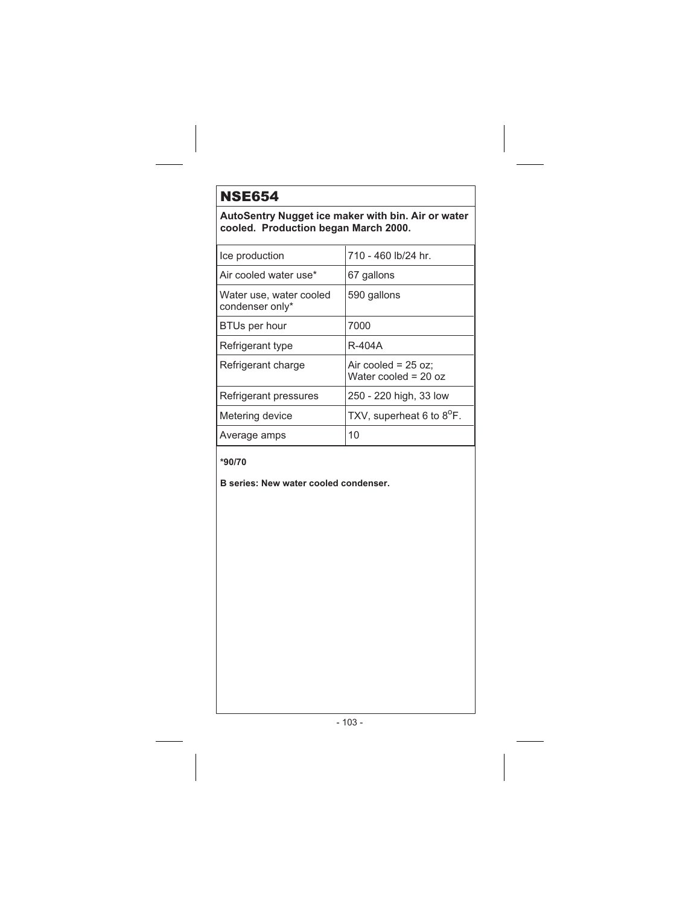# NSE654

**AutoSentry Nugget ice maker with bin. Air or water cooled. Production began March 2000.**

| | |
|---|---|
| Ice production | 710 - 460 lb/24 hr. |
| Air cooled water use* | 67 gallons |
| Water use, water cooled condenser only* | 590 gallons |
| BTUs per hour | 7000 |
| Refrigerant type | R-404A |
| Refrigerant charge | Air cooled = 25 oz; Water cooled = 20 oz |
| Refrigerant pressures | 250 - 220 high, 33 low |
| Metering device | TXV, superheat 6 to 8$^{o}$F. |
| Average amps | 10 |

**\*90/70**

**B series: New water cooled condenser.**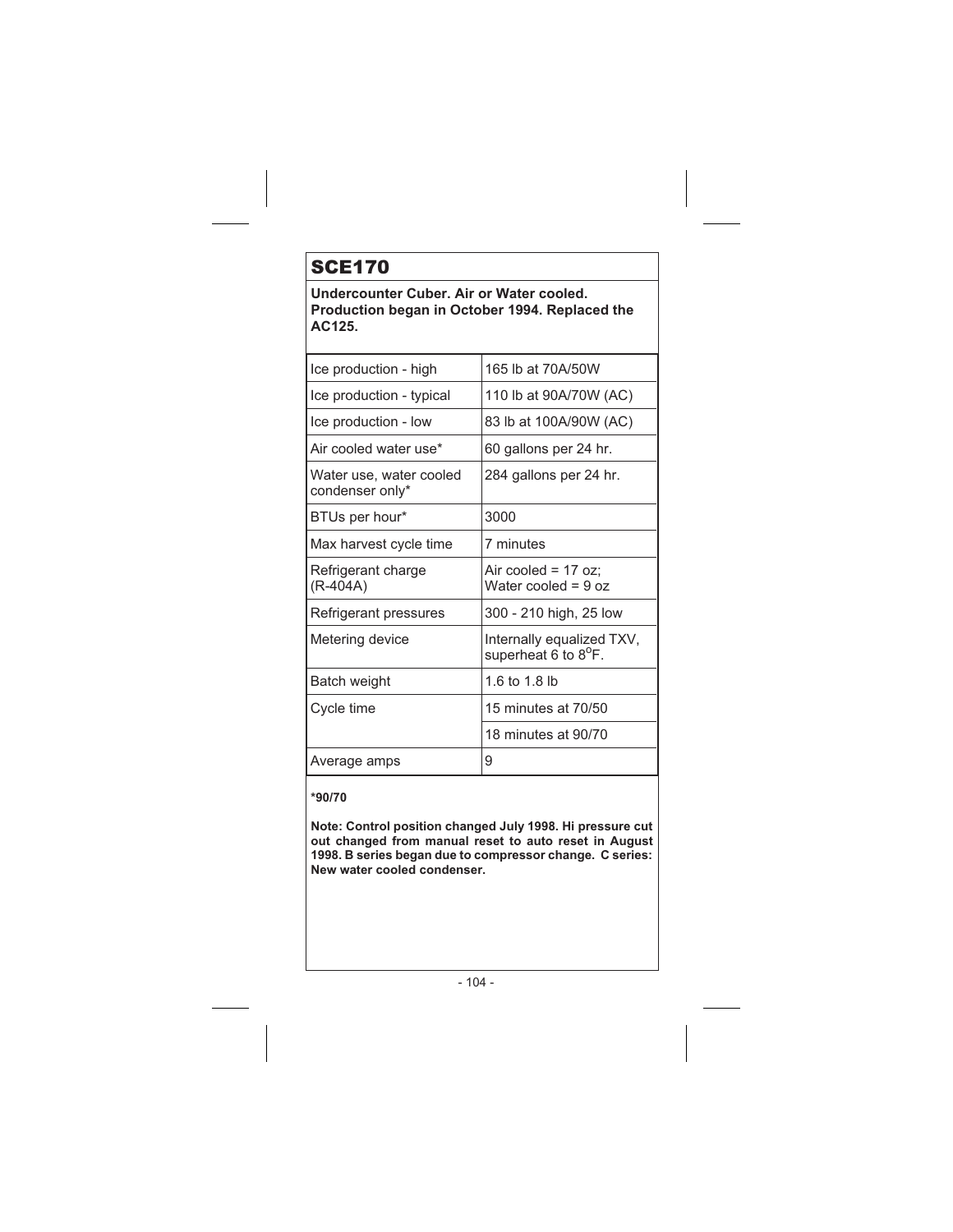# SCE170

**Undercounter Cuber. Air or Water cooled. Production began in October 1994. Replaced the AC125.**

| | |
|---|---|
| Ice production - high | 165 lb at 70A/50W |
| Ice production - typical | 110 lb at 90A/70W (AC) |
| Ice production - low | 83 lb at 100A/90W (AC) |
| Air cooled water use* | 60 gallons per 24 hr. |
| Water use, water cooled condenser only* | 284 gallons per 24 hr. |
| BTUs per hour* | 3000 |
| Max harvest cycle time | 7 minutes |
| Refrigerant charge (R-404A) | Air cooled = 17 oz; Water cooled = 9 oz |
| Refrigerant pressures | 300 - 210 high, 25 low |
| Metering device | Internally equalized TXV, superheat 6 to 8$^{o}$F. |
| Batch weight | 1.6 to 1.8 lb |
| Cycle time | 15 minutes at 70/50 |
| | 18 minutes at 90/70 |
| Average amps | 9 |

**\*90/70**

**Note: Control position changed July 1998. Hi pressure cut out changed from manual reset to auto reset in August 1998. B series began due to compressor change. C series: New water cooled condenser.**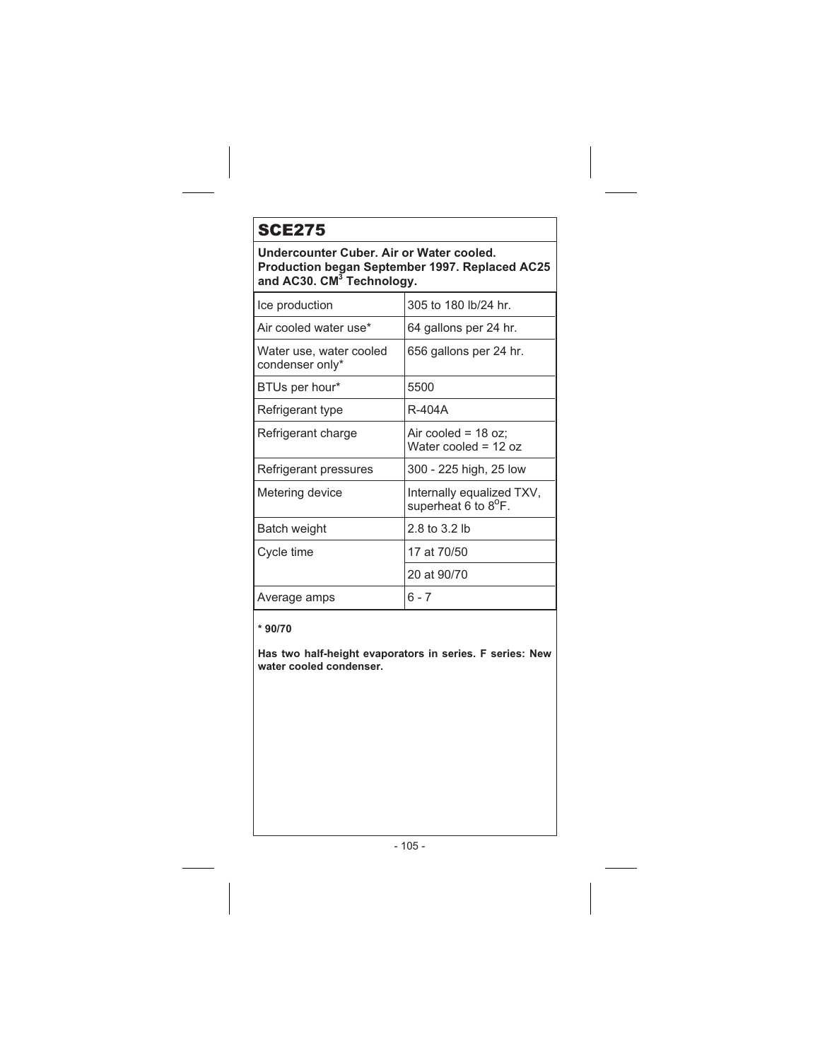## SCE275

**Undercounter Cuber. Air or Water cooled. Production began September 1997. Replaced AC25 and AC30. CM$^3$ Technology.**

| Ice production | 305 to 180 lb/24 hr. |
|---|---|
| Air cooled water use* | 64 gallons per 24 hr. |
| Water use, water cooled condenser only* | 656 gallons per 24 hr. |
| BTUs per hour* | 5500 |
| Refrigerant type | R-404A |
| Refrigerant charge | Air cooled = 18 oz; Water cooled = 12 oz |
| Refrigerant pressures | 300 - 225 high, 25 low |
| Metering device | Internally equalized TXV, superheat 6 to 8$^{o}$F. |
| Batch weight | 2.8 to 3.2 lb |
| Cycle time | 17 at 70/50 |
| | 20 at 90/70 |
| Average amps | 6 - 7 |

**\* 90/70**

**Has two half-height evaporators in series. F series: New water cooled condenser.**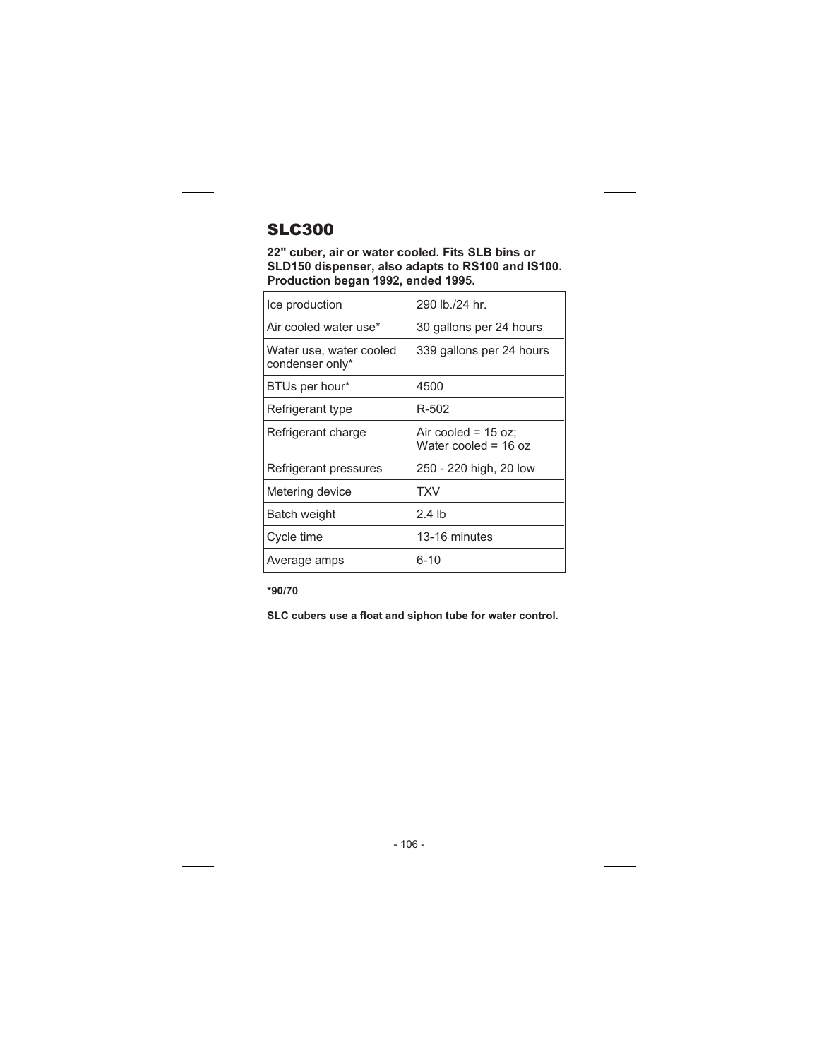## SLC300

**22" cuber, air or water cooled. Fits SLB bins or SLD150 dispenser, also adapts to RS100 and IS100. Production began 1992, ended 1995.**

| | |
|---|---|
| Ice production | 290 lb./24 hr. |
| Air cooled water use* | 30 gallons per 24 hours |
| Water use, water cooled condenser only* | 339 gallons per 24 hours |
| BTUs per hour* | 4500 |
| Refrigerant type | R-502 |
| Refrigerant charge | Air cooled = 15 oz; Water cooled = 16 oz |
| Refrigerant pressures | 250 - 220 high, 20 low |
| Metering device | TXV |
| Batch weight | 2.4 lb |
| Cycle time | 13-16 minutes |
| Average amps | 6-10 |

**\*90/70**

**SLC cubers use a float and siphon tube for water control.**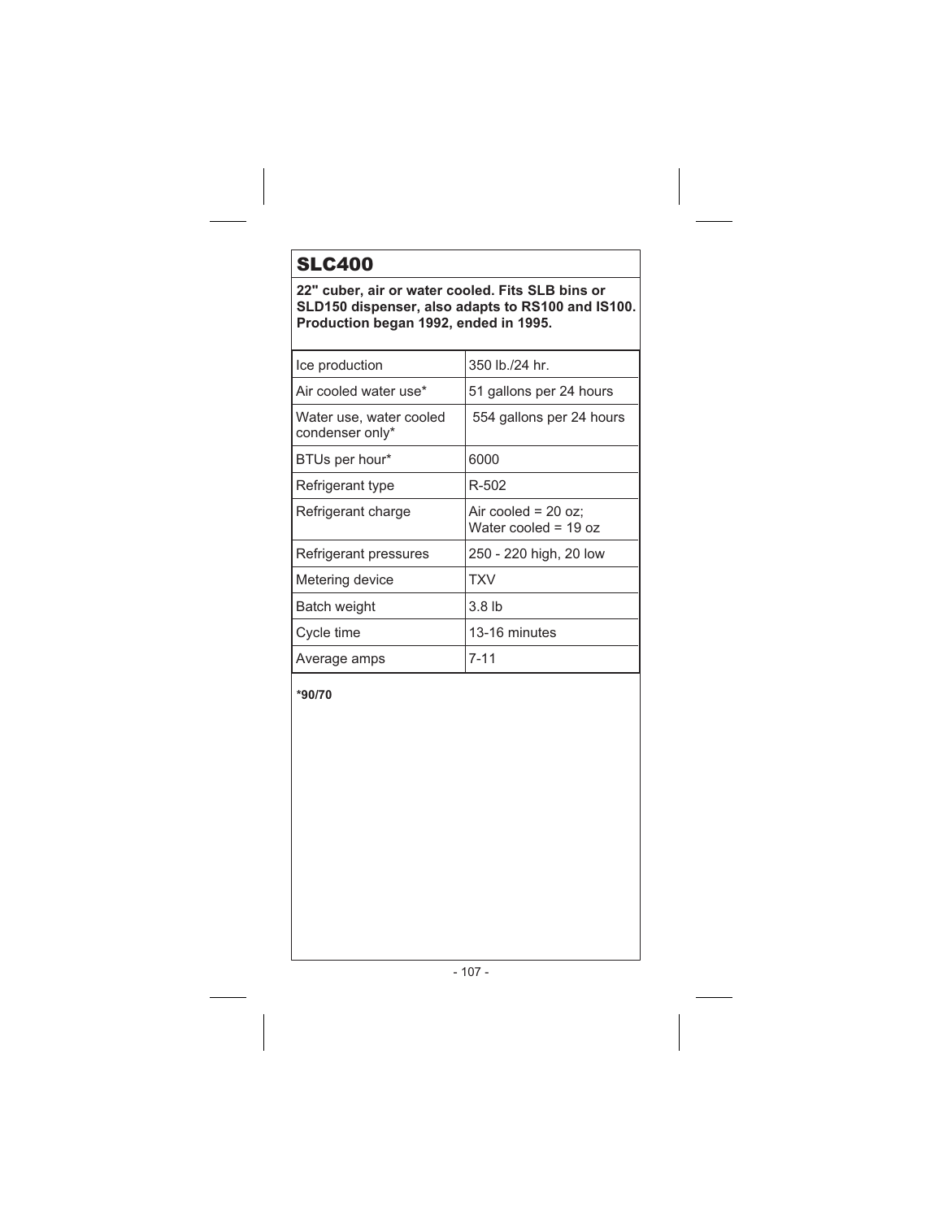# SLC400

**22" cuber, air or water cooled. Fits SLB bins or SLD150 dispenser, also adapts to RS100 and IS100. Production began 1992, ended in 1995.**

| | |
|---|---|
| Ice production | 350 lb./24 hr. |
| Air cooled water use* | 51 gallons per 24 hours |
| Water use, water cooled condenser only* | 554 gallons per 24 hours |
| BTUs per hour* | 6000 |
| Refrigerant type | R-502 |
| Refrigerant charge | Air cooled = 20 oz; Water cooled = 19 oz |
| Refrigerant pressures | 250 - 220 high, 20 low |
| Metering device | TXV |
| Batch weight | 3.8 lb |
| Cycle time | 13-16 minutes |
| Average amps | 7-11 |

**\*90/70**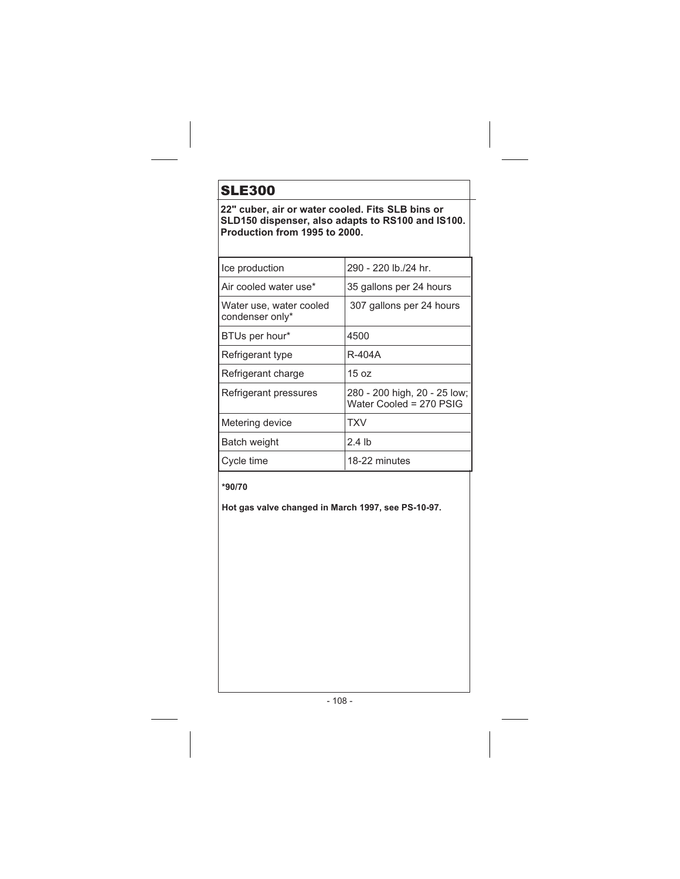# SLE300

**22" cuber, air or water cooled. Fits SLB bins or SLD150 dispenser, also adapts to RS100 and IS100. Production from 1995 to 2000.**

| | |
|---|---|
| Ice production | 290 - 220 lb./24 hr. |
| Air cooled water use* | 35 gallons per 24 hours |
| Water use, water cooled condenser only* | 307 gallons per 24 hours |
| BTUs per hour* | 4500 |
| Refrigerant type | R-404A |
| Refrigerant charge | 15 oz |
| Refrigerant pressures | 280 - 200 high, 20 - 25 low; Water Cooled = 270 PSIG |
| Metering device | TXV |
| Batch weight | 2.4 lb |
| Cycle time | 18-22 minutes |

**\*90/70**

**Hot gas valve changed in March 1997, see PS-10-97.**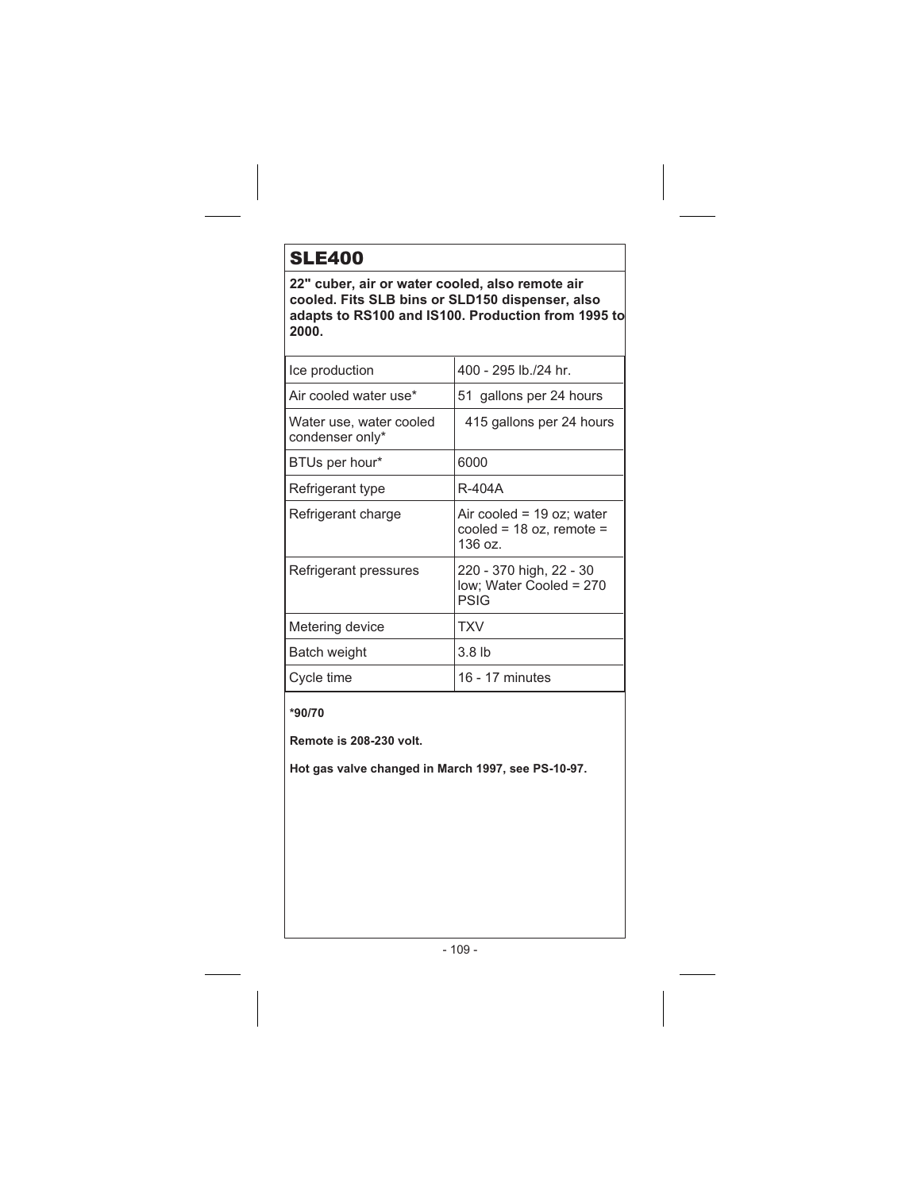# SLE400

**22" cuber, air or water cooled, also remote air cooled. Fits SLB bins or SLD150 dispenser, also adapts to RS100 and IS100. Production from 1995 to 2000.**

| | |
|---|---|
| Ice production | 400 - 295 lb./24 hr. |
| Air cooled water use* | 51 gallons per 24 hours |
| Water use, water cooled condenser only* | 415 gallons per 24 hours |
| BTUs per hour* | 6000 |
| Refrigerant type | R-404A |
| Refrigerant charge | Air cooled = 19 oz; water cooled = 18 oz, remote = 136 oz. |
| Refrigerant pressures | 220 - 370 high, 22 - 30 low; Water Cooled = 270 PSIG |
| Metering device | TXV |
| Batch weight | 3.8 lb |
| Cycle time | 16 - 17 minutes |

**\*90/70**

**Remote is 208-230 volt.**

**Hot gas valve changed in March 1997, see PS-10-97.**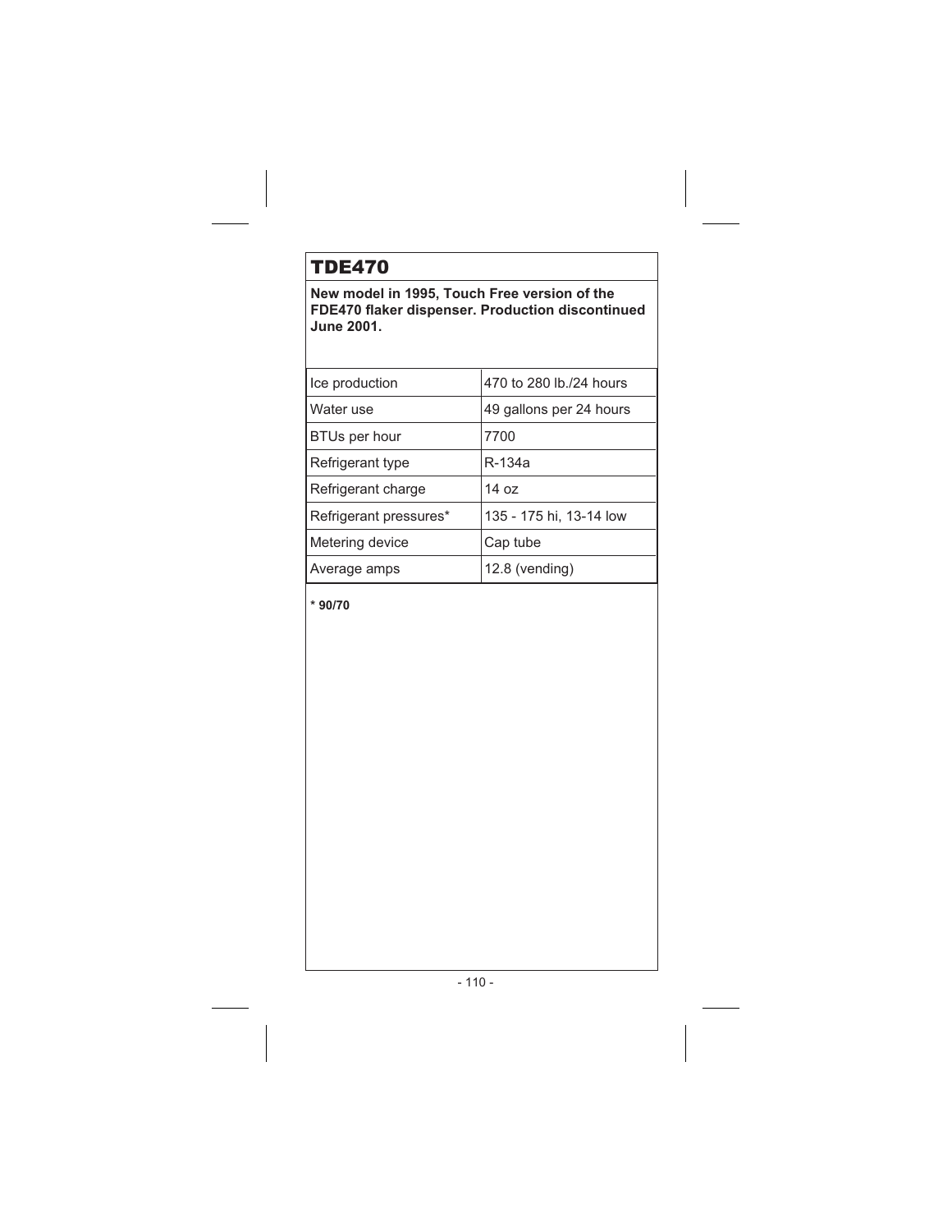# TDE470

**New model in 1995, Touch Free version of the FDE470 flaker dispenser. Production discontinued June 2001.**

| | |
|---|---|
| Ice production | 470 to 280 lb./24 hours |
| Water use | 49 gallons per 24 hours |
| BTUs per hour | 7700 |
| Refrigerant type | R-134a |
| Refrigerant charge | 14 oz |
| Refrigerant pressures* | 135 - 175 hi, 13-14 low |
| Metering device | Cap tube |
| Average amps | 12.8 (vending) |

**\* 90/70**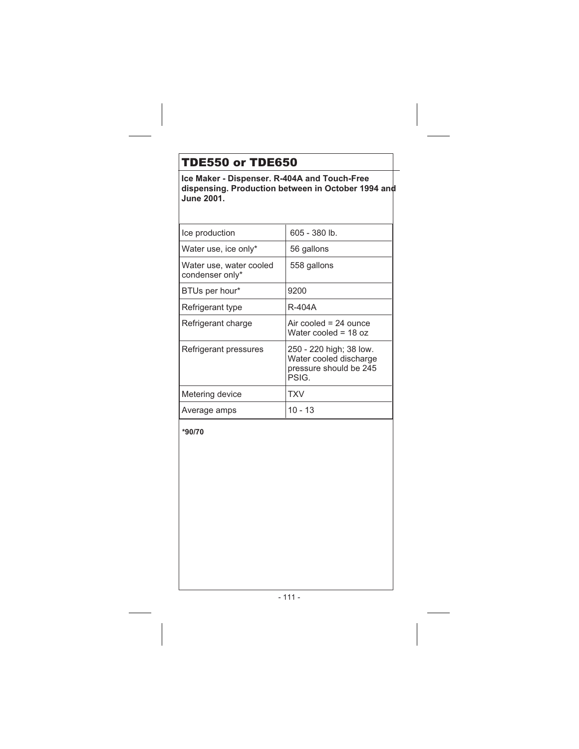# TDE550 or TDE650

**Ice Maker - Dispenser. R-404A and Touch-Free dispensing. Production between in October 1994 and June 2001.**

| | |
|---|---|
| Ice production | 605 - 380 lb. |
| Water use, ice only* | 56 gallons |
| Water use, water cooled condenser only* | 558 gallons |
| BTUs per hour* | 9200 |
| Refrigerant type | R-404A |
| Refrigerant charge | Air cooled = 24 ounce<br>Water cooled = 18 oz |
| Refrigerant pressures | 250 - 220 high; 38 low. Water cooled discharge pressure should be 245 PSIG. |
| Metering device | TXV |
| Average amps | 10 - 13 |

**\*90/70**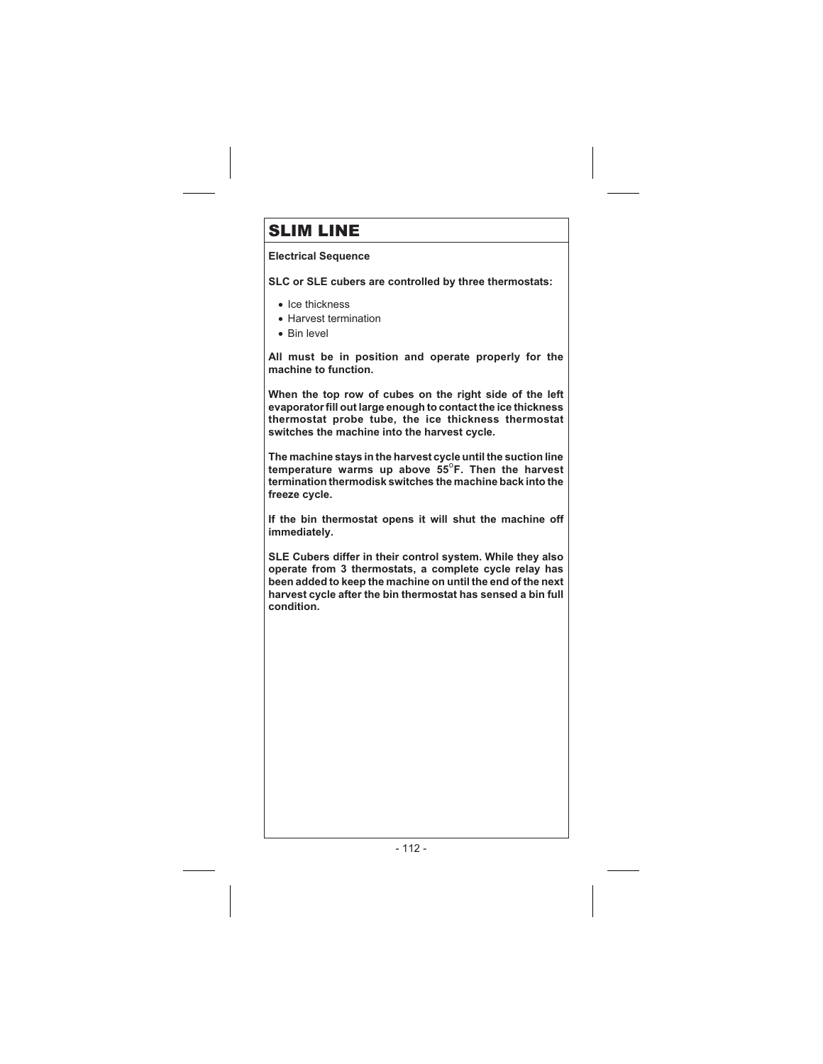# SLIM LINE

**Electrical Sequence**

**SLC or SLE cubers are controlled by three thermostats:**

- Ice thickness
- Harvest termination
- Bin level

**All must be in position and operate properly for the machine to function.**

**When the top row of cubes on the right side of the left evaporator fill out large enough to contact the ice thickness thermostat probe tube, the ice thickness thermostat switches the machine into the harvest cycle.**

**The machine stays in the harvest cycle until the suction line temperature warms up above 55°F. Then the harvest termination thermodisk switches the machine back into the freeze cycle.**

**If the bin thermostat opens it will shut the machine off immediately.**

**SLE Cubers differ in their control system. While they also operate from 3 thermostats, a complete cycle relay has been added to keep the machine on until the end of the next harvest cycle after the bin thermostat has sensed a bin full condition.**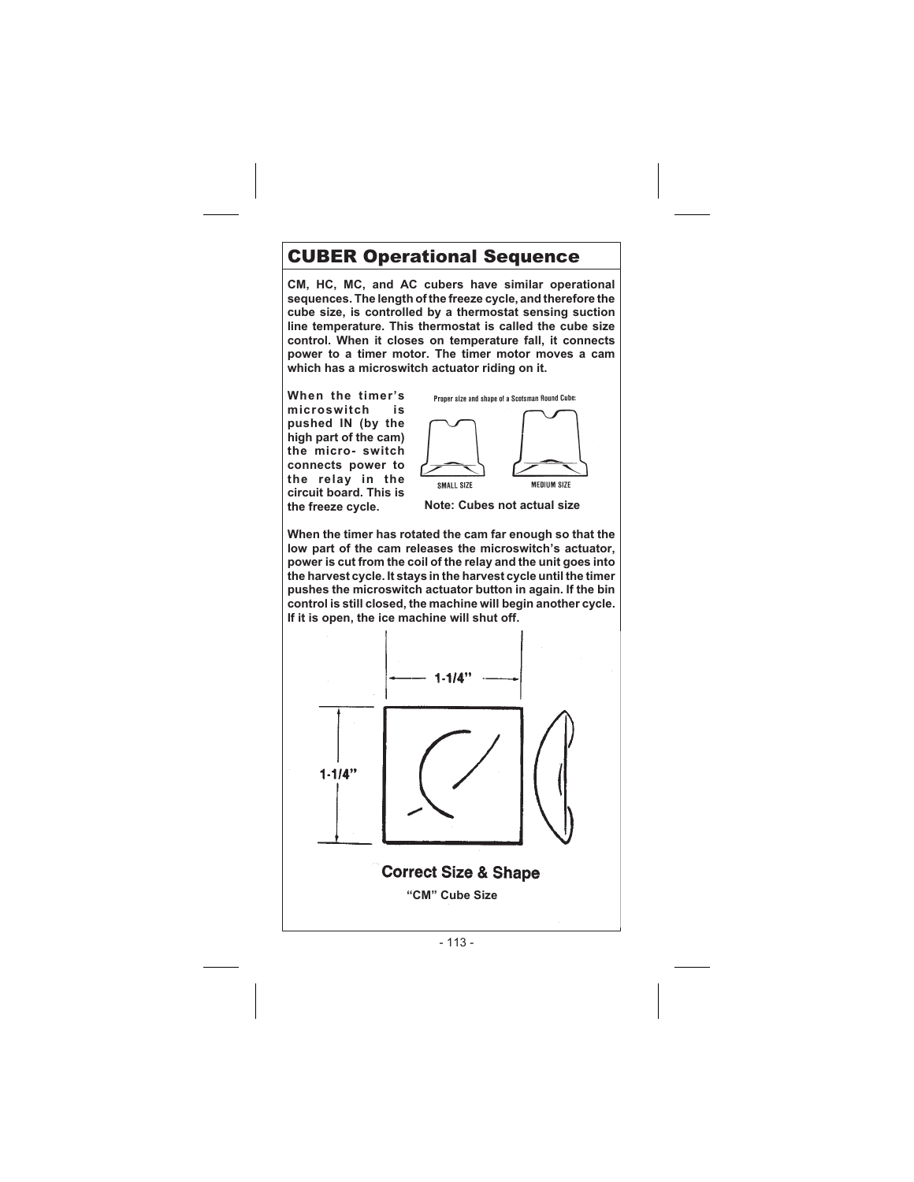# CUBER Operational Sequence

**CM, HC, MC, and AC cubers have similar operational sequences. The length of the freeze cycle, and therefore the cube size, is controlled by a thermostat sensing suction line temperature. This thermostat is called the cube size control. When it closes on temperature fall, it connects power to a timer motor. The timer motor moves a cam which has a microswitch actuator riding on it.**

**When the timer's microswitch is pushed IN (by the high part of the cam) the micro- switch connects power to the relay in the circuit board. This is the freeze cycle.**

Proper size and shape of a Scotsman Round Cube:

SMALL SIZE

MEDIUM SIZE

**Note: Cubes not actual size**

**When the timer has rotated the cam far enough so that the low part of the cam releases the microswitch's actuator, power is cut from the coil of the relay and the unit goes into the harvest cycle. It stays in the harvest cycle until the timer pushes the microswitch actuator button in again. If the bin control is still closed, the machine will begin another cycle. If it is open, the ice machine will shut off.**

1-1/4"

1-1/4"

**Correct Size & Shape**

**"CM" Cube Size**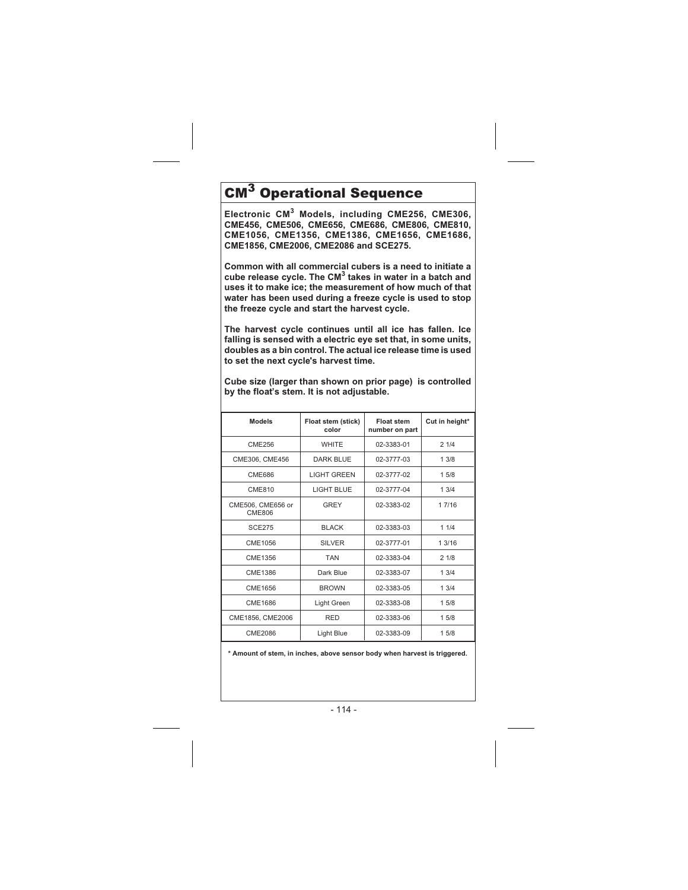# $CM^3$ Operational Sequence

**Electronic $CM^3$ Models, including CME256, CME306, CME456, CME506, CME656, CME686, CME806, CME810, CME1056, CME1356, CME1386, CME1656, CME1686, CME1856, CME2006, CME2086 and SCE275.**

**Common with all commercial cubers is a need to initiate a cube release cycle. The $CM^3$ takes in water in a batch and uses it to make ice; the measurement of how much of that water has been used during a freeze cycle is used to stop the freeze cycle and start the harvest cycle.**

**The harvest cycle continues until all ice has fallen. Ice falling is sensed with a electric eye set that, in some units, doubles as a bin control. The actual ice release time is used to set the next cycle's harvest time.**

**Cube size (larger than shown on prior page) is controlled by the float's stem. It is not adjustable.**

| Models | Float stem (stick) color | Float stem number on part | Cut in height* |
| --- | --- | --- | --- |
| CME256 | WHITE | 02-3383-01 | 2 1/4 |
| CME306, CME456 | DARK BLUE | 02-3777-03 | 1 3/8 |
| CME686 | LIGHT GREEN | 02-3777-02 | 1 5/8 |
| CME810 | LIGHT BLUE | 02-3777-04 | 1 3/4 |
| CME506, CME656 or CME806 | GREY | 02-3383-02 | 1 7/16 |
| SCE275 | BLACK | 02-3383-03 | 1 1/4 |
| CME1056 | SILVER | 02-3777-01 | 1 3/16 |
| CME1356 | TAN | 02-3383-04 | 2 1/8 |
| CME1386 | Dark Blue | 02-3383-07 | 1 3/4 |
| CME1656 | BROWN | 02-3383-05 | 1 3/4 |
| CME1686 | Light Green | 02-3383-08 | 1 5/8 |
| CME1856, CME2006 | RED | 02-3383-06 | 1 5/8 |
| CME2086 | Light Blue | 02-3383-09 | 1 5/8 |

**\* Amount of stem, in inches, above sensor body when harvest is triggered.**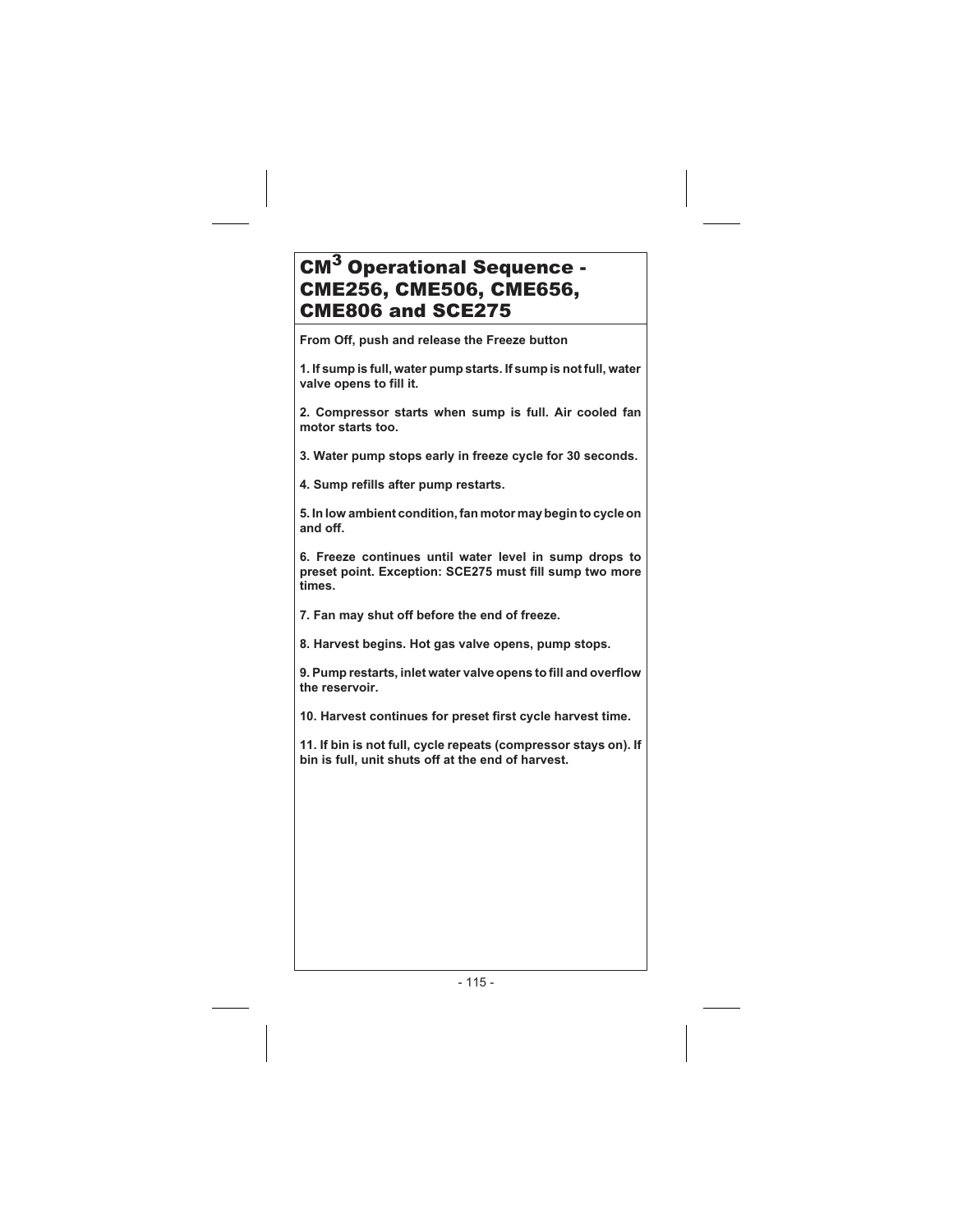# $CM^3$ Operational Sequence - CME256, CME506, CME656, CME806 and SCE275

**From Off, push and release the Freeze button**

**1. If sump is full, water pump starts. If sump is not full, water valve opens to fill it.**

**2. Compressor starts when sump is full. Air cooled fan motor starts too.**

**3. Water pump stops early in freeze cycle for 30 seconds.**

**4. Sump refills after pump restarts.**

**5. In low ambient condition, fan motor may begin to cycle on and off.**

**6. Freeze continues until water level in sump drops to preset point. Exception: SCE275 must fill sump two more times.**

**7. Fan may shut off before the end of freeze.**

**8. Harvest begins. Hot gas valve opens, pump stops.**

**9. Pump restarts, inlet water valve opens to fill and overflow the reservoir.**

**10. Harvest continues for preset first cycle harvest time.**

**11. If bin is not full, cycle repeats (compressor stays on). If bin is full, unit shuts off at the end of harvest.**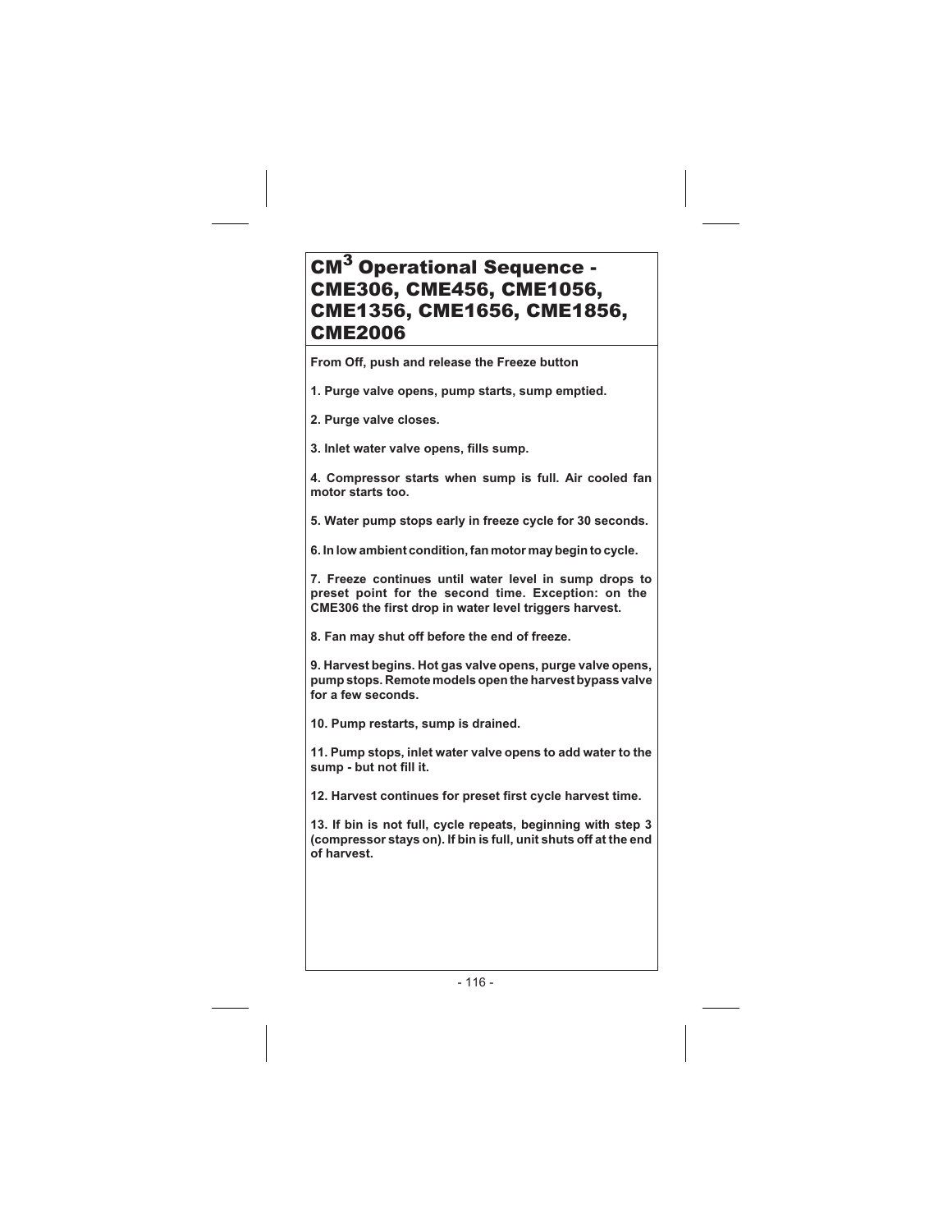# CM$^3$ Operational Sequence - CME306, CME456, CME1056, CME1356, CME1656, CME1856, CME2006

**From Off, push and release the Freeze button**

**1. Purge valve opens, pump starts, sump emptied.**

**2. Purge valve closes.**

**3. Inlet water valve opens, fills sump.**

**4. Compressor starts when sump is full. Air cooled fan motor starts too.**

**5. Water pump stops early in freeze cycle for 30 seconds.**

**6. In low ambient condition, fan motor may begin to cycle.**

**7. Freeze continues until water level in sump drops to preset point for the second time. Exception: on the CME306 the first drop in water level triggers harvest.**

**8. Fan may shut off before the end of freeze.**

**9. Harvest begins. Hot gas valve opens, purge valve opens, pump stops. Remote models open the harvest bypass valve for a few seconds.**

**10. Pump restarts, sump is drained.**

**11. Pump stops, inlet water valve opens to add water to the sump - but not fill it.**

**12. Harvest continues for preset first cycle harvest time.**

**13. If bin is not full, cycle repeats, beginning with step 3 (compressor stays on). If bin is full, unit shuts off at the end of harvest.**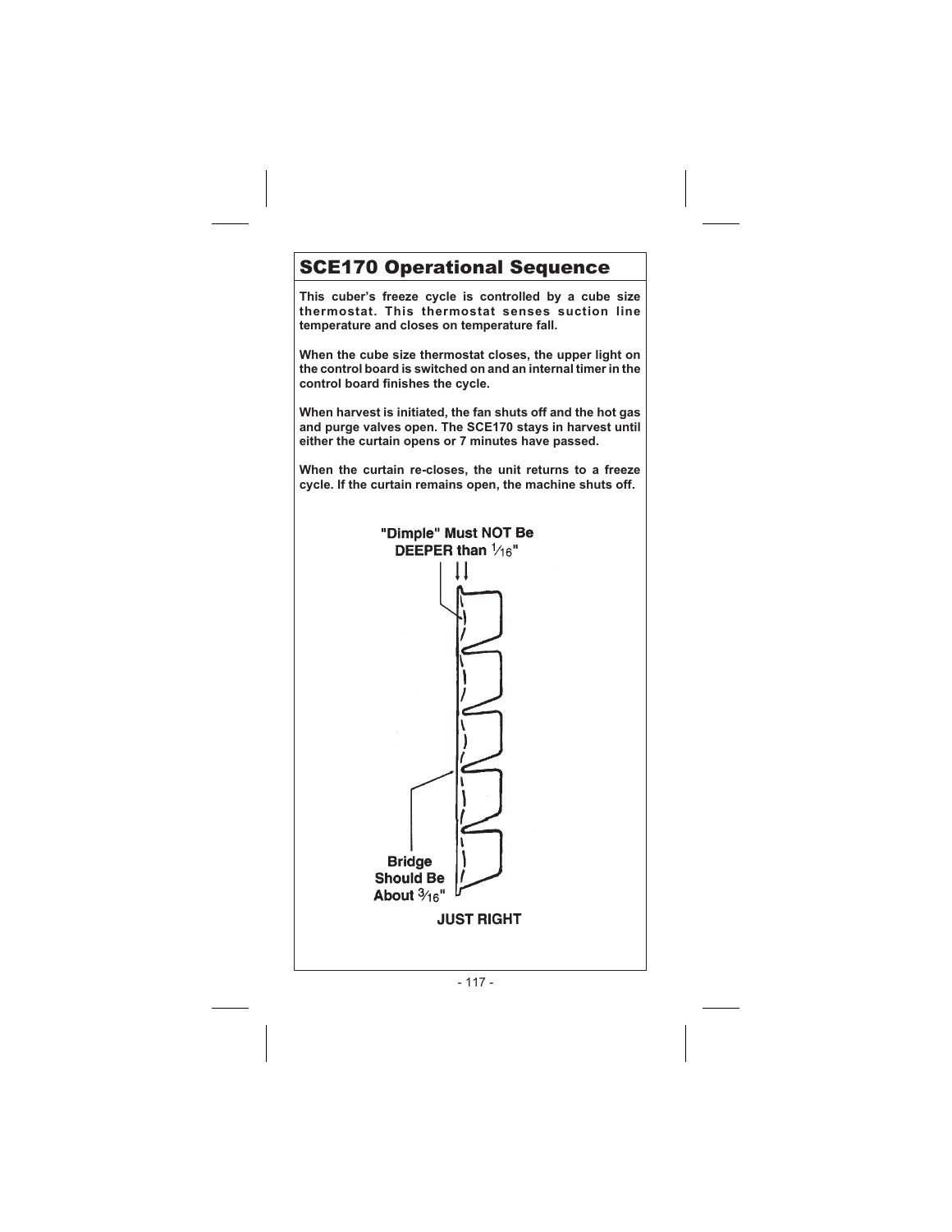## SCE170 Operational Sequence

**This cuber's freeze cycle is controlled by a cube size thermostat. This thermostat senses suction line temperature and closes on temperature fall.**

**When the cube size thermostat closes, the upper light on the control board is switched on and an internal timer in the control board finishes the cycle.**

**When harvest is initiated, the fan shuts off and the hot gas and purge valves open. The SCE170 stays in harvest until either the curtain opens or 7 minutes have passed.**

**When the curtain re-closes, the unit returns to a freeze cycle. If the curtain remains open, the machine shuts off.**

**"Dimple" Must NOT Be DEEPER than 1/16"**

**Bridge Should Be About 3/16"**

**JUST RIGHT**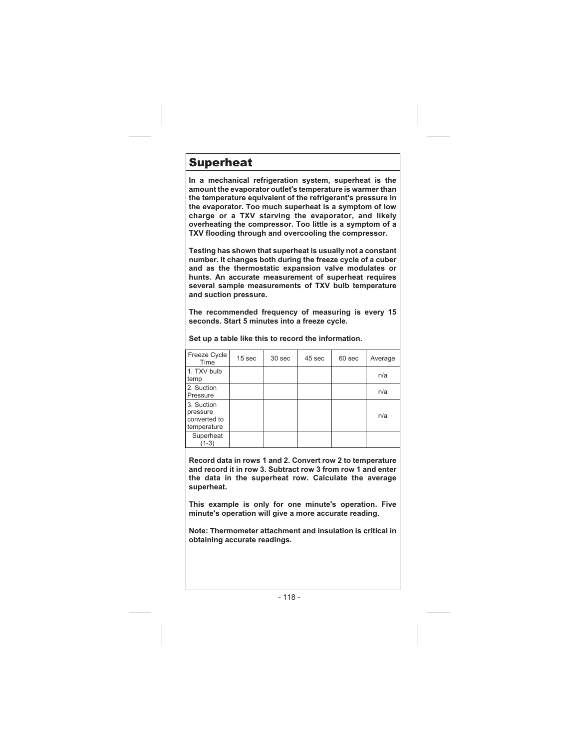# Superheat

**In a mechanical refrigeration system, superheat is the amount the evaporator outlet's temperature is warmer than the temperature equivalent of the refrigerant's pressure in the evaporator. Too much superheat is a symptom of low charge or a TXV starving the evaporator, and likely overheating the compressor. Too little is a symptom of a TXV flooding through and overcooling the compressor.**

**Testing has shown that superheat is usually not a constant number. It changes both during the freeze cycle of a cuber and as the thermostatic expansion valve modulates or hunts. An accurate measurement of superheat requires several sample measurements of TXV bulb temperature and suction pressure.**

**The recommended frequency of measuring is every 15 seconds. Start 5 minutes into a freeze cycle.**

**Set up a table like this to record the information.**

| Freeze Cycle Time | 15 sec | 30 sec | 45 sec | 60 sec | Average |
|---|---|---|---|---|---|
| 1. TXV bulb temp | | | | | n/a |
| 2. Suction Pressure | | | | | n/a |
| 3. Suction pressure converted to temperature | | | | | n/a |
| Superheat (1-3) | | | | | |

**Record data in rows 1 and 2. Convert row 2 to temperature and record it in row 3. Subtract row 3 from row 1 and enter the data in the superheat row. Calculate the average superheat.**

**This example is only for one minute's operation. Five minute's operation will give a more accurate reading.**

**Note: Thermometer attachment and insulation is critical in obtaining accurate readings.**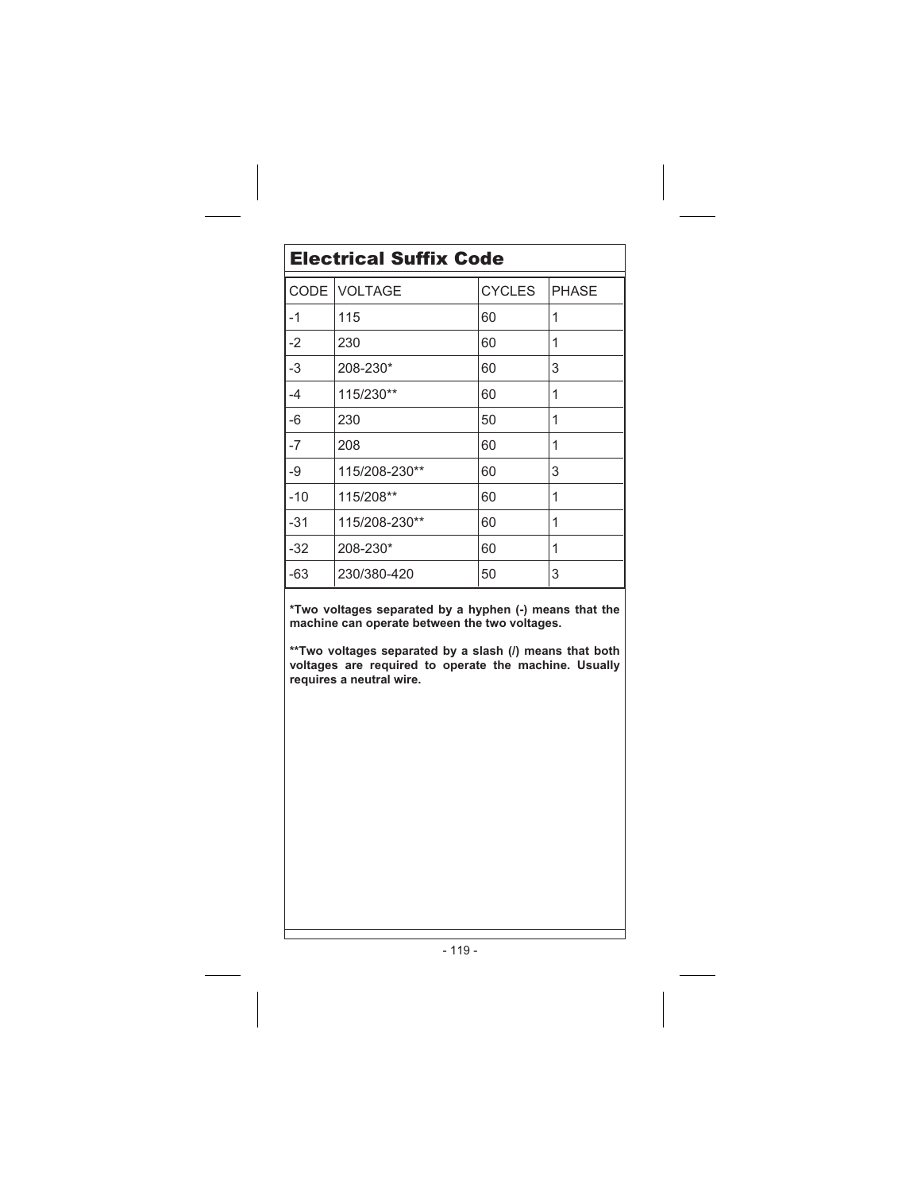## Electrical Suffix Code

| CODE | VOLTAGE | CYCLES | PHASE |
|---|---|---|---|
| -1 | 115 | 60 | 1 |
| -2 | 230 | 60 | 1 |
| -3 | 208-230* | 60 | 3 |
| -4 | 115/230** | 60 | 1 |
| -6 | 230 | 50 | 1 |
| -7 | 208 | 60 | 1 |
| -9 | 115/208-230** | 60 | 3 |
| -10 | 115/208** | 60 | 1 |
| -31 | 115/208-230** | 60 | 1 |
| -32 | 208-230* | 60 | 1 |
| -63 | 230/380-420 | 50 | 3 |

**\*Two voltages separated by a hyphen (-) means that the machine can operate between the two voltages.**

**\*\*Two voltages separated by a slash (/) means that both voltages are required to operate the machine. Usually requires a neutral wire.**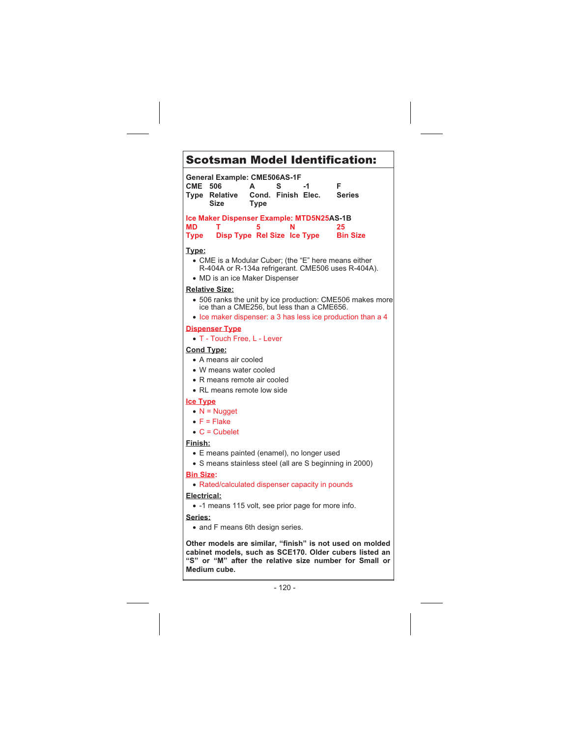# Scotsman Model Identification:

**General Example: CME506AS-1F**

| CME | 506 | A | S | -1 | F |
|---|---|---|---|---|---|
| Type | Relative Size | Cond. Type | Finish | Elec. | Series |

**Ice Maker Dispenser Example: MTD5N25AS-1B**

| MD | T | 5 | N | 25 |
|---|---|---|---|---|
| Type | Disp Type | Rel Size | Ice Type | Bin Size |

**Type:**

- CME is a Modular Cuber; (the "E" here means either R-404A or R-134a refrigerant. CME506 uses R-404A).
- MD is an ice Maker Dispenser

**Relative Size:**

- 506 ranks the unit by ice production: CME506 makes more ice than a CME256, but less than a CME656.
- Ice maker dispenser: a 3 has less ice production than a 4

**Dispenser Type**

- T - Touch Free, L - Lever

**Cond Type:**

- A means air cooled
- W means water cooled
- R means remote air cooled
- RL means remote low side

**Ice Type**

- N = Nugget
- F = Flake
- C = Cubelet

**Finish:**

- E means painted (enamel), no longer used
- S means stainless steel (all are S beginning in 2000)

**Bin Size:**

- Rated/calculated dispenser capacity in pounds

**Electrical:**

- -1 means 115 volt, see prior page for more info.

**Series:**

- and F means 6th design series.

**Other models are similar, "finish" is not used on molded cabinet models, such as SCE170. Older cubers listed an "S" or "M" after the relative size number for Small or Medium cube.**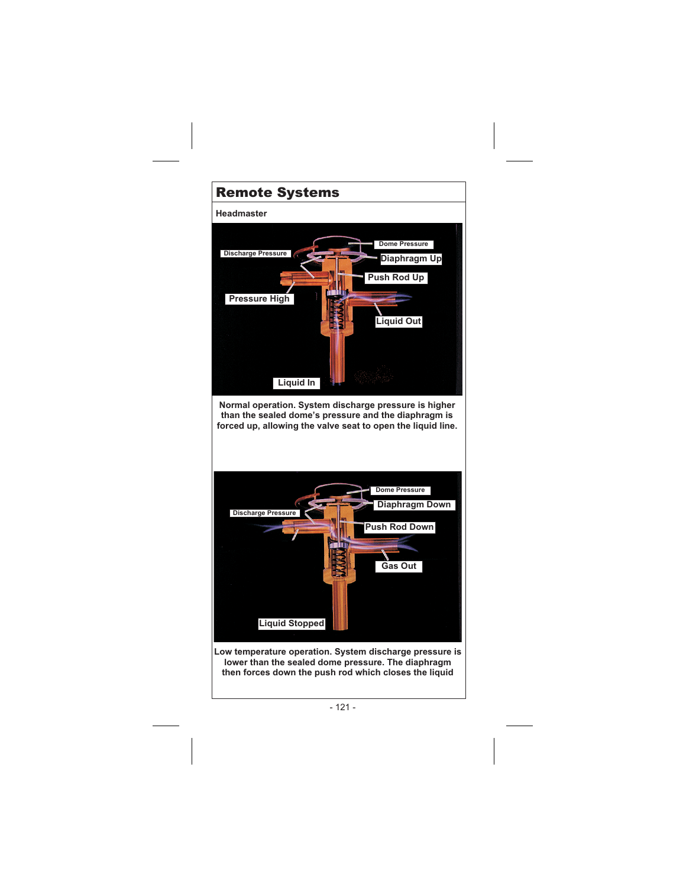# Remote Systems

### Headmaster

Normal operation. System discharge pressure is higher than the sealed dome's pressure and the diaphragm is forced up, allowing the valve seat to open the liquid line.

Low temperature operation. System discharge pressure is lower than the sealed dome pressure. The diaphragm then forces down the push rod which closes the liquid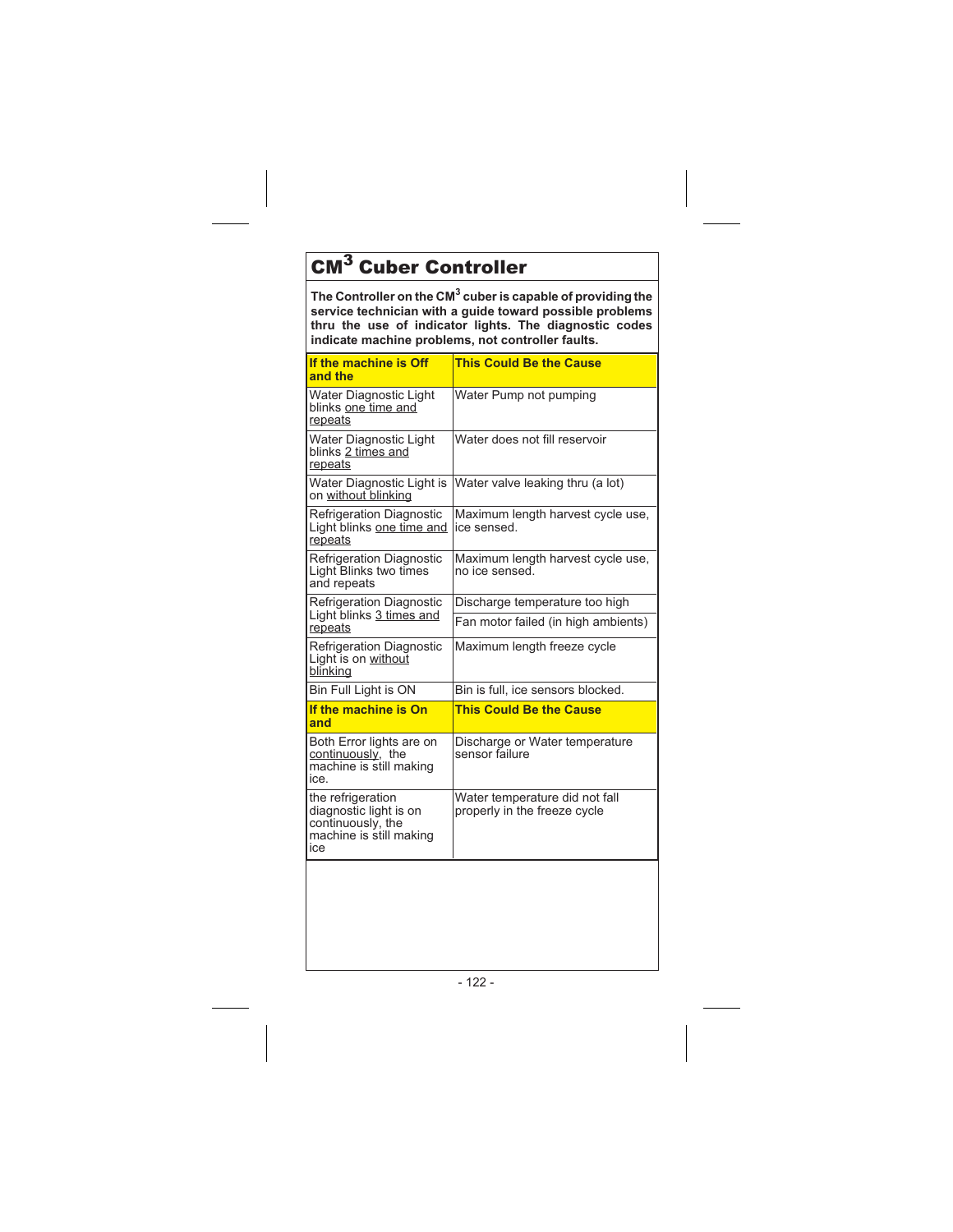# CM$^3$ Cuber Controller

**The Controller on the CM$^3$ cuber is capable of providing the service technician with a guide toward possible problems thru the use of indicator lights. The diagnostic codes indicate machine problems, not controller faults.**

| If the machine is Off and the | This Could Be the Cause |
|---|---|
| Water Diagnostic Light blinks one time and repeats | Water Pump not pumping |
| Water Diagnostic Light blinks 2 times and repeats | Water does not fill reservoir |
| Water Diagnostic Light is on without blinking | Water valve leaking thru (a lot) |
| Refrigeration Diagnostic Light blinks one time and repeats | Maximum length harvest cycle use, ice sensed. |
| Refrigeration Diagnostic Light Blinks two times and repeats | Maximum length harvest cycle use, no ice sensed. |
| Refrigeration Diagnostic Light blinks 3 times and repeats | Discharge temperature too high |
| | Fan motor failed (in high ambients) |
| Refrigeration Diagnostic Light is on without blinking | Maximum length freeze cycle |
| Bin Full Light is ON | Bin is full, ice sensors blocked. |
| **If the machine is On and** | **This Could Be the Cause** |
| Both Error lights are on continuously, the machine is still making ice. | Discharge or Water temperature sensor failure |
| the refrigeration diagnostic light is on continuously, the machine is still making ice | Water temperature did not fall properly in the freeze cycle |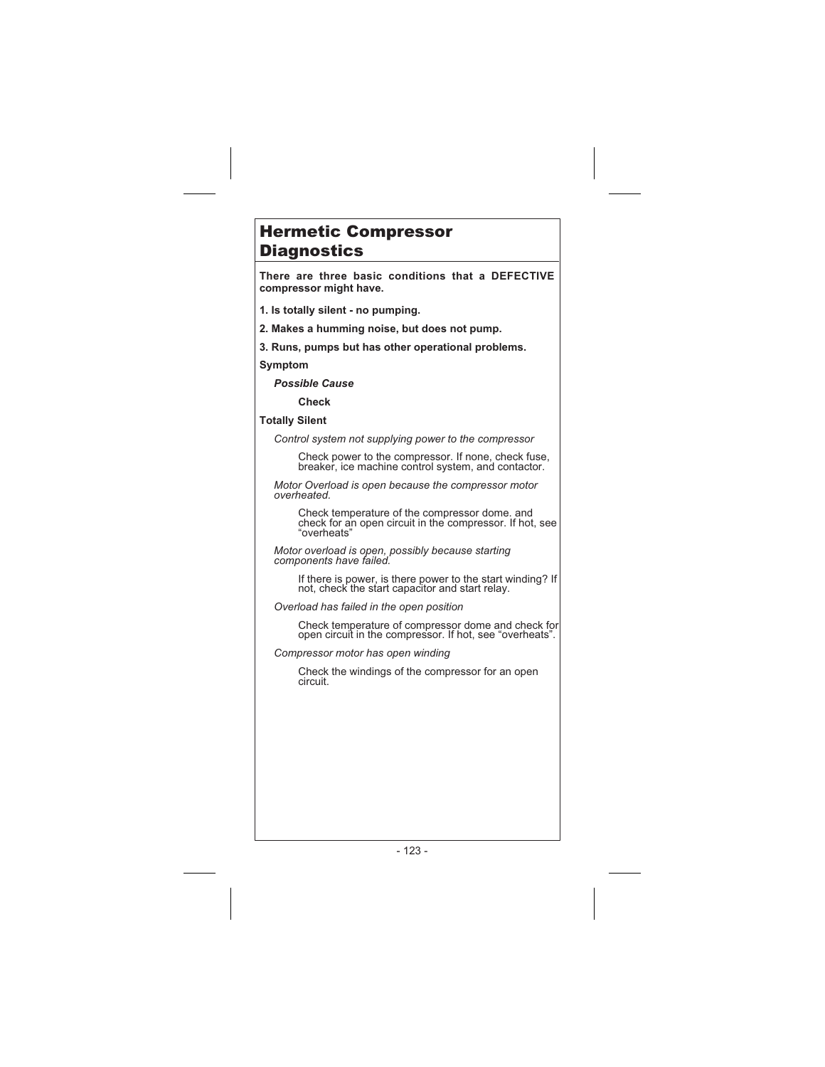# Hermetic Compressor Diagnostics

**There are three basic conditions that a DEFECTIVE compressor might have.**

**1. Is totally silent - no pumping.**

**2. Makes a humming noise, but does not pump.**

**3. Runs, pumps but has other operational problems.**

**Symptom**

***Possible Cause***

**Check**

**Totally Silent**

*Control system not supplying power to the compressor*

Check power to the compressor. If none, check fuse, breaker, ice machine control system, and contactor.

*Motor Overload is open because the compressor motor overheated.*

Check temperature of the compressor dome. and check for an open circuit in the compressor. If hot, see “overheats”

*Motor overload is open, possibly because starting components have failed.*

If there is power, is there power to the start winding? If not, check the start capacitor and start relay.

*Overload has failed in the open position*

Check temperature of compressor dome and check for open circuit in the compressor. If hot, see “overheats”.

*Compressor motor has open winding*

Check the windings of the compressor for an open circuit.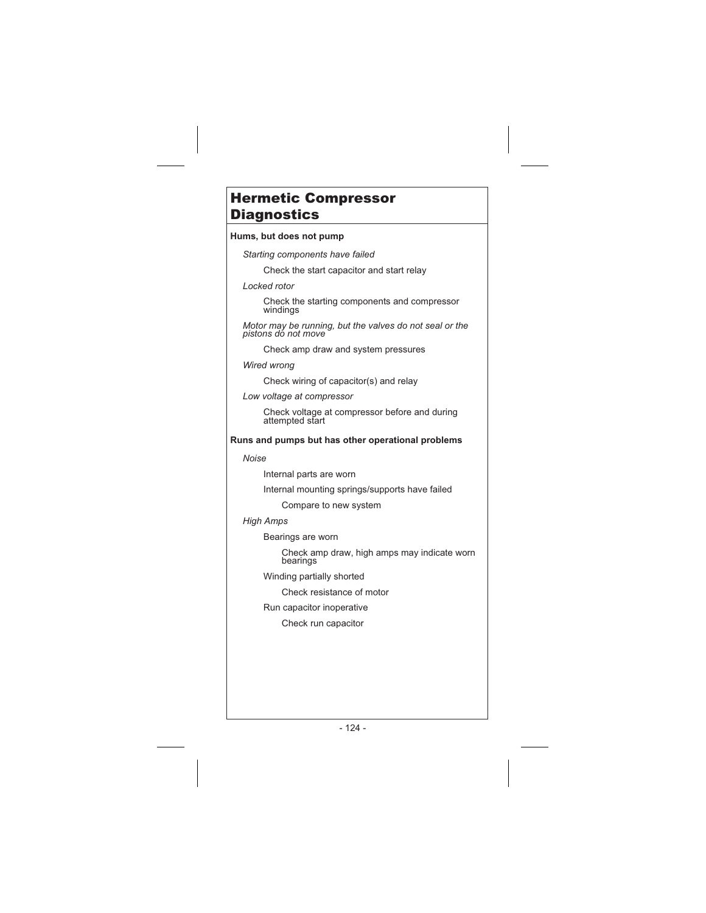# Hermetic Compressor Diagnostics

**Hums, but does not pump**

- *Starting components have failed*
  - Check the start capacitor and start relay
- *Locked rotor*
  - Check the starting components and compressor windings
- *Motor may be running, but the valves do not seal or the pistons do not move*
  - Check amp draw and system pressures
- *Wired wrong*
  - Check wiring of capacitor(s) and relay
- *Low voltage at compressor*
  - Check voltage at compressor before and during attempted start

**Runs and pumps but has other operational problems**

- *Noise*
  - Internal parts are worn
  - Internal mounting springs/supports have failed
    - Compare to new system
- *High Amps*
  - Bearings are worn
    - Check amp draw, high amps may indicate worn bearings
  - Winding partially shorted
    - Check resistance of motor
  - Run capacitor inoperative
    - Check run capacitor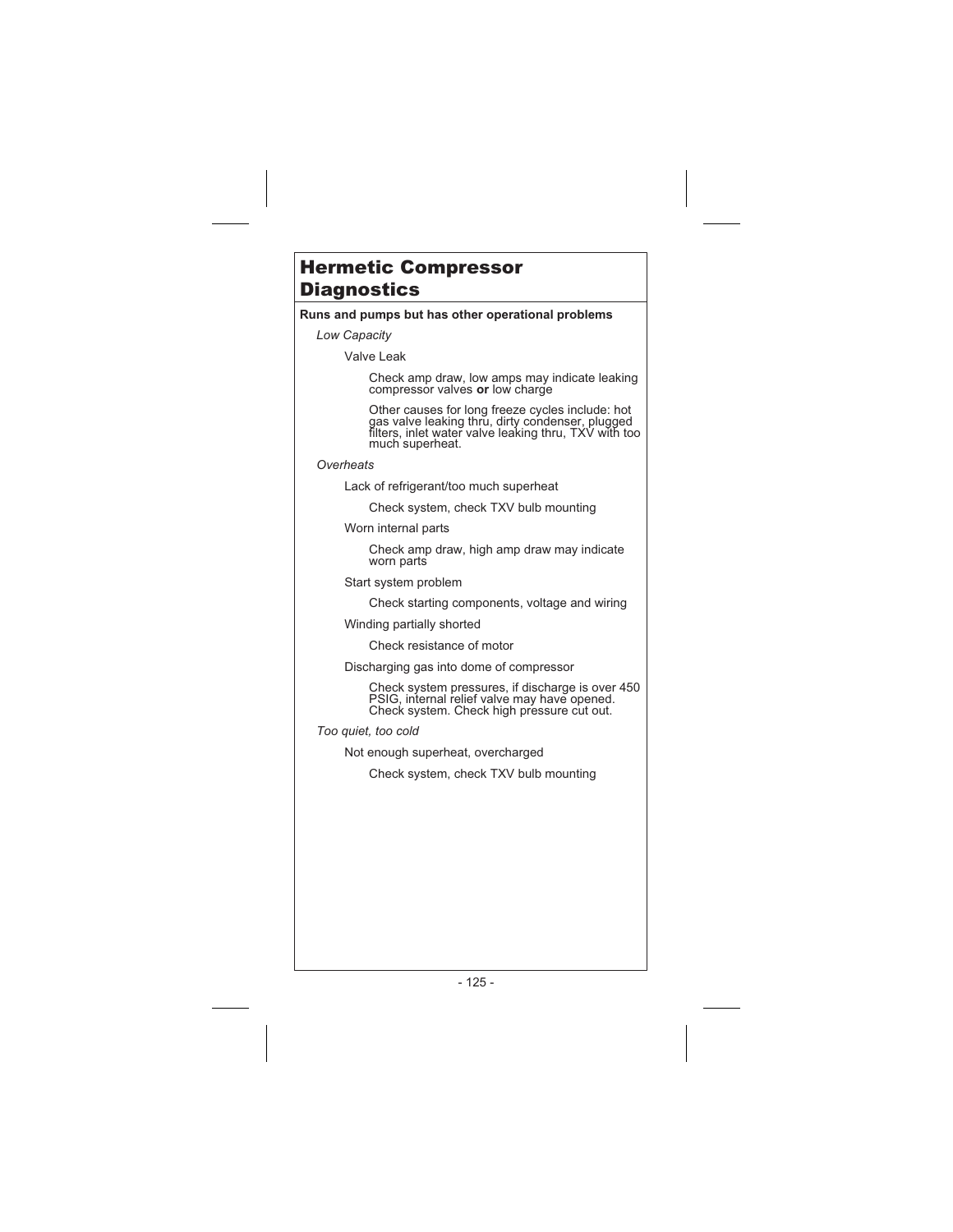# Hermetic Compressor Diagnostics

**Runs and pumps but has other operational problems**

*Low Capacity*

Valve Leak

Check amp draw, low amps may indicate leaking compressor valves **or** low charge

Other causes for long freeze cycles include: hot gas valve leaking thru, dirty condenser, plugged filters, inlet water valve leaking thru, TXV with too much superheat.

*Overheats*

Lack of refrigerant/too much superheat

Check system, check TXV bulb mounting

Worn internal parts

Check amp draw, high amp draw may indicate worn parts

Start system problem

Check starting components, voltage and wiring

Winding partially shorted

Check resistance of motor

Discharging gas into dome of compressor

Check system pressures, if discharge is over 450 PSIG, internal relief valve may have opened. Check system. Check high pressure cut out.

*Too quiet, too cold*

Not enough superheat, overcharged

Check system, check TXV bulb mounting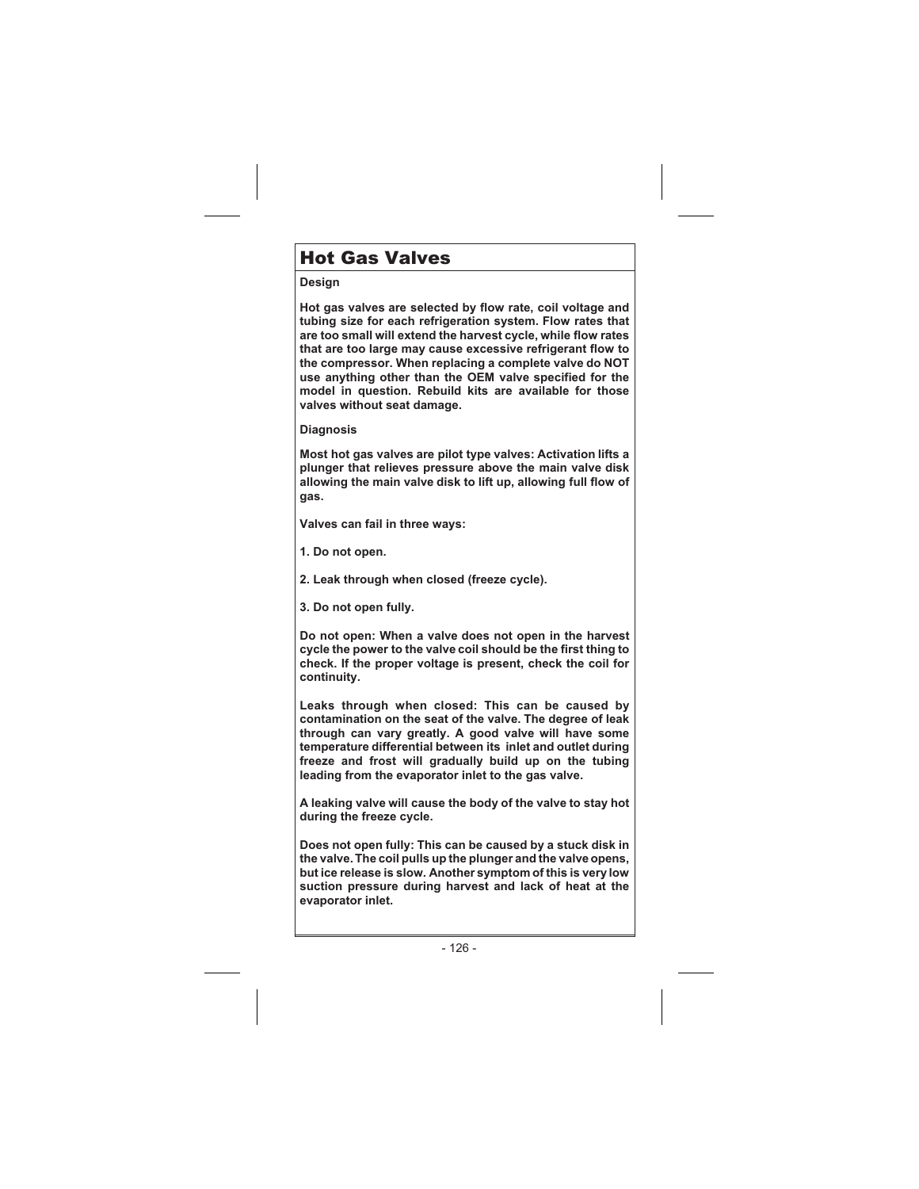# Hot Gas Valves

**Design**

**Hot gas valves are selected by flow rate, coil voltage and tubing size for each refrigeration system. Flow rates that are too small will extend the harvest cycle, while flow rates that are too large may cause excessive refrigerant flow to the compressor. When replacing a complete valve do NOT use anything other than the OEM valve specified for the model in question. Rebuild kits are available for those valves without seat damage.**

**Diagnosis**

**Most hot gas valves are pilot type valves: Activation lifts a plunger that relieves pressure above the main valve disk allowing the main valve disk to lift up, allowing full flow of gas.**

**Valves can fail in three ways:**

**1. Do not open.**

**2. Leak through when closed (freeze cycle).**

**3. Do not open fully.**

**Do not open: When a valve does not open in the harvest cycle the power to the valve coil should be the first thing to check. If the proper voltage is present, check the coil for continuity.**

**Leaks through when closed: This can be caused by contamination on the seat of the valve. The degree of leak through can vary greatly. A good valve will have some temperature differential between its inlet and outlet during freeze and frost will gradually build up on the tubing leading from the evaporator inlet to the gas valve.**

**A leaking valve will cause the body of the valve to stay hot during the freeze cycle.**

**Does not open fully: This can be caused by a stuck disk in the valve. The coil pulls up the plunger and the valve opens, but ice release is slow. Another symptom of this is very low suction pressure during harvest and lack of heat at the evaporator inlet.**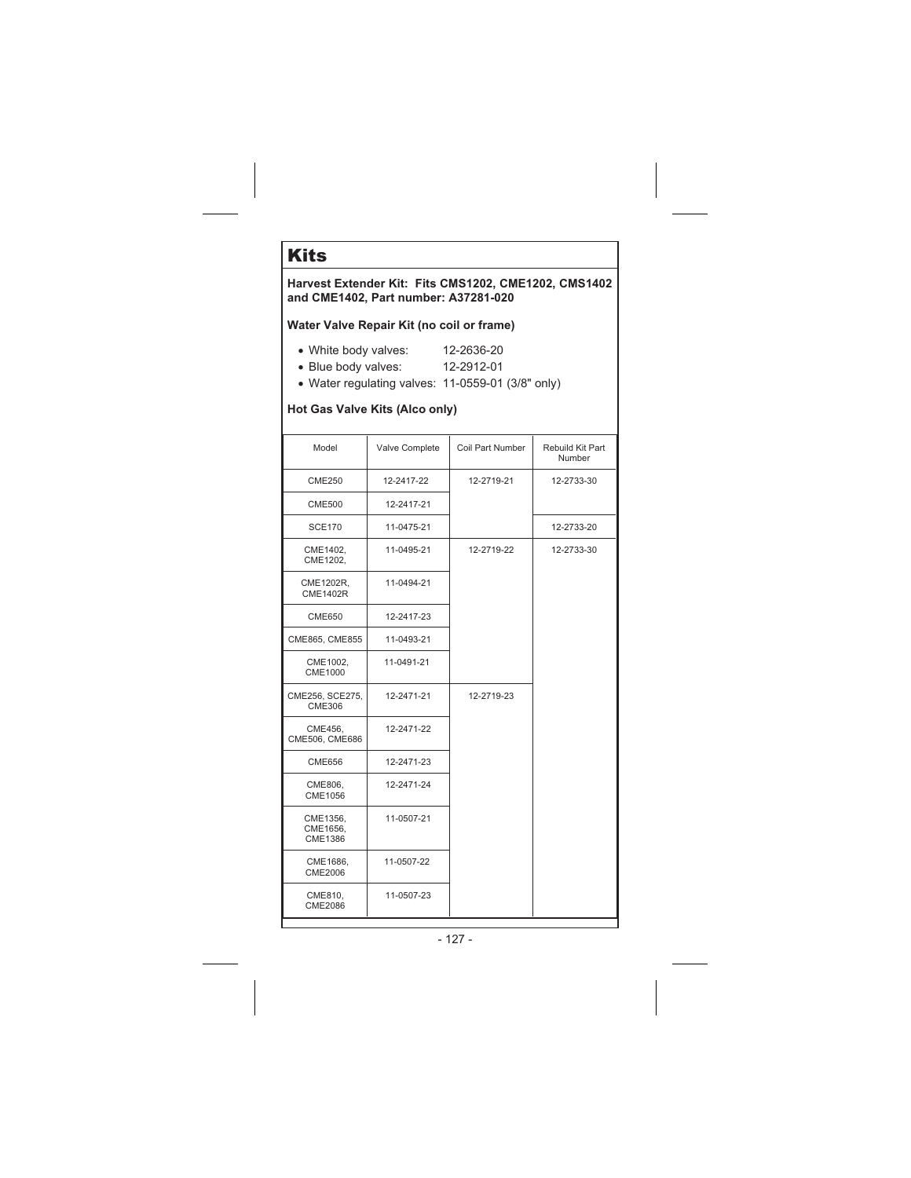# Kits

**Harvest Extender Kit: Fits CMS1202, CME1202, CMS1402 and CME1402, Part number: A37281-020**

### Water Valve Repair Kit (no coil or frame)

- White body valves: 12-2636-20
- Blue body valves: 12-2912-01
- Water regulating valves: 11-0559-01 (3/8" only)

### Hot Gas Valve Kits (Alco only)

| Model | Valve Complete | Coil Part Number | Rebuild Kit Part Number |
|---|---|---|---|
| CME250 | 12-2417-22 | 12-2719-21 | 12-2733-30 |
| CME500 | 12-2417-21 | | |
| SCE170 | 11-0475-21 | | 12-2733-20 |
| CME1402, CME1202, | 11-0495-21 | 12-2719-22 | 12-2733-30 |
| CME1202R, CME1402R | 11-0494-21 | | |
| CME650 | 12-2417-23 | | |
| CME865, CME855 | 11-0493-21 | | |
| CME1002, CME1000 | 11-0491-21 | | |
| CME256, SCE275, CME306 | 12-2471-21 | 12-2719-23 | |
| CME456, CME506, CME686 | 12-2471-22 | | |
| CME656 | 12-2471-23 | | |
| CME806, CME1056 | 12-2471-24 | | |
| CME1356, CME1656, CME1386 | 11-0507-21 | | |
| CME1686, CME2006 | 11-0507-22 | | |
| CME810, CME2086 | 11-0507-23 | | |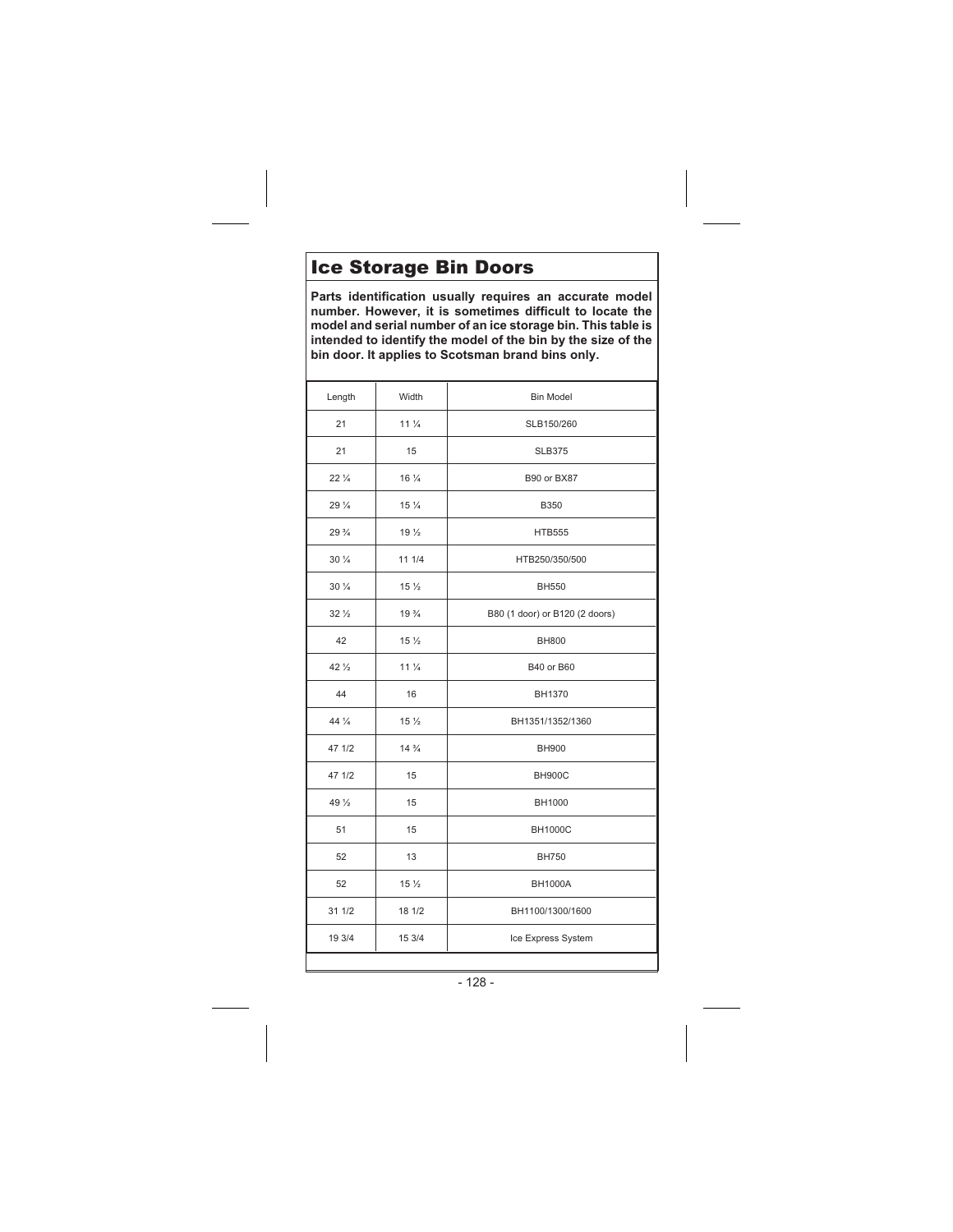# Ice Storage Bin Doors

**Parts identification usually requires an accurate model number. However, it is sometimes difficult to locate the model and serial number of an ice storage bin. This table is intended to identify the model of the bin by the size of the bin door. It applies to Scotsman brand bins only.**

| Length | Width | Bin Model |
|---|---|---|
| 21 | 11 ¼ | SLB150/260 |
| 21 | 15 | SLB375 |
| 22 ¼ | 16 ¼ | B90 or BX87 |
| 29 ¼ | 15 ¼ | B350 |
| 29 ¾ | 19 ½ | HTB555 |
| 30 ¼ | 11 1/4 | HTB250/350/500 |
| 30 ¼ | 15 ½ | BH550 |
| 32 ½ | 19 ¾ | B80 (1 door) or B120 (2 doors) |
| 42 | 15 ½ | BH800 |
| 42 ½ | 11 ¼ | B40 or B60 |
| 44 | 16 | BH1370 |
| 44 ¼ | 15 ½ | BH1351/1352/1360 |
| 47 1/2 | 14 ¾ | BH900 |
| 47 1/2 | 15 | BH900C |
| 49 ½ | 15 | BH1000 |
| 51 | 15 | BH1000C |
| 52 | 13 | BH750 |
| 52 | 15 ½ | BH1000A |
| 31 1/2 | 18 1/2 | BH1100/1300/1600 |
| 19 3/4 | 15 3/4 | Ice Express System |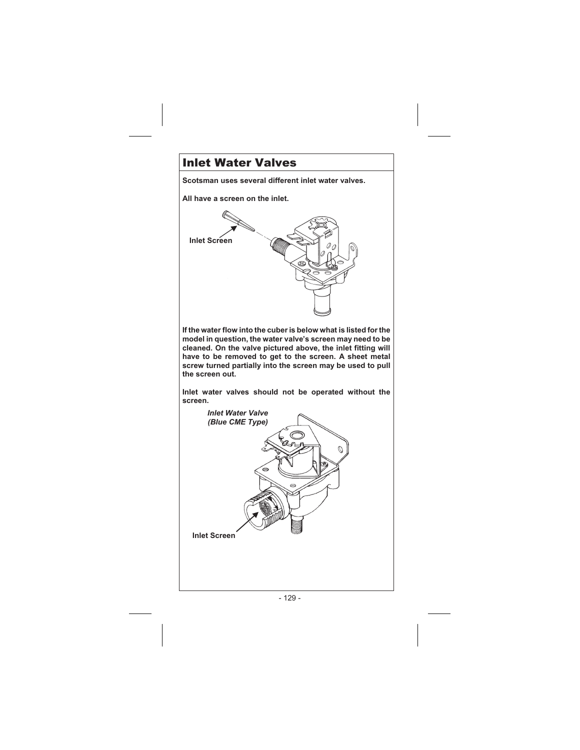# Inlet Water Valves

**Scotsman uses several different inlet water valves.**

**All have a screen on the inlet.**

**Inlet Screen**

**If the water flow into the cuber is below what is listed for the model in question, the water valve's screen may need to be cleaned. On the valve pictured above, the inlet fitting will have to be removed to get to the screen. A sheet metal screw turned partially into the screen may be used to pull the screen out.**

**Inlet water valves should not be operated without the screen.**

***Inlet Water Valve (Blue CME Type)***

**Inlet Screen**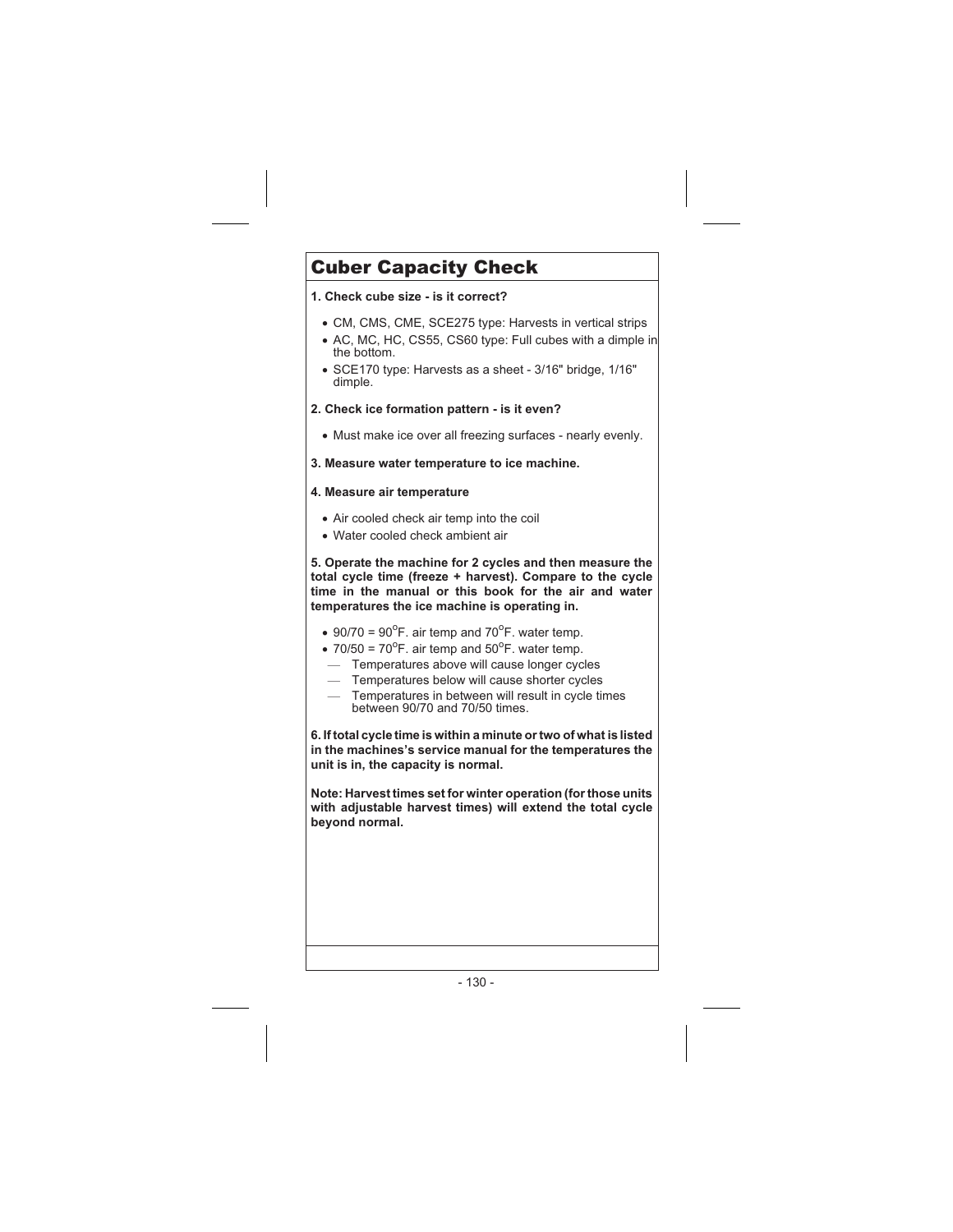# Cuber Capacity Check

**1. Check cube size - is it correct?**

- CM, CMS, CME, SCE275 type: Harvests in vertical strips
- AC, MC, HC, CS55, CS60 type: Full cubes with a dimple in the bottom.
- SCE170 type: Harvests as a sheet - 3/16" bridge, 1/16" dimple.

**2. Check ice formation pattern - is it even?**

- Must make ice over all freezing surfaces - nearly evenly.

**3. Measure water temperature to ice machine.**

**4. Measure air temperature**

- Air cooled check air temp into the coil
- Water cooled check ambient air

**5. Operate the machine for 2 cycles and then measure the total cycle time (freeze + harvest). Compare to the cycle time in the manual or this book for the air and water temperatures the ice machine is operating in.**

- 90/70 = 90°F. air temp and 70°F. water temp.
- 70/50 = 70°F. air temp and 50°F. water temp.
  - Temperatures above will cause longer cycles
  - Temperatures below will cause shorter cycles
  - Temperatures in between will result in cycle times between 90/70 and 70/50 times.

**6. If total cycle time is within a minute or two of what is listed in the machines's service manual for the temperatures the unit is in, the capacity is normal.**

**Note: Harvest times set for winter operation (for those units with adjustable harvest times) will extend the total cycle beyond normal.**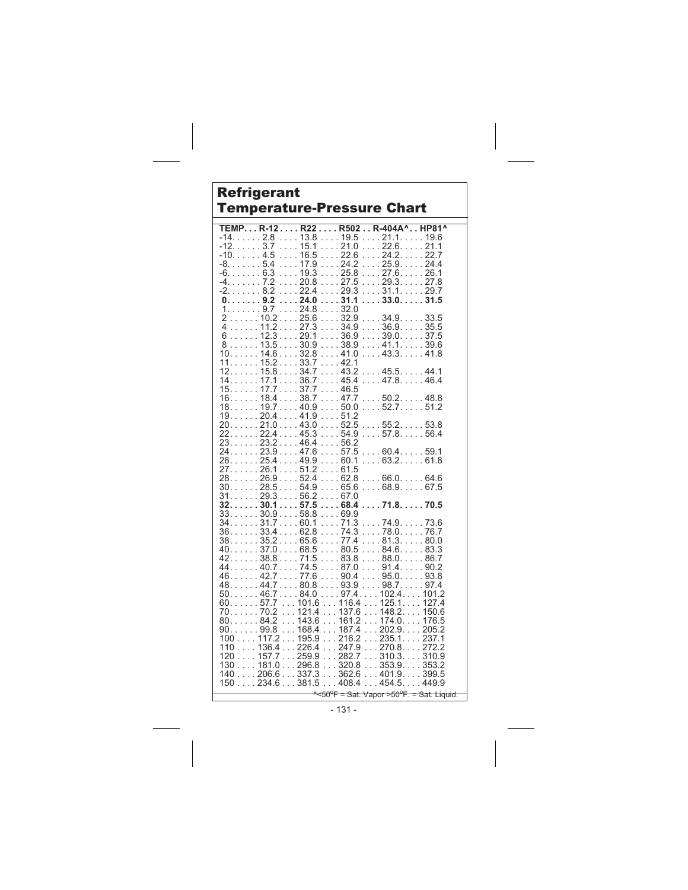# Refrigerant Temperature-Pressure Chart

| TEMP. | R-12 | R22 | R502 | R-404A^ | HP81^ |
|---|---|---|---|---|---|
| -14 | 2.8 | 13.8 | 19.5 | 21.1 | 19.6 |
| -12 | 3.7 | 15.1 | 21.0 | 22.6 | 21.1 |
| -10 | 4.5 | 16.5 | 22.6 | 24.2 | 22.7 |
| -8 | 5.4 | 17.9 | 24.2 | 25.9 | 24.4 |
| -6 | 6.3 | 19.3 | 25.8 | 27.6 | 26.1 |
| -4 | 7.2 | 20.8 | 27.5 | 29.3 | 27.8 |
| -2 | 8.2 | 22.4 | 29.3 | 31.1 | 29.7 |
| **0** | **9.2** | **24.0** | **31.1** | **33.0** | **31.5** |
| 1 | 9.7 | 24.8 | 32.0 | | |
| 2 | 10.2 | 25.6 | 32.9 | 34.9 | 33.5 |
| 4 | 11.2 | 27.3 | 34.9 | 36.9 | 35.5 |
| 6 | 12.3 | 29.1 | 36.9 | 39.0 | 37.5 |
| 8 | 13.5 | 30.9 | 38.9 | 41.1 | 39.6 |
| 10 | 14.6 | 32.8 | 41.0 | 43.3 | 41.8 |
| 11 | 15.2 | 33.7 | 42.1 | | |
| 12 | 15.8 | 34.7 | 43.2 | 45.5 | 44.1 |
| 14 | 17.1 | 36.7 | 45.4 | 47.8 | 46.4 |
| 15 | 17.7 | 37.7 | 46.5 | | |
| 16 | 18.4 | 38.7 | 47.7 | 50.2 | 48.8 |
| 18 | 19.7 | 40.9 | 50.0 | 52.7 | 51.2 |
| 19 | 20.4 | 41.9 | 51.2 | | |
| 20 | 21.0 | 43.0 | 52.5 | 55.2 | 53.8 |
| 22 | 22.4 | 45.3 | 54.9 | 57.8 | 56.4 |
| 23 | 23.2 | 46.4 | 56.2 | | |
| 24 | 23.9 | 47.6 | 57.5 | 60.4 | 59.1 |
| 26 | 25.4 | 49.9 | 60.1 | 63.2 | 61.8 |
| 27 | 26.1 | 51.2 | 61.5 | | |
| 28 | 26.9 | 52.4 | 62.8 | 66.0 | 64.6 |
| 30 | 28.5 | 54.9 | 65.6 | 68.9 | 67.5 |
| 31 | 29.3 | 56.2 | 67.0 | | |
| **32** | **30.1** | **57.5** | **68.4** | **71.8** | **70.5** |
| 33 | 30.9 | 58.8 | 69.9 | | |
| 34 | 31.7 | 60.1 | 71.3 | 74.9 | 73.6 |
| 36 | 33.4 | 62.8 | 74.3 | 78.0 | 76.7 |
| 38 | 35.2 | 65.6 | 77.4 | 81.3 | 80.0 |
| 40 | 37.0 | 68.5 | 80.5 | 84.6 | 83.3 |
| 42 | 38.8 | 71.5 | 83.8 | 88.0 | 86.7 |
| 44 | 40.7 | 74.5 | 87.0 | 91.4 | 90.2 |
| 46 | 42.7 | 77.6 | 90.4 | 95.0 | 93.8 |
| 48 | 44.7 | 80.8 | 93.9 | 98.7 | 97.4 |
| 50 | 46.7 | 84.0 | 97.4 | 102.4 | 101.2 |
| 60 | 57.7 | 101.6 | 116.4 | 125.1 | 127.4 |
| 70 | 70.2 | 121.4 | 137.6 | 148.2 | 150.6 |
| 80 | 84.2 | 143.6 | 161.2 | 174.0 | 176.5 |
| 90 | 99.8 | 168.4 | 187.4 | 202.9 | 205.2 |
| 100 | 117.2 | 195.9 | 216.2 | 235.1 | 237.1 |
| 110 | 136.4 | 226.4 | 247.9 | 270.8 | 272.2 |
| 120 | 157.7 | 259.9 | 282.7 | 310.3 | 310.9 |
| 130 | 181.0 | 296.8 | 320.8 | 353.9 | 353.2 |
| 140 | 206.6 | 337.3 | 362.6 | 401.9 | 399.5 |
| 150 | 234.6 | 381.5 | 408.4 | 454.5 | 449.9 |

^<50°F = Sat. Vapor >50°F. = Sat. Liquid.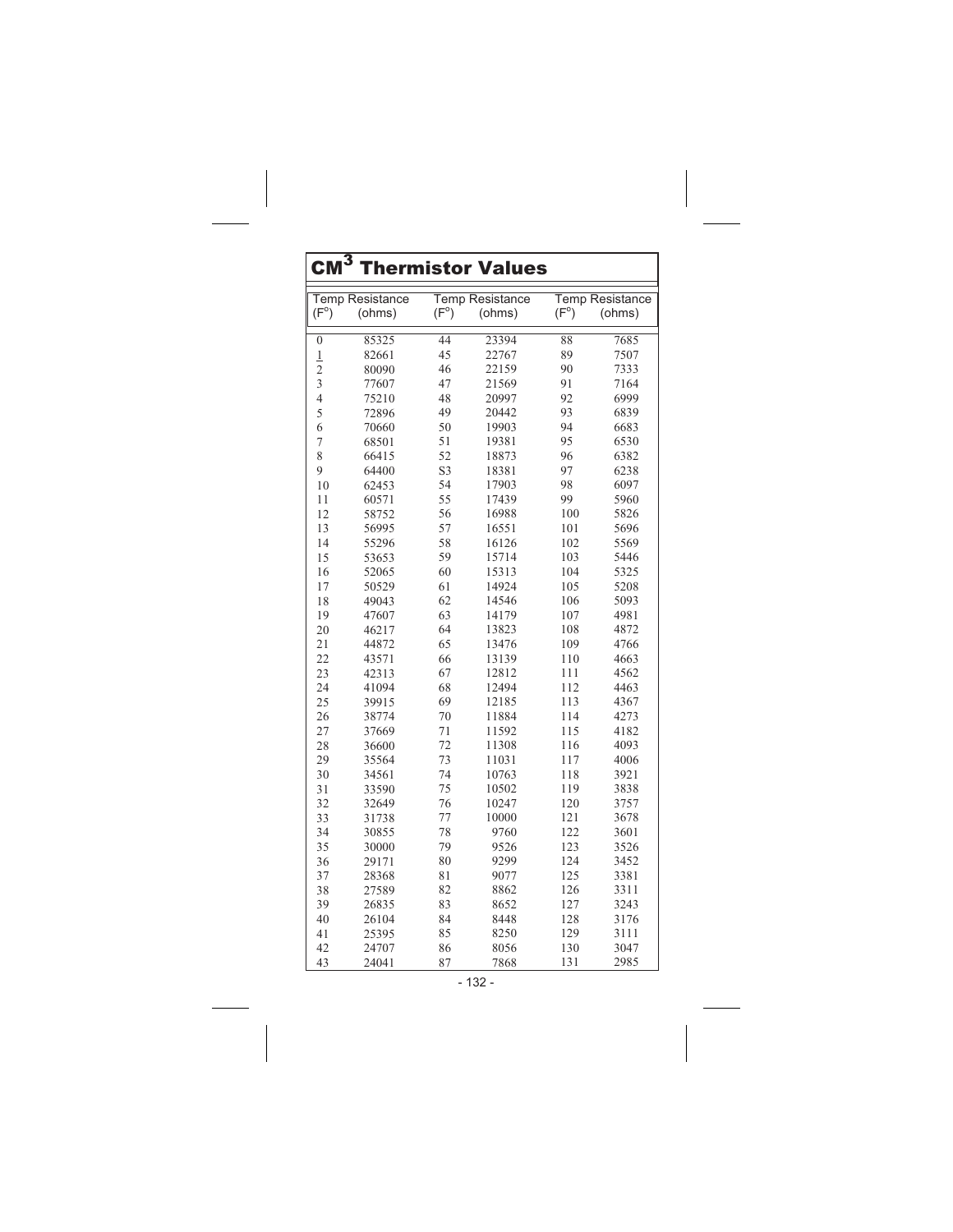# CM$^3$ Thermistor Values

| Temp (F°) | Resistance (ohms) | Temp (F°) | Resistance (ohms) | Temp (F°) | Resistance (ohms) |
|---|---|---|---|---|---|
| 0 | 85325 | 44 | 23394 | 88 | 7685 |
| 1 | 82661 | 45 | 22767 | 89 | 7507 |
| 2 | 80090 | 46 | 22159 | 90 | 7333 |
| 3 | 77607 | 47 | 21569 | 91 | 7164 |
| 4 | 75210 | 48 | 20997 | 92 | 6999 |
| 5 | 72896 | 49 | 20442 | 93 | 6839 |
| 6 | 70660 | 50 | 19903 | 94 | 6683 |
| 7 | 68501 | 51 | 19381 | 95 | 6530 |
| 8 | 66415 | 52 | 18873 | 96 | 6382 |
| 9 | 64400 | S3 | 18381 | 97 | 6238 |
| 10 | 62453 | 54 | 17903 | 98 | 6097 |
| 11 | 60571 | 55 | 17439 | 99 | 5960 |
| 12 | 58752 | 56 | 16988 | 100 | 5826 |
| 13 | 56995 | 57 | 16551 | 101 | 5696 |
| 14 | 55296 | 58 | 16126 | 102 | 5569 |
| 15 | 53653 | 59 | 15714 | 103 | 5446 |
| 16 | 52065 | 60 | 15313 | 104 | 5325 |
| 17 | 50529 | 61 | 14924 | 105 | 5208 |
| 18 | 49043 | 62 | 14546 | 106 | 5093 |
| 19 | 47607 | 63 | 14179 | 107 | 4981 |
| 20 | 46217 | 64 | 13823 | 108 | 4872 |
| 21 | 44872 | 65 | 13476 | 109 | 4766 |
| 22 | 43571 | 66 | 13139 | 110 | 4663 |
| 23 | 42313 | 67 | 12812 | 111 | 4562 |
| 24 | 41094 | 68 | 12494 | 112 | 4463 |
| 25 | 39915 | 69 | 12185 | 113 | 4367 |
| 26 | 38774 | 70 | 11884 | 114 | 4273 |
| 27 | 37669 | 71 | 11592 | 115 | 4182 |
| 28 | 36600 | 72 | 11308 | 116 | 4093 |
| 29 | 35564 | 73 | 11031 | 117 | 4006 |
| 30 | 34561 | 74 | 10763 | 118 | 3921 |
| 31 | 33590 | 75 | 10502 | 119 | 3838 |
| 32 | 32649 | 76 | 10247 | 120 | 3757 |
| 33 | 31738 | 77 | 10000 | 121 | 3678 |
| 34 | 30855 | 78 | 9760 | 122 | 3601 |
| 35 | 30000 | 79 | 9526 | 123 | 3526 |
| 36 | 29171 | 80 | 9299 | 124 | 3452 |
| 37 | 28368 | 81 | 9077 | 125 | 3381 |
| 38 | 27589 | 82 | 8862 | 126 | 3311 |
| 39 | 26835 | 83 | 8652 | 127 | 3243 |
| 40 | 26104 | 84 | 8448 | 128 | 3176 |
| 41 | 25395 | 85 | 8250 | 129 | 3111 |
| 42 | 24707 | 86 | 8056 | 130 | 3047 |
| 43 | 24041 | 87 | 7868 | 131 | 2985 |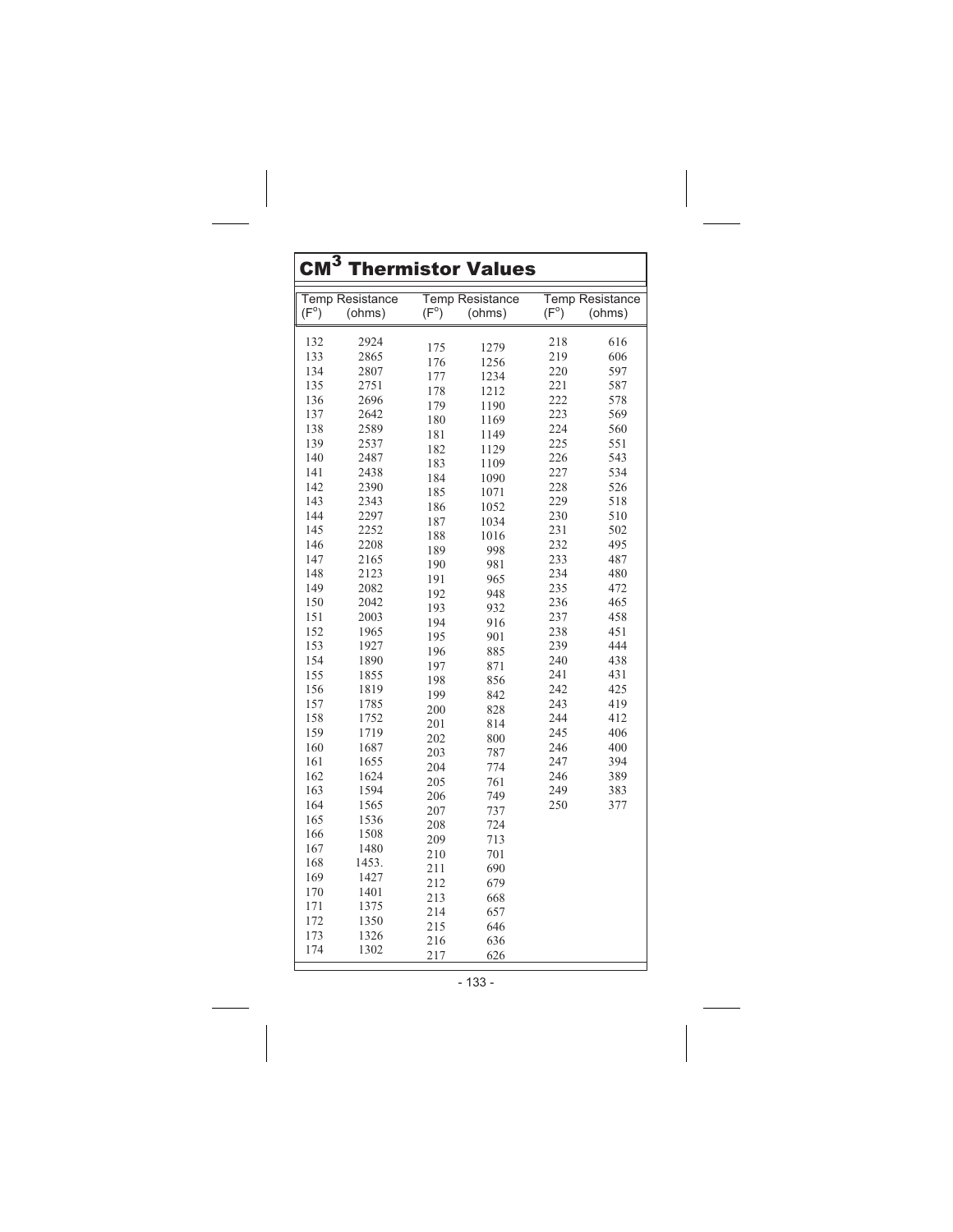# CM³ Thermistor Values

| Temp (F°) | Resistance (ohms) | Temp (F°) | Resistance (ohms) | Temp (F°) | Resistance (ohms) |
|---|---|---|---|---|---|
| 132 | 2924 | 175 | 1279 | 218 | 616 |
| 133 | 2865 | 176 | 1256 | 219 | 606 |
| 134 | 2807 | 177 | 1234 | 220 | 597 |
| 135 | 2751 | 178 | 1212 | 221 | 587 |
| 136 | 2696 | 179 | 1190 | 222 | 578 |
| 137 | 2642 | 180 | 1169 | 223 | 569 |
| 138 | 2589 | 181 | 1149 | 224 | 560 |
| 139 | 2537 | 182 | 1129 | 225 | 551 |
| 140 | 2487 | 183 | 1109 | 226 | 543 |
| 141 | 2438 | 184 | 1090 | 227 | 534 |
| 142 | 2390 | 185 | 1071 | 228 | 526 |
| 143 | 2343 | 186 | 1052 | 229 | 518 |
| 144 | 2297 | 187 | 1034 | 230 | 510 |
| 145 | 2252 | 188 | 1016 | 231 | 502 |
| 146 | 2208 | 189 | 998 | 232 | 495 |
| 147 | 2165 | 190 | 981 | 233 | 487 |
| 148 | 2123 | 191 | 965 | 234 | 480 |
| 149 | 2082 | 192 | 948 | 235 | 472 |
| 150 | 2042 | 193 | 932 | 236 | 465 |
| 151 | 2003 | 194 | 916 | 237 | 458 |
| 152 | 1965 | 195 | 901 | 238 | 451 |
| 153 | 1927 | 196 | 885 | 239 | 444 |
| 154 | 1890 | 197 | 871 | 240 | 438 |
| 155 | 1855 | 198 | 856 | 241 | 431 |
| 156 | 1819 | 199 | 842 | 242 | 425 |
| 157 | 1785 | 200 | 828 | 243 | 419 |
| 158 | 1752 | 201 | 814 | 244 | 412 |
| 159 | 1719 | 202 | 800 | 245 | 406 |
| 160 | 1687 | 203 | 787 | 246 | 400 |
| 161 | 1655 | 204 | 774 | 247 | 394 |
| 162 | 1624 | 205 | 761 | 246 | 389 |
| 163 | 1594 | 206 | 749 | 249 | 383 |
| 164 | 1565 | 207 | 737 | 250 | 377 |
| 165 | 1536 | 208 | 724 | | |
| 166 | 1508 | 209 | 713 | | |
| 167 | 1480 | 210 | 701 | | |
| 168 | 1453. | 211 | 690 | | |
| 169 | 1427 | 212 | 679 | | |
| 170 | 1401 | 213 | 668 | | |
| 171 | 1375 | 214 | 657 | | |
| 172 | 1350 | 215 | 646 | | |
| 173 | 1326 | 216 | 636 | | |
| 174 | 1302 | 217 | 626 | | |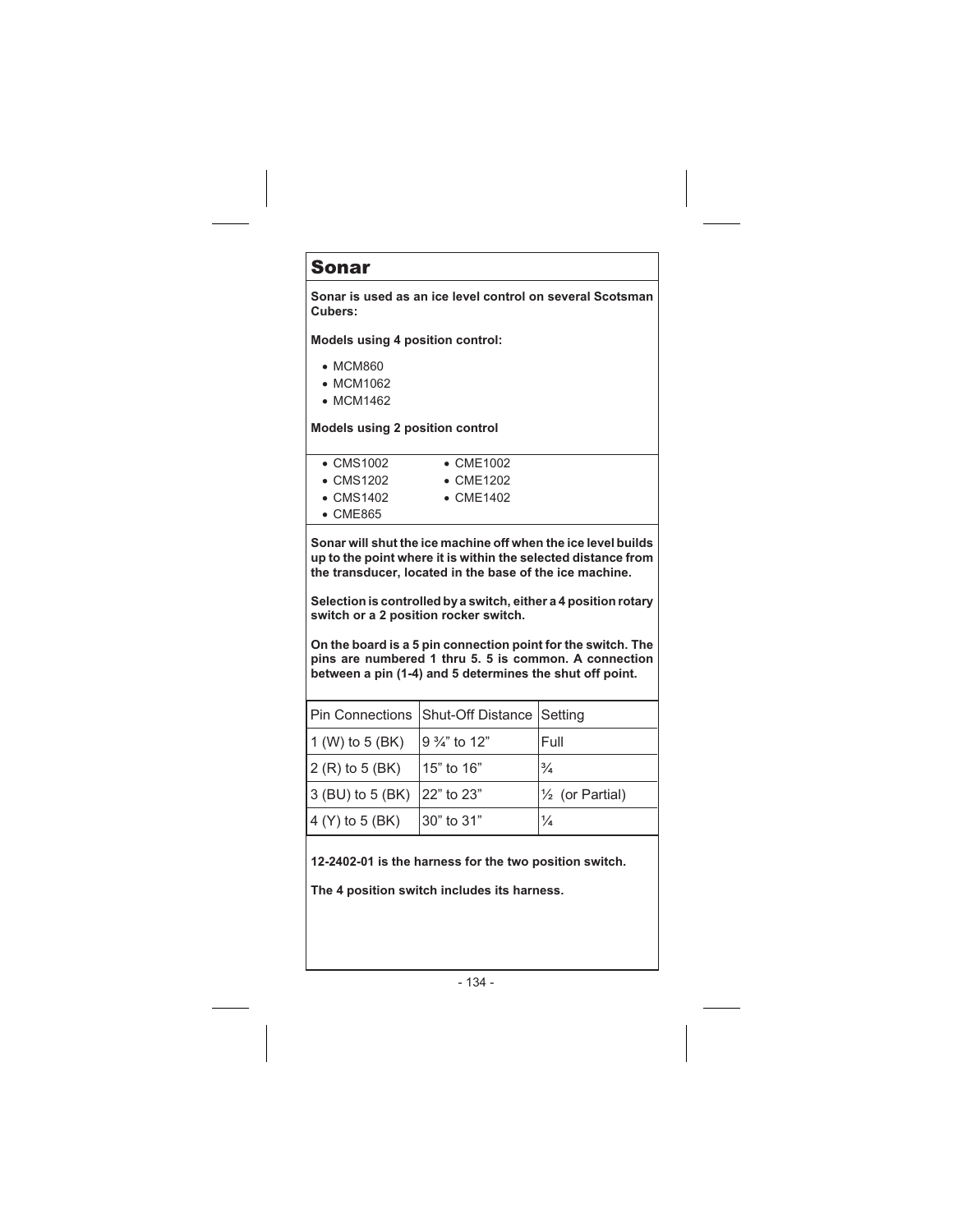# Sonar

**Sonar is used as an ice level control on several Scotsman Cubers:**

**Models using 4 position control:**

- MCM860
- MCM1062
- MCM1462

**Models using 2 position control**

- CMS1002
- CMS1202
- CMS1402
- CME865
- CME1002
- CME1202
- CME1402

**Sonar will shut the ice machine off when the ice level builds up to the point where it is within the selected distance from the transducer, located in the base of the ice machine.**

**Selection is controlled by a switch, either a 4 position rotary switch or a 2 position rocker switch.**

**On the board is a 5 pin connection point for the switch. The pins are numbered 1 thru 5. 5 is common. A connection between a pin (1-4) and 5 determines the shut off point.**

| Pin Connections | Shut-Off Distance | Setting |
|---|---|---|
| 1 (W) to 5 (BK) | 9 ¾" to 12" | Full |
| 2 (R) to 5 (BK) | 15" to 16" | ¾ |
| 3 (BU) to 5 (BK) | 22" to 23" | ½ (or Partial) |
| 4 (Y) to 5 (BK) | 30" to 31" | ¼ |

**12-2402-01 is the harness for the two position switch.**

**The 4 position switch includes its harness.**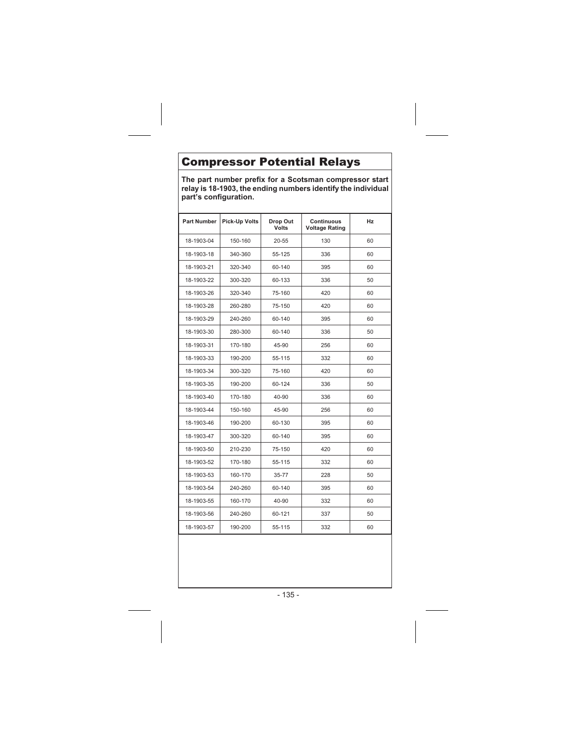# Compressor Potential Relays

**The part number prefix for a Scotsman compressor start relay is 18-1903, the ending numbers identify the individual part's configuration.**

| Part Number | Pick-Up Volts | Drop Out Volts | Continuous Voltage Rating | Hz |
|---|---|---|---|---|
| 18-1903-04 | 150-160 | 20-55 | 130 | 60 |
| 18-1903-18 | 340-360 | 55-125 | 336 | 60 |
| 18-1903-21 | 320-340 | 60-140 | 395 | 60 |
| 18-1903-22 | 300-320 | 60-133 | 336 | 50 |
| 18-1903-26 | 320-340 | 75-160 | 420 | 60 |
| 18-1903-28 | 260-280 | 75-150 | 420 | 60 |
| 18-1903-29 | 240-260 | 60-140 | 395 | 60 |
| 18-1903-30 | 280-300 | 60-140 | 336 | 50 |
| 18-1903-31 | 170-180 | 45-90 | 256 | 60 |
| 18-1903-33 | 190-200 | 55-115 | 332 | 60 |
| 18-1903-34 | 300-320 | 75-160 | 420 | 60 |
| 18-1903-35 | 190-200 | 60-124 | 336 | 50 |
| 18-1903-40 | 170-180 | 40-90 | 336 | 60 |
| 18-1903-44 | 150-160 | 45-90 | 256 | 60 |
| 18-1903-46 | 190-200 | 60-130 | 395 | 60 |
| 18-1903-47 | 300-320 | 60-140 | 395 | 60 |
| 18-1903-50 | 210-230 | 75-150 | 420 | 60 |
| 18-1903-52 | 170-180 | 55-115 | 332 | 60 |
| 18-1903-53 | 160-170 | 35-77 | 228 | 50 |
| 18-1903-54 | 240-260 | 60-140 | 395 | 60 |
| 18-1903-55 | 160-170 | 40-90 | 332 | 60 |
| 18-1903-56 | 240-260 | 60-121 | 337 | 50 |
| 18-1903-57 | 190-200 | 55-115 | 332 | 60 |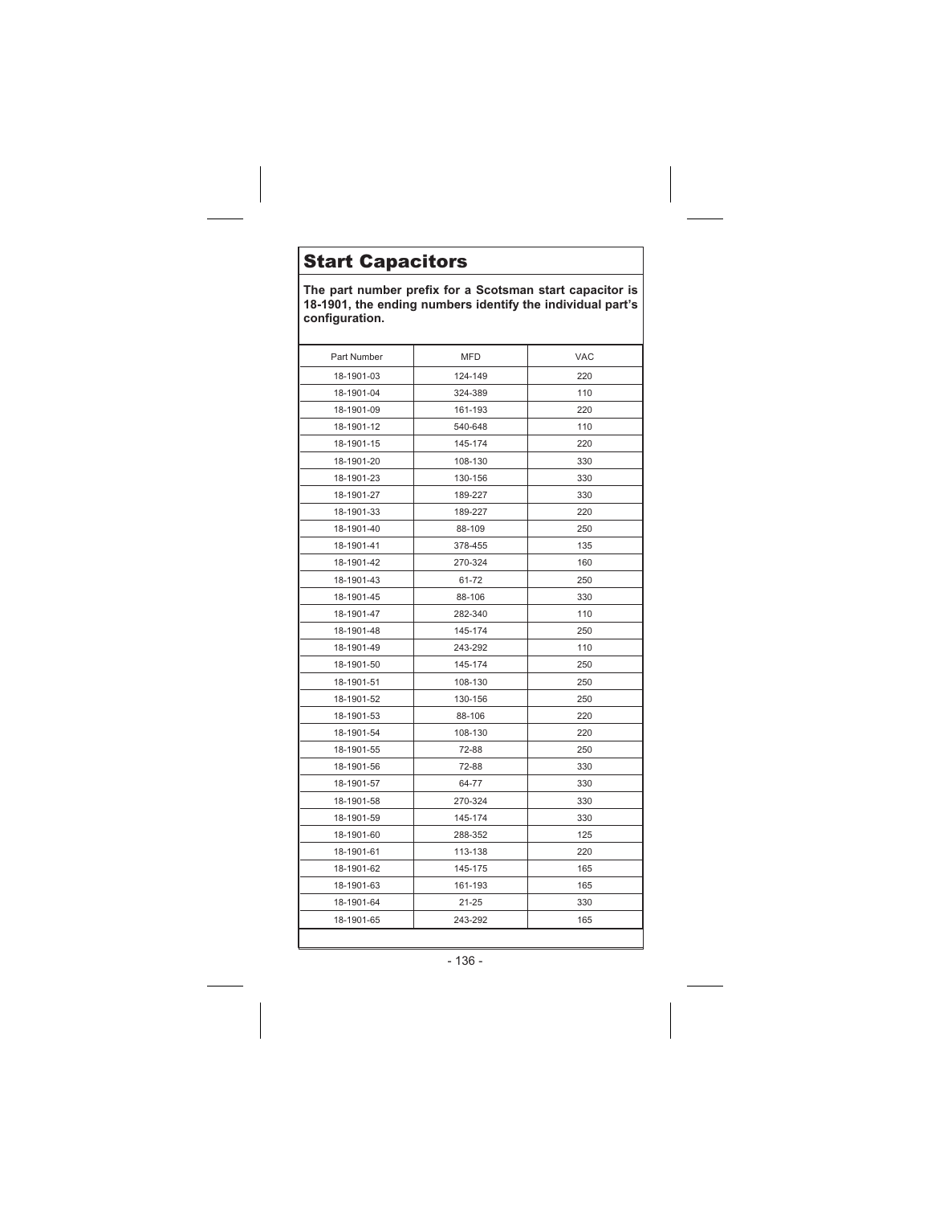# Start Capacitors

**The part number prefix for a Scotsman start capacitor is 18-1901, the ending numbers identify the individual part's configuration.**

| Part Number | MFD | VAC |
|---|---|---|
| 18-1901-03 | 124-149 | 220 |
| 18-1901-04 | 324-389 | 110 |
| 18-1901-09 | 161-193 | 220 |
| 18-1901-12 | 540-648 | 110 |
| 18-1901-15 | 145-174 | 220 |
| 18-1901-20 | 108-130 | 330 |
| 18-1901-23 | 130-156 | 330 |
| 18-1901-27 | 189-227 | 330 |
| 18-1901-33 | 189-227 | 220 |
| 18-1901-40 | 88-109 | 250 |
| 18-1901-41 | 378-455 | 135 |
| 18-1901-42 | 270-324 | 160 |
| 18-1901-43 | 61-72 | 250 |
| 18-1901-45 | 88-106 | 330 |
| 18-1901-47 | 282-340 | 110 |
| 18-1901-48 | 145-174 | 250 |
| 18-1901-49 | 243-292 | 110 |
| 18-1901-50 | 145-174 | 250 |
| 18-1901-51 | 108-130 | 250 |
| 18-1901-52 | 130-156 | 250 |
| 18-1901-53 | 88-106 | 220 |
| 18-1901-54 | 108-130 | 220 |
| 18-1901-55 | 72-88 | 250 |
| 18-1901-56 | 72-88 | 330 |
| 18-1901-57 | 64-77 | 330 |
| 18-1901-58 | 270-324 | 330 |
| 18-1901-59 | 145-174 | 330 |
| 18-1901-60 | 288-352 | 125 |
| 18-1901-61 | 113-138 | 220 |
| 18-1901-62 | 145-175 | 165 |
| 18-1901-63 | 161-193 | 165 |
| 18-1901-64 | 21-25 | 330 |
| 18-1901-65 | 243-292 | 165 |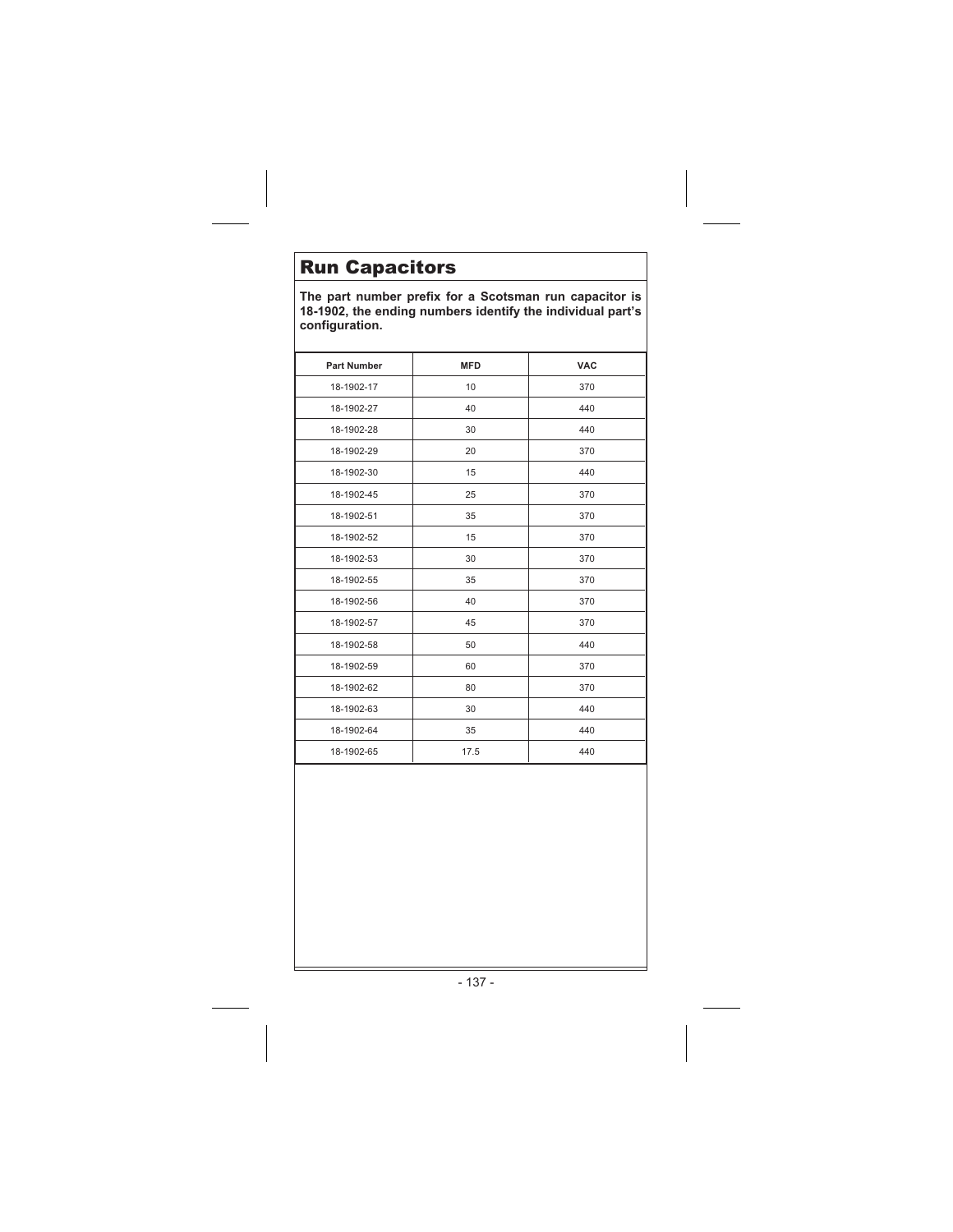# Run Capacitors

**The part number prefix for a Scotsman run capacitor is 18-1902, the ending numbers identify the individual part's configuration.**

| Part Number | MFD | VAC |
|---|---|---|
| 18-1902-17 | 10 | 370 |
| 18-1902-27 | 40 | 440 |
| 18-1902-28 | 30 | 440 |
| 18-1902-29 | 20 | 370 |
| 18-1902-30 | 15 | 440 |
| 18-1902-45 | 25 | 370 |
| 18-1902-51 | 35 | 370 |
| 18-1902-52 | 15 | 370 |
| 18-1902-53 | 30 | 370 |
| 18-1902-55 | 35 | 370 |
| 18-1902-56 | 40 | 370 |
| 18-1902-57 | 45 | 370 |
| 18-1902-58 | 50 | 440 |
| 18-1902-59 | 60 | 370 |
| 18-1902-62 | 80 | 370 |
| 18-1902-63 | 30 | 440 |
| 18-1902-64 | 35 | 440 |
| 18-1902-65 | 17.5 | 440 |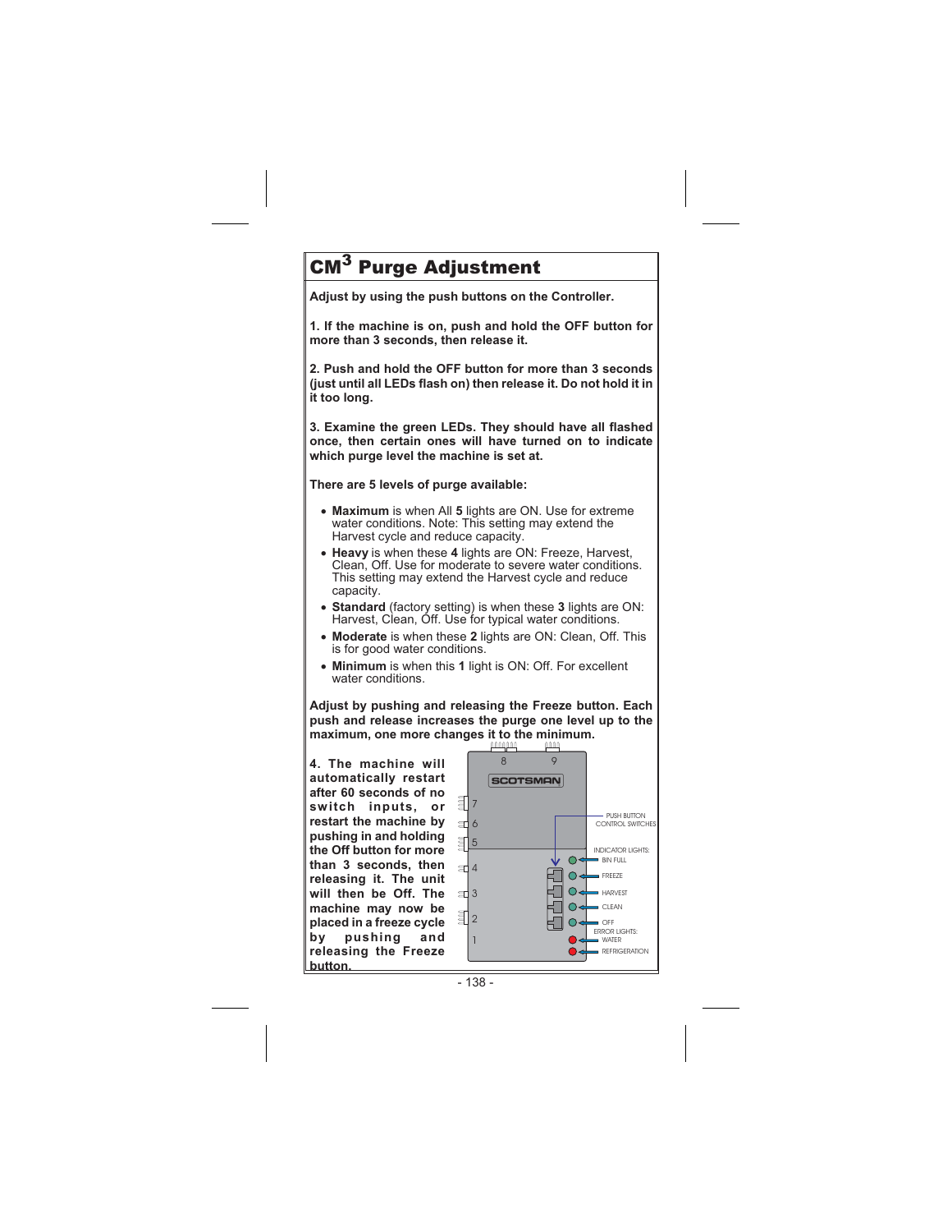# CM$^3$ Purge Adjustment

**Adjust by using the push buttons on the Controller.**

**1. If the machine is on, push and hold the OFF button for more than 3 seconds, then release it.**

**2. Push and hold the OFF button for more than 3 seconds (just until all LEDs flash on) then release it. Do not hold it in it too long.**

**3. Examine the green LEDs. They should have all flashed once, then certain ones will have turned on to indicate which purge level the machine is set at.**

**There are 5 levels of purge available:**

- **Maximum** is when All **5** lights are ON. Use for extreme water conditions. Note: This setting may extend the Harvest cycle and reduce capacity.
- **Heavy** is when these **4** lights are ON: Freeze, Harvest, Clean, Off. Use for moderate to severe water conditions. This setting may extend the Harvest cycle and reduce capacity.
- **Standard** (factory setting) is when these **3** lights are ON: Harvest, Clean, Off. Use for typical water conditions.
- **Moderate** is when these **2** lights are ON: Clean, Off. This is for good water conditions.
- **Minimum** is when this **1** light is ON: Off. For excellent water conditions.

**Adjust by pushing and releasing the Freeze button. Each push and release increases the purge one level up to the maximum, one more changes it to the minimum.**

**4. The machine will automatically restart after 60 seconds of no switch inputs, or restart the machine by pushing in and holding the Off button for more than 3 seconds, then releasing it. The unit will then be Off. The machine may now be placed in a freeze cycle by pushing and releasing the Freeze button.**

SCOTSMAN

PUSH BUTTON CONTROL SWITCHES

INDICATOR LIGHTS:
BIN FULL
FREEZE
HARVEST
CLEAN
OFF

ERROR LIGHTS:
WATER
REFRIGERATION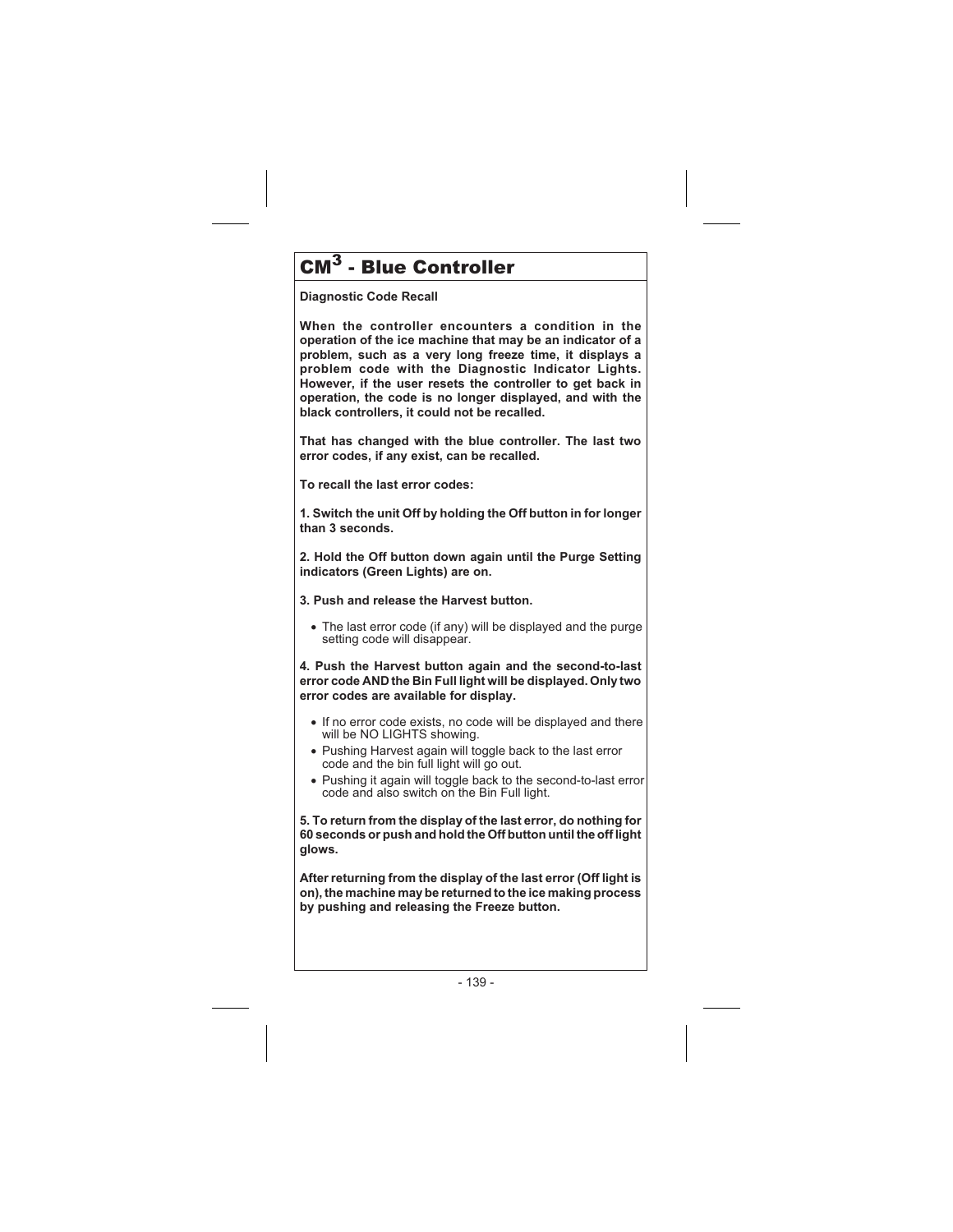# $CM^3$ - Blue Controller

**Diagnostic Code Recall**

**When the controller encounters a condition in the operation of the ice machine that may be an indicator of a problem, such as a very long freeze time, it displays a problem code with the Diagnostic Indicator Lights. However, if the user resets the controller to get back in operation, the code is no longer displayed, and with the black controllers, it could not be recalled.**

**That has changed with the blue controller. The last two error codes, if any exist, can be recalled.**

**To recall the last error codes:**

**1. Switch the unit Off by holding the Off button in for longer than 3 seconds.**

**2. Hold the Off button down again until the Purge Setting indicators (Green Lights) are on.**

**3. Push and release the Harvest button.**

- The last error code (if any) will be displayed and the purge setting code will disappear.

**4. Push the Harvest button again and the second-to-last error code AND the Bin Full light will be displayed. Only two error codes are available for display.**

- If no error code exists, no code will be displayed and there will be NO LIGHTS showing.
- Pushing Harvest again will toggle back to the last error code and the bin full light will go out.
- Pushing it again will toggle back to the second-to-last error code and also switch on the Bin Full light.

**5. To return from the display of the last error, do nothing for 60 seconds or push and hold the Off button until the off light glows.**

**After returning from the display of the last error (Off light is on), the machine may be returned to the ice making process by pushing and releasing the Freeze button.**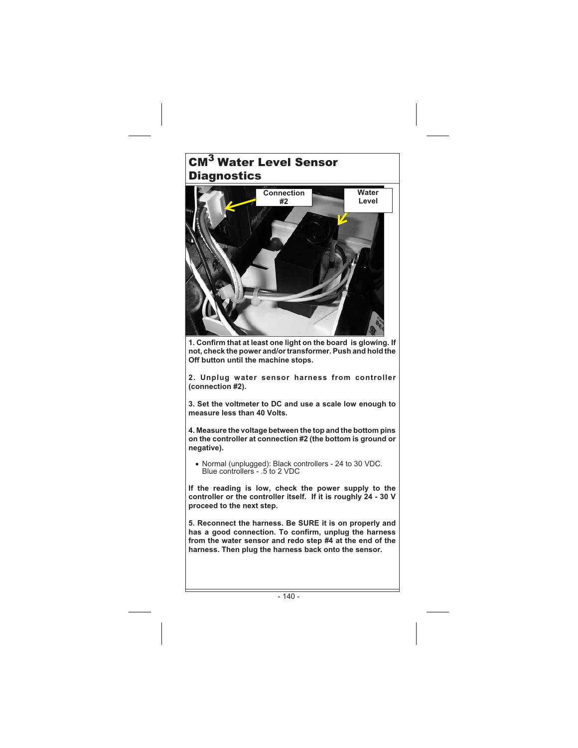# CM[3] Water Level Sensor Diagnostics

**1. Confirm that at least one light on the board is glowing. If not, check the power and/or transformer. Push and hold the Off button until the machine stops.**

**2. Unplug water sensor harness from controller (connection #2).**

**3. Set the voltmeter to DC and use a scale low enough to measure less than 40 Volts.**

**4. Measure the voltage between the top and the bottom pins on the controller at connection #2 (the bottom is ground or negative).**

- Normal (unplugged): Black controllers - 24 to 30 VDC. Blue controllers - .5 to 2 VDC

**If the reading is low, check the power supply to the controller or the controller itself. If it is roughly 24 - 30 V proceed to the next step.**

**5. Reconnect the harness. Be SURE it is on properly and has a good connection. To confirm, unplug the harness from the water sensor and redo step #4 at the end of the harness. Then plug the harness back onto the sensor.**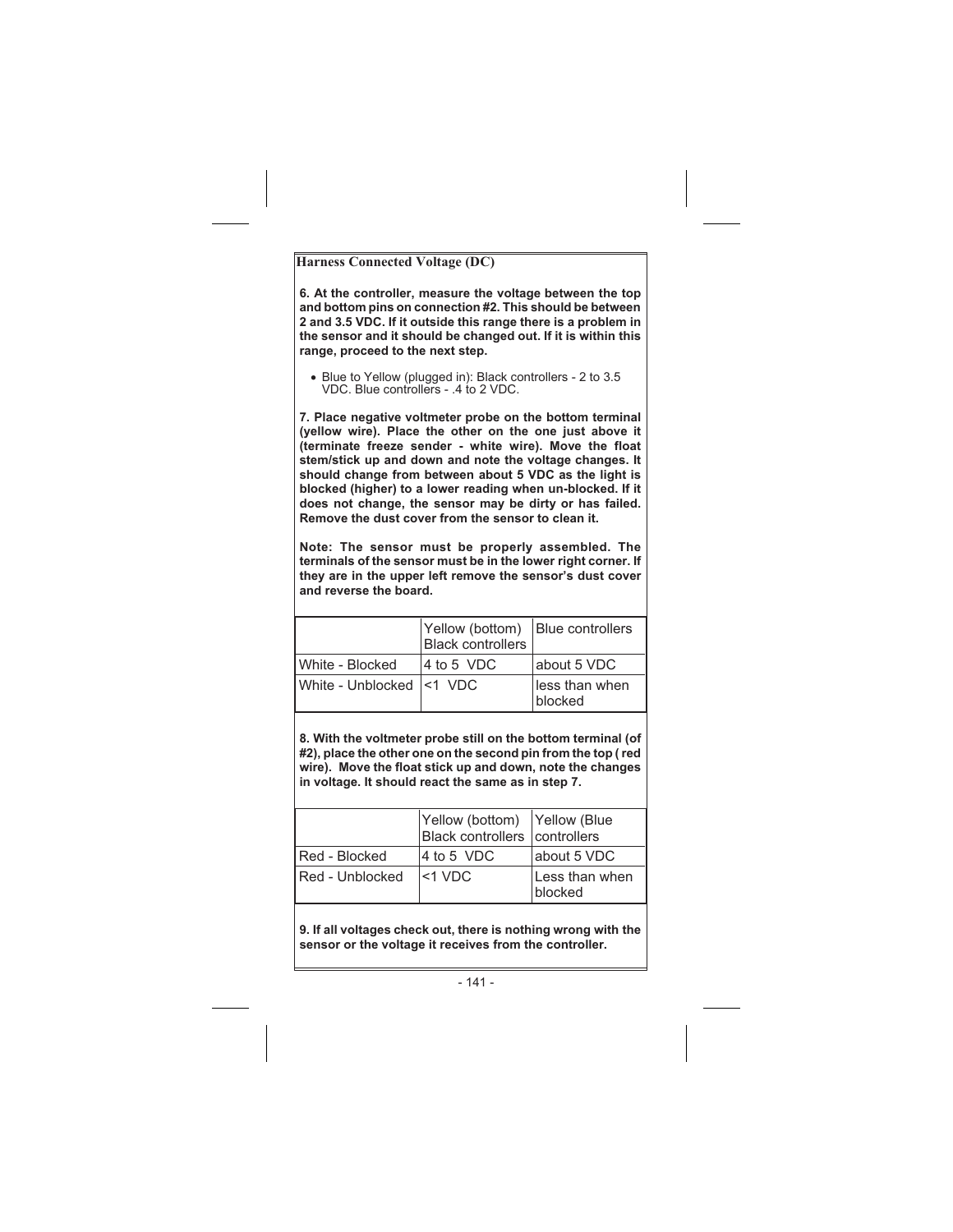## Harness Connected Voltage (DC)

**6. At the controller, measure the voltage between the top and bottom pins on connection #2. This should be between 2 and 3.5 VDC. If it outside this range there is a problem in the sensor and it should be changed out. If it is within this range, proceed to the next step.**

- Blue to Yellow (plugged in): Black controllers - 2 to 3.5 VDC. Blue controllers - .4 to 2 VDC.

**7. Place negative voltmeter probe on the bottom terminal (yellow wire). Place the other on the one just above it (terminate freeze sender - white wire). Move the float stem/stick up and down and note the voltage changes. It should change from between about 5 VDC as the light is blocked (higher) to a lower reading when un-blocked. If it does not change, the sensor may be dirty or has failed. Remove the dust cover from the sensor to clean it.**

**Note: The sensor must be properly assembled. The terminals of the sensor must be in the lower right corner. If they are in the upper left remove the sensor's dust cover and reverse the board.**

| | Yellow (bottom) Black controllers | Blue controllers |
|---|---|---|
| White - Blocked | 4 to 5 VDC | about 5 VDC |
| White - Unblocked | <1 VDC | less than when blocked |

**8. With the voltmeter probe still on the bottom terminal (of #2), place the other one on the second pin from the top ( red wire). Move the float stick up and down, note the changes in voltage. It should react the same as in step 7.**

| | Yellow (bottom) Black controllers | Yellow (Blue controllers |
|---|---|---|
| Red - Blocked | 4 to 5 VDC | about 5 VDC |
| Red - Unblocked | <1 VDC | Less than when blocked |

**9. If all voltages check out, there is nothing wrong with the sensor or the voltage it receives from the controller.**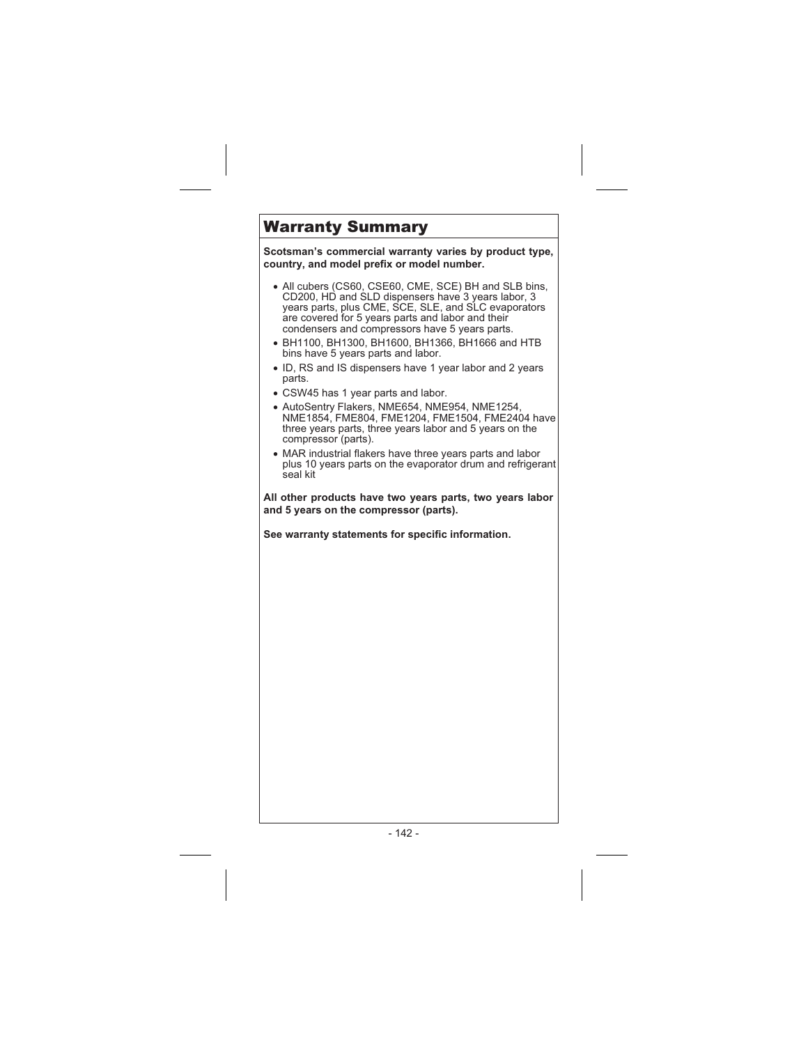# Warranty Summary

**Scotsman's commercial warranty varies by product type, country, and model prefix or model number.**

- All cubers (CS60, CSE60, CME, SCE) BH and SLB bins, CD200, HD and SLD dispensers have 3 years labor, 3 years parts, plus CME, SCE, SLE, and SLC evaporators are covered for 5 years parts and labor and their condensers and compressors have 5 years parts.
- BH1100, BH1300, BH1600, BH1366, BH1666 and HTB bins have 5 years parts and labor.
- ID, RS and IS dispensers have 1 year labor and 2 years parts.
- CSW45 has 1 year parts and labor.
- AutoSentry Flakers, NME654, NME954, NME1254, NME1854, FME804, FME1204, FME1504, FME2404 have three years parts, three years labor and 5 years on the compressor (parts).
- MAR industrial flakers have three years parts and labor plus 10 years parts on the evaporator drum and refrigerant seal kit

**All other products have two years parts, two years labor and 5 years on the compressor (parts).**

**See warranty statements for specific information.**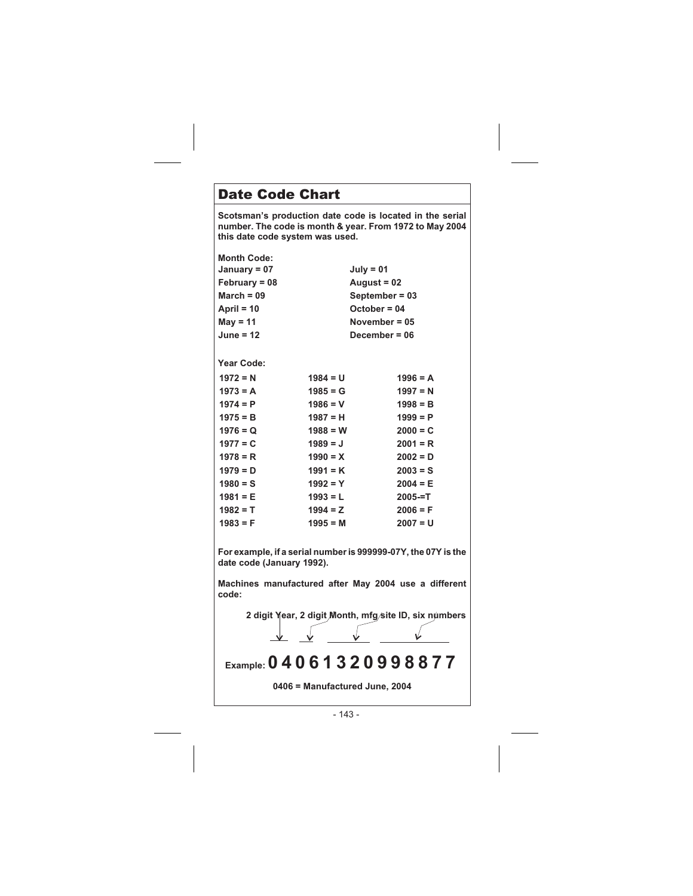# Date Code Chart

**Scotsman's production date code is located in the serial number. The code is month & year. From 1972 to May 2004 this date code system was used.**

**Month Code:**

| | |
|---|---|
| **January = 07** | **July = 01** |
| **February = 08** | **August = 02** |
| **March = 09** | **September = 03** |
| **April = 10** | **October = 04** |
| **May = 11** | **November = 05** |
| **June = 12** | **December = 06** |

**Year Code:**

| | | |
|---|---|---|
| **1972 = N** | **1984 = U** | **1996 = A** |
| **1973 = A** | **1985 = G** | **1997 = N** |
| **1974 = P** | **1986 = V** | **1998 = B** |
| **1975 = B** | **1987 = H** | **1999 = P** |
| **1976 = Q** | **1988 = W** | **2000 = C** |
| **1977 = C** | **1989 = J** | **2001 = R** |
| **1978 = R** | **1990 = X** | **2002 = D** |
| **1979 = D** | **1991 = K** | **2003 = S** |
| **1980 = S** | **1992 = Y** | **2004 = E** |
| **1981 = E** | **1993 = L** | **2005-=T** |
| **1982 = T** | **1994 = Z** | **2006 = F** |
| **1983 = F** | **1995 = M** | **2007 = U** |

**For example, if a serial number is 999999-07Y, the 07Y is the date code (January 1992).**

**Machines manufactured after May 2004 use a different code:**

**2 digit Year, 2 digit Month, mfg site ID, six numbers**

**Example: 0 4 0 6 1 3 2 0 9 9 8 8 7 7**

**0406 = Manufactured June, 2004**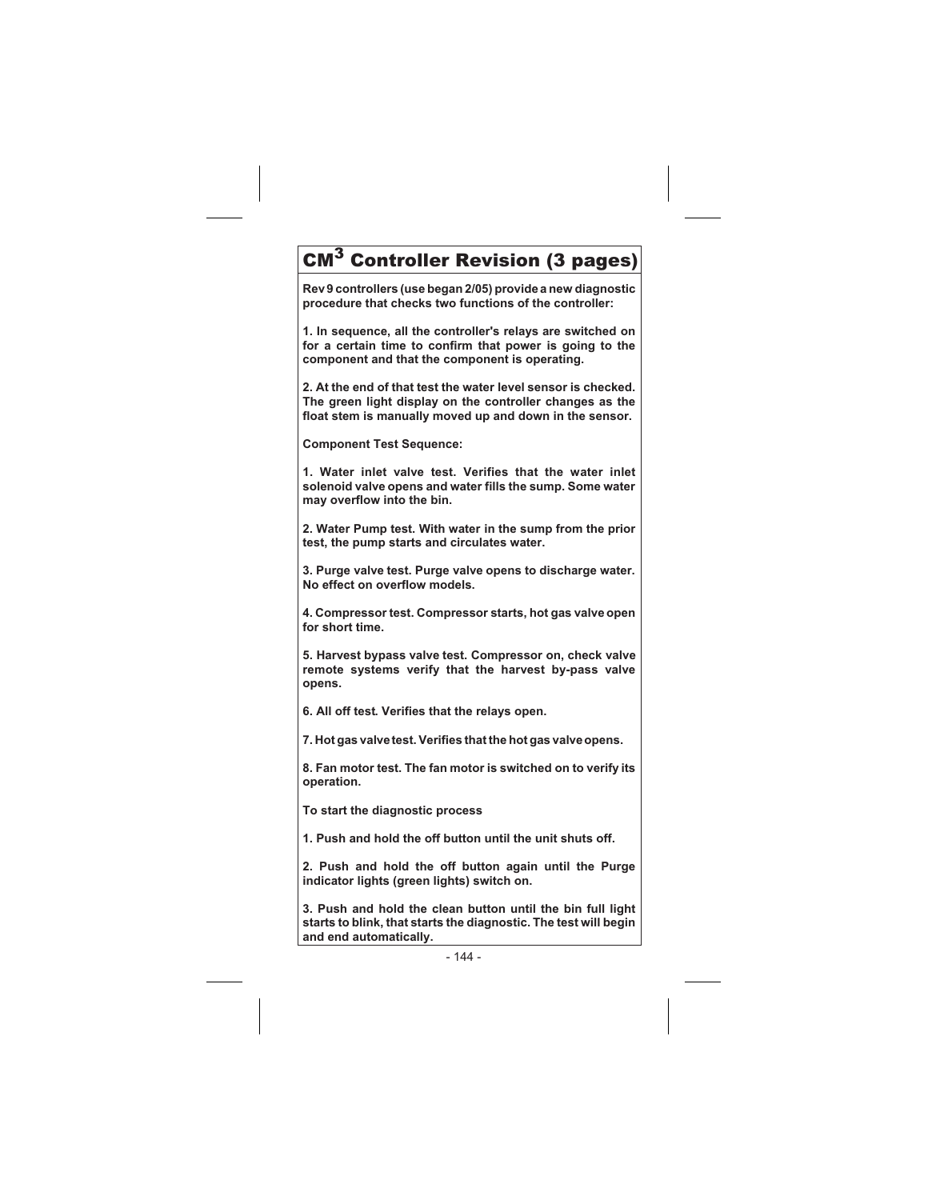# $CM^3$ Controller Revision (3 pages)

**Rev 9 controllers (use began 2/05) provide a new diagnostic procedure that checks two functions of the controller:**

**1. In sequence, all the controller's relays are switched on for a certain time to confirm that power is going to the component and that the component is operating.**

**2. At the end of that test the water level sensor is checked. The green light display on the controller changes as the float stem is manually moved up and down in the sensor.**

**Component Test Sequence:**

**1. Water inlet valve test. Verifies that the water inlet solenoid valve opens and water fills the sump. Some water may overflow into the bin.**

**2. Water Pump test. With water in the sump from the prior test, the pump starts and circulates water.**

**3. Purge valve test. Purge valve opens to discharge water. No effect on overflow models.**

**4. Compressor test. Compressor starts, hot gas valve open for short time.**

**5. Harvest bypass valve test. Compressor on, check valve remote systems verify that the harvest by-pass valve opens.**

**6. All off test. Verifies that the relays open.**

**7. Hot gas valve test. Verifies that the hot gas valve opens.**

**8. Fan motor test. The fan motor is switched on to verify its operation.**

**To start the diagnostic process**

**1. Push and hold the off button until the unit shuts off.**

**2. Push and hold the off button again until the Purge indicator lights (green lights) switch on.**

**3. Push and hold the clean button until the bin full light starts to blink, that starts the diagnostic. The test will begin and end automatically.**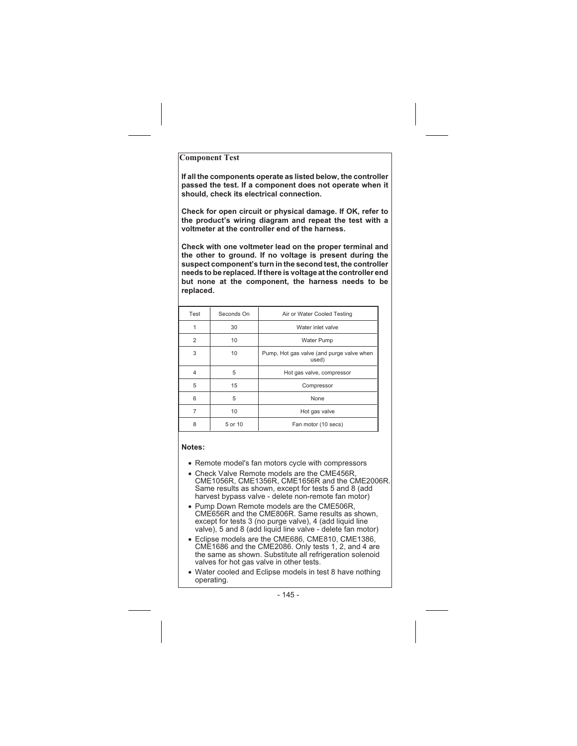## Component Test

**If all the components operate as listed below, the controller passed the test. If a component does not operate when it should, check its electrical connection.**

**Check for open circuit or physical damage. If OK, refer to the product's wiring diagram and repeat the test with a voltmeter at the controller end of the harness.**

**Check with one voltmeter lead on the proper terminal and the other to ground. If no voltage is present during the suspect component's turn in the second test, the controller needs to be replaced. If there is voltage at the controller end but none at the component, the harness needs to be replaced.**

| Test | Seconds On | Air or Water Cooled Testing |
|---|---|---|
| 1 | 30 | Water inlet valve |
| 2 | 10 | Water Pump |
| 3 | 10 | Pump, Hot gas valve (and purge valve when used) |
| 4 | 5 | Hot gas valve, compressor |
| 5 | 15 | Compressor |
| 6 | 5 | None |
| 7 | 10 | Hot gas valve |
| 8 | 5 or 10 | Fan motor (10 secs) |

**Notes:**

- Remote model's fan motors cycle with compressors
- Check Valve Remote models are the CME456R, CME1056R, CME1356R, CME1656R and the CME2006R. Same results as shown, except for tests 5 and 8 (add harvest bypass valve - delete non-remote fan motor)
- Pump Down Remote models are the CME506R, CME656R and the CME806R. Same results as shown, except for tests 3 (no purge valve), 4 (add liquid line valve), 5 and 8 (add liquid line valve - delete fan motor)
- Eclipse models are the CME686, CME810, CME1386, CME1686 and the CME2086. Only tests 1, 2, and 4 are the same as shown. Substitute all refrigeration solenoid valves for hot gas valve in other tests.
- Water cooled and Eclipse models in test 8 have nothing operating.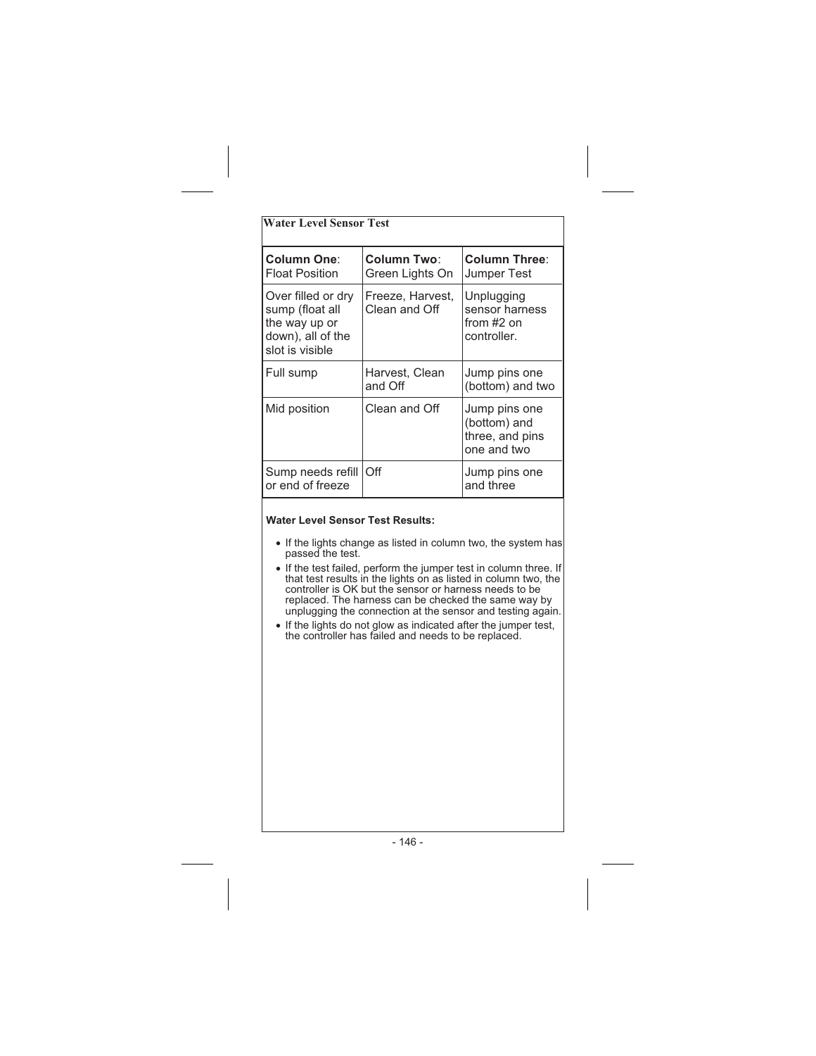## Water Level Sensor Test

| **Column One**: Float Position | **Column Two**: Green Lights On | **Column Three**: Jumper Test |
|---|---|---|
| Over filled or dry sump (float all the way up or down), all of the slot is visible | Freeze, Harvest, Clean and Off | Unplugging sensor harness from #2 on controller. |
| Full sump | Harvest, Clean and Off | Jump pins one (bottom) and two |
| Mid position | Clean and Off | Jump pins one (bottom) and three, and pins one and two |
| Sump needs refill or end of freeze | Off | Jump pins one and three |

**Water Level Sensor Test Results:**

- If the lights change as listed in column two, the system has passed the test.
- If the test failed, perform the jumper test in column three. If that test results in the lights on as listed in column two, the controller is OK but the sensor or harness needs to be replaced. The harness can be checked the same way by unplugging the connection at the sensor and testing again.
- If the lights do not glow as indicated after the jumper test, the controller has failed and needs to be replaced.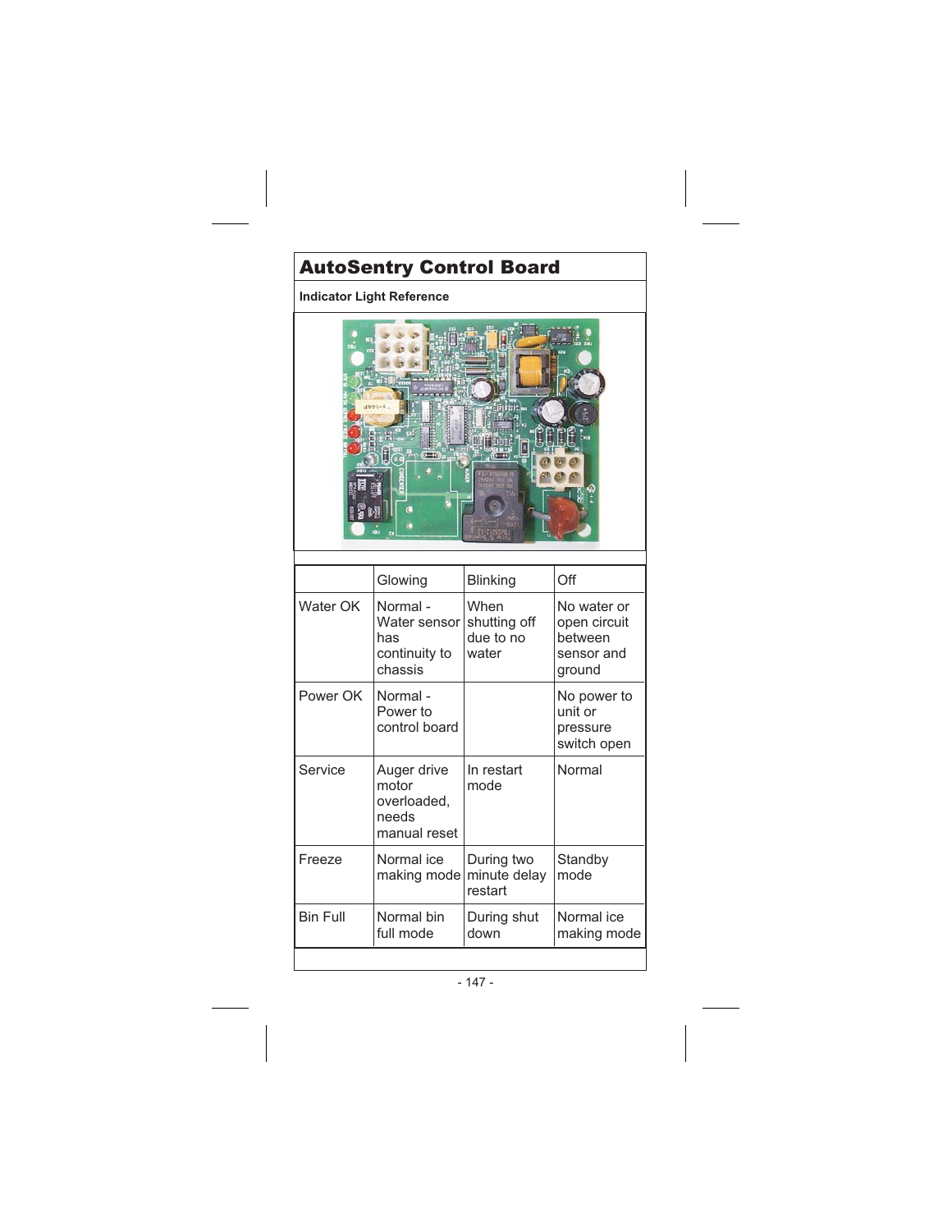# AutoSentry Control Board

**Indicator Light Reference**

| | Glowing | Blinking | Off |
|---|---|---|---|
| Water OK | Normal - Water sensor has continuity to chassis | When shutting off due to no water | No water or open circuit between sensor and ground |
| Power OK | Normal - Power to control board | | No power to unit or pressure switch open |
| Service | Auger drive motor overloaded, needs manual reset | In restart mode | Normal |
| Freeze | Normal ice making mode | During two minute delay restart | Standby mode |
| Bin Full | Normal bin full mode | During shut down | Normal ice making mode |